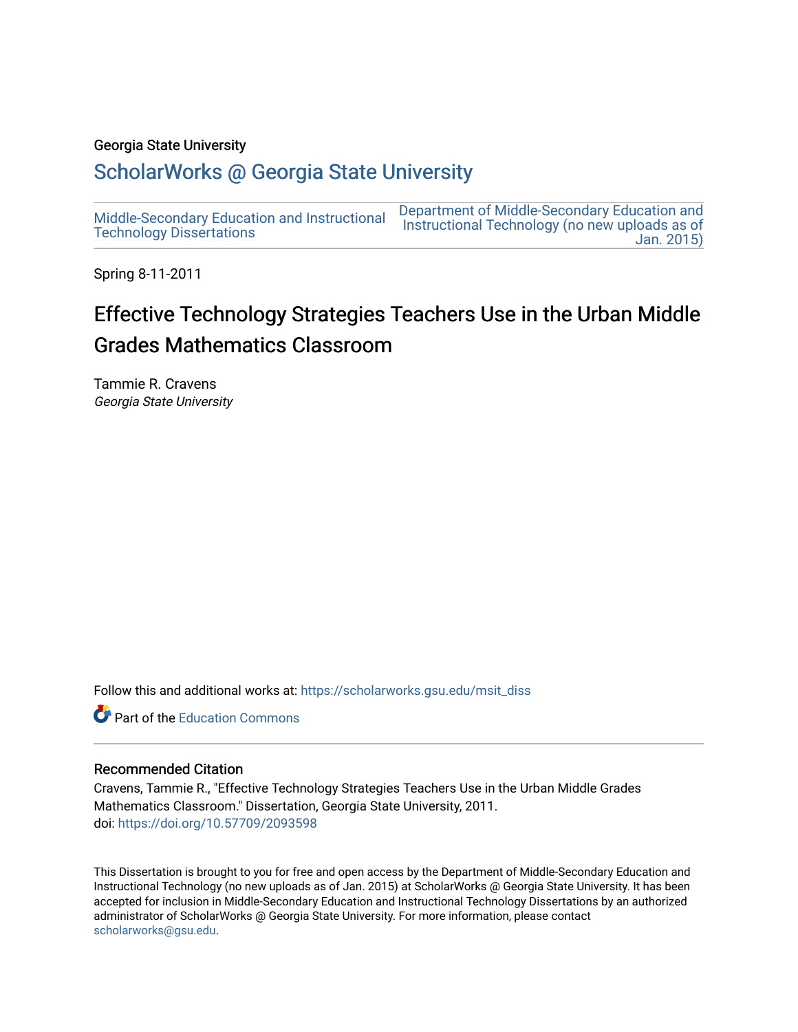Georgia State University

# ScholarWorks @ Georgia State University

Middle-Secondary Education and Instructional Technology Dissertations

Department of Middle-Secondary Education and Instructional Technology (no new uploads as of Jan. 2015)

Spring 8-11-2011

## Effective Technology Strategies Teachers Use in the Urban Middle Grades Mathematics Classroom

Tammie R. Cravens
*Georgia State University*

Follow this and additional works at: https://scholarworks.gsu.edu/msit_diss

Part of the Education Commons

### Recommended Citation

Cravens, Tammie R., "Effective Technology Strategies Teachers Use in the Urban Middle Grades Mathematics Classroom." Dissertation, Georgia State University, 2011.
doi: https://doi.org/10.57709/2093598

This Dissertation is brought to you for free and open access by the Department of Middle-Secondary Education and Instructional Technology (no new uploads as of Jan. 2015) at ScholarWorks @ Georgia State University. It has been accepted for inclusion in Middle-Secondary Education and Instructional Technology Dissertations by an authorized administrator of ScholarWorks @ Georgia State University. For more information, please contact scholarworks@gsu.edu.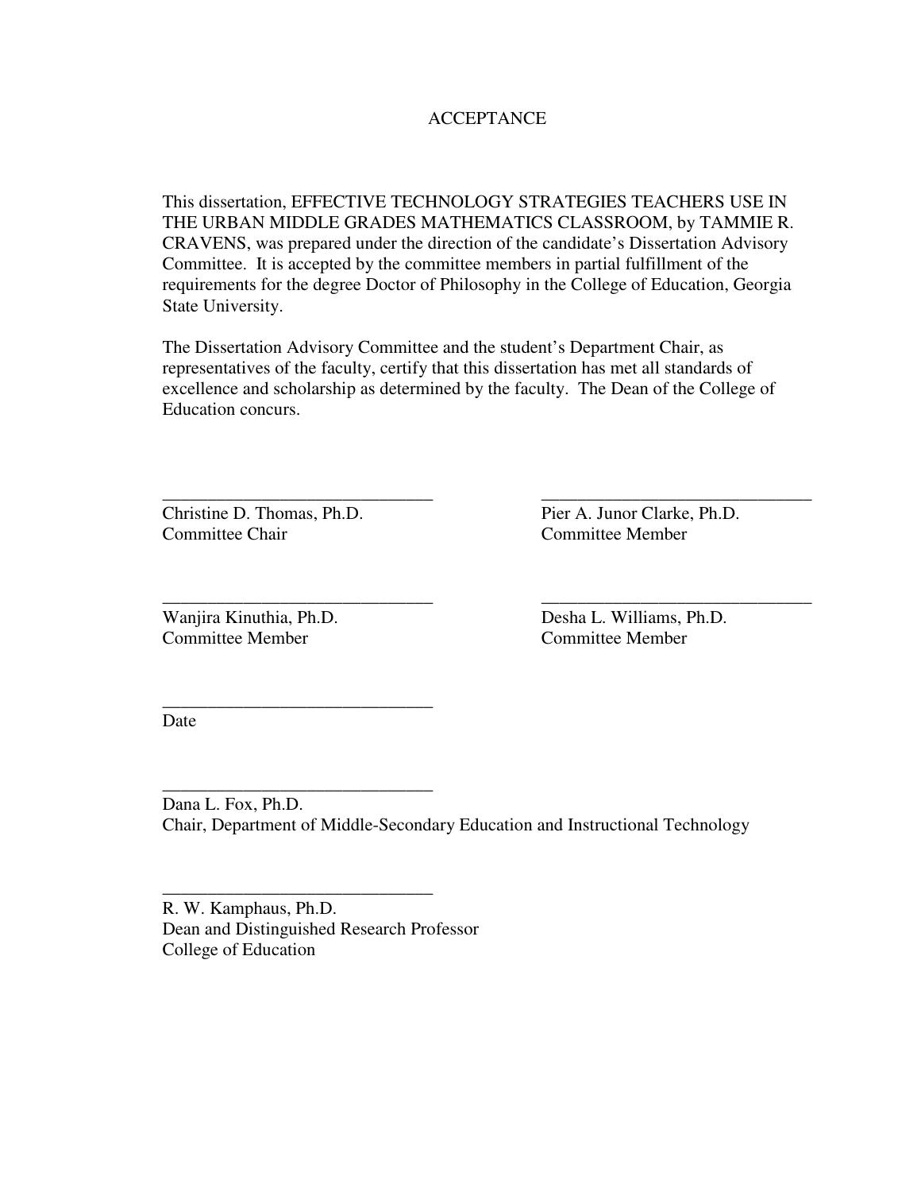# ACCEPTANCE

This dissertation, EFFECTIVE TECHNOLOGY STRATEGIES TEACHERS USE IN THE URBAN MIDDLE GRADES MATHEMATICS CLASSROOM, by TAMMIE R. CRAVENS, was prepared under the direction of the candidate's Dissertation Advisory Committee. It is accepted by the committee members in partial fulfillment of the requirements for the degree Doctor of Philosophy in the College of Education, Georgia State University.

The Dissertation Advisory Committee and the student's Department Chair, as representatives of the faculty, certify that this dissertation has met all standards of excellence and scholarship as determined by the faculty. The Dean of the College of Education concurs.

______________________________
Christine D. Thomas, Ph.D.
Committee Chair

______________________________
Pier A. Junor Clarke, Ph.D.
Committee Member

______________________________
Wanjira Kinuthia, Ph.D.
Committee Member

______________________________
Desha L. Williams, Ph.D.
Committee Member

______________________________
Date

______________________________
Dana L. Fox, Ph.D.
Chair, Department of Middle-Secondary Education and Instructional Technology

______________________________
R. W. Kamphaus, Ph.D.
Dean and Distinguished Research Professor
College of Education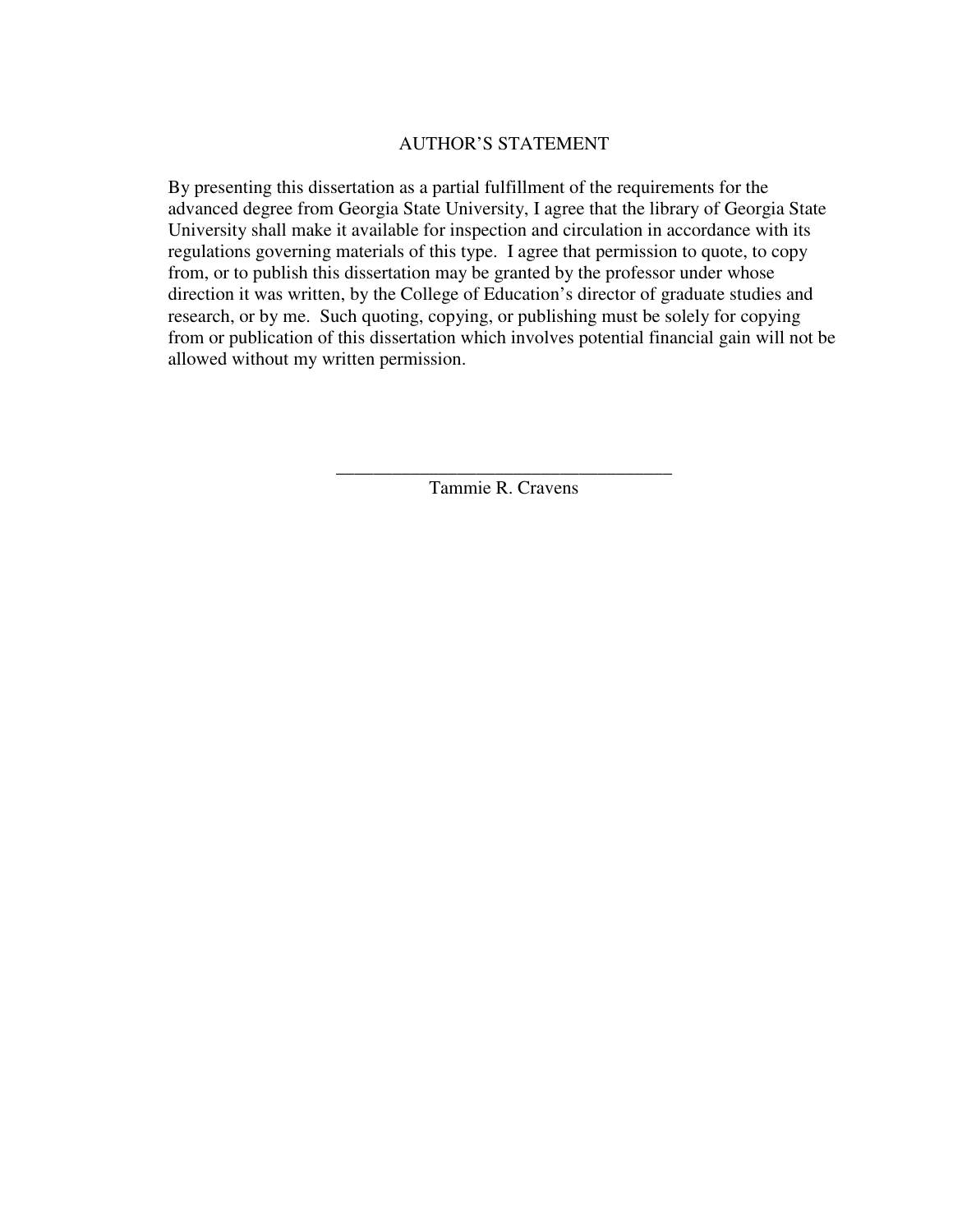# AUTHOR'S STATEMENT

By presenting this dissertation as a partial fulfillment of the requirements for the advanced degree from Georgia State University, I agree that the library of Georgia State University shall make it available for inspection and circulation in accordance with its regulations governing materials of this type. I agree that permission to quote, to copy from, or to publish this dissertation may be granted by the professor under whose direction it was written, by the College of Education's director of graduate studies and research, or by me. Such quoting, copying, or publishing must be solely for copying from or publication of this dissertation which involves potential financial gain will not be allowed without my written permission.

\_\_\_\_\_\_\_\_\_\_\_\_\_\_\_\_\_\_\_\_\_\_\_\_\_\_\_\_\_\_\_\_\_\_\_\_

Tammie R. Cravens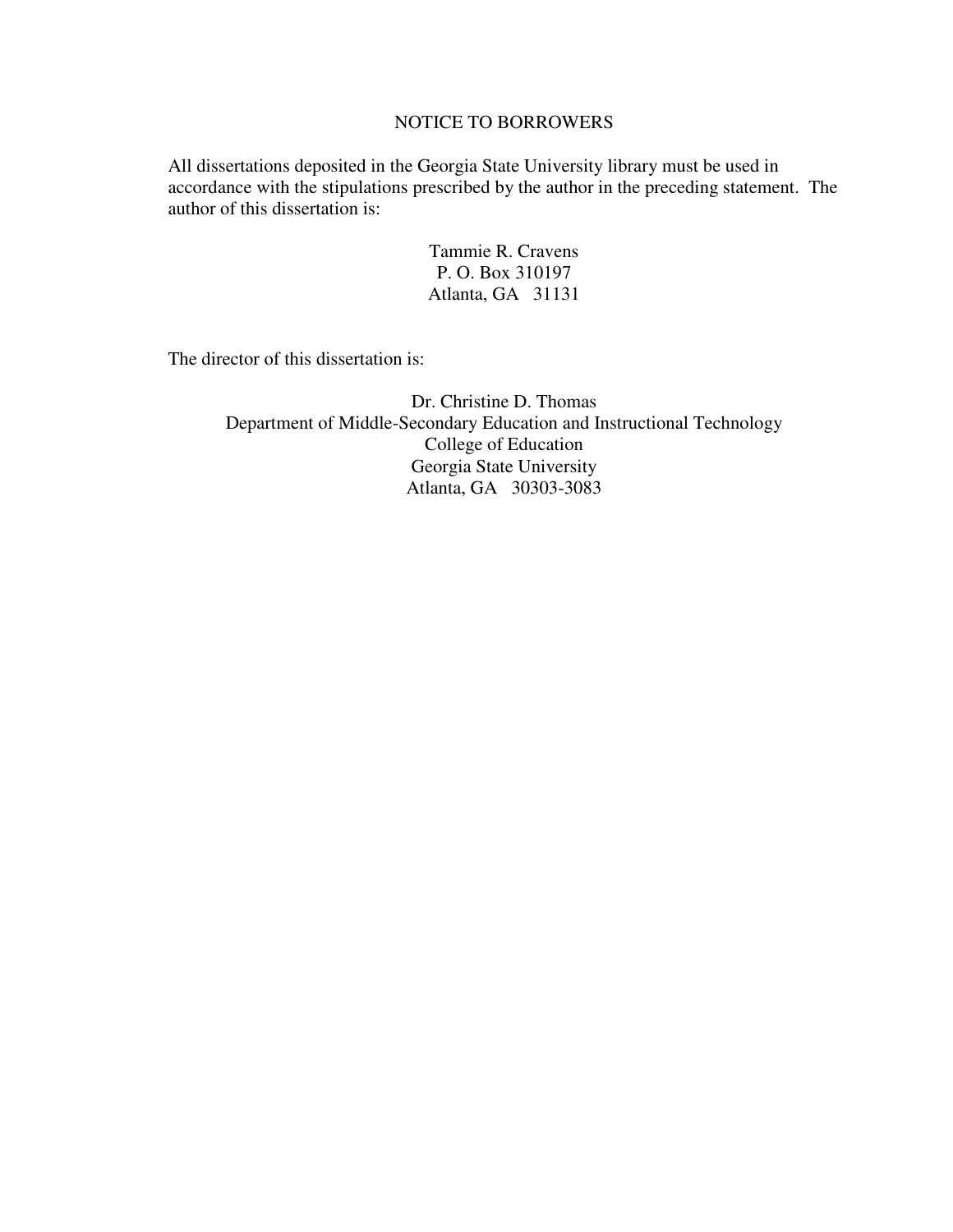NOTICE TO BORROWERS

All dissertations deposited in the Georgia State University library must be used in accordance with the stipulations prescribed by the author in the preceding statement. The author of this dissertation is:

Tammie R. Cravens  
P. O. Box 310197  
Atlanta, GA 31131

The director of this dissertation is:

Dr. Christine D. Thomas  
Department of Middle-Secondary Education and Instructional Technology  
College of Education  
Georgia State University  
Atlanta, GA 30303-3083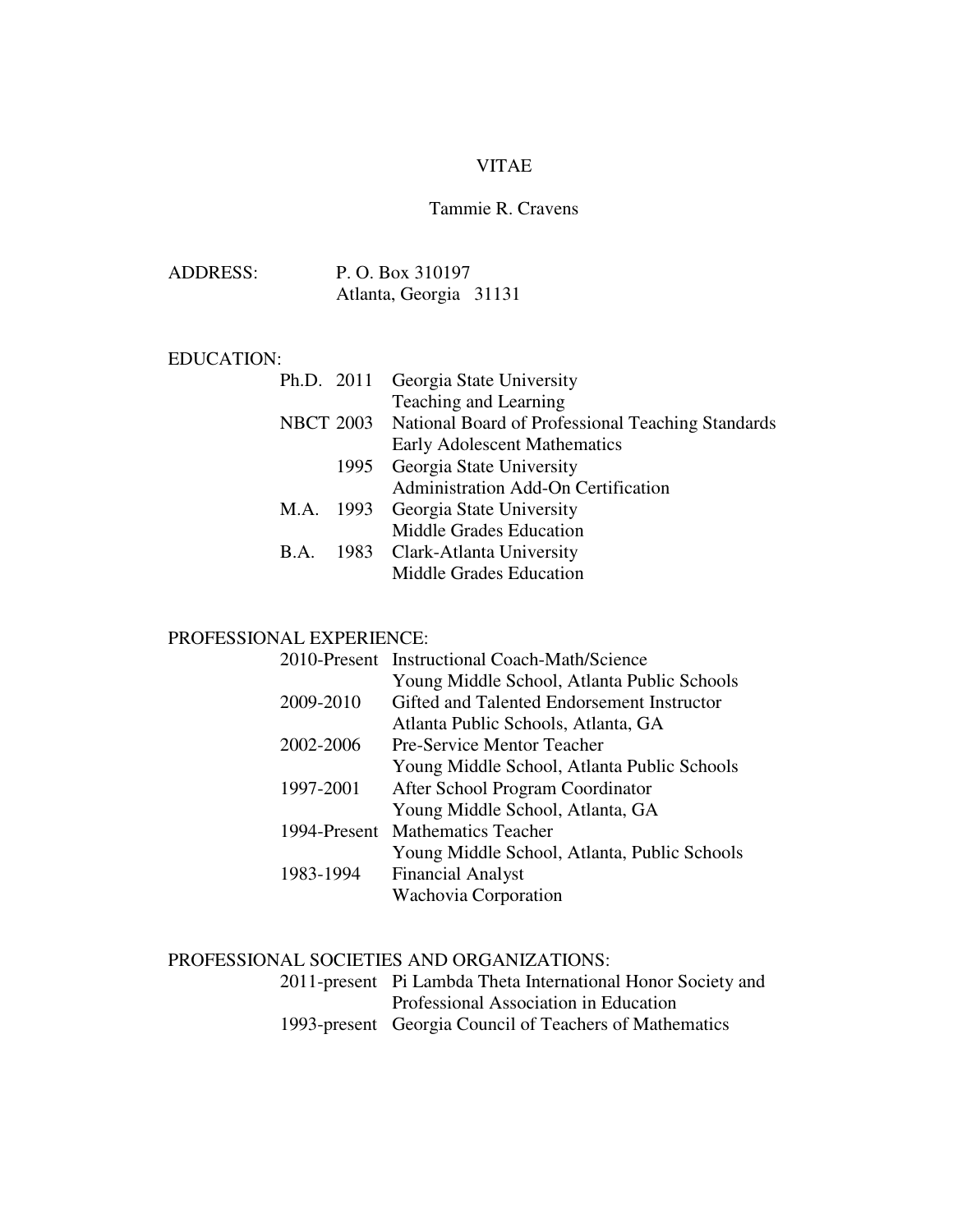# VITAE

## Tammie R. Cravens

ADDRESS: P. O. Box 310197
Atlanta, Georgia 31131

EDUCATION:

| | | |
|---|---|---|
| Ph.D. | 2011 | Georgia State University<br>Teaching and Learning |
| NBCT | 2003 | National Board of Professional Teaching Standards<br>Early Adolescent Mathematics |
| | 1995 | Georgia State University<br>Administration Add-On Certification |
| M.A. | 1993 | Georgia State University<br>Middle Grades Education |
| B.A. | 1983 | Clark-Atlanta University<br>Middle Grades Education |

PROFESSIONAL EXPERIENCE:

| | |
|---|---|
| 2010-Present | Instructional Coach-Math/Science<br>Young Middle School, Atlanta Public Schools |
| 2009-2010 | Gifted and Talented Endorsement Instructor<br>Atlanta Public Schools, Atlanta, GA |
| 2002-2006 | Pre-Service Mentor Teacher<br>Young Middle School, Atlanta Public Schools |
| 1997-2001 | After School Program Coordinator<br>Young Middle School, Atlanta, GA |
| 1994-Present | Mathematics Teacher<br>Young Middle School, Atlanta, Public Schools |
| 1983-1994 | Financial Analyst<br>Wachovia Corporation |

PROFESSIONAL SOCIETIES AND ORGANIZATIONS:

| | |
|---|---|
| 2011-present | Pi Lambda Theta International Honor Society and Professional Association in Education |
| 1993-present | Georgia Council of Teachers of Mathematics |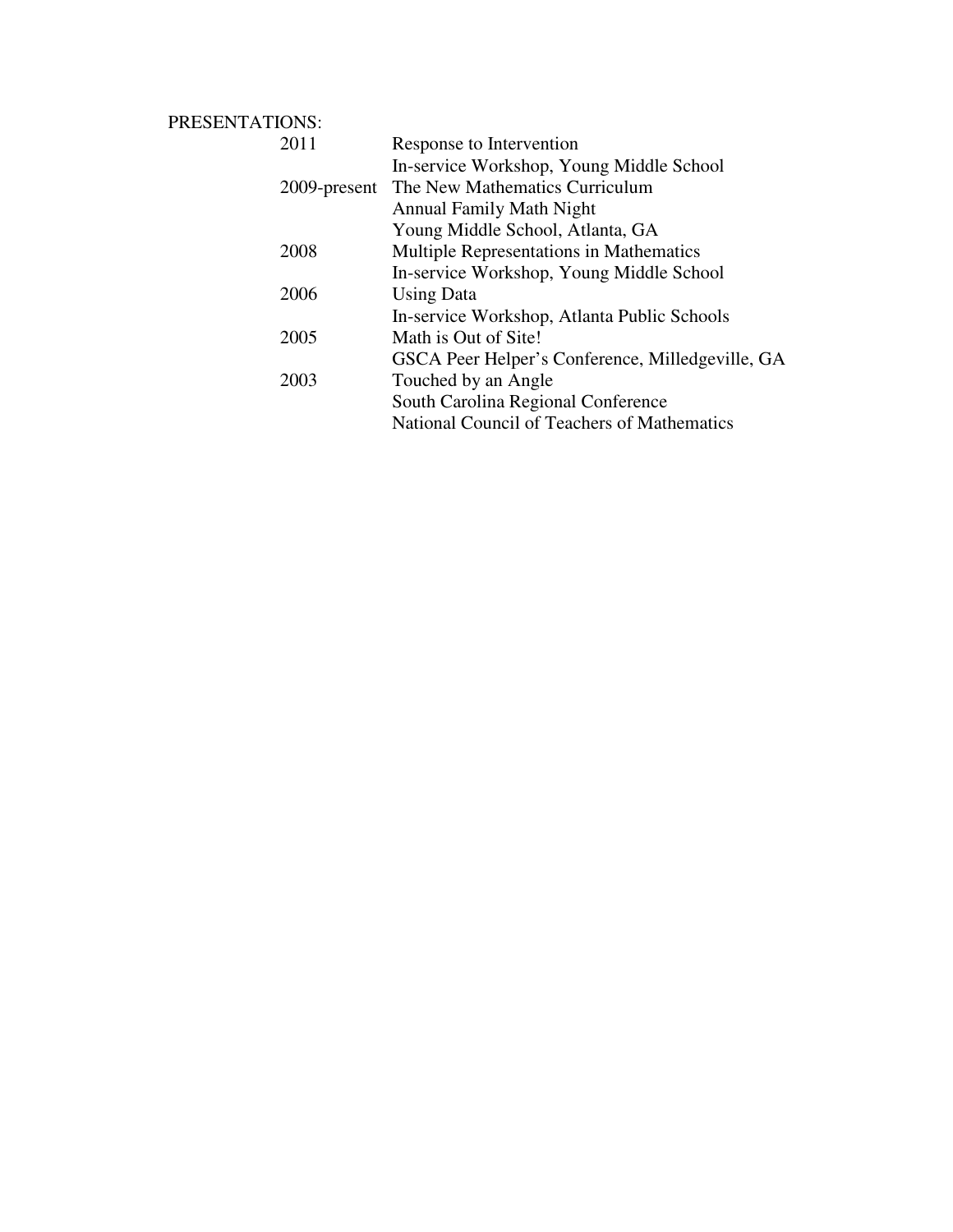PRESENTATIONS:

| | |
|---|---|
| 2011 | Response to Intervention<br>In-service Workshop, Young Middle School |
| 2009-present | The New Mathematics Curriculum<br>Annual Family Math Night<br>Young Middle School, Atlanta, GA |
| 2008 | Multiple Representations in Mathematics<br>In-service Workshop, Young Middle School |
| 2006 | Using Data<br>In-service Workshop, Atlanta Public Schools |
| 2005 | Math is Out of Site!<br>GSCA Peer Helper's Conference, Milledgeville, GA |
| 2003 | Touched by an Angle<br>South Carolina Regional Conference<br>National Council of Teachers of Mathematics |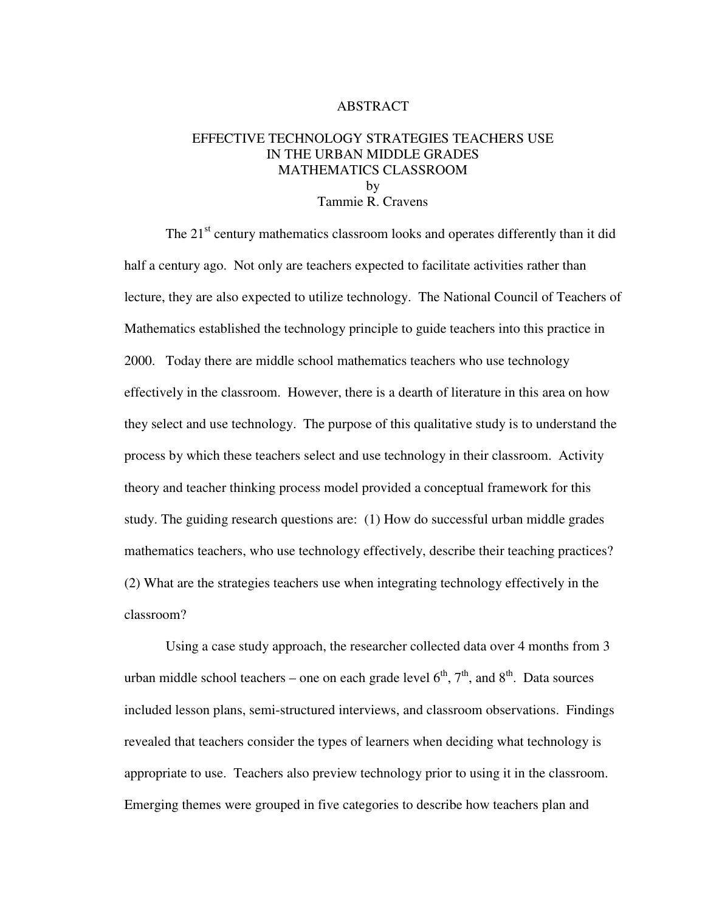# ABSTRACT

## EFFECTIVE TECHNOLOGY STRATEGIES TEACHERS USE IN THE URBAN MIDDLE GRADES MATHEMATICS CLASSROOM

by
Tammie R. Cravens

The 21st century mathematics classroom looks and operates differently than it did half a century ago. Not only are teachers expected to facilitate activities rather than lecture, they are also expected to utilize technology. The National Council of Teachers of Mathematics established the technology principle to guide teachers into this practice in 2000. Today there are middle school mathematics teachers who use technology effectively in the classroom. However, there is a dearth of literature in this area on how they select and use technology. The purpose of this qualitative study is to understand the process by which these teachers select and use technology in their classroom. Activity theory and teacher thinking process model provided a conceptual framework for this study. The guiding research questions are: (1) How do successful urban middle grades mathematics teachers, who use technology effectively, describe their teaching practices? (2) What are the strategies teachers use when integrating technology effectively in the classroom?

Using a case study approach, the researcher collected data over 4 months from 3 urban middle school teachers – one on each grade level 6th, 7th, and 8th. Data sources included lesson plans, semi-structured interviews, and classroom observations. Findings revealed that teachers consider the types of learners when deciding what technology is appropriate to use. Teachers also preview technology prior to using it in the classroom. Emerging themes were grouped in five categories to describe how teachers plan and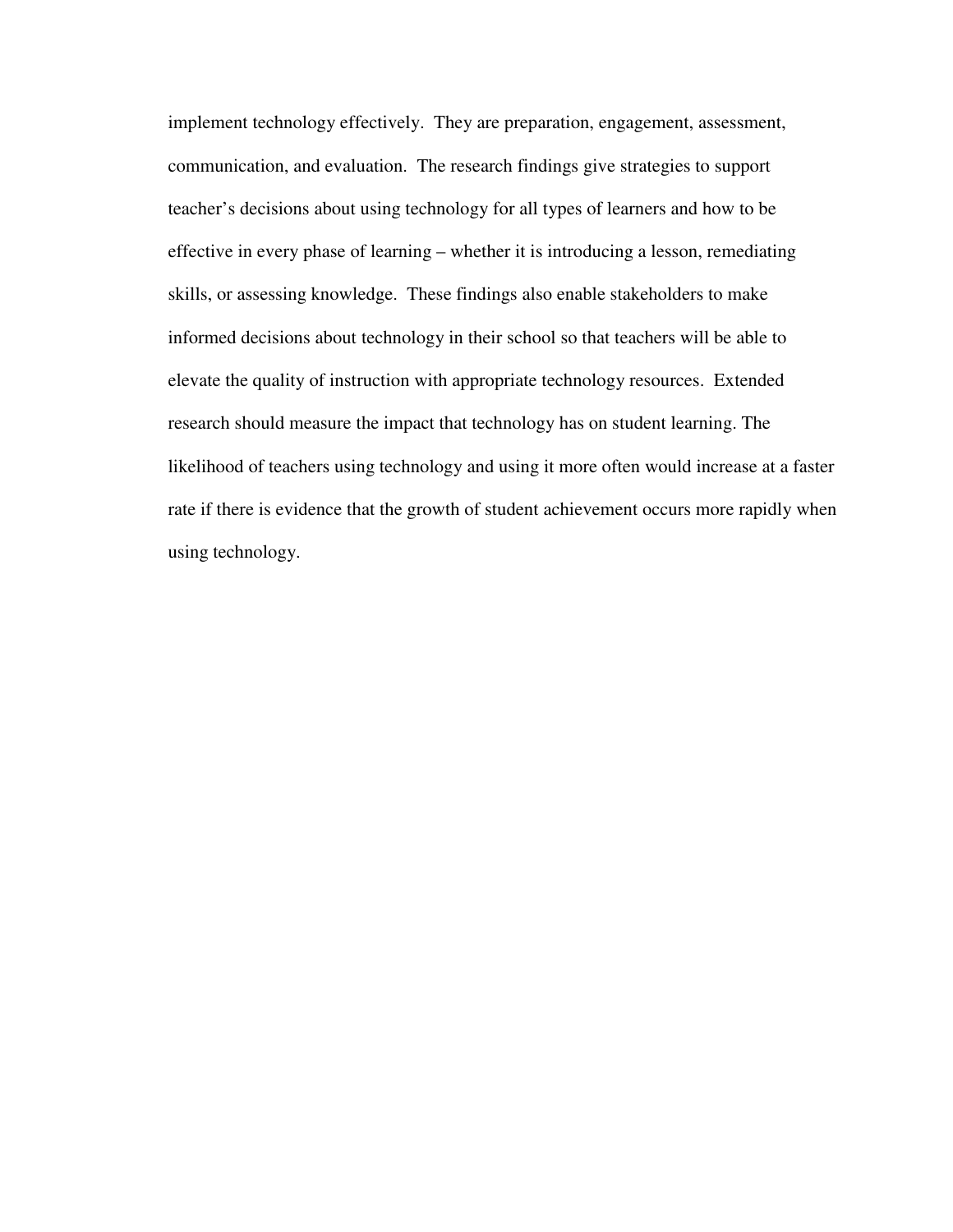implement technology effectively. They are preparation, engagement, assessment, communication, and evaluation. The research findings give strategies to support teacher's decisions about using technology for all types of learners and how to be effective in every phase of learning – whether it is introducing a lesson, remediating skills, or assessing knowledge. These findings also enable stakeholders to make informed decisions about technology in their school so that teachers will be able to elevate the quality of instruction with appropriate technology resources. Extended research should measure the impact that technology has on student learning. The likelihood of teachers using technology and using it more often would increase at a faster rate if there is evidence that the growth of student achievement occurs more rapidly when using technology.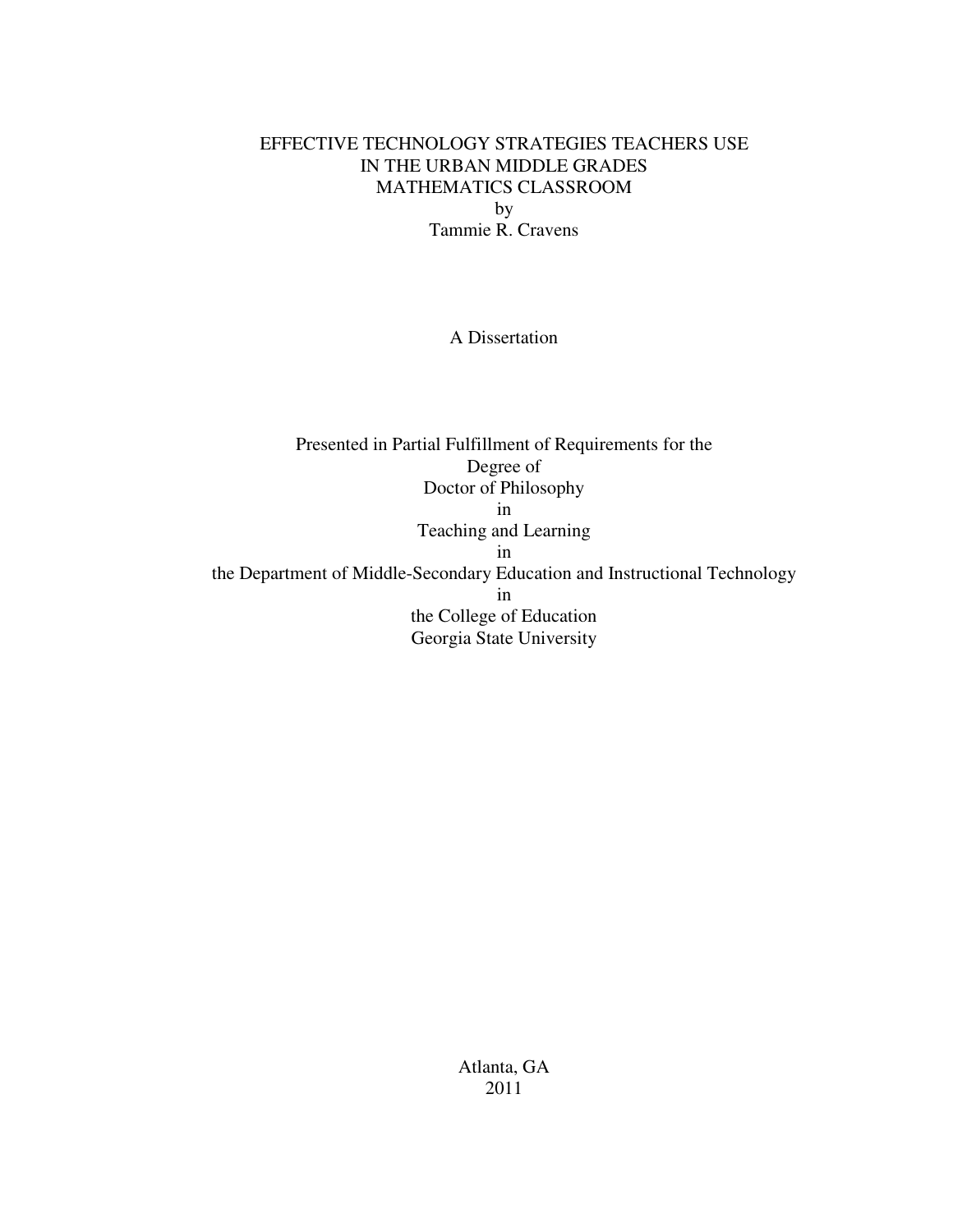# EFFECTIVE TECHNOLOGY STRATEGIES TEACHERS USE IN THE URBAN MIDDLE GRADES MATHEMATICS CLASSROOM

by

Tammie R. Cravens

A Dissertation

Presented in Partial Fulfillment of Requirements for the
Degree of
Doctor of Philosophy
in
Teaching and Learning
in
the Department of Middle-Secondary Education and Instructional Technology
in
the College of Education
Georgia State University

Atlanta, GA
2011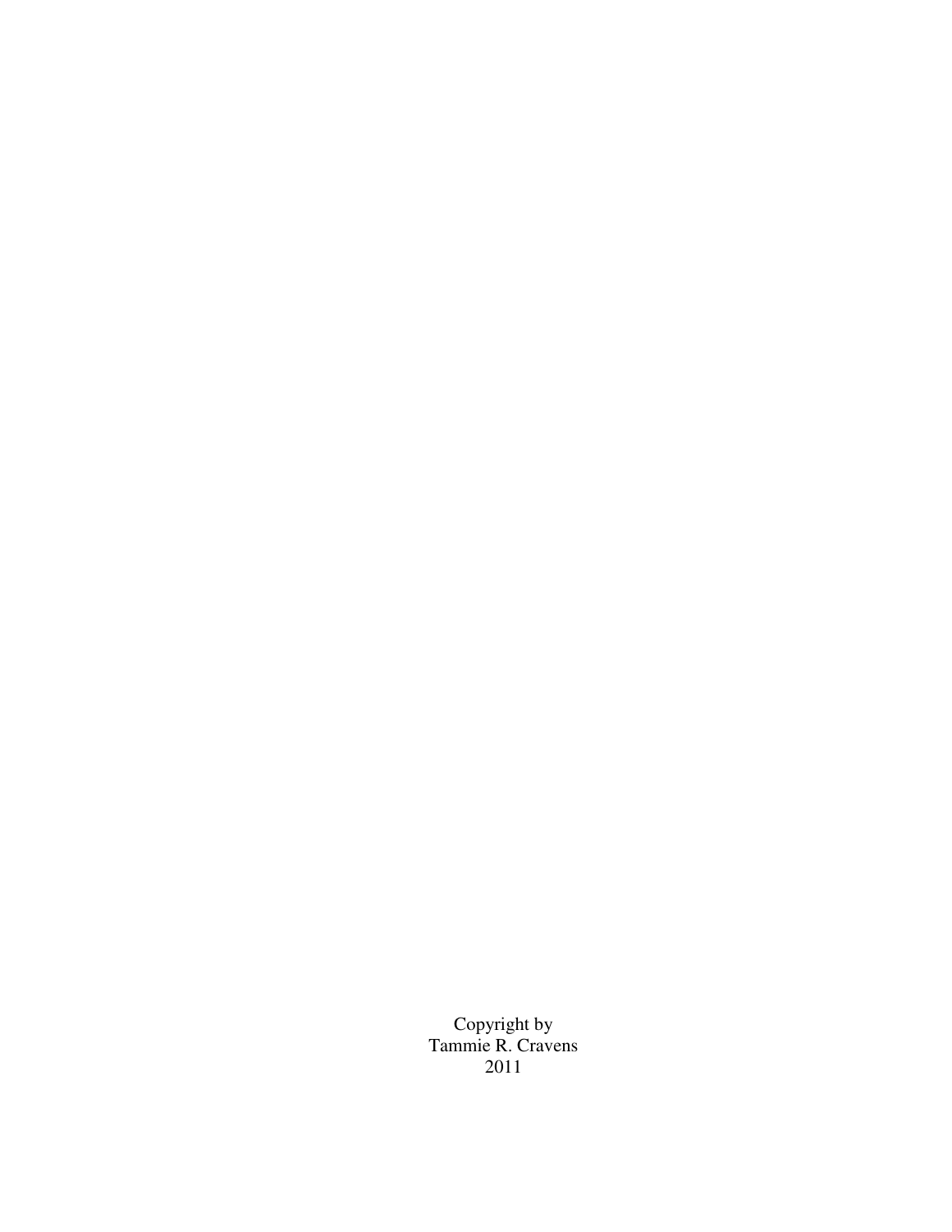Copyright by
Tammie R. Cravens
2011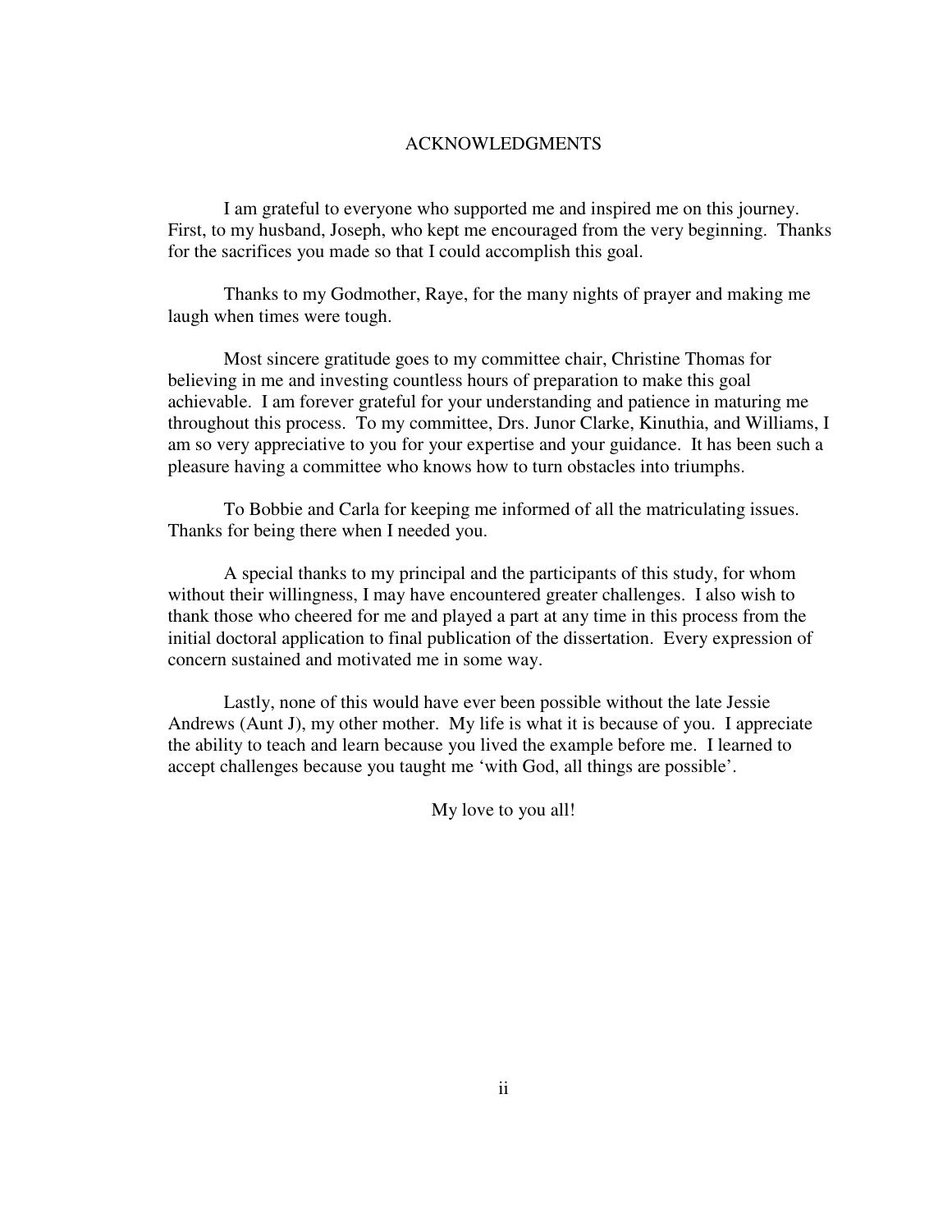# ACKNOWLEDGMENTS

I am grateful to everyone who supported me and inspired me on this journey. First, to my husband, Joseph, who kept me encouraged from the very beginning. Thanks for the sacrifices you made so that I could accomplish this goal.

Thanks to my Godmother, Raye, for the many nights of prayer and making me laugh when times were tough.

Most sincere gratitude goes to my committee chair, Christine Thomas for believing in me and investing countless hours of preparation to make this goal achievable. I am forever grateful for your understanding and patience in maturing me throughout this process. To my committee, Drs. Junor Clarke, Kinuthia, and Williams, I am so very appreciative to you for your expertise and your guidance. It has been such a pleasure having a committee who knows how to turn obstacles into triumphs.

To Bobbie and Carla for keeping me informed of all the matriculating issues. Thanks for being there when I needed you.

A special thanks to my principal and the participants of this study, for whom without their willingness, I may have encountered greater challenges. I also wish to thank those who cheered for me and played a part at any time in this process from the initial doctoral application to final publication of the dissertation. Every expression of concern sustained and motivated me in some way.

Lastly, none of this would have ever been possible without the late Jessie Andrews (Aunt J), my other mother. My life is what it is because of you. I appreciate the ability to teach and learn because you lived the example before me. I learned to accept challenges because you taught me 'with God, all things are possible'.

My love to you all!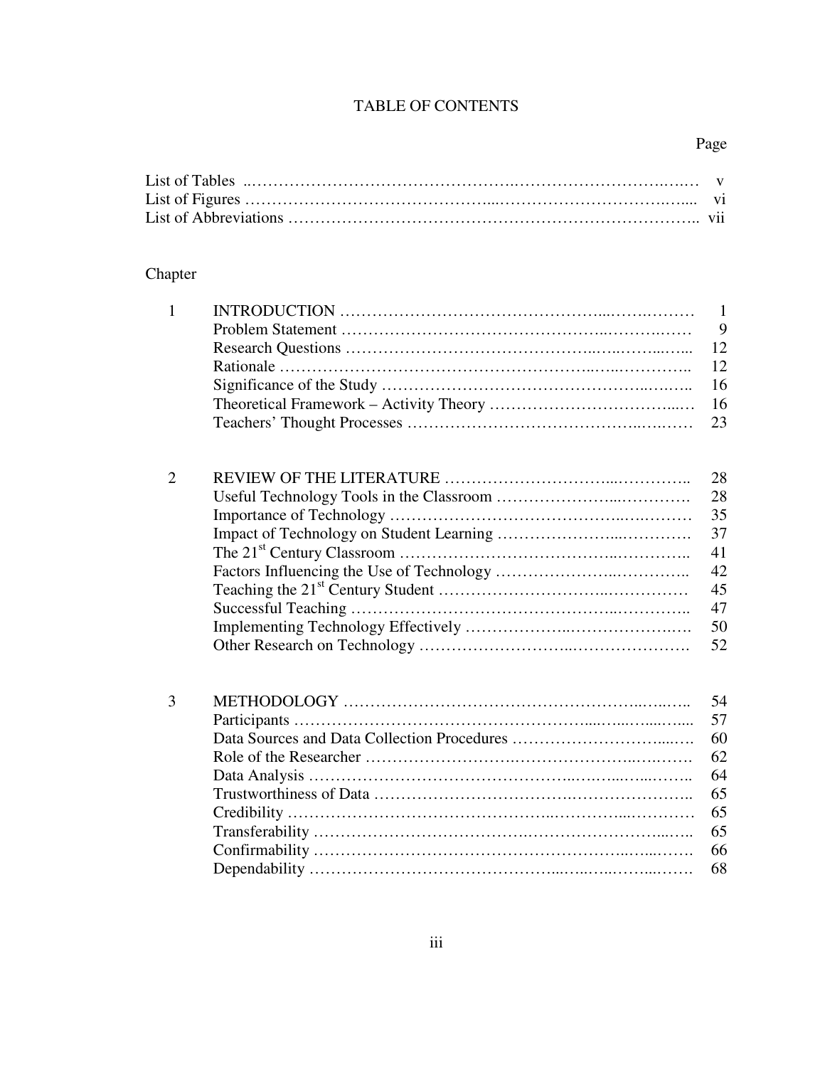# TABLE OF CONTENTS

| | | Page |
|---|---|---|
| List of Tables | | v |
| List of Figures | | vi |
| List of Abbreviations | | vii |

Chapter

| | | |
|---|---|---|
| 1 | INTRODUCTION | 1 |
| | Problem Statement | 9 |
| | Research Questions | 12 |
| | Rationale | 12 |
| | Significance of the Study | 16 |
| | Theoretical Framework – Activity Theory | 16 |
| | Teachers' Thought Processes | 23 |
| 2 | REVIEW OF THE LITERATURE | 28 |
| | Useful Technology Tools in the Classroom | 28 |
| | Importance of Technology | 35 |
| | Impact of Technology on Student Learning | 37 |
| | The 21st Century Classroom | 41 |
| | Factors Influencing the Use of Technology | 42 |
| | Teaching the 21st Century Student | 45 |
| | Successful Teaching | 47 |
| | Implementing Technology Effectively | 50 |
| | Other Research on Technology | 52 |
| 3 | METHODOLOGY | 54 |
| | Participants | 57 |
| | Data Sources and Data Collection Procedures | 60 |
| | Role of the Researcher | 62 |
| | Data Analysis | 64 |
| | Trustworthiness of Data | 65 |
| | Credibility | 65 |
| | Transferability | 65 |
| | Confirmability | 66 |
| | Dependability | 68 |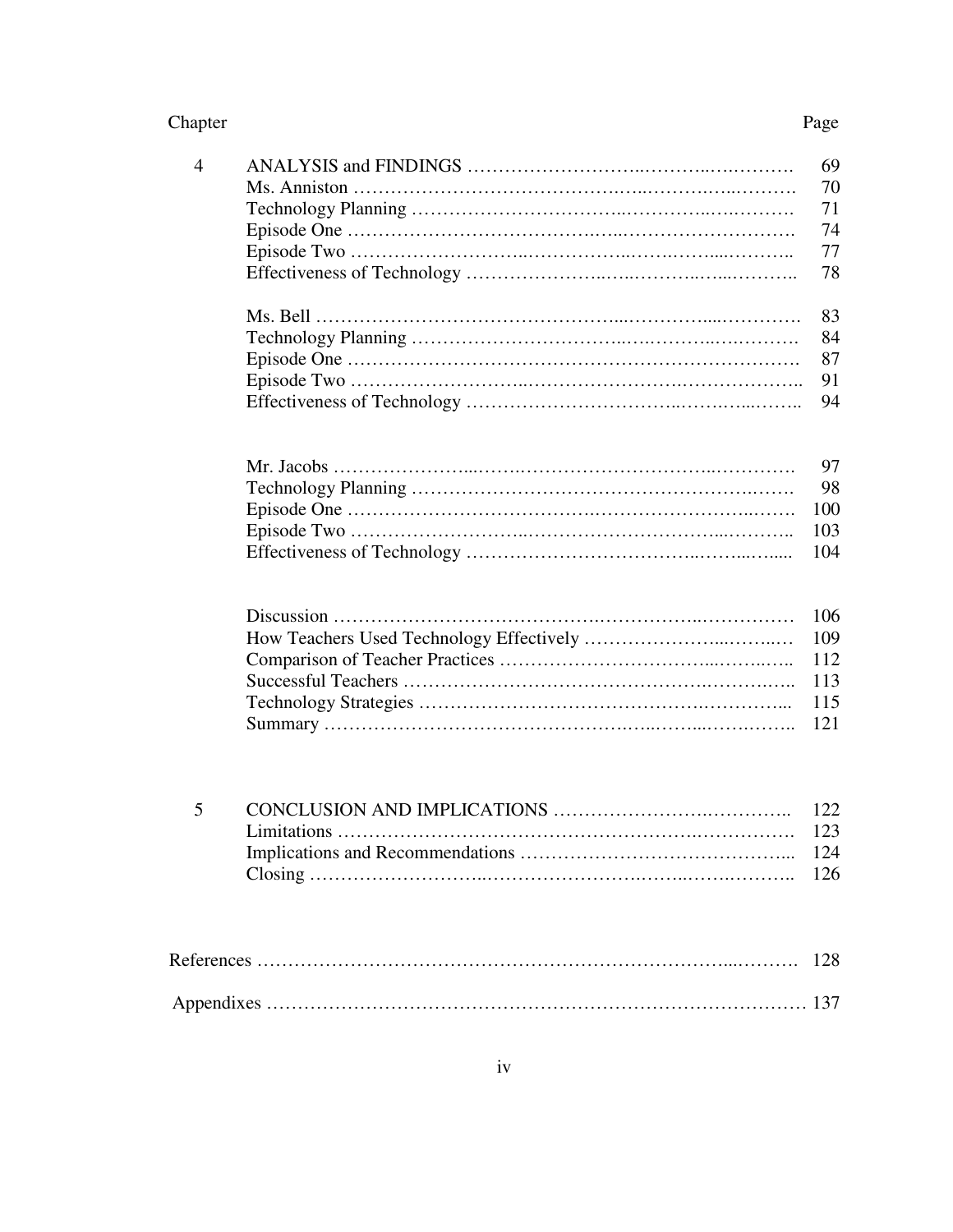| Chapter | | Page |
|---|---|---|
| 4 | ANALYSIS and FINDINGS | 69 |
| | Ms. Anniston | 70 |
| | Technology Planning | 71 |
| | Episode One | 74 |
| | Episode Two | 77 |
| | Effectiveness of Technology | 78 |
| | Ms. Bell | 83 |
| | Technology Planning | 84 |
| | Episode One | 87 |
| | Episode Two | 91 |
| | Effectiveness of Technology | 94 |
| | Mr. Jacobs | 97 |
| | Technology Planning | 98 |
| | Episode One | 100 |
| | Episode Two | 103 |
| | Effectiveness of Technology | 104 |
| | Discussion | 106 |
| | How Teachers Used Technology Effectively | 109 |
| | Comparison of Teacher Practices | 112 |
| | Successful Teachers | 113 |
| | Technology Strategies | 115 |
| | Summary | 121 |
| 5 | CONCLUSION AND IMPLICATIONS | 122 |
| | Limitations | 123 |
| | Implications and Recommendations | 124 |
| | Closing | 126 |
| References | | 128 |
| Appendixes | | 137 |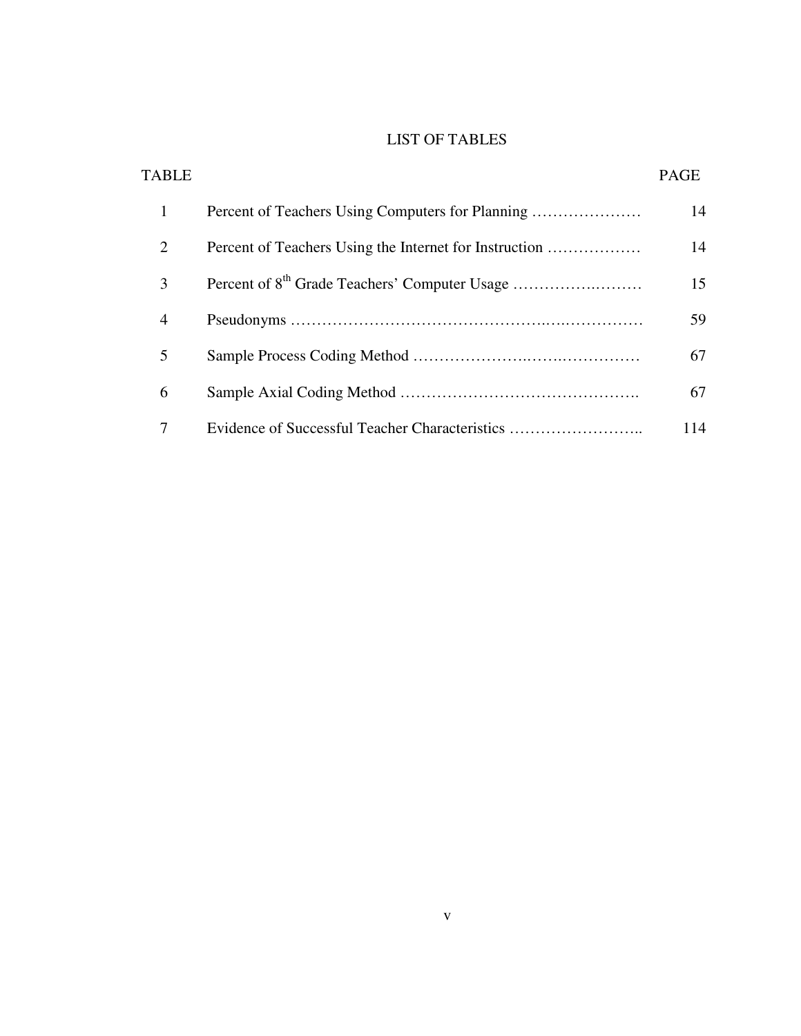# LIST OF TABLES

| TABLE | | PAGE |
|---|---|---|
| 1 | Percent of Teachers Using Computers for Planning | 14 |
| 2 | Percent of Teachers Using the Internet for Instruction | 14 |
| 3 | Percent of 8th Grade Teachers' Computer Usage | 15 |
| 4 | Pseudonyms | 59 |
| 5 | Sample Process Coding Method | 67 |
| 6 | Sample Axial Coding Method | 67 |
| 7 | Evidence of Successful Teacher Characteristics | 114 |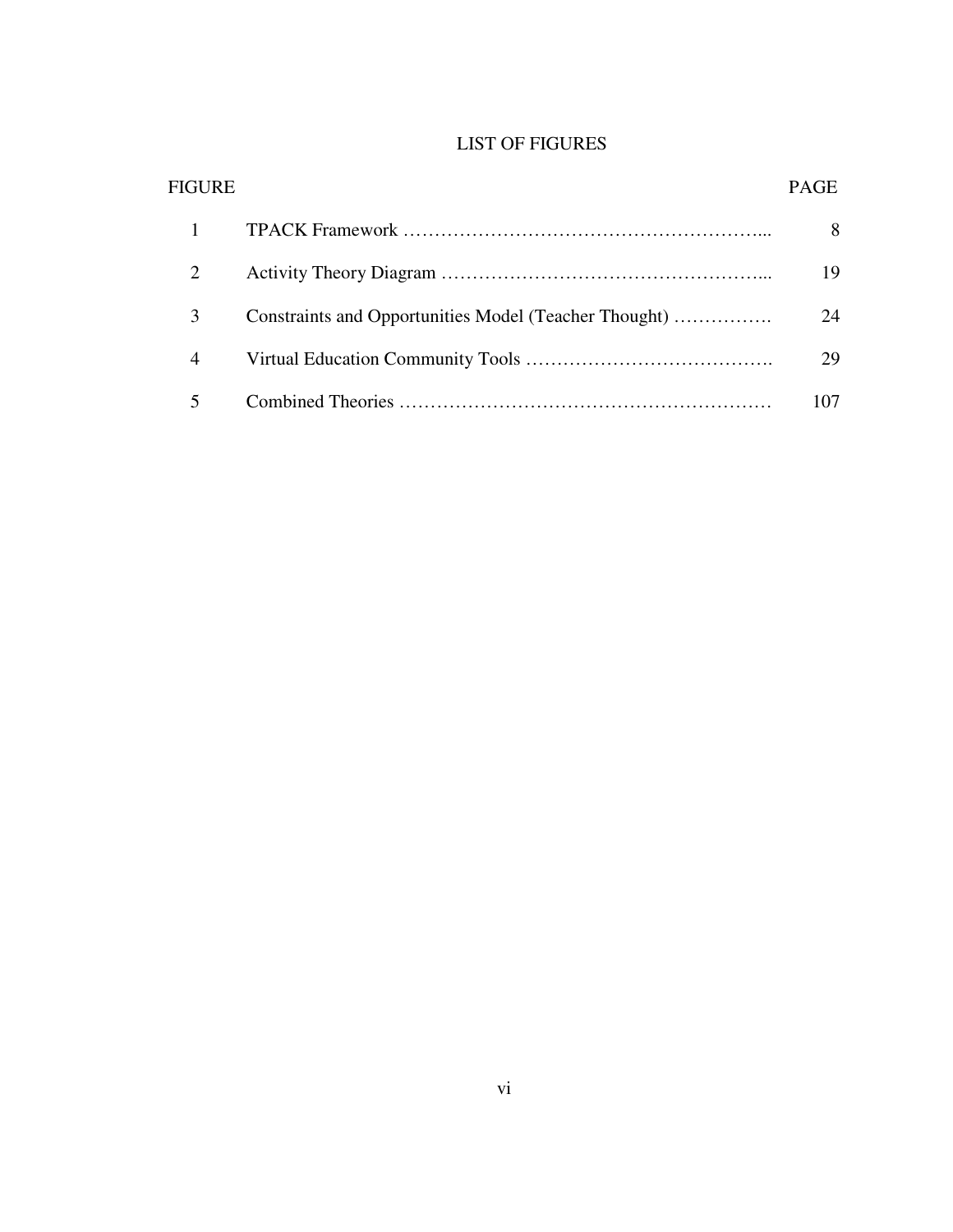# LIST OF FIGURES

| FIGURE | | PAGE |
|---|---|---|
| 1 | TPACK Framework | 8 |
| 2 | Activity Theory Diagram | 19 |
| 3 | Constraints and Opportunities Model (Teacher Thought) | 24 |
| 4 | Virtual Education Community Tools | 29 |
| 5 | Combined Theories | 107 |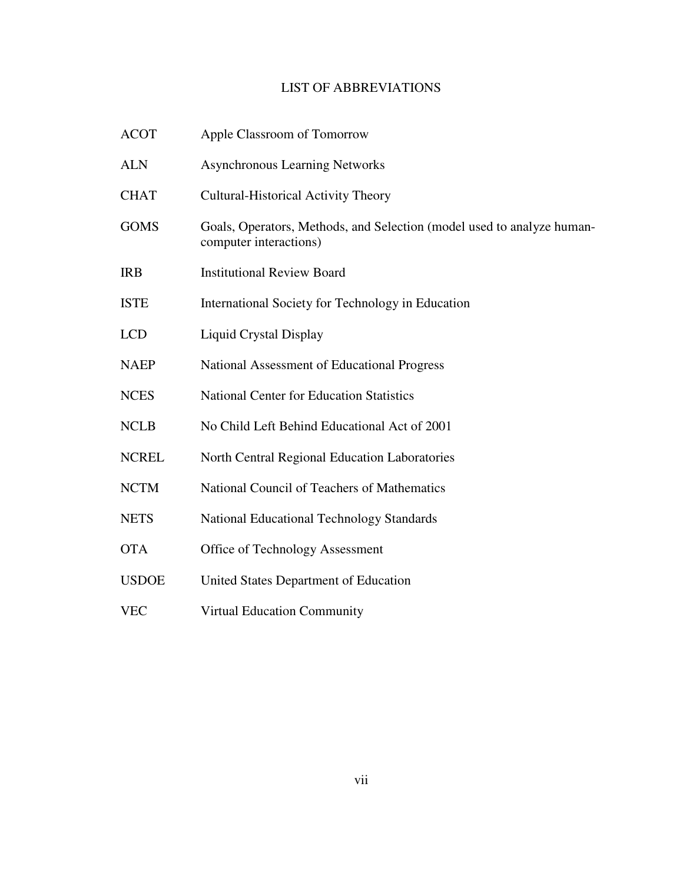# LIST OF ABBREVIATIONS

| | |
|---|---|
| ACOT | Apple Classroom of Tomorrow |
| ALN | Asynchronous Learning Networks |
| CHAT | Cultural-Historical Activity Theory |
| GOMS | Goals, Operators, Methods, and Selection (model used to analyze human-computer interactions) |
| IRB | Institutional Review Board |
| ISTE | International Society for Technology in Education |
| LCD | Liquid Crystal Display |
| NAEP | National Assessment of Educational Progress |
| NCES | National Center for Education Statistics |
| NCLB | No Child Left Behind Educational Act of 2001 |
| NCREL | North Central Regional Education Laboratories |
| NCTM | National Council of Teachers of Mathematics |
| NETS | National Educational Technology Standards |
| OTA | Office of Technology Assessment |
| USDOE | United States Department of Education |
| VEC | Virtual Education Community |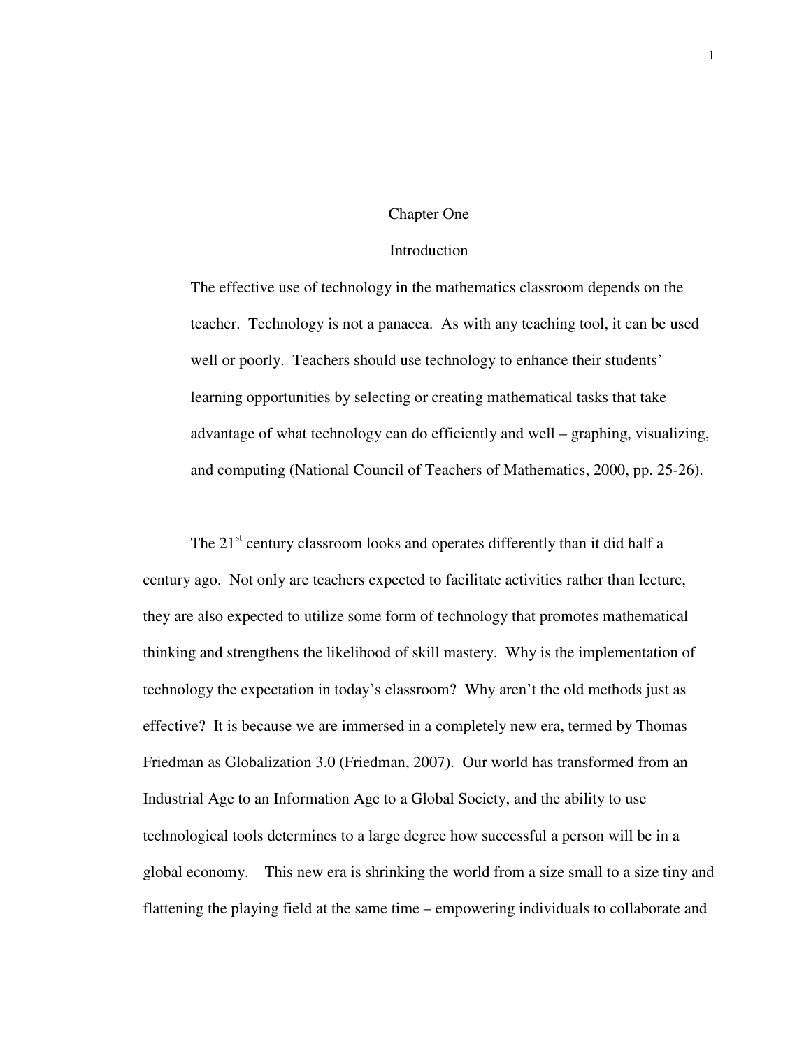# Chapter One

## Introduction

> The effective use of technology in the mathematics classroom depends on the teacher. Technology is not a panacea. As with any teaching tool, it can be used well or poorly. Teachers should use technology to enhance their students' learning opportunities by selecting or creating mathematical tasks that take advantage of what technology can do efficiently and well – graphing, visualizing, and computing (National Council of Teachers of Mathematics, 2000, pp. 25-26).

The 21st century classroom looks and operates differently than it did half a century ago. Not only are teachers expected to facilitate activities rather than lecture, they are also expected to utilize some form of technology that promotes mathematical thinking and strengthens the likelihood of skill mastery. Why is the implementation of technology the expectation in today's classroom? Why aren't the old methods just as effective? It is because we are immersed in a completely new era, termed by Thomas Friedman as Globalization 3.0 (Friedman, 2007). Our world has transformed from an Industrial Age to an Information Age to a Global Society, and the ability to use technological tools determines to a large degree how successful a person will be in a global economy. This new era is shrinking the world from a size small to a size tiny and flattening the playing field at the same time – empowering individuals to collaborate and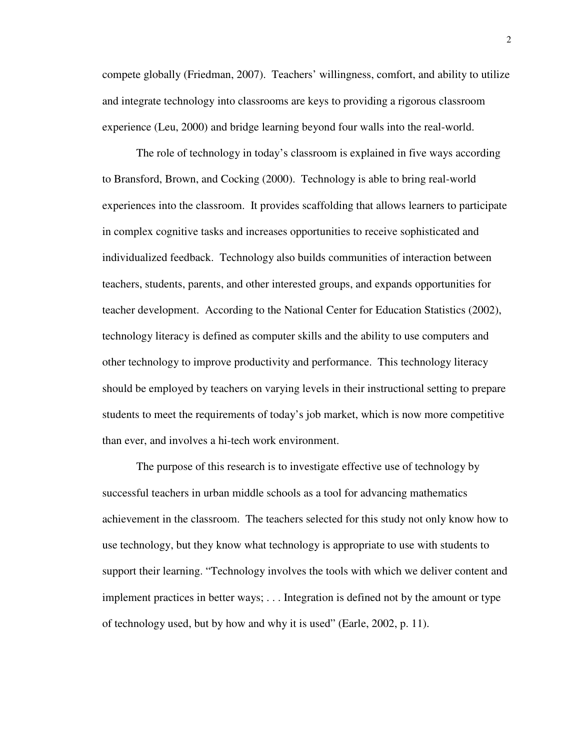compete globally (Friedman, 2007). Teachers' willingness, comfort, and ability to utilize and integrate technology into classrooms are keys to providing a rigorous classroom experience (Leu, 2000) and bridge learning beyond four walls into the real-world.

The role of technology in today's classroom is explained in five ways according to Bransford, Brown, and Cocking (2000). Technology is able to bring real-world experiences into the classroom. It provides scaffolding that allows learners to participate in complex cognitive tasks and increases opportunities to receive sophisticated and individualized feedback. Technology also builds communities of interaction between teachers, students, parents, and other interested groups, and expands opportunities for teacher development. According to the National Center for Education Statistics (2002), technology literacy is defined as computer skills and the ability to use computers and other technology to improve productivity and performance. This technology literacy should be employed by teachers on varying levels in their instructional setting to prepare students to meet the requirements of today's job market, which is now more competitive than ever, and involves a hi-tech work environment.

The purpose of this research is to investigate effective use of technology by successful teachers in urban middle schools as a tool for advancing mathematics achievement in the classroom. The teachers selected for this study not only know how to use technology, but they know what technology is appropriate to use with students to support their learning. "Technology involves the tools with which we deliver content and implement practices in better ways; . . . Integration is defined not by the amount or type of technology used, but by how and why it is used" (Earle, 2002, p. 11).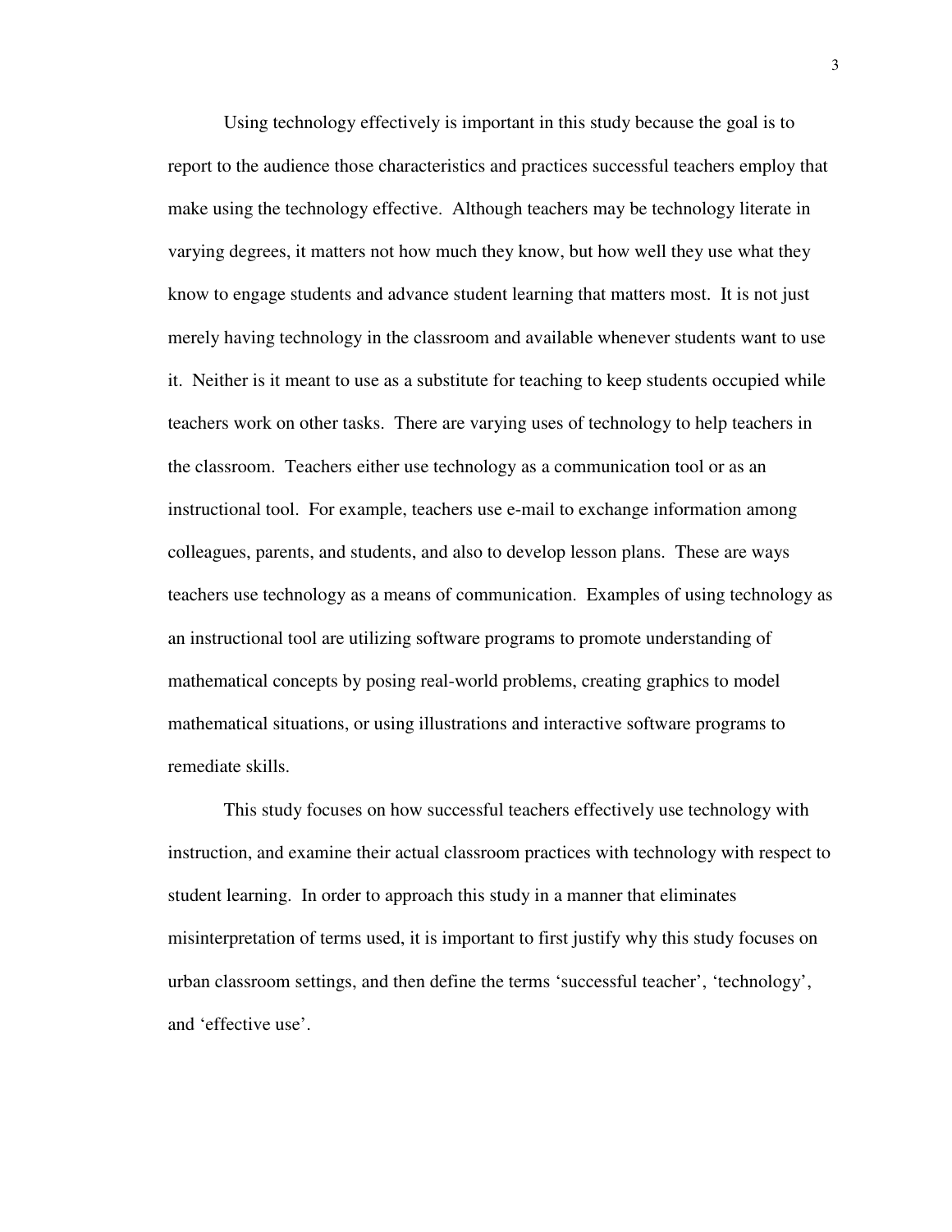Using technology effectively is important in this study because the goal is to report to the audience those characteristics and practices successful teachers employ that make using the technology effective. Although teachers may be technology literate in varying degrees, it matters not how much they know, but how well they use what they know to engage students and advance student learning that matters most. It is not just merely having technology in the classroom and available whenever students want to use it. Neither is it meant to use as a substitute for teaching to keep students occupied while teachers work on other tasks. There are varying uses of technology to help teachers in the classroom. Teachers either use technology as a communication tool or as an instructional tool. For example, teachers use e-mail to exchange information among colleagues, parents, and students, and also to develop lesson plans. These are ways teachers use technology as a means of communication. Examples of using technology as an instructional tool are utilizing software programs to promote understanding of mathematical concepts by posing real-world problems, creating graphics to model mathematical situations, or using illustrations and interactive software programs to remediate skills.

This study focuses on how successful teachers effectively use technology with instruction, and examine their actual classroom practices with technology with respect to student learning. In order to approach this study in a manner that eliminates misinterpretation of terms used, it is important to first justify why this study focuses on urban classroom settings, and then define the terms 'successful teacher', 'technology', and 'effective use'.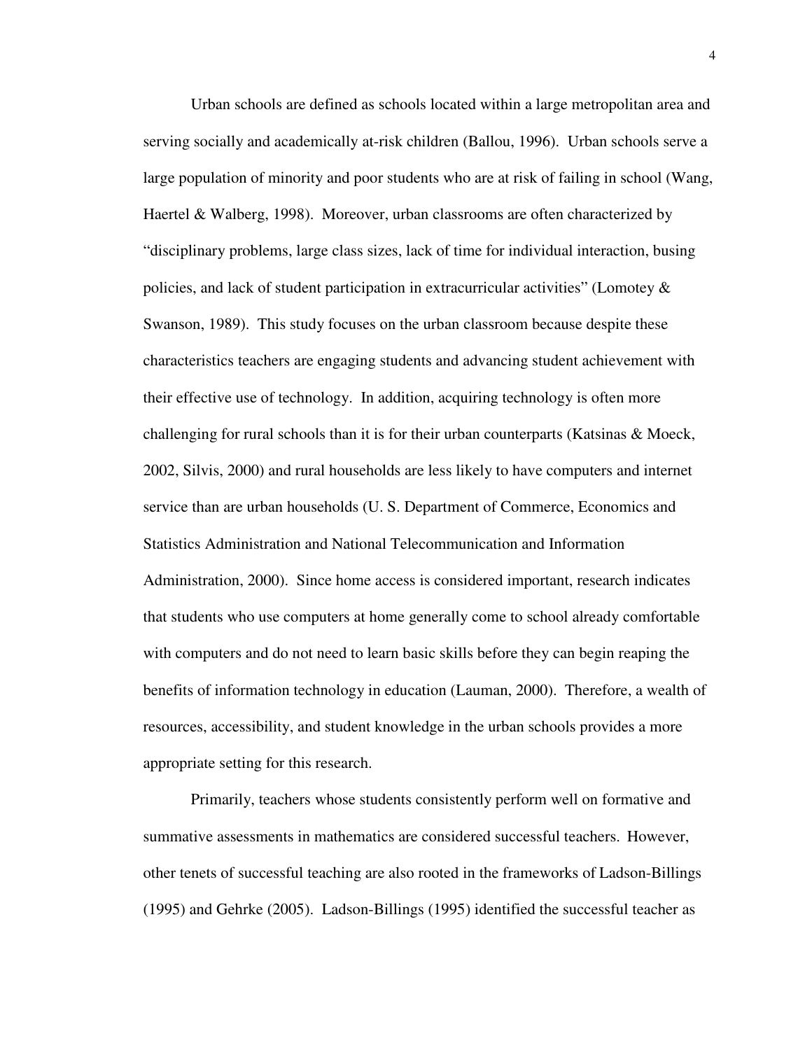Urban schools are defined as schools located within a large metropolitan area and serving socially and academically at-risk children (Ballou, 1996). Urban schools serve a large population of minority and poor students who are at risk of failing in school (Wang, Haertel & Walberg, 1998). Moreover, urban classrooms are often characterized by "disciplinary problems, large class sizes, lack of time for individual interaction, busing policies, and lack of student participation in extracurricular activities" (Lomotey & Swanson, 1989). This study focuses on the urban classroom because despite these characteristics teachers are engaging students and advancing student achievement with their effective use of technology. In addition, acquiring technology is often more challenging for rural schools than it is for their urban counterparts (Katsinas & Moeck, 2002, Silvis, 2000) and rural households are less likely to have computers and internet service than are urban households (U. S. Department of Commerce, Economics and Statistics Administration and National Telecommunication and Information Administration, 2000). Since home access is considered important, research indicates that students who use computers at home generally come to school already comfortable with computers and do not need to learn basic skills before they can begin reaping the benefits of information technology in education (Lauman, 2000). Therefore, a wealth of resources, accessibility, and student knowledge in the urban schools provides a more appropriate setting for this research.

Primarily, teachers whose students consistently perform well on formative and summative assessments in mathematics are considered successful teachers. However, other tenets of successful teaching are also rooted in the frameworks of Ladson-Billings (1995) and Gehrke (2005). Ladson-Billings (1995) identified the successful teacher as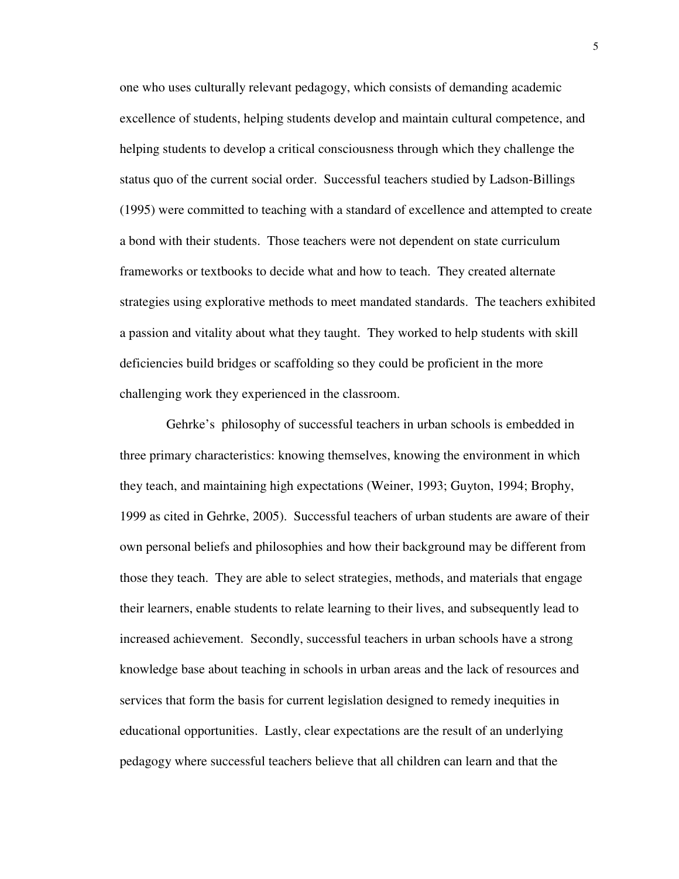one who uses culturally relevant pedagogy, which consists of demanding academic excellence of students, helping students develop and maintain cultural competence, and helping students to develop a critical consciousness through which they challenge the status quo of the current social order. Successful teachers studied by Ladson-Billings (1995) were committed to teaching with a standard of excellence and attempted to create a bond with their students. Those teachers were not dependent on state curriculum frameworks or textbooks to decide what and how to teach. They created alternate strategies using explorative methods to meet mandated standards. The teachers exhibited a passion and vitality about what they taught. They worked to help students with skill deficiencies build bridges or scaffolding so they could be proficient in the more challenging work they experienced in the classroom.

Gehrke's philosophy of successful teachers in urban schools is embedded in three primary characteristics: knowing themselves, knowing the environment in which they teach, and maintaining high expectations (Weiner, 1993; Guyton, 1994; Brophy, 1999 as cited in Gehrke, 2005). Successful teachers of urban students are aware of their own personal beliefs and philosophies and how their background may be different from those they teach. They are able to select strategies, methods, and materials that engage their learners, enable students to relate learning to their lives, and subsequently lead to increased achievement. Secondly, successful teachers in urban schools have a strong knowledge base about teaching in schools in urban areas and the lack of resources and services that form the basis for current legislation designed to remedy inequities in educational opportunities. Lastly, clear expectations are the result of an underlying pedagogy where successful teachers believe that all children can learn and that the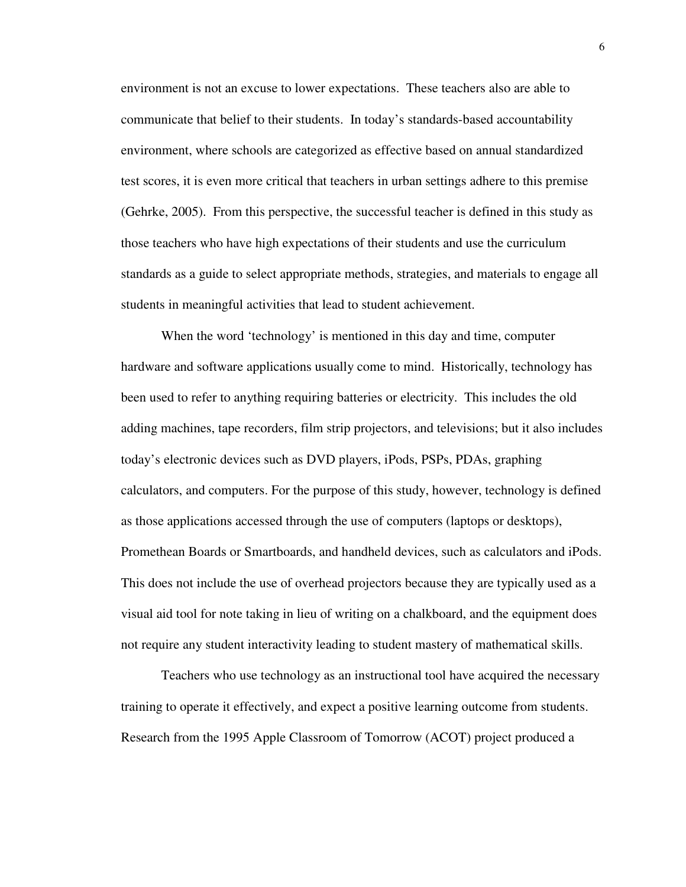environment is not an excuse to lower expectations. These teachers also are able to communicate that belief to their students. In today's standards-based accountability environment, where schools are categorized as effective based on annual standardized test scores, it is even more critical that teachers in urban settings adhere to this premise (Gehrke, 2005). From this perspective, the successful teacher is defined in this study as those teachers who have high expectations of their students and use the curriculum standards as a guide to select appropriate methods, strategies, and materials to engage all students in meaningful activities that lead to student achievement.

When the word 'technology' is mentioned in this day and time, computer hardware and software applications usually come to mind. Historically, technology has been used to refer to anything requiring batteries or electricity. This includes the old adding machines, tape recorders, film strip projectors, and televisions; but it also includes today's electronic devices such as DVD players, iPods, PSPs, PDAs, graphing calculators, and computers. For the purpose of this study, however, technology is defined as those applications accessed through the use of computers (laptops or desktops), Promethean Boards or Smartboards, and handheld devices, such as calculators and iPods. This does not include the use of overhead projectors because they are typically used as a visual aid tool for note taking in lieu of writing on a chalkboard, and the equipment does not require any student interactivity leading to student mastery of mathematical skills.

Teachers who use technology as an instructional tool have acquired the necessary training to operate it effectively, and expect a positive learning outcome from students. Research from the 1995 Apple Classroom of Tomorrow (ACOT) project produced a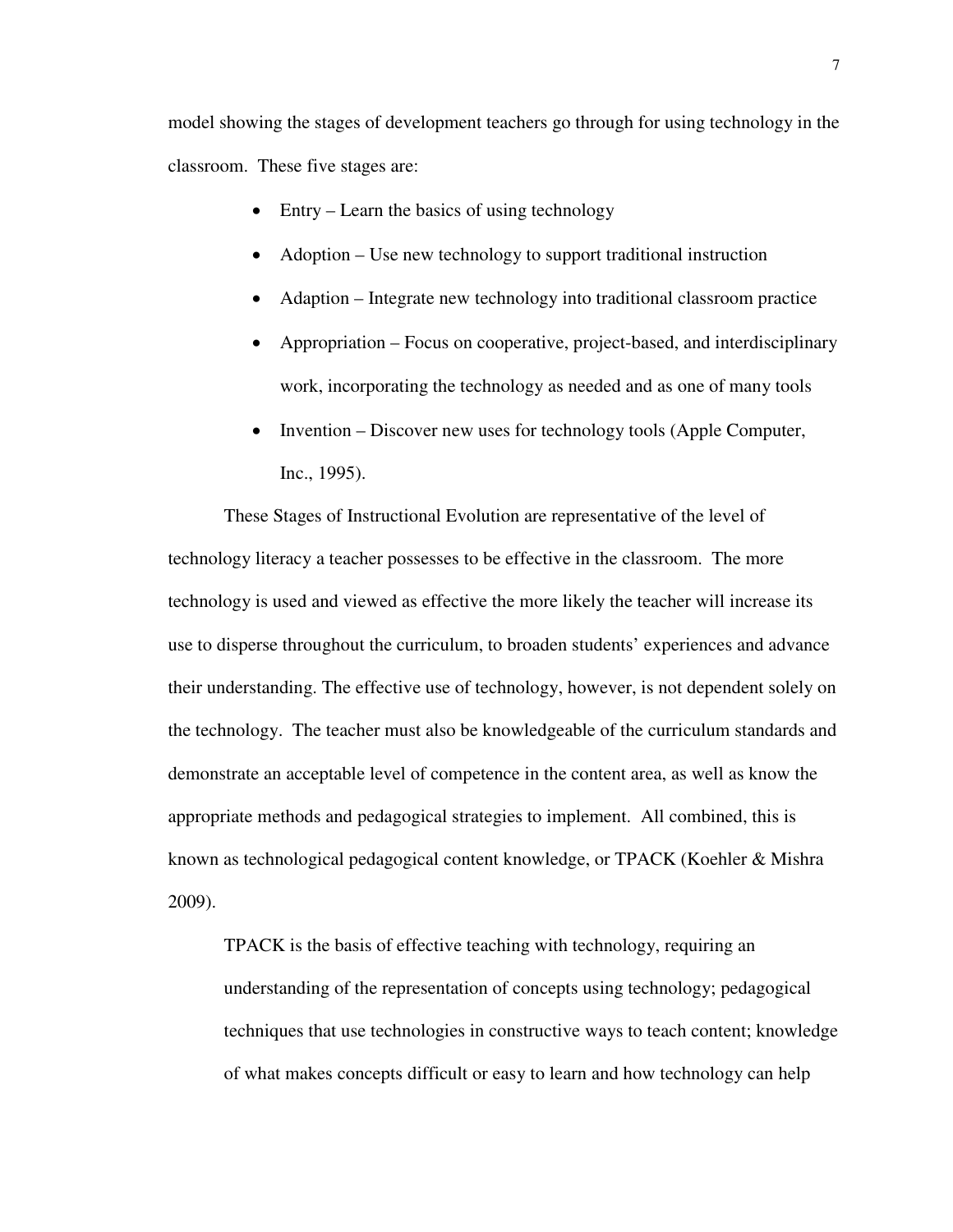model showing the stages of development teachers go through for using technology in the classroom. These five stages are:

- Entry – Learn the basics of using technology
- Adoption – Use new technology to support traditional instruction
- Adaption – Integrate new technology into traditional classroom practice
- Appropriation – Focus on cooperative, project-based, and interdisciplinary work, incorporating the technology as needed and as one of many tools
- Invention – Discover new uses for technology tools (Apple Computer, Inc., 1995).

These Stages of Instructional Evolution are representative of the level of technology literacy a teacher possesses to be effective in the classroom. The more technology is used and viewed as effective the more likely the teacher will increase its use to disperse throughout the curriculum, to broaden students' experiences and advance their understanding. The effective use of technology, however, is not dependent solely on the technology. The teacher must also be knowledgeable of the curriculum standards and demonstrate an acceptable level of competence in the content area, as well as know the appropriate methods and pedagogical strategies to implement. All combined, this is known as technological pedagogical content knowledge, or TPACK (Koehler & Mishra 2009).

> TPACK is the basis of effective teaching with technology, requiring an understanding of the representation of concepts using technology; pedagogical techniques that use technologies in constructive ways to teach content; knowledge of what makes concepts difficult or easy to learn and how technology can help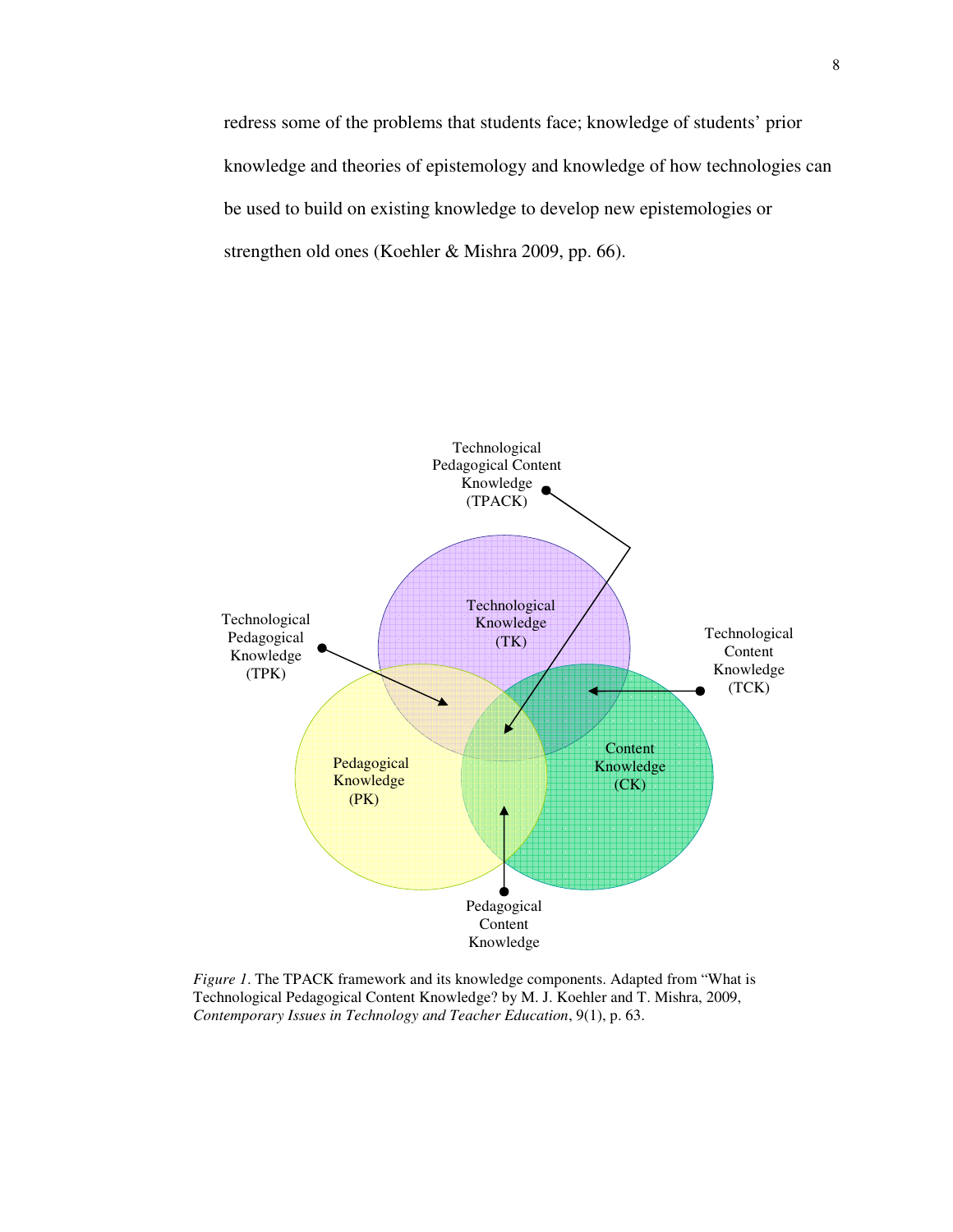redress some of the problems that students face; knowledge of students' prior knowledge and theories of epistemology and knowledge of how technologies can be used to build on existing knowledge to develop new epistemologies or strengthen old ones (Koehler & Mishra 2009, pp. 66).

Technological Pedagogical Content Knowledge (TPACK)

Technological Knowledge (TK)

Technological Pedagogical Knowledge (TPK)

Technological Content Knowledge (TCK)

Pedagogical Knowledge (PK)

Content Knowledge (CK)

Pedagogical Content Knowledge

*Figure 1*. The TPACK framework and its knowledge components. Adapted from "What is Technological Pedagogical Content Knowledge? by M. J. Koehler and T. Mishra, 2009, *Contemporary Issues in Technology and Teacher Education*, 9(1), p. 63.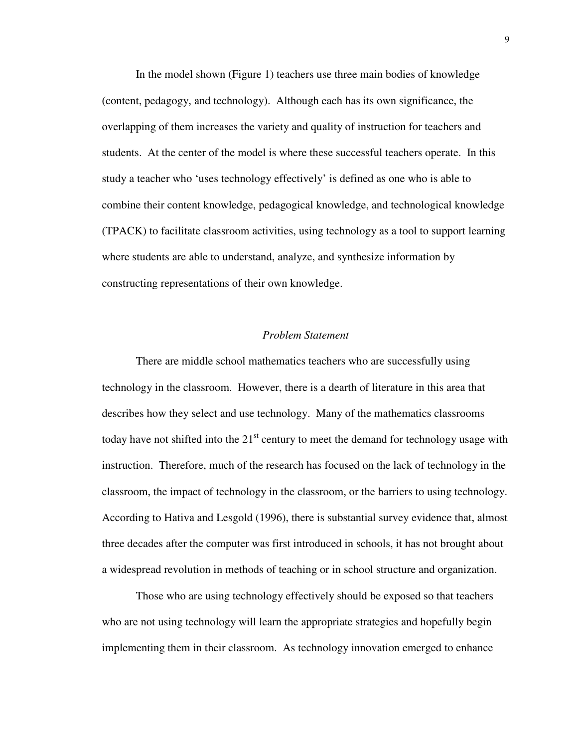In the model shown (Figure 1) teachers use three main bodies of knowledge (content, pedagogy, and technology). Although each has its own significance, the overlapping of them increases the variety and quality of instruction for teachers and students. At the center of the model is where these successful teachers operate. In this study a teacher who 'uses technology effectively' is defined as one who is able to combine their content knowledge, pedagogical knowledge, and technological knowledge (TPACK) to facilitate classroom activities, using technology as a tool to support learning where students are able to understand, analyze, and synthesize information by constructing representations of their own knowledge.

*Problem Statement*

There are middle school mathematics teachers who are successfully using technology in the classroom. However, there is a dearth of literature in this area that describes how they select and use technology. Many of the mathematics classrooms today have not shifted into the 21st century to meet the demand for technology usage with instruction. Therefore, much of the research has focused on the lack of technology in the classroom, the impact of technology in the classroom, or the barriers to using technology. According to Hativa and Lesgold (1996), there is substantial survey evidence that, almost three decades after the computer was first introduced in schools, it has not brought about a widespread revolution in methods of teaching or in school structure and organization.

Those who are using technology effectively should be exposed so that teachers who are not using technology will learn the appropriate strategies and hopefully begin implementing them in their classroom. As technology innovation emerged to enhance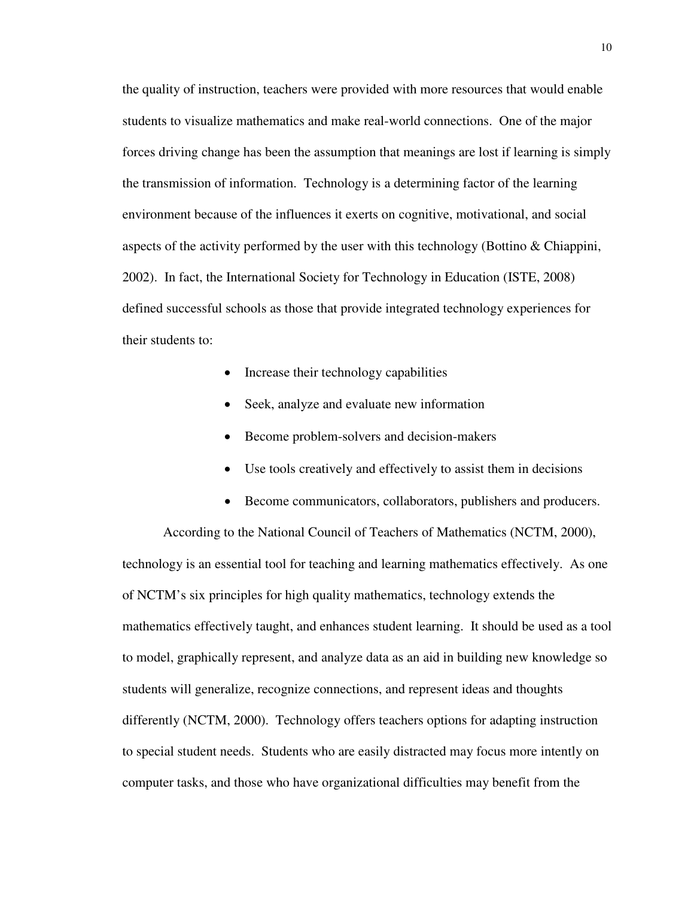the quality of instruction, teachers were provided with more resources that would enable students to visualize mathematics and make real-world connections. One of the major forces driving change has been the assumption that meanings are lost if learning is simply the transmission of information. Technology is a determining factor of the learning environment because of the influences it exerts on cognitive, motivational, and social aspects of the activity performed by the user with this technology (Bottino & Chiappini, 2002). In fact, the International Society for Technology in Education (ISTE, 2008) defined successful schools as those that provide integrated technology experiences for their students to:

- Increase their technology capabilities
- Seek, analyze and evaluate new information
- Become problem-solvers and decision-makers
- Use tools creatively and effectively to assist them in decisions
- Become communicators, collaborators, publishers and producers.

According to the National Council of Teachers of Mathematics (NCTM, 2000), technology is an essential tool for teaching and learning mathematics effectively. As one of NCTM's six principles for high quality mathematics, technology extends the mathematics effectively taught, and enhances student learning. It should be used as a tool to model, graphically represent, and analyze data as an aid in building new knowledge so students will generalize, recognize connections, and represent ideas and thoughts differently (NCTM, 2000). Technology offers teachers options for adapting instruction to special student needs. Students who are easily distracted may focus more intently on computer tasks, and those who have organizational difficulties may benefit from the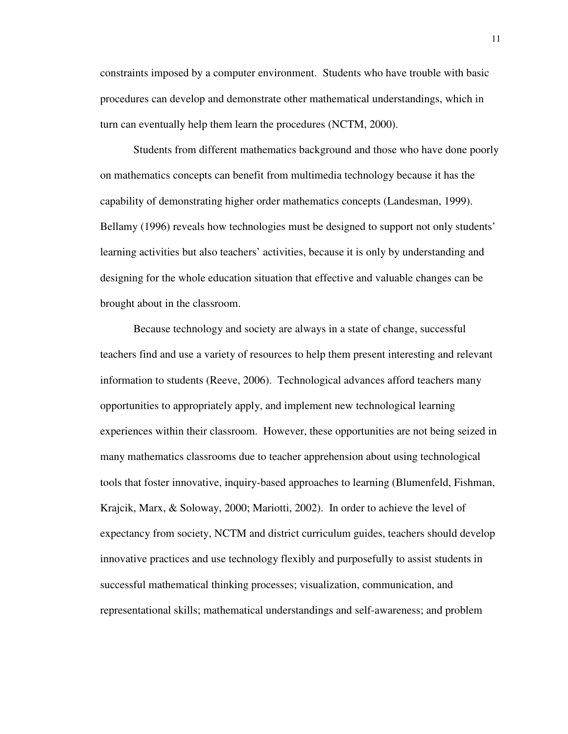constraints imposed by a computer environment. Students who have trouble with basic procedures can develop and demonstrate other mathematical understandings, which in turn can eventually help them learn the procedures (NCTM, 2000).

Students from different mathematics background and those who have done poorly on mathematics concepts can benefit from multimedia technology because it has the capability of demonstrating higher order mathematics concepts (Landesman, 1999). Bellamy (1996) reveals how technologies must be designed to support not only students' learning activities but also teachers' activities, because it is only by understanding and designing for the whole education situation that effective and valuable changes can be brought about in the classroom.

Because technology and society are always in a state of change, successful teachers find and use a variety of resources to help them present interesting and relevant information to students (Reeve, 2006). Technological advances afford teachers many opportunities to appropriately apply, and implement new technological learning experiences within their classroom. However, these opportunities are not being seized in many mathematics classrooms due to teacher apprehension about using technological tools that foster innovative, inquiry-based approaches to learning (Blumenfeld, Fishman, Krajcik, Marx, & Soloway, 2000; Mariotti, 2002). In order to achieve the level of expectancy from society, NCTM and district curriculum guides, teachers should develop innovative practices and use technology flexibly and purposefully to assist students in successful mathematical thinking processes; visualization, communication, and representational skills; mathematical understandings and self-awareness; and problem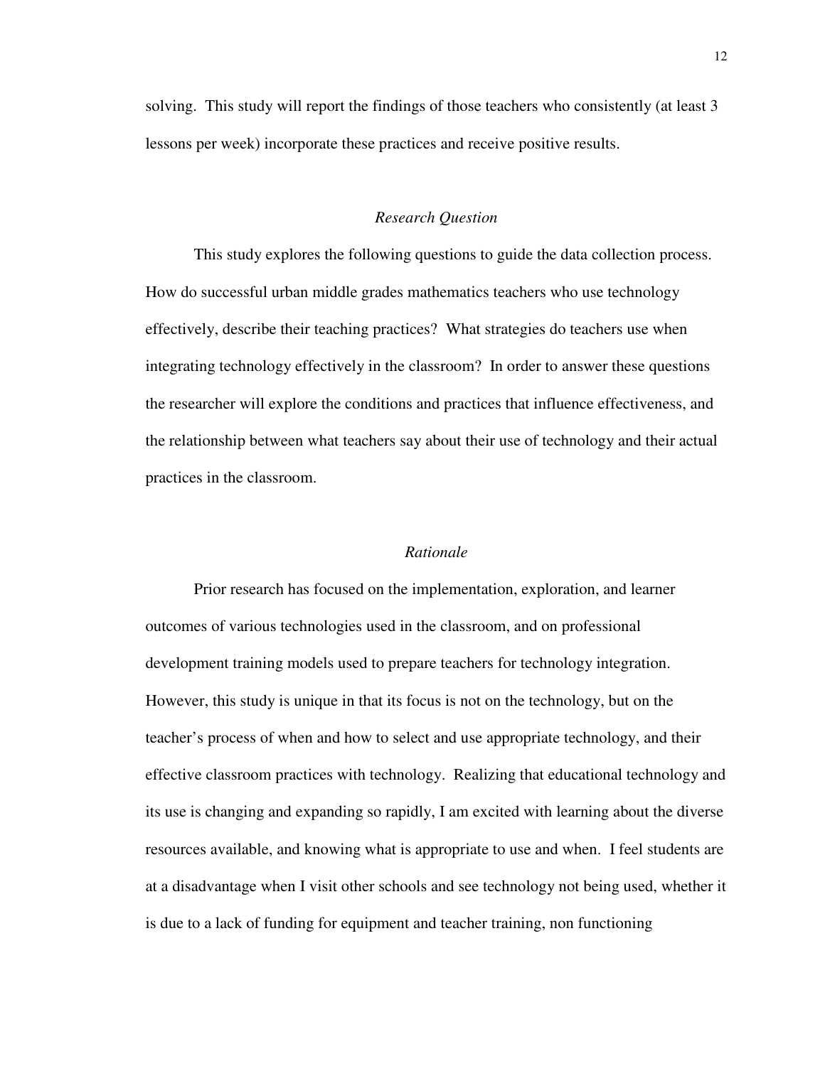solving. This study will report the findings of those teachers who consistently (at least 3 lessons per week) incorporate these practices and receive positive results.

### *Research Question*

This study explores the following questions to guide the data collection process. How do successful urban middle grades mathematics teachers who use technology effectively, describe their teaching practices? What strategies do teachers use when integrating technology effectively in the classroom? In order to answer these questions the researcher will explore the conditions and practices that influence effectiveness, and the relationship between what teachers say about their use of technology and their actual practices in the classroom.

### *Rationale*

Prior research has focused on the implementation, exploration, and learner outcomes of various technologies used in the classroom, and on professional development training models used to prepare teachers for technology integration. However, this study is unique in that its focus is not on the technology, but on the teacher's process of when and how to select and use appropriate technology, and their effective classroom practices with technology. Realizing that educational technology and its use is changing and expanding so rapidly, I am excited with learning about the diverse resources available, and knowing what is appropriate to use and when. I feel students are at a disadvantage when I visit other schools and see technology not being used, whether it is due to a lack of funding for equipment and teacher training, non functioning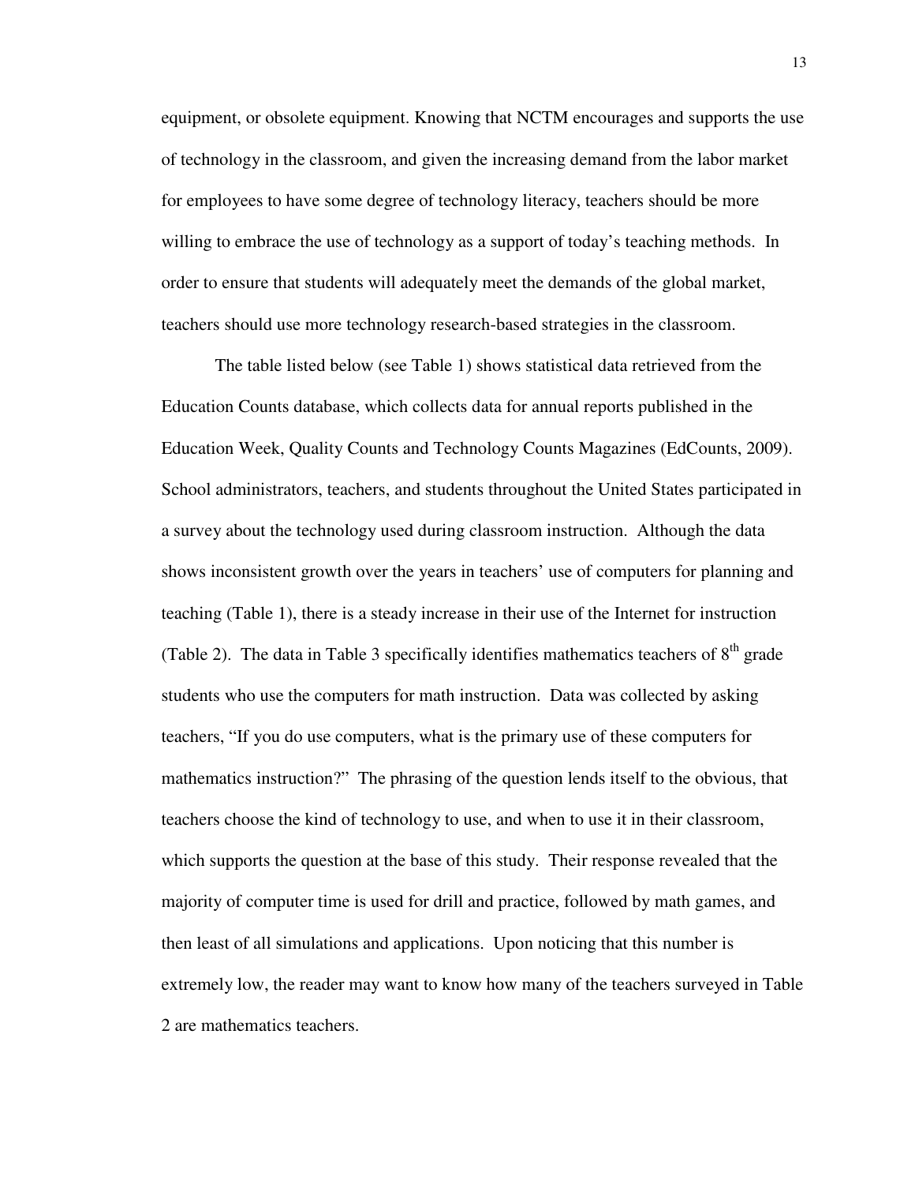equipment, or obsolete equipment. Knowing that NCTM encourages and supports the use of technology in the classroom, and given the increasing demand from the labor market for employees to have some degree of technology literacy, teachers should be more willing to embrace the use of technology as a support of today's teaching methods. In order to ensure that students will adequately meet the demands of the global market, teachers should use more technology research-based strategies in the classroom.

The table listed below (see Table 1) shows statistical data retrieved from the Education Counts database, which collects data for annual reports published in the Education Week, Quality Counts and Technology Counts Magazines (EdCounts, 2009). School administrators, teachers, and students throughout the United States participated in a survey about the technology used during classroom instruction. Although the data shows inconsistent growth over the years in teachers' use of computers for planning and teaching (Table 1), there is a steady increase in their use of the Internet for instruction (Table 2). The data in Table 3 specifically identifies mathematics teachers of 8th grade students who use the computers for math instruction. Data was collected by asking teachers, "If you do use computers, what is the primary use of these computers for mathematics instruction?" The phrasing of the question lends itself to the obvious, that teachers choose the kind of technology to use, and when to use it in their classroom, which supports the question at the base of this study. Their response revealed that the majority of computer time is used for drill and practice, followed by math games, and then least of all simulations and applications. Upon noticing that this number is extremely low, the reader may want to know how many of the teachers surveyed in Table 2 are mathematics teachers.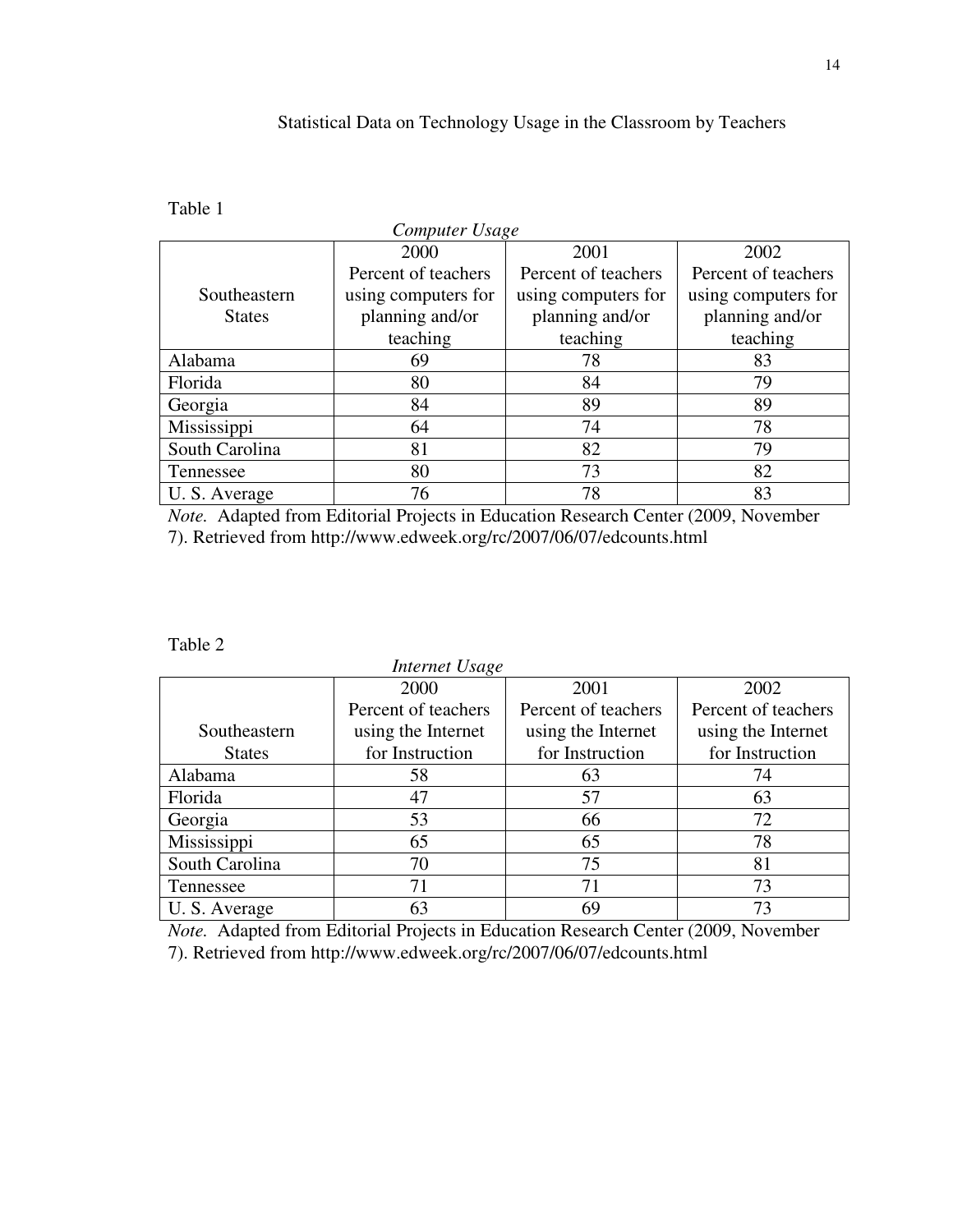Statistical Data on Technology Usage in the Classroom by Teachers

Table 1

*Computer Usage*

| Southeastern States | 2000 Percent of teachers using computers for planning and/or teaching | 2001 Percent of teachers using computers for planning and/or teaching | 2002 Percent of teachers using computers for planning and/or teaching |
|---|---|---|---|
| Alabama | 69 | 78 | 83 |
| Florida | 80 | 84 | 79 |
| Georgia | 84 | 89 | 89 |
| Mississippi | 64 | 74 | 78 |
| South Carolina | 81 | 82 | 79 |
| Tennessee | 80 | 73 | 82 |
| U. S. Average | 76 | 78 | 83 |

*Note.* Adapted from Editorial Projects in Education Research Center (2009, November 7). Retrieved from http://www.edweek.org/rc/2007/06/07/edcounts.html

Table 2

*Internet Usage*

| Southeastern States | 2000 Percent of teachers using the Internet for Instruction | 2001 Percent of teachers using the Internet for Instruction | 2002 Percent of teachers using the Internet for Instruction |
|---|---|---|---|
| Alabama | 58 | 63 | 74 |
| Florida | 47 | 57 | 63 |
| Georgia | 53 | 66 | 72 |
| Mississippi | 65 | 65 | 78 |
| South Carolina | 70 | 75 | 81 |
| Tennessee | 71 | 71 | 73 |
| U. S. Average | 63 | 69 | 73 |

*Note.* Adapted from Editorial Projects in Education Research Center (2009, November 7). Retrieved from http://www.edweek.org/rc/2007/06/07/edcounts.html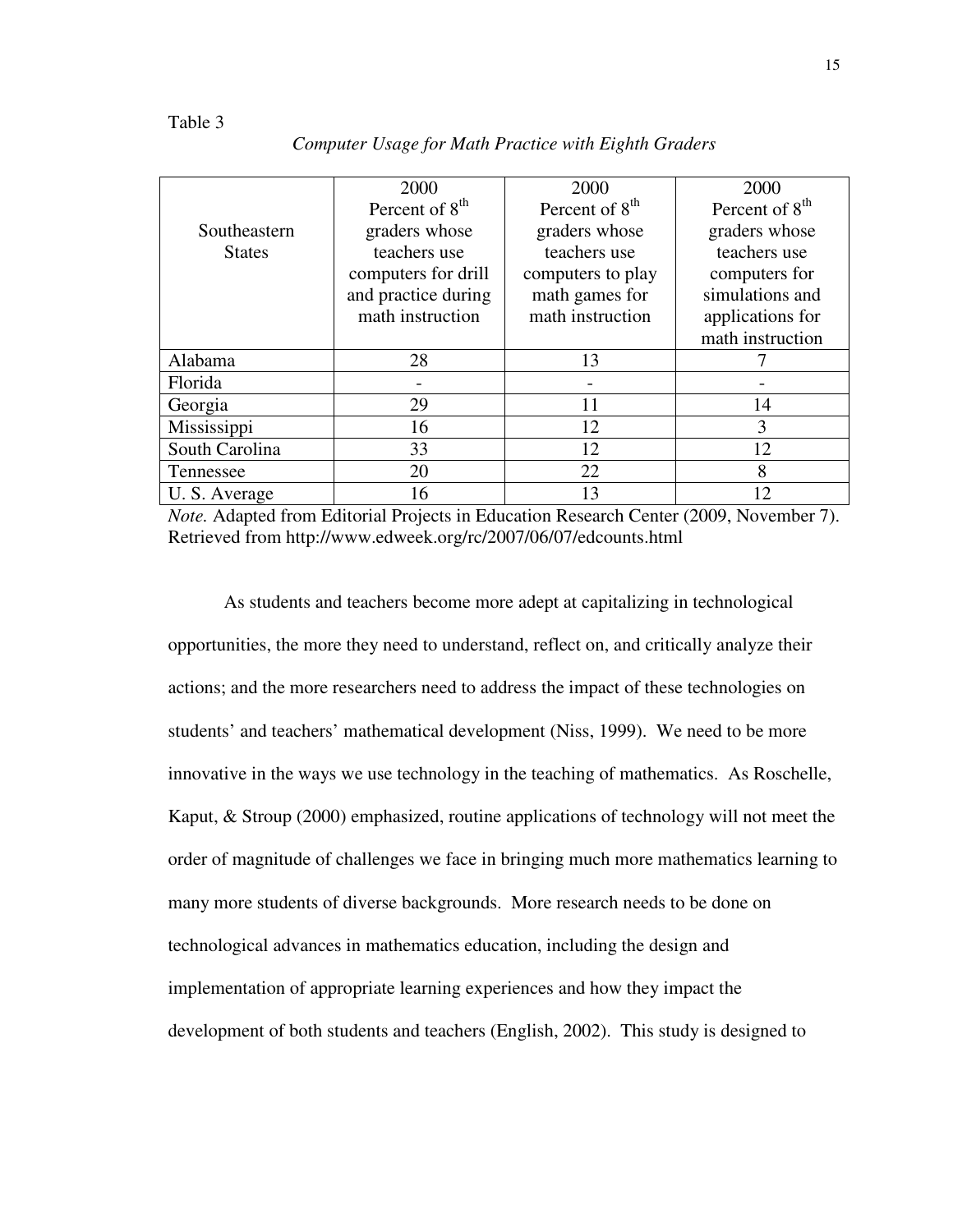Table 3

*Computer Usage for Math Practice with Eighth Graders*

| Southeastern States | 2000 Percent of 8th graders whose teachers use computers for drill and practice during math instruction | 2000 Percent of 8th graders whose teachers use computers to play math games for math instruction | 2000 Percent of 8th graders whose teachers use computers for simulations and applications for math instruction |
|---|---|---|---|
| Alabama | 28 | 13 | 7 |
| Florida | - | - | - |
| Georgia | 29 | 11 | 14 |
| Mississippi | 16 | 12 | 3 |
| South Carolina | 33 | 12 | 12 |
| Tennessee | 20 | 22 | 8 |
| U. S. Average | 16 | 13 | 12 |

*Note.* Adapted from Editorial Projects in Education Research Center (2009, November 7). Retrieved from http://www.edweek.org/rc/2007/06/07/edcounts.html

As students and teachers become more adept at capitalizing in technological opportunities, the more they need to understand, reflect on, and critically analyze their actions; and the more researchers need to address the impact of these technologies on students' and teachers' mathematical development (Niss, 1999). We need to be more innovative in the ways we use technology in the teaching of mathematics. As Roschelle, Kaput, & Stroup (2000) emphasized, routine applications of technology will not meet the order of magnitude of challenges we face in bringing much more mathematics learning to many more students of diverse backgrounds. More research needs to be done on technological advances in mathematics education, including the design and implementation of appropriate learning experiences and how they impact the development of both students and teachers (English, 2002). This study is designed to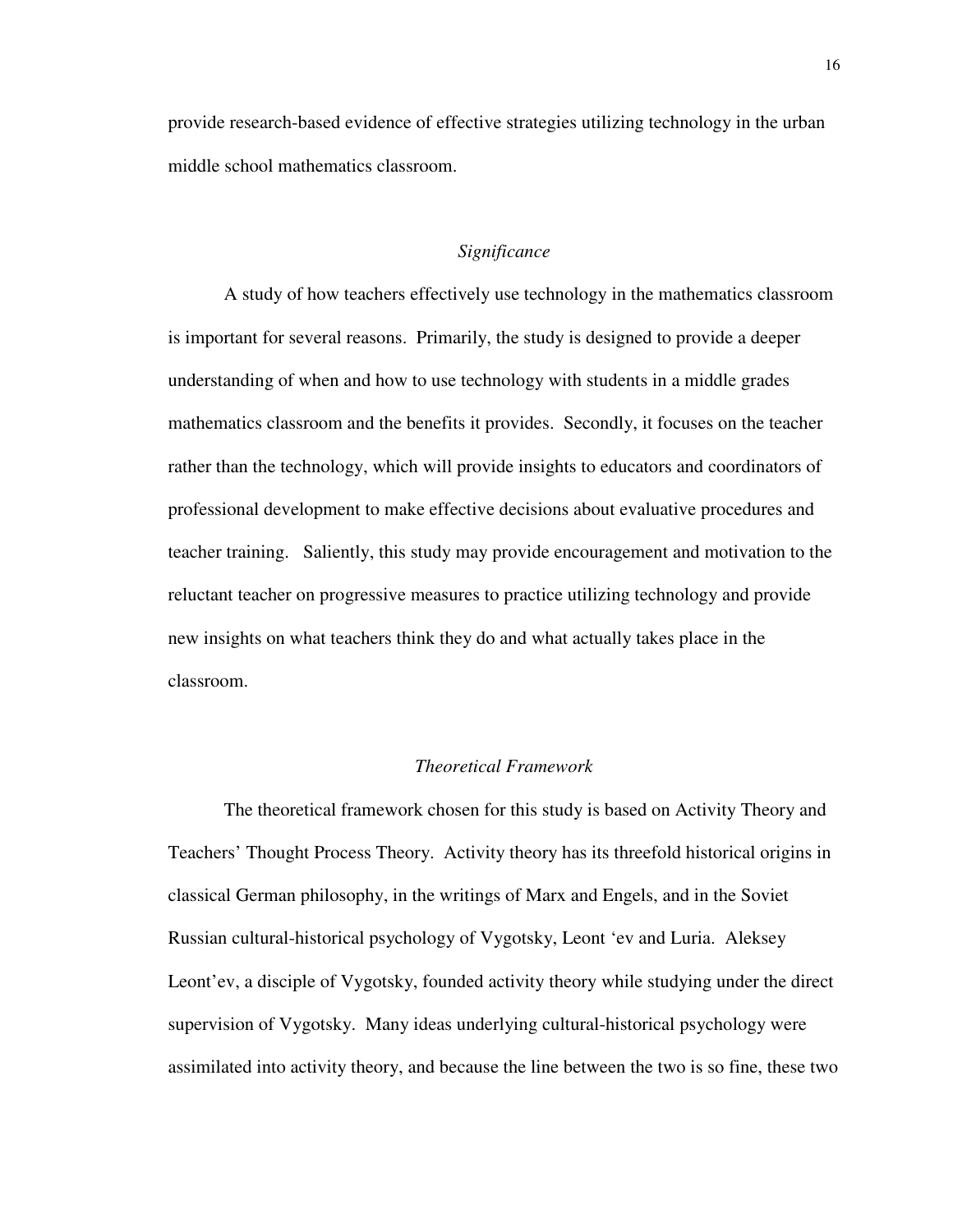provide research-based evidence of effective strategies utilizing technology in the urban middle school mathematics classroom.

### *Significance*

A study of how teachers effectively use technology in the mathematics classroom is important for several reasons. Primarily, the study is designed to provide a deeper understanding of when and how to use technology with students in a middle grades mathematics classroom and the benefits it provides. Secondly, it focuses on the teacher rather than the technology, which will provide insights to educators and coordinators of professional development to make effective decisions about evaluative procedures and teacher training. Saliently, this study may provide encouragement and motivation to the reluctant teacher on progressive measures to practice utilizing technology and provide new insights on what teachers think they do and what actually takes place in the classroom.

### *Theoretical Framework*

The theoretical framework chosen for this study is based on Activity Theory and Teachers' Thought Process Theory. Activity theory has its threefold historical origins in classical German philosophy, in the writings of Marx and Engels, and in the Soviet Russian cultural-historical psychology of Vygotsky, Leont 'ev and Luria. Aleksey Leont'ev, a disciple of Vygotsky, founded activity theory while studying under the direct supervision of Vygotsky. Many ideas underlying cultural-historical psychology were assimilated into activity theory, and because the line between the two is so fine, these two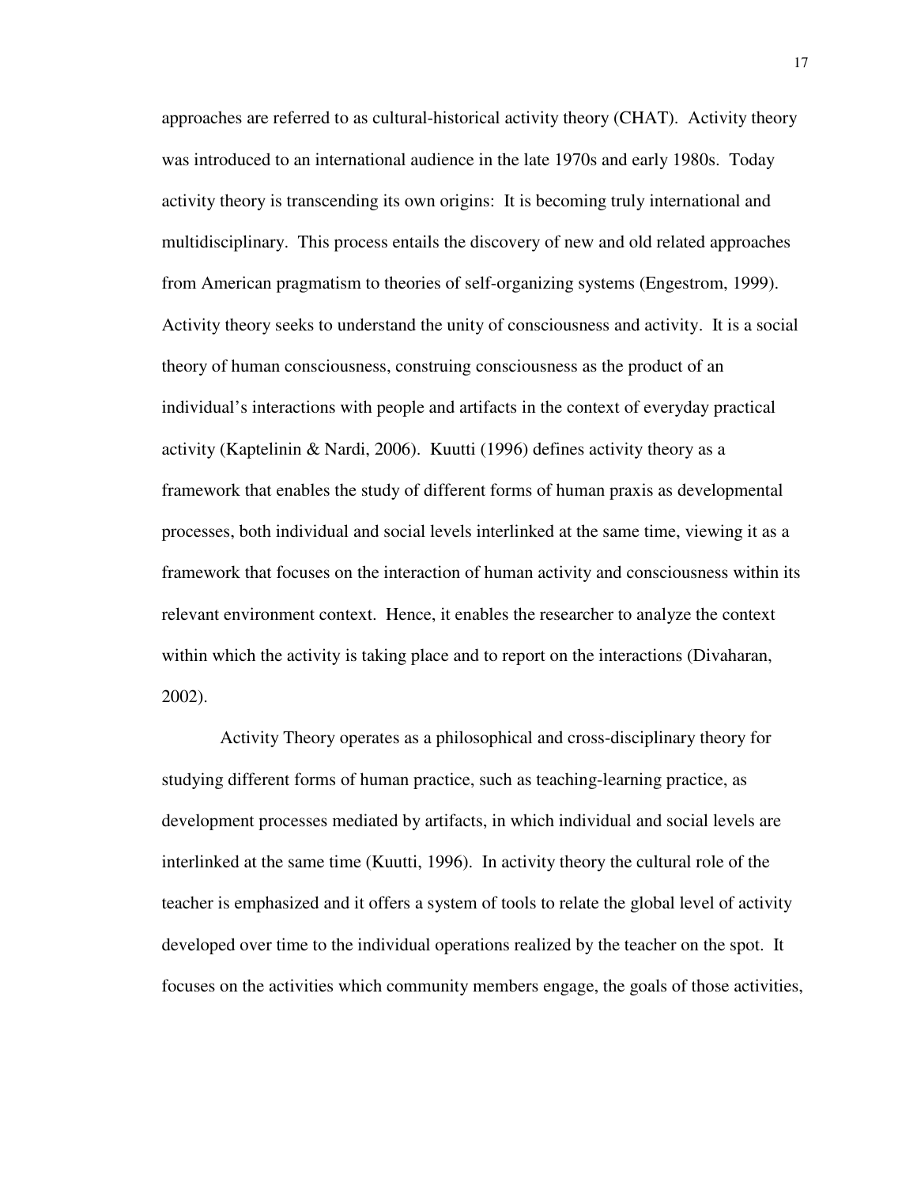approaches are referred to as cultural-historical activity theory (CHAT). Activity theory was introduced to an international audience in the late 1970s and early 1980s. Today activity theory is transcending its own origins: It is becoming truly international and multidisciplinary. This process entails the discovery of new and old related approaches from American pragmatism to theories of self-organizing systems (Engestrom, 1999). Activity theory seeks to understand the unity of consciousness and activity. It is a social theory of human consciousness, construing consciousness as the product of an individual's interactions with people and artifacts in the context of everyday practical activity (Kaptelinin & Nardi, 2006). Kuutti (1996) defines activity theory as a framework that enables the study of different forms of human praxis as developmental processes, both individual and social levels interlinked at the same time, viewing it as a framework that focuses on the interaction of human activity and consciousness within its relevant environment context. Hence, it enables the researcher to analyze the context within which the activity is taking place and to report on the interactions (Divaharan, 2002).

Activity Theory operates as a philosophical and cross-disciplinary theory for studying different forms of human practice, such as teaching-learning practice, as development processes mediated by artifacts, in which individual and social levels are interlinked at the same time (Kuutti, 1996). In activity theory the cultural role of the teacher is emphasized and it offers a system of tools to relate the global level of activity developed over time to the individual operations realized by the teacher on the spot. It focuses on the activities which community members engage, the goals of those activities,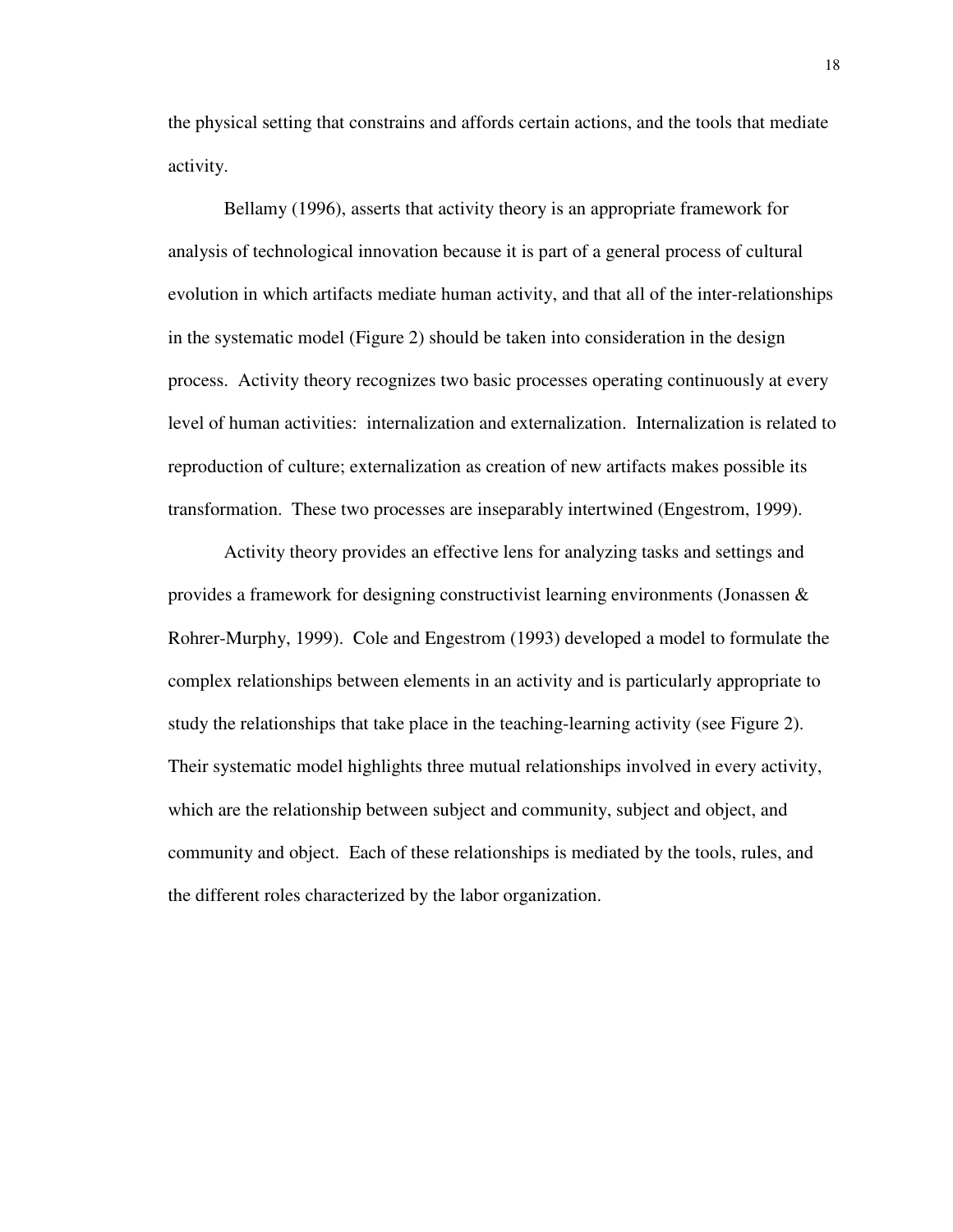the physical setting that constrains and affords certain actions, and the tools that mediate activity.

Bellamy (1996), asserts that activity theory is an appropriate framework for analysis of technological innovation because it is part of a general process of cultural evolution in which artifacts mediate human activity, and that all of the inter-relationships in the systematic model (Figure 2) should be taken into consideration in the design process. Activity theory recognizes two basic processes operating continuously at every level of human activities: internalization and externalization. Internalization is related to reproduction of culture; externalization as creation of new artifacts makes possible its transformation. These two processes are inseparably intertwined (Engestrom, 1999).

Activity theory provides an effective lens for analyzing tasks and settings and provides a framework for designing constructivist learning environments (Jonassen & Rohrer-Murphy, 1999). Cole and Engestrom (1993) developed a model to formulate the complex relationships between elements in an activity and is particularly appropriate to study the relationships that take place in the teaching-learning activity (see Figure 2). Their systematic model highlights three mutual relationships involved in every activity, which are the relationship between subject and community, subject and object, and community and object. Each of these relationships is mediated by the tools, rules, and the different roles characterized by the labor organization.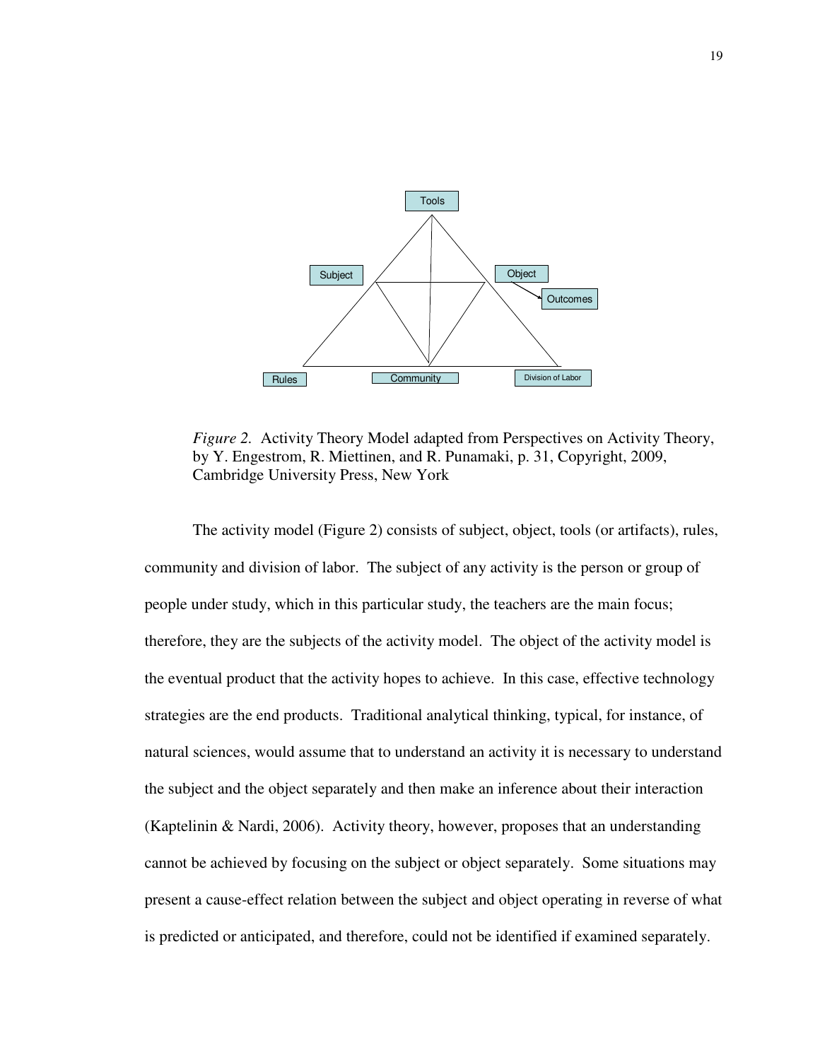Tools

Subject

Object

Outcomes

Rules

Community

Division of Labor

*Figure 2.* Activity Theory Model adapted from Perspectives on Activity Theory, by Y. Engestrom, R. Miettinen, and R. Punamaki, p. 31, Copyright, 2009, Cambridge University Press, New York

The activity model (Figure 2) consists of subject, object, tools (or artifacts), rules, community and division of labor. The subject of any activity is the person or group of people under study, which in this particular study, the teachers are the main focus; therefore, they are the subjects of the activity model. The object of the activity model is the eventual product that the activity hopes to achieve. In this case, effective technology strategies are the end products. Traditional analytical thinking, typical, for instance, of natural sciences, would assume that to understand an activity it is necessary to understand the subject and the object separately and then make an inference about their interaction (Kaptelinin & Nardi, 2006). Activity theory, however, proposes that an understanding cannot be achieved by focusing on the subject or object separately. Some situations may present a cause-effect relation between the subject and object operating in reverse of what is predicted or anticipated, and therefore, could not be identified if examined separately.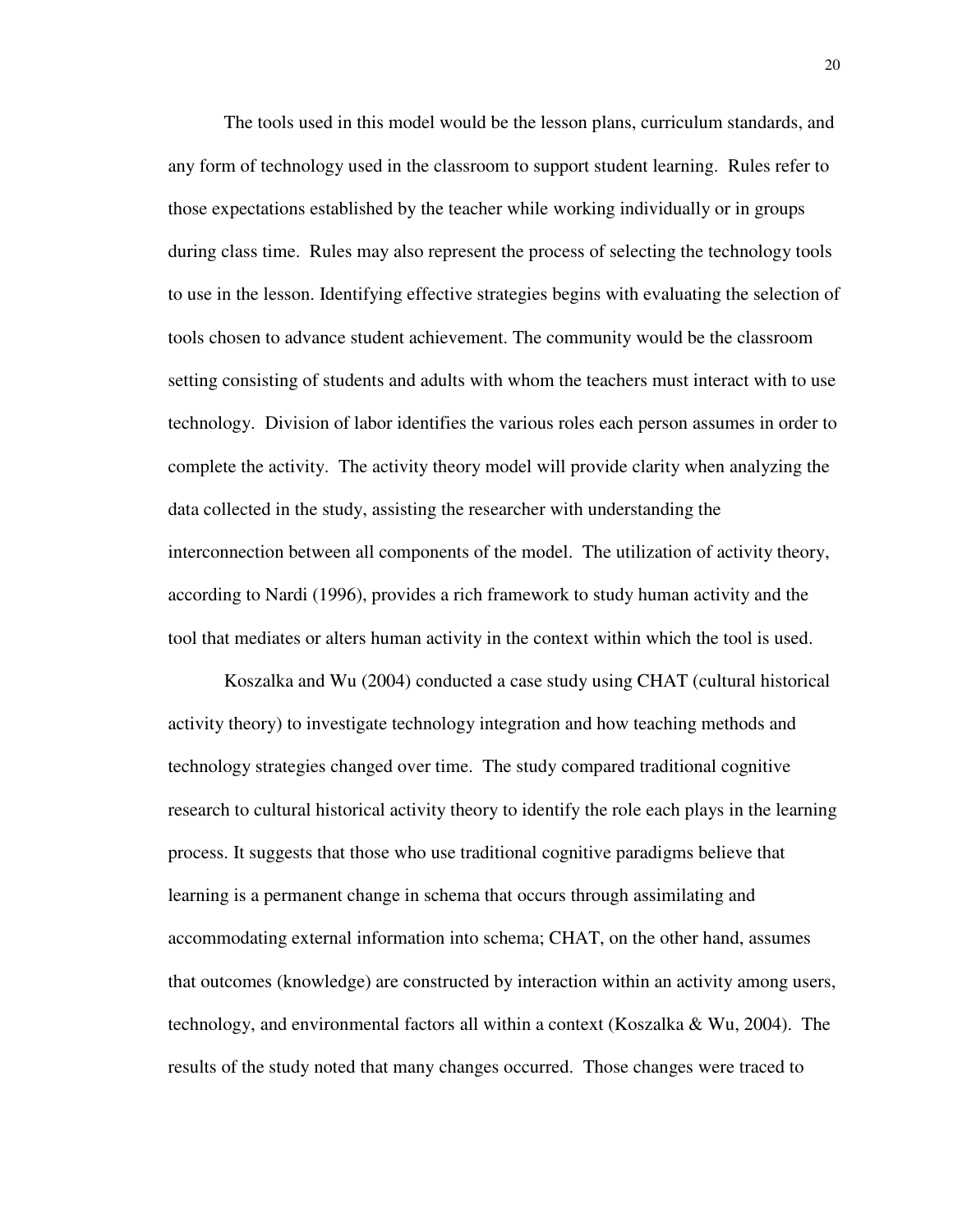The tools used in this model would be the lesson plans, curriculum standards, and any form of technology used in the classroom to support student learning. Rules refer to those expectations established by the teacher while working individually or in groups during class time. Rules may also represent the process of selecting the technology tools to use in the lesson. Identifying effective strategies begins with evaluating the selection of tools chosen to advance student achievement. The community would be the classroom setting consisting of students and adults with whom the teachers must interact with to use technology. Division of labor identifies the various roles each person assumes in order to complete the activity. The activity theory model will provide clarity when analyzing the data collected in the study, assisting the researcher with understanding the interconnection between all components of the model. The utilization of activity theory, according to Nardi (1996), provides a rich framework to study human activity and the tool that mediates or alters human activity in the context within which the tool is used.

Koszalka and Wu (2004) conducted a case study using CHAT (cultural historical activity theory) to investigate technology integration and how teaching methods and technology strategies changed over time. The study compared traditional cognitive research to cultural historical activity theory to identify the role each plays in the learning process. It suggests that those who use traditional cognitive paradigms believe that learning is a permanent change in schema that occurs through assimilating and accommodating external information into schema; CHAT, on the other hand, assumes that outcomes (knowledge) are constructed by interaction within an activity among users, technology, and environmental factors all within a context (Koszalka & Wu, 2004). The results of the study noted that many changes occurred. Those changes were traced to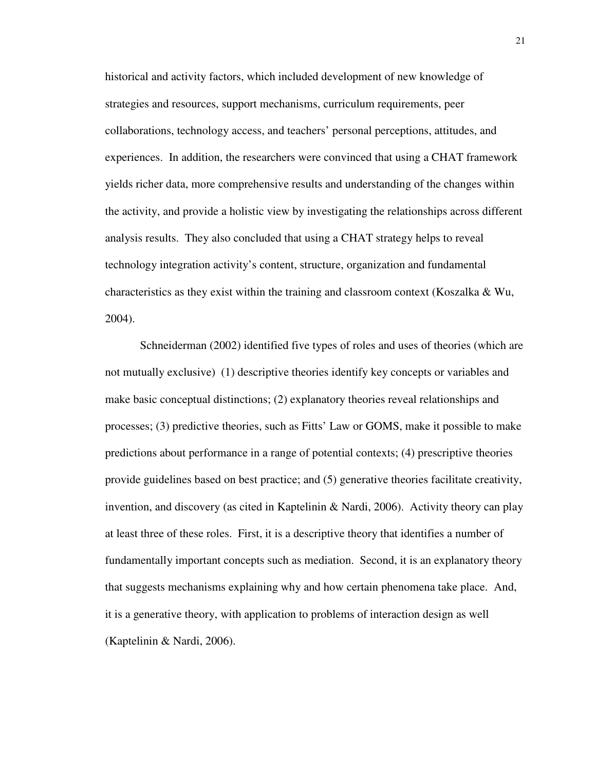historical and activity factors, which included development of new knowledge of strategies and resources, support mechanisms, curriculum requirements, peer collaborations, technology access, and teachers' personal perceptions, attitudes, and experiences. In addition, the researchers were convinced that using a CHAT framework yields richer data, more comprehensive results and understanding of the changes within the activity, and provide a holistic view by investigating the relationships across different analysis results. They also concluded that using a CHAT strategy helps to reveal technology integration activity's content, structure, organization and fundamental characteristics as they exist within the training and classroom context (Koszalka & Wu, 2004).

Schneiderman (2002) identified five types of roles and uses of theories (which are not mutually exclusive) (1) descriptive theories identify key concepts or variables and make basic conceptual distinctions; (2) explanatory theories reveal relationships and processes; (3) predictive theories, such as Fitts' Law or GOMS, make it possible to make predictions about performance in a range of potential contexts; (4) prescriptive theories provide guidelines based on best practice; and (5) generative theories facilitate creativity, invention, and discovery (as cited in Kaptelinin & Nardi, 2006). Activity theory can play at least three of these roles. First, it is a descriptive theory that identifies a number of fundamentally important concepts such as mediation. Second, it is an explanatory theory that suggests mechanisms explaining why and how certain phenomena take place. And, it is a generative theory, with application to problems of interaction design as well (Kaptelinin & Nardi, 2006).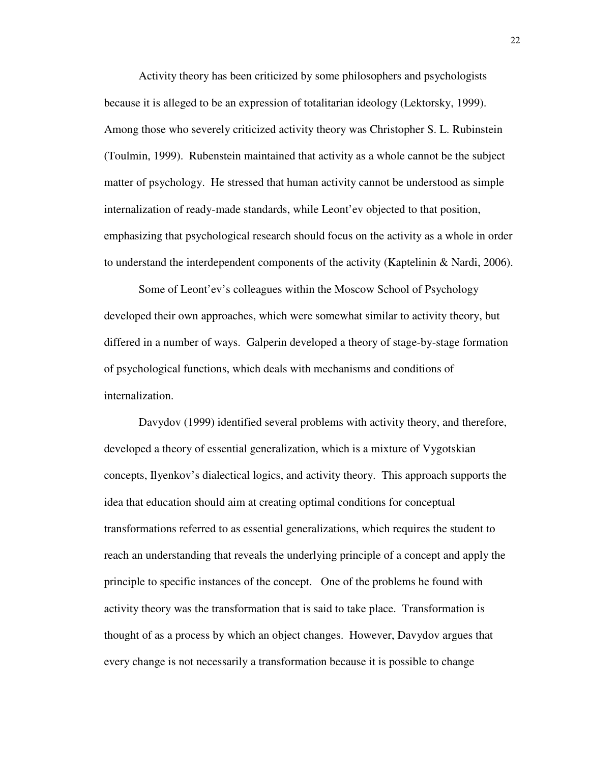Activity theory has been criticized by some philosophers and psychologists because it is alleged to be an expression of totalitarian ideology (Lektorsky, 1999). Among those who severely criticized activity theory was Christopher S. L. Rubinstein (Toulmin, 1999). Rubenstein maintained that activity as a whole cannot be the subject matter of psychology. He stressed that human activity cannot be understood as simple internalization of ready-made standards, while Leont'ev objected to that position, emphasizing that psychological research should focus on the activity as a whole in order to understand the interdependent components of the activity (Kaptelinin & Nardi, 2006).

Some of Leont'ev's colleagues within the Moscow School of Psychology developed their own approaches, which were somewhat similar to activity theory, but differed in a number of ways. Galperin developed a theory of stage-by-stage formation of psychological functions, which deals with mechanisms and conditions of internalization.

Davydov (1999) identified several problems with activity theory, and therefore, developed a theory of essential generalization, which is a mixture of Vygotskian concepts, Ilyenkov's dialectical logics, and activity theory. This approach supports the idea that education should aim at creating optimal conditions for conceptual transformations referred to as essential generalizations, which requires the student to reach an understanding that reveals the underlying principle of a concept and apply the principle to specific instances of the concept. One of the problems he found with activity theory was the transformation that is said to take place. Transformation is thought of as a process by which an object changes. However, Davydov argues that every change is not necessarily a transformation because it is possible to change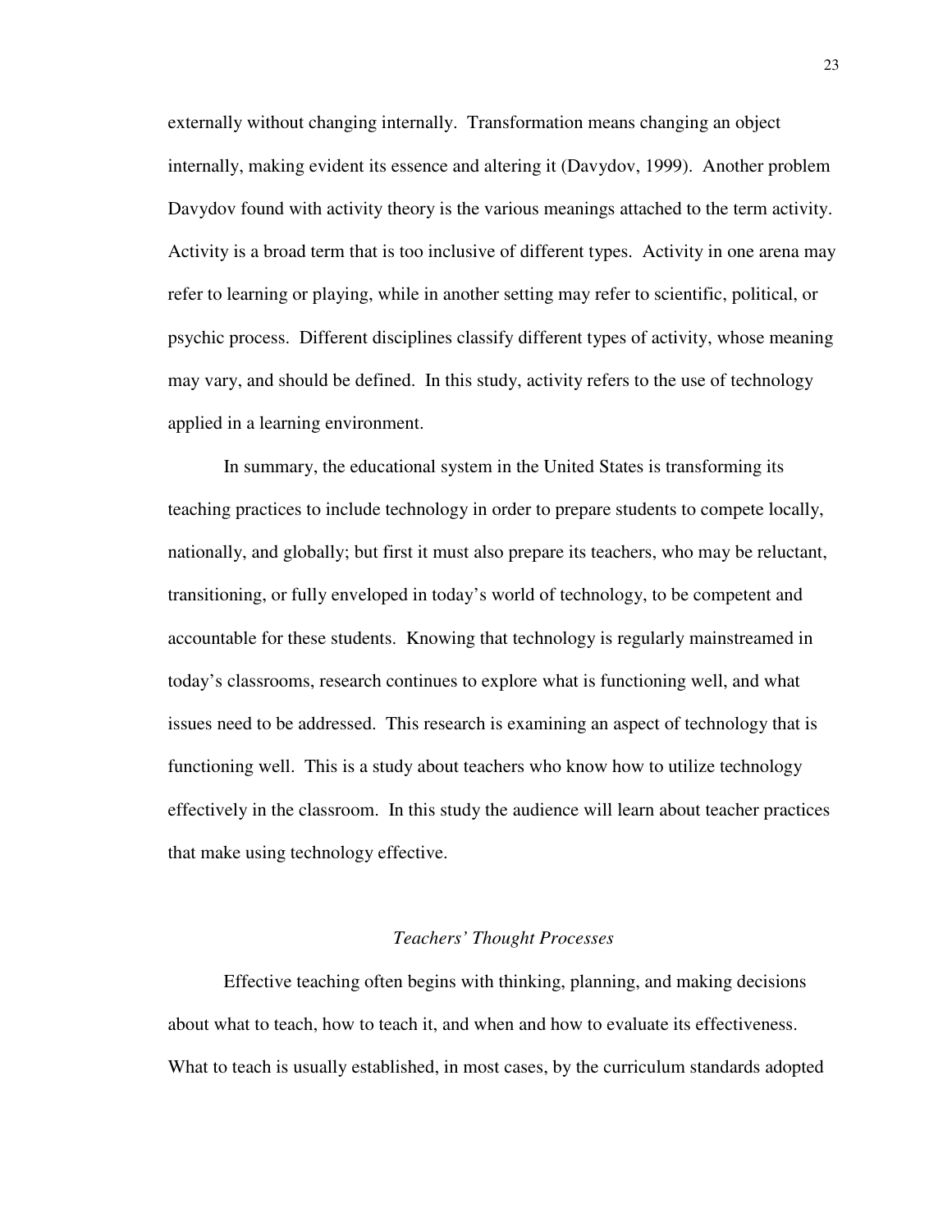externally without changing internally. Transformation means changing an object internally, making evident its essence and altering it (Davydov, 1999). Another problem Davydov found with activity theory is the various meanings attached to the term activity. Activity is a broad term that is too inclusive of different types. Activity in one arena may refer to learning or playing, while in another setting may refer to scientific, political, or psychic process. Different disciplines classify different types of activity, whose meaning may vary, and should be defined. In this study, activity refers to the use of technology applied in a learning environment.

In summary, the educational system in the United States is transforming its teaching practices to include technology in order to prepare students to compete locally, nationally, and globally; but first it must also prepare its teachers, who may be reluctant, transitioning, or fully enveloped in today's world of technology, to be competent and accountable for these students. Knowing that technology is regularly mainstreamed in today's classrooms, research continues to explore what is functioning well, and what issues need to be addressed. This research is examining an aspect of technology that is functioning well. This is a study about teachers who know how to utilize technology effectively in the classroom. In this study the audience will learn about teacher practices that make using technology effective.

### *Teachers' Thought Processes*

Effective teaching often begins with thinking, planning, and making decisions about what to teach, how to teach it, and when and how to evaluate its effectiveness. What to teach is usually established, in most cases, by the curriculum standards adopted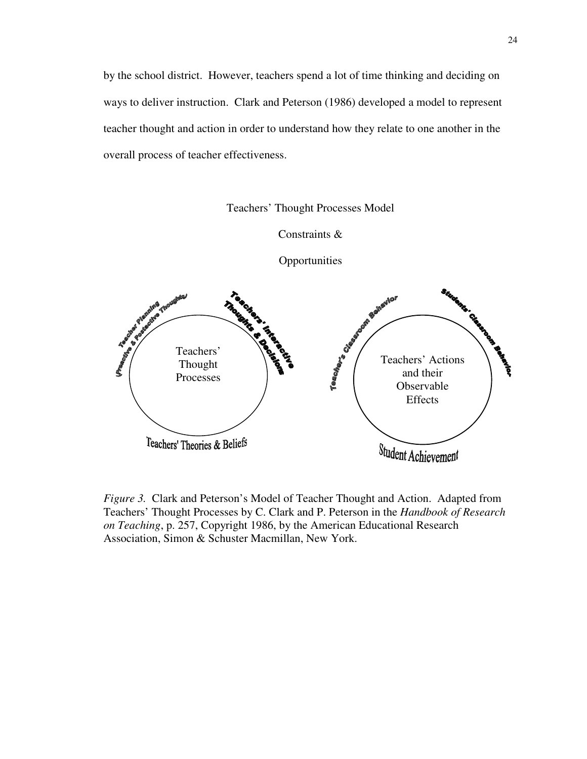by the school district. However, teachers spend a lot of time thinking and deciding on ways to deliver instruction. Clark and Peterson (1986) developed a model to represent teacher thought and action in order to understand how they relate to one another in the overall process of teacher effectiveness.

Teachers' Thought Processes Model

Constraints &

Opportunities

Teacher Planning (Preactive & Postactive Thoughts)

Teachers' Interactive Thoughts & Decisions

Teachers' Thought Processes

Teachers' Theories & Beliefs

Teacher's Classroom Behavior

Students' Classroom Behavior

Teachers' Actions and their Observable Effects

Student Achievement

*Figure 3.* Clark and Peterson's Model of Teacher Thought and Action. Adapted from Teachers' Thought Processes by C. Clark and P. Peterson in the *Handbook of Research on Teaching*, p. 257, Copyright 1986, by the American Educational Research Association, Simon & Schuster Macmillan, New York.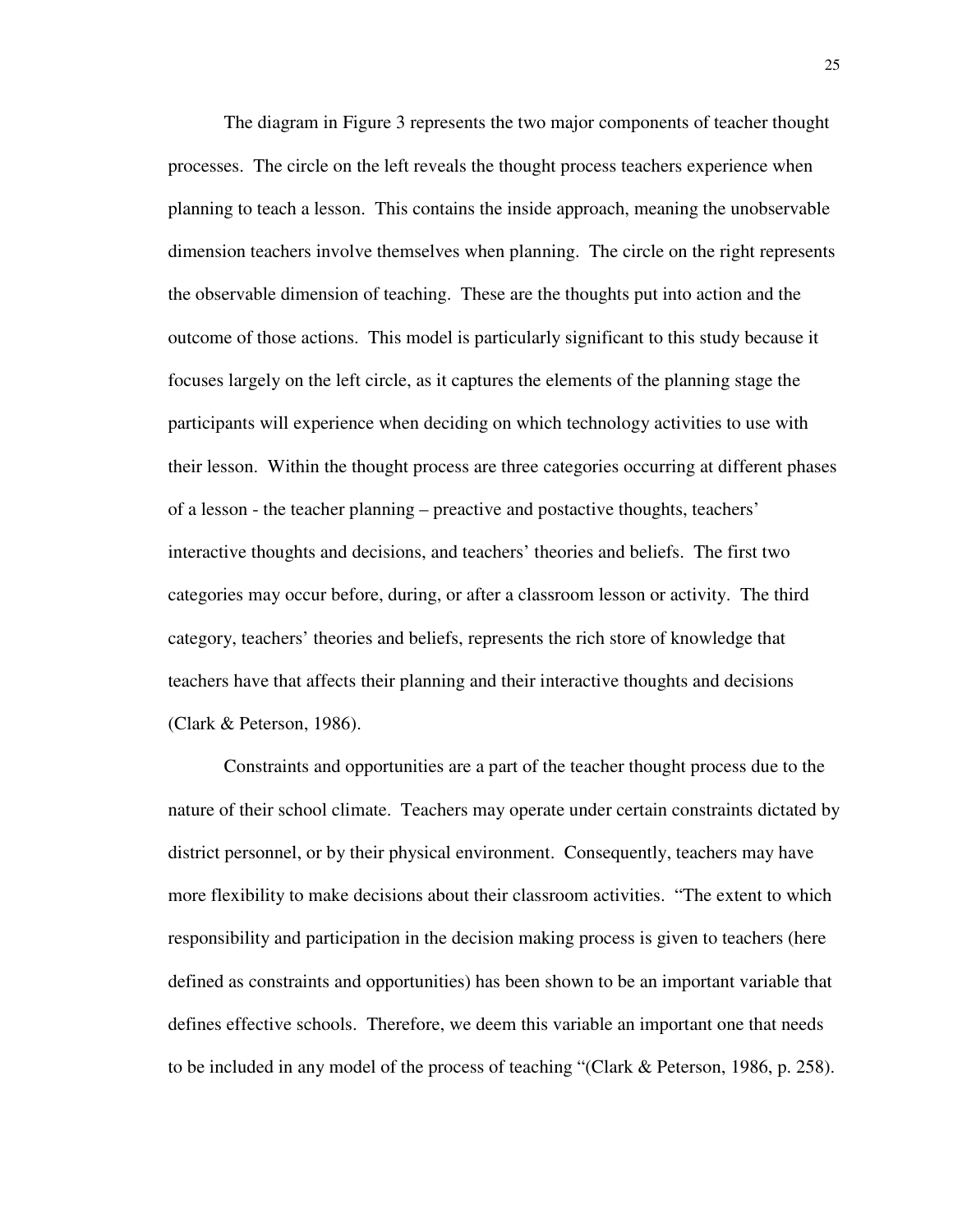The diagram in Figure 3 represents the two major components of teacher thought processes. The circle on the left reveals the thought process teachers experience when planning to teach a lesson. This contains the inside approach, meaning the unobservable dimension teachers involve themselves when planning. The circle on the right represents the observable dimension of teaching. These are the thoughts put into action and the outcome of those actions. This model is particularly significant to this study because it focuses largely on the left circle, as it captures the elements of the planning stage the participants will experience when deciding on which technology activities to use with their lesson. Within the thought process are three categories occurring at different phases of a lesson - the teacher planning – preactive and postactive thoughts, teachers' interactive thoughts and decisions, and teachers' theories and beliefs. The first two categories may occur before, during, or after a classroom lesson or activity. The third category, teachers' theories and beliefs, represents the rich store of knowledge that teachers have that affects their planning and their interactive thoughts and decisions (Clark & Peterson, 1986).

Constraints and opportunities are a part of the teacher thought process due to the nature of their school climate. Teachers may operate under certain constraints dictated by district personnel, or by their physical environment. Consequently, teachers may have more flexibility to make decisions about their classroom activities. "The extent to which responsibility and participation in the decision making process is given to teachers (here defined as constraints and opportunities) has been shown to be an important variable that defines effective schools. Therefore, we deem this variable an important one that needs to be included in any model of the process of teaching "(Clark & Peterson, 1986, p. 258).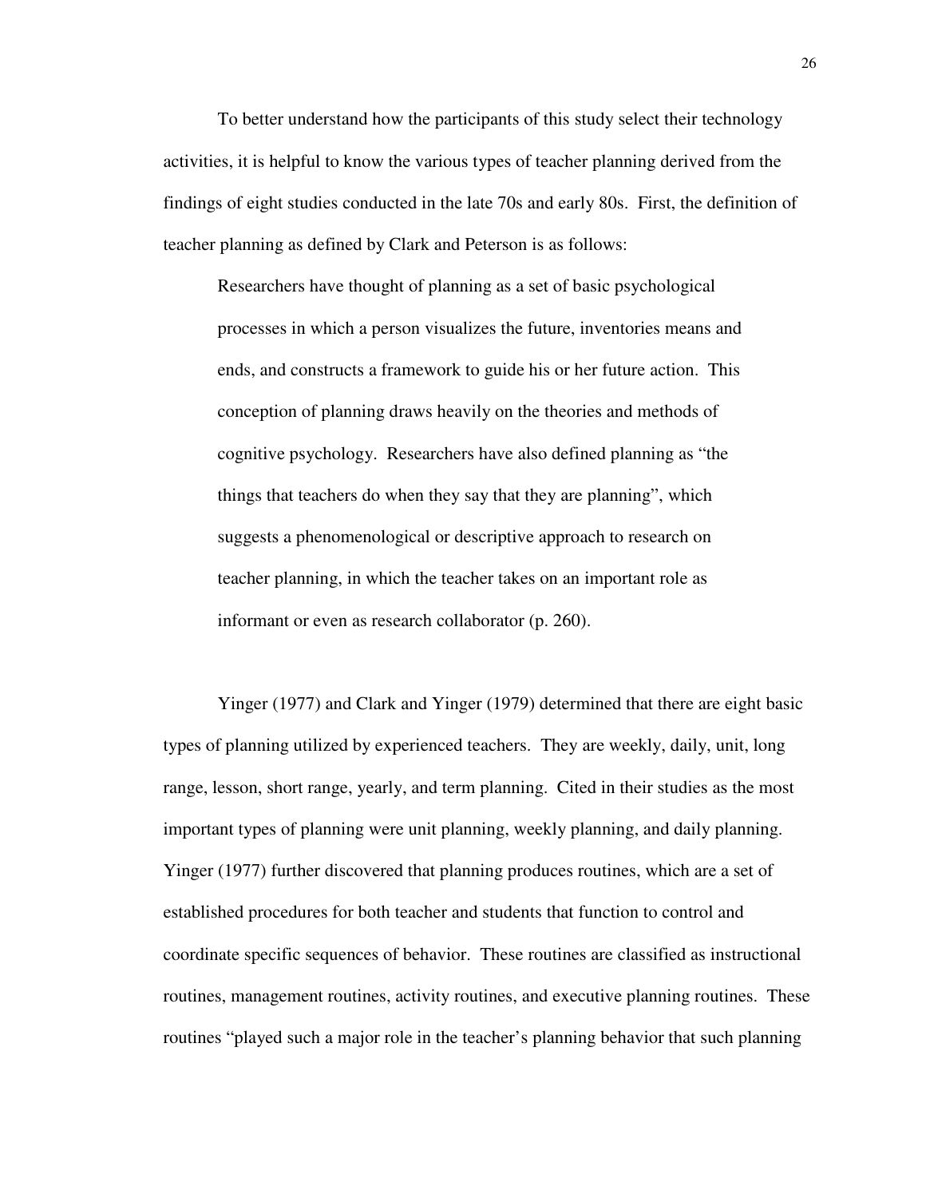To better understand how the participants of this study select their technology activities, it is helpful to know the various types of teacher planning derived from the findings of eight studies conducted in the late 70s and early 80s. First, the definition of teacher planning as defined by Clark and Peterson is as follows:

> Researchers have thought of planning as a set of basic psychological processes in which a person visualizes the future, inventories means and ends, and constructs a framework to guide his or her future action. This conception of planning draws heavily on the theories and methods of cognitive psychology. Researchers have also defined planning as "the things that teachers do when they say that they are planning", which suggests a phenomenological or descriptive approach to research on teacher planning, in which the teacher takes on an important role as informant or even as research collaborator (p. 260).

Yinger (1977) and Clark and Yinger (1979) determined that there are eight basic types of planning utilized by experienced teachers. They are weekly, daily, unit, long range, lesson, short range, yearly, and term planning. Cited in their studies as the most important types of planning were unit planning, weekly planning, and daily planning. Yinger (1977) further discovered that planning produces routines, which are a set of established procedures for both teacher and students that function to control and coordinate specific sequences of behavior. These routines are classified as instructional routines, management routines, activity routines, and executive planning routines. These routines "played such a major role in the teacher's planning behavior that such planning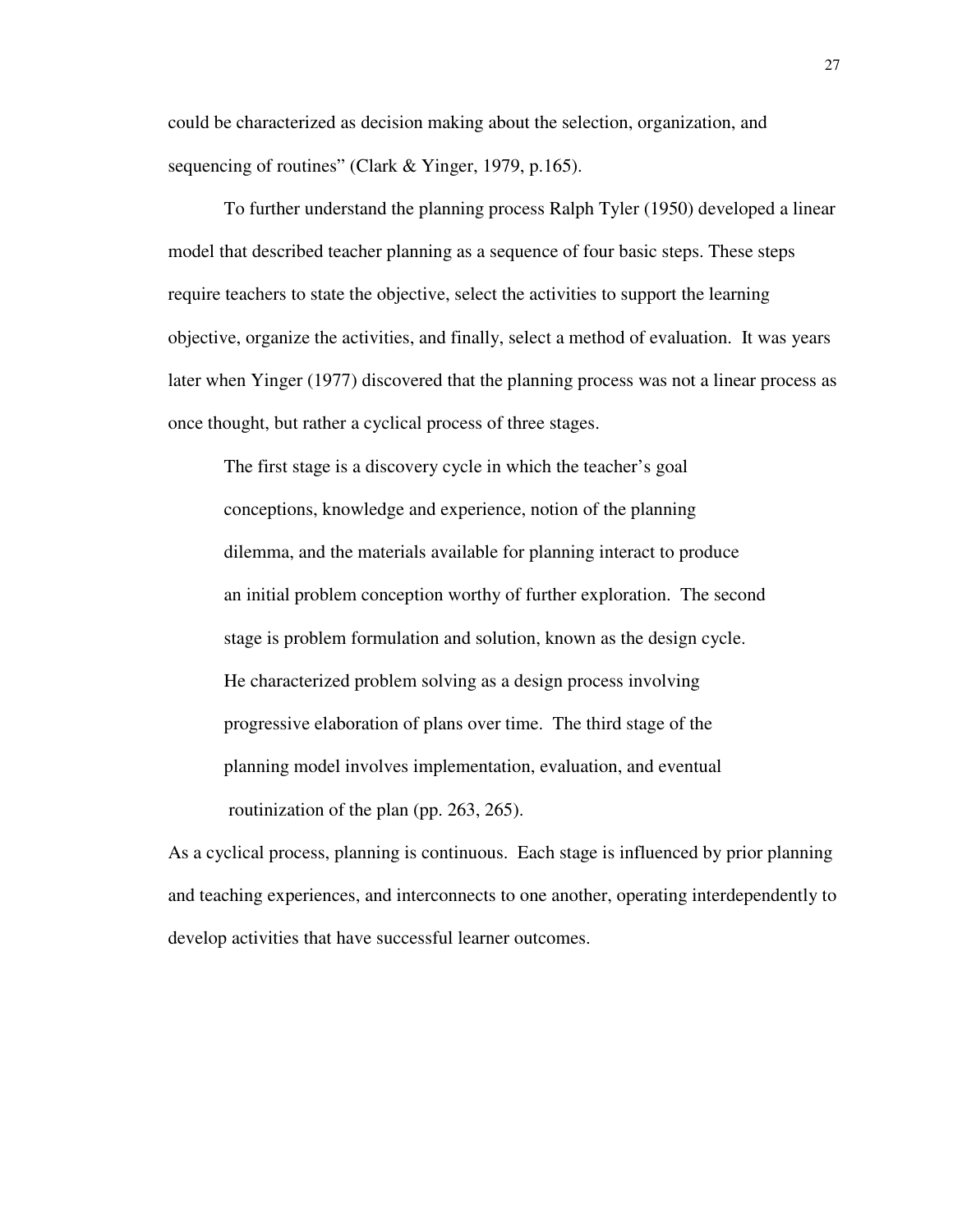could be characterized as decision making about the selection, organization, and sequencing of routines" (Clark & Yinger, 1979, p.165).

To further understand the planning process Ralph Tyler (1950) developed a linear model that described teacher planning as a sequence of four basic steps. These steps require teachers to state the objective, select the activities to support the learning objective, organize the activities, and finally, select a method of evaluation. It was years later when Yinger (1977) discovered that the planning process was not a linear process as once thought, but rather a cyclical process of three stages.

> The first stage is a discovery cycle in which the teacher's goal conceptions, knowledge and experience, notion of the planning dilemma, and the materials available for planning interact to produce an initial problem conception worthy of further exploration. The second stage is problem formulation and solution, known as the design cycle. He characterized problem solving as a design process involving progressive elaboration of plans over time. The third stage of the planning model involves implementation, evaluation, and eventual routinization of the plan (pp. 263, 265).

As a cyclical process, planning is continuous. Each stage is influenced by prior planning and teaching experiences, and interconnects to one another, operating interdependently to develop activities that have successful learner outcomes.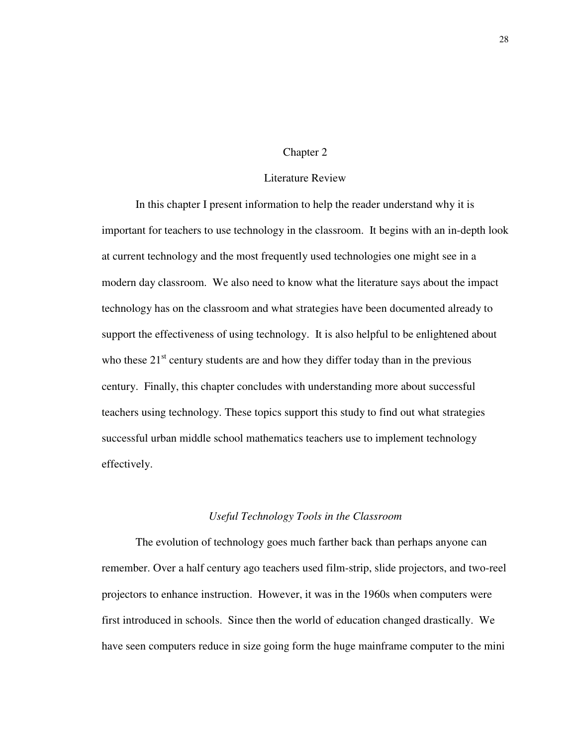# Chapter 2

# Literature Review

In this chapter I present information to help the reader understand why it is important for teachers to use technology in the classroom. It begins with an in-depth look at current technology and the most frequently used technologies one might see in a modern day classroom. We also need to know what the literature says about the impact technology has on the classroom and what strategies have been documented already to support the effectiveness of using technology. It is also helpful to be enlightened about who these 21st century students are and how they differ today than in the previous century. Finally, this chapter concludes with understanding more about successful teachers using technology. These topics support this study to find out what strategies successful urban middle school mathematics teachers use to implement technology effectively.

## *Useful Technology Tools in the Classroom*

The evolution of technology goes much farther back than perhaps anyone can remember. Over a half century ago teachers used film-strip, slide projectors, and two-reel projectors to enhance instruction. However, it was in the 1960s when computers were first introduced in schools. Since then the world of education changed drastically. We have seen computers reduce in size going form the huge mainframe computer to the mini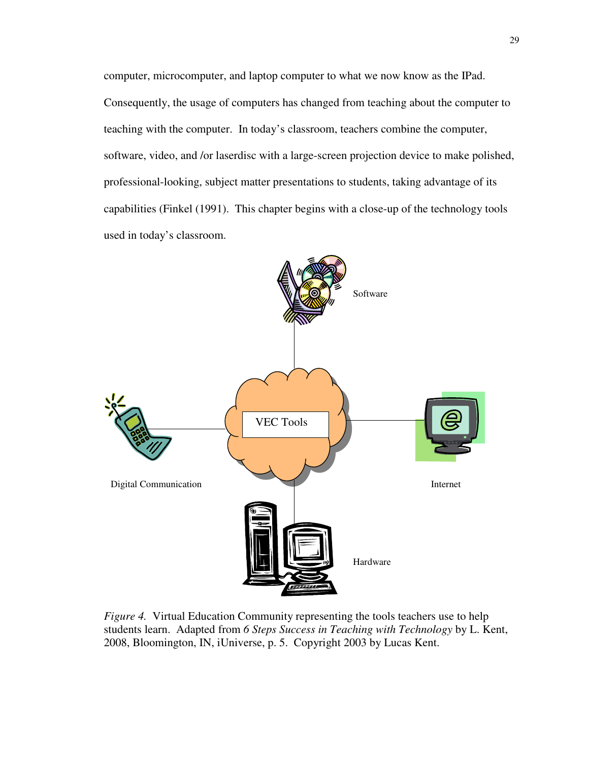computer, microcomputer, and laptop computer to what we now know as the IPad. Consequently, the usage of computers has changed from teaching about the computer to teaching with the computer. In today's classroom, teachers combine the computer, software, video, and /or laserdisc with a large-screen projection device to make polished, professional-looking, subject matter presentations to students, taking advantage of its capabilities (Finkel (1991). This chapter begins with a close-up of the technology tools used in today's classroom.

Software

VEC Tools

Digital Communication

Internet

Hardware

*Figure 4.* Virtual Education Community representing the tools teachers use to help students learn. Adapted from *6 Steps Success in Teaching with Technology* by L. Kent, 2008, Bloomington, IN, iUniverse, p. 5. Copyright 2003 by Lucas Kent.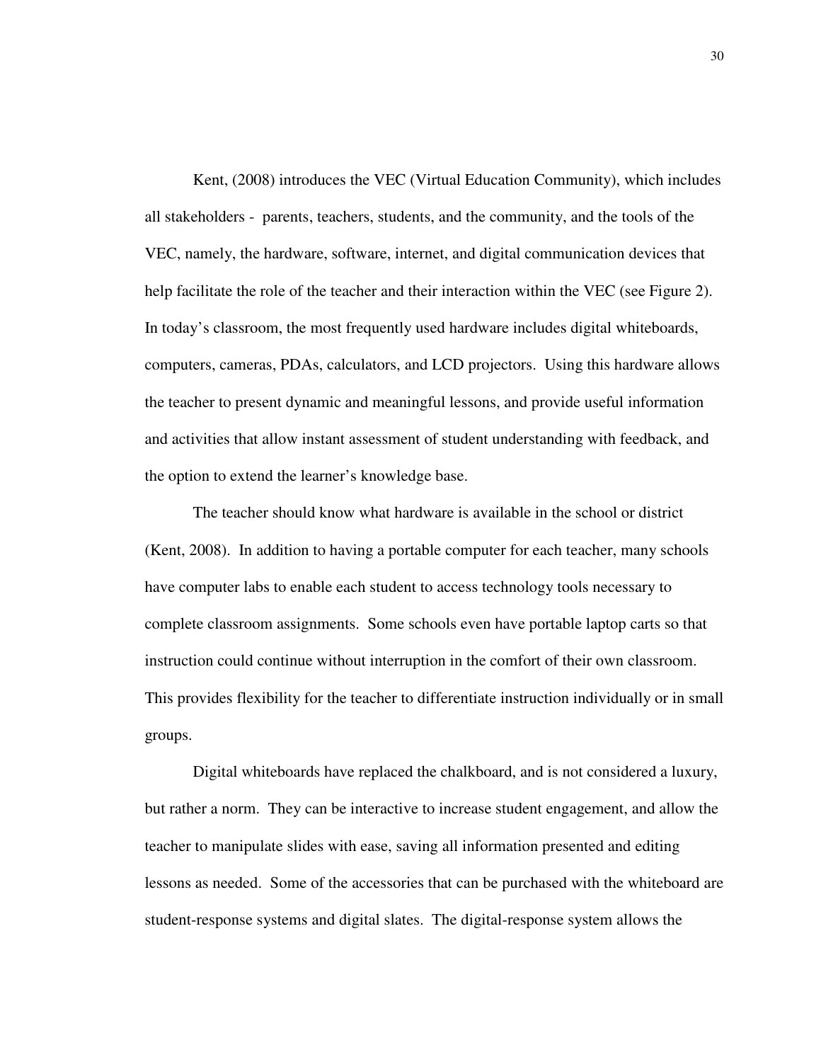Kent, (2008) introduces the VEC (Virtual Education Community), which includes all stakeholders - parents, teachers, students, and the community, and the tools of the VEC, namely, the hardware, software, internet, and digital communication devices that help facilitate the role of the teacher and their interaction within the VEC (see Figure 2). In today's classroom, the most frequently used hardware includes digital whiteboards, computers, cameras, PDAs, calculators, and LCD projectors. Using this hardware allows the teacher to present dynamic and meaningful lessons, and provide useful information and activities that allow instant assessment of student understanding with feedback, and the option to extend the learner's knowledge base.

The teacher should know what hardware is available in the school or district (Kent, 2008). In addition to having a portable computer for each teacher, many schools have computer labs to enable each student to access technology tools necessary to complete classroom assignments. Some schools even have portable laptop carts so that instruction could continue without interruption in the comfort of their own classroom. This provides flexibility for the teacher to differentiate instruction individually or in small groups.

Digital whiteboards have replaced the chalkboard, and is not considered a luxury, but rather a norm. They can be interactive to increase student engagement, and allow the teacher to manipulate slides with ease, saving all information presented and editing lessons as needed. Some of the accessories that can be purchased with the whiteboard are student-response systems and digital slates. The digital-response system allows the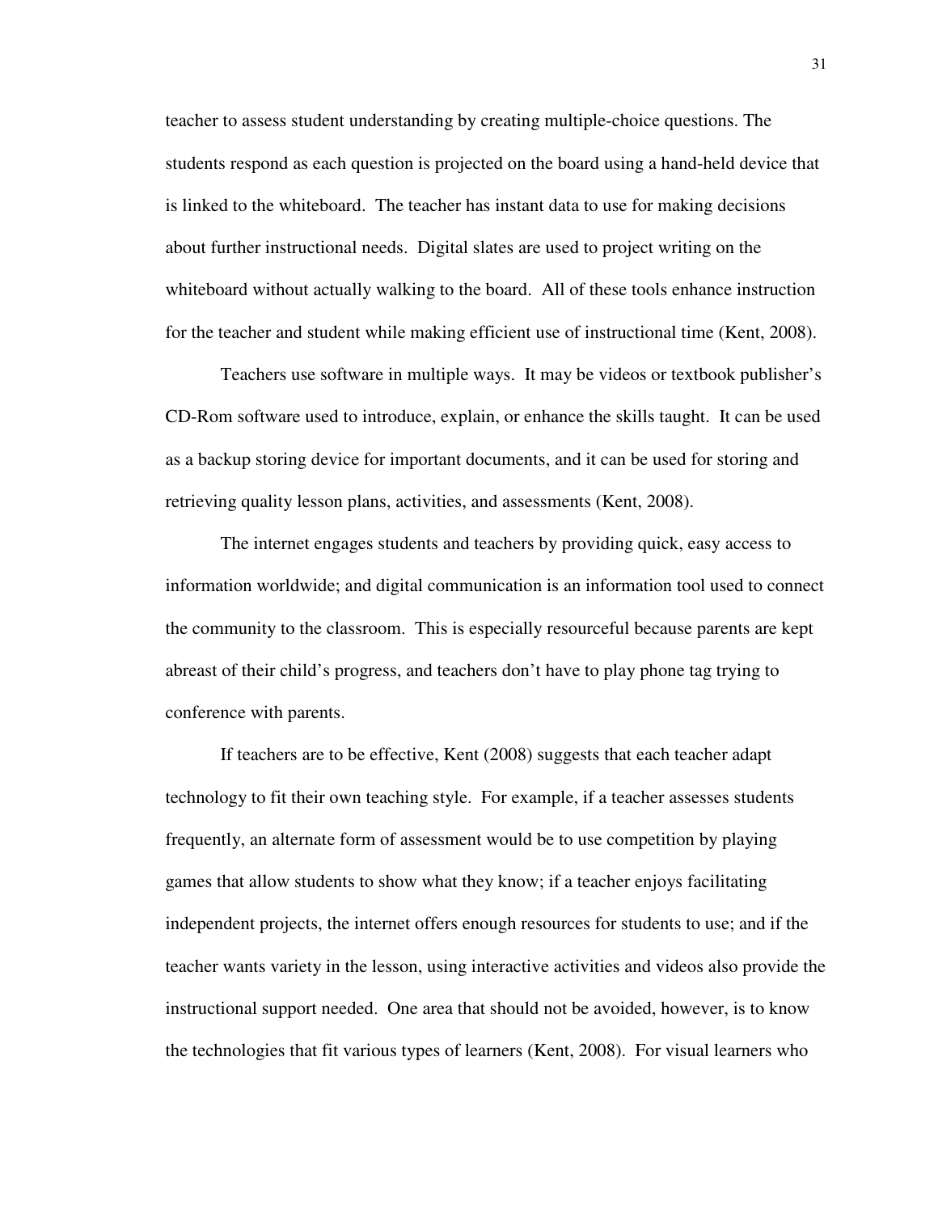teacher to assess student understanding by creating multiple-choice questions. The students respond as each question is projected on the board using a hand-held device that is linked to the whiteboard. The teacher has instant data to use for making decisions about further instructional needs. Digital slates are used to project writing on the whiteboard without actually walking to the board. All of these tools enhance instruction for the teacher and student while making efficient use of instructional time (Kent, 2008).

Teachers use software in multiple ways. It may be videos or textbook publisher's CD-Rom software used to introduce, explain, or enhance the skills taught. It can be used as a backup storing device for important documents, and it can be used for storing and retrieving quality lesson plans, activities, and assessments (Kent, 2008).

The internet engages students and teachers by providing quick, easy access to information worldwide; and digital communication is an information tool used to connect the community to the classroom. This is especially resourceful because parents are kept abreast of their child's progress, and teachers don't have to play phone tag trying to conference with parents.

If teachers are to be effective, Kent (2008) suggests that each teacher adapt technology to fit their own teaching style. For example, if a teacher assesses students frequently, an alternate form of assessment would be to use competition by playing games that allow students to show what they know; if a teacher enjoys facilitating independent projects, the internet offers enough resources for students to use; and if the teacher wants variety in the lesson, using interactive activities and videos also provide the instructional support needed. One area that should not be avoided, however, is to know the technologies that fit various types of learners (Kent, 2008). For visual learners who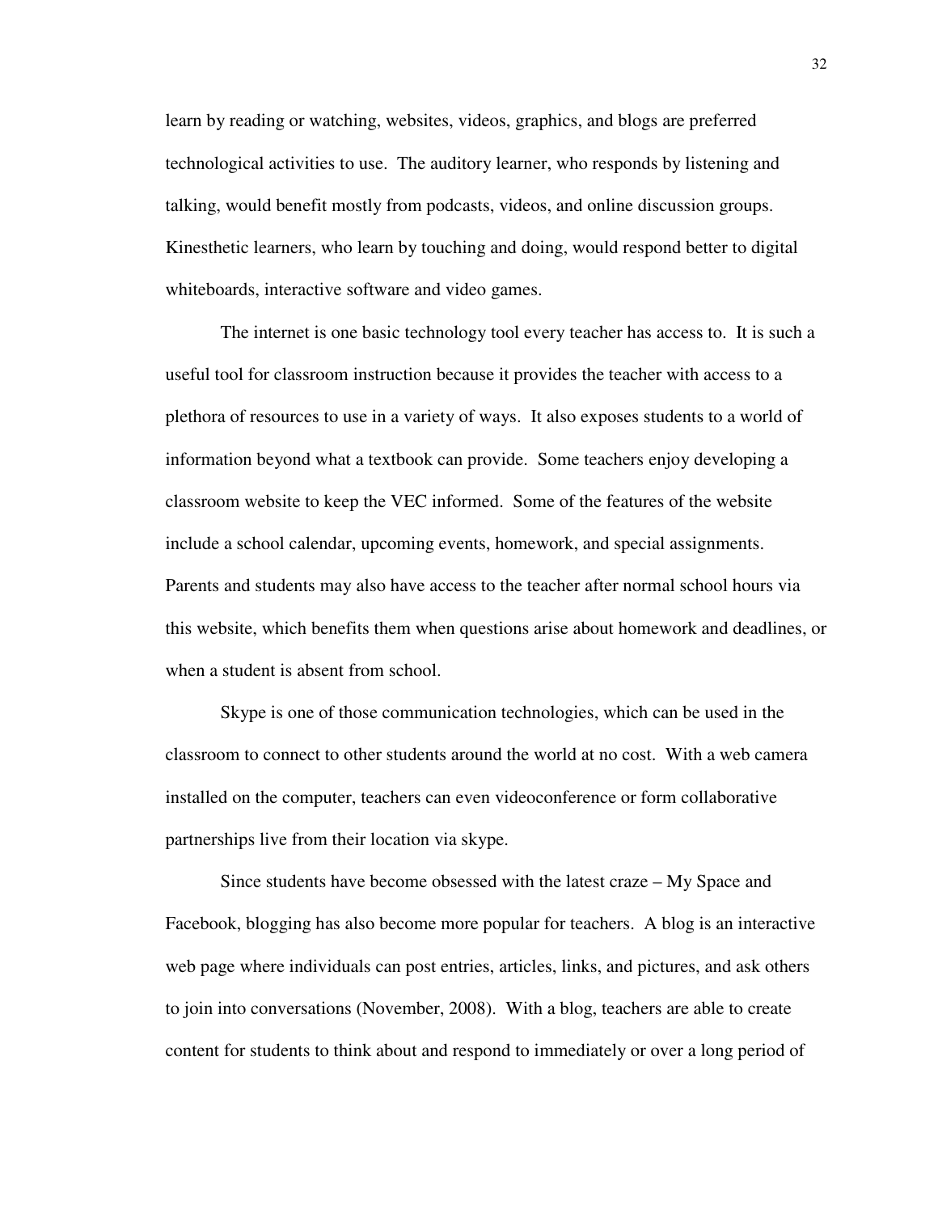learn by reading or watching, websites, videos, graphics, and blogs are preferred technological activities to use. The auditory learner, who responds by listening and talking, would benefit mostly from podcasts, videos, and online discussion groups. Kinesthetic learners, who learn by touching and doing, would respond better to digital whiteboards, interactive software and video games.

The internet is one basic technology tool every teacher has access to. It is such a useful tool for classroom instruction because it provides the teacher with access to a plethora of resources to use in a variety of ways. It also exposes students to a world of information beyond what a textbook can provide. Some teachers enjoy developing a classroom website to keep the VEC informed. Some of the features of the website include a school calendar, upcoming events, homework, and special assignments. Parents and students may also have access to the teacher after normal school hours via this website, which benefits them when questions arise about homework and deadlines, or when a student is absent from school.

Skype is one of those communication technologies, which can be used in the classroom to connect to other students around the world at no cost. With a web camera installed on the computer, teachers can even videoconference or form collaborative partnerships live from their location via skype.

Since students have become obsessed with the latest craze – My Space and Facebook, blogging has also become more popular for teachers. A blog is an interactive web page where individuals can post entries, articles, links, and pictures, and ask others to join into conversations (November, 2008). With a blog, teachers are able to create content for students to think about and respond to immediately or over a long period of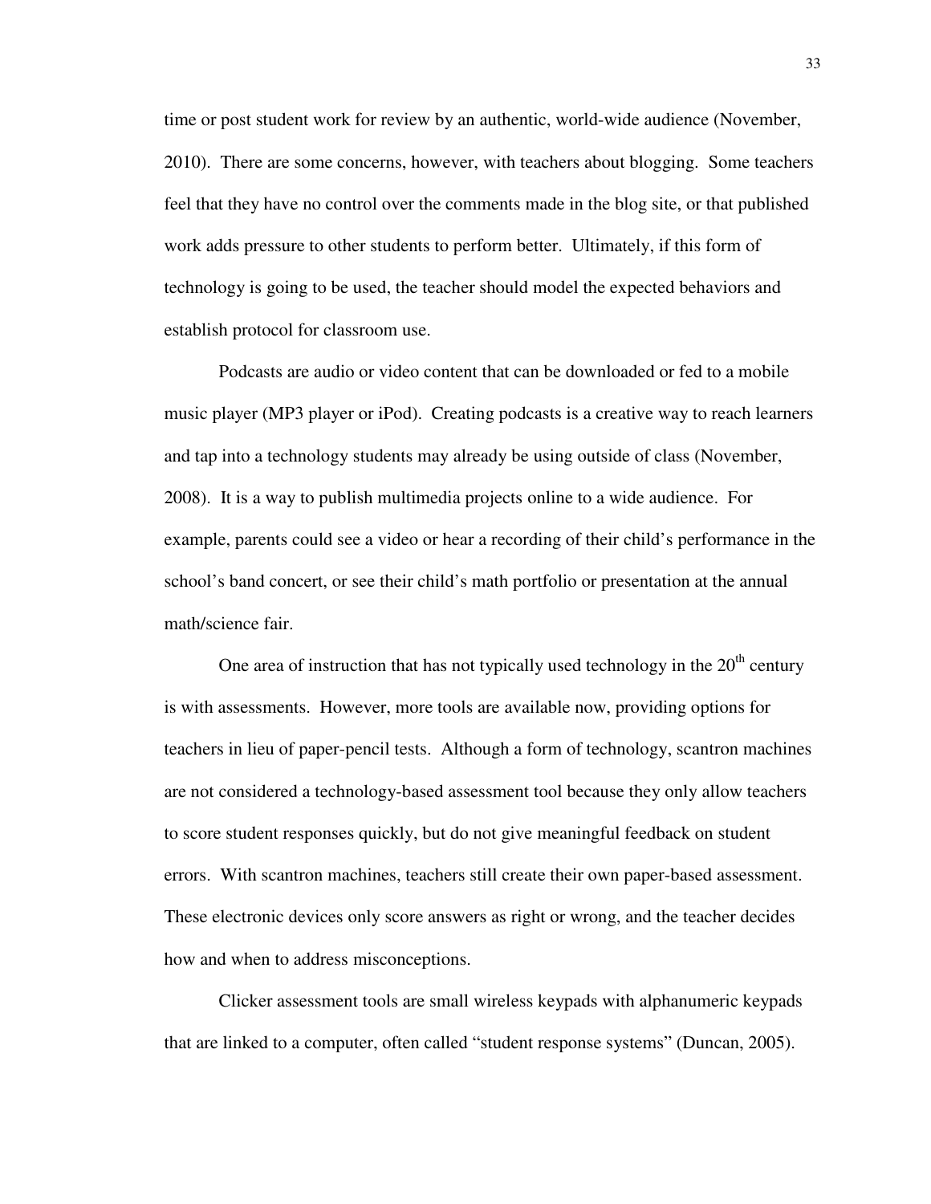time or post student work for review by an authentic, world-wide audience (November, 2010). There are some concerns, however, with teachers about blogging. Some teachers feel that they have no control over the comments made in the blog site, or that published work adds pressure to other students to perform better. Ultimately, if this form of technology is going to be used, the teacher should model the expected behaviors and establish protocol for classroom use.

Podcasts are audio or video content that can be downloaded or fed to a mobile music player (MP3 player or iPod). Creating podcasts is a creative way to reach learners and tap into a technology students may already be using outside of class (November, 2008). It is a way to publish multimedia projects online to a wide audience. For example, parents could see a video or hear a recording of their child's performance in the school's band concert, or see their child's math portfolio or presentation at the annual math/science fair.

One area of instruction that has not typically used technology in the 20th century is with assessments. However, more tools are available now, providing options for teachers in lieu of paper-pencil tests. Although a form of technology, scantron machines are not considered a technology-based assessment tool because they only allow teachers to score student responses quickly, but do not give meaningful feedback on student errors. With scantron machines, teachers still create their own paper-based assessment. These electronic devices only score answers as right or wrong, and the teacher decides how and when to address misconceptions.

Clicker assessment tools are small wireless keypads with alphanumeric keypads that are linked to a computer, often called "student response systems" (Duncan, 2005).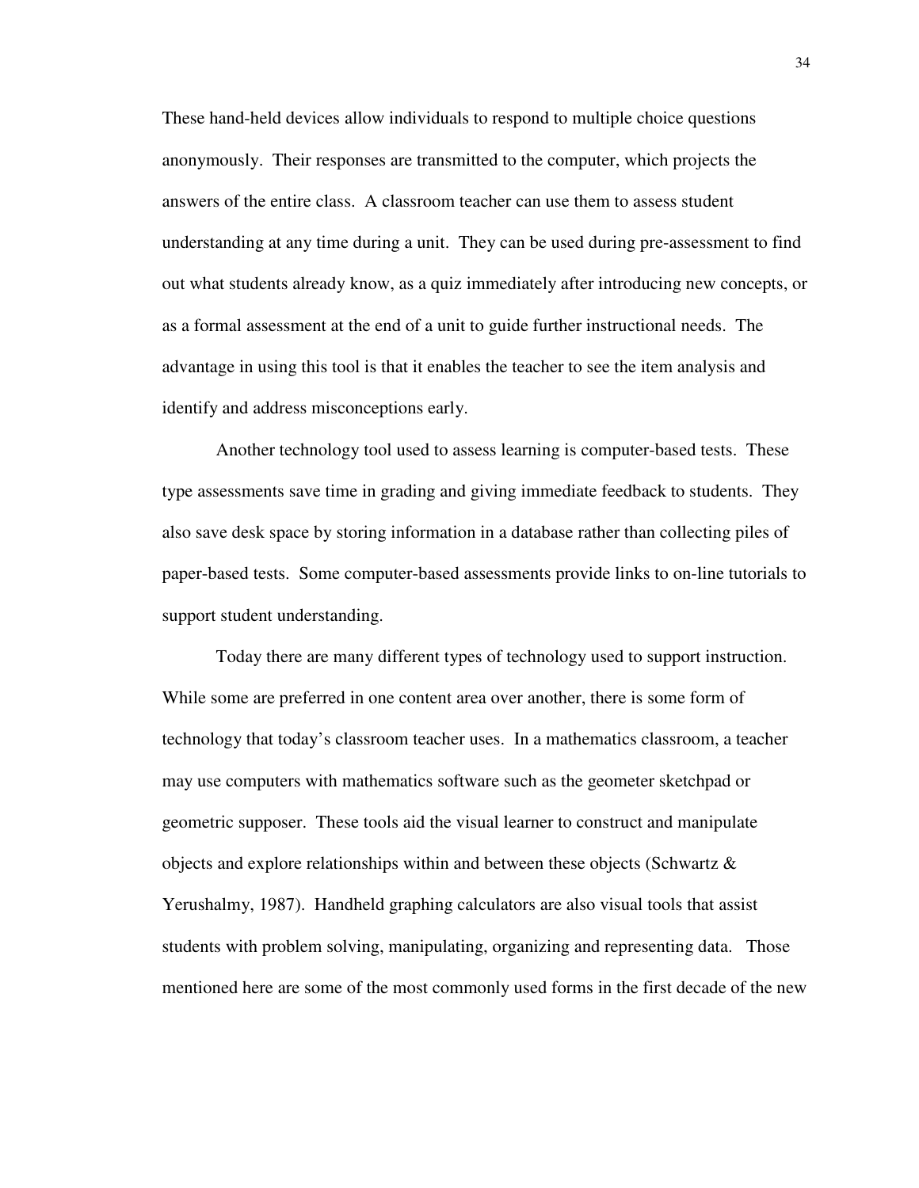These hand-held devices allow individuals to respond to multiple choice questions anonymously. Their responses are transmitted to the computer, which projects the answers of the entire class. A classroom teacher can use them to assess student understanding at any time during a unit. They can be used during pre-assessment to find out what students already know, as a quiz immediately after introducing new concepts, or as a formal assessment at the end of a unit to guide further instructional needs. The advantage in using this tool is that it enables the teacher to see the item analysis and identify and address misconceptions early.

Another technology tool used to assess learning is computer-based tests. These type assessments save time in grading and giving immediate feedback to students. They also save desk space by storing information in a database rather than collecting piles of paper-based tests. Some computer-based assessments provide links to on-line tutorials to support student understanding.

Today there are many different types of technology used to support instruction. While some are preferred in one content area over another, there is some form of technology that today's classroom teacher uses. In a mathematics classroom, a teacher may use computers with mathematics software such as the geometer sketchpad or geometric supposer. These tools aid the visual learner to construct and manipulate objects and explore relationships within and between these objects (Schwartz & Yerushalmy, 1987). Handheld graphing calculators are also visual tools that assist students with problem solving, manipulating, organizing and representing data. Those mentioned here are some of the most commonly used forms in the first decade of the new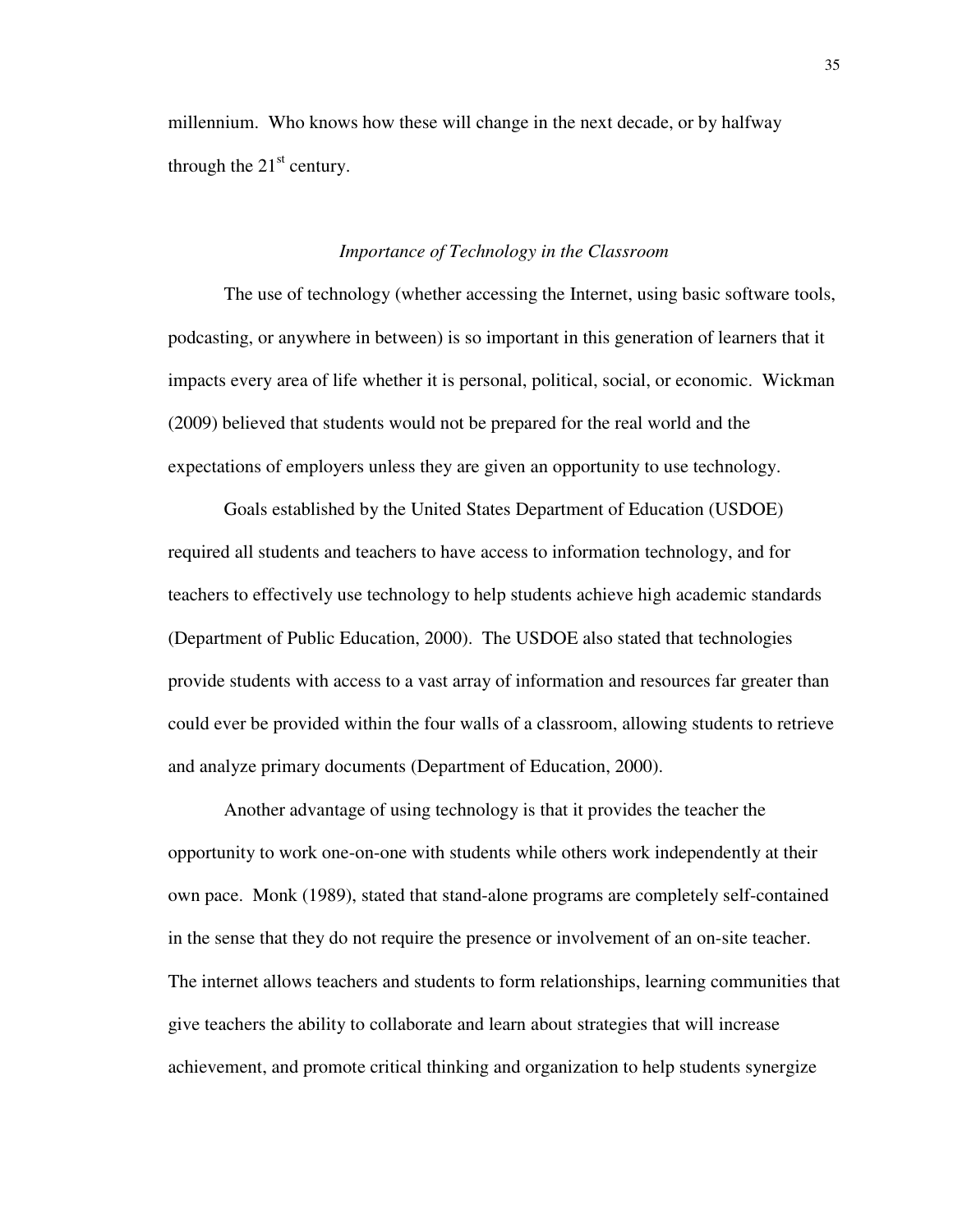millennium. Who knows how these will change in the next decade, or by halfway through the 21st century.

### *Importance of Technology in the Classroom*

The use of technology (whether accessing the Internet, using basic software tools, podcasting, or anywhere in between) is so important in this generation of learners that it impacts every area of life whether it is personal, political, social, or economic. Wickman (2009) believed that students would not be prepared for the real world and the expectations of employers unless they are given an opportunity to use technology.

Goals established by the United States Department of Education (USDOE) required all students and teachers to have access to information technology, and for teachers to effectively use technology to help students achieve high academic standards (Department of Public Education, 2000). The USDOE also stated that technologies provide students with access to a vast array of information and resources far greater than could ever be provided within the four walls of a classroom, allowing students to retrieve and analyze primary documents (Department of Education, 2000).

Another advantage of using technology is that it provides the teacher the opportunity to work one-on-one with students while others work independently at their own pace. Monk (1989), stated that stand-alone programs are completely self-contained in the sense that they do not require the presence or involvement of an on-site teacher. The internet allows teachers and students to form relationships, learning communities that give teachers the ability to collaborate and learn about strategies that will increase achievement, and promote critical thinking and organization to help students synergize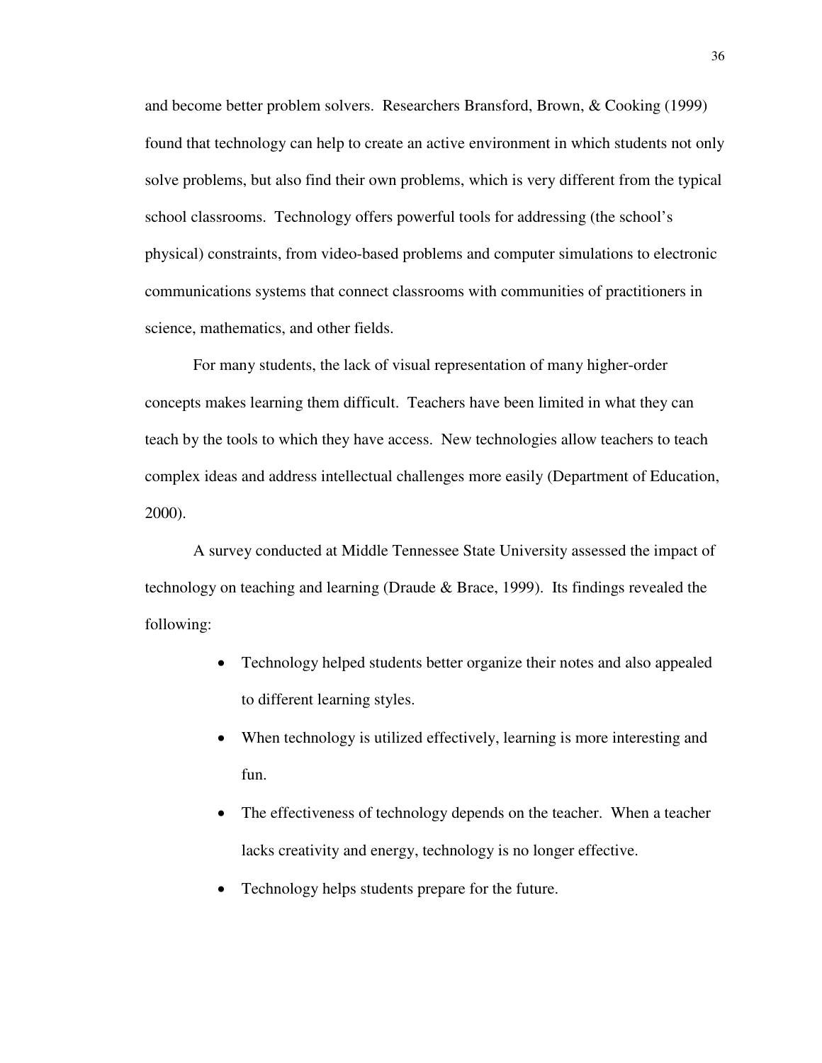and become better problem solvers. Researchers Bransford, Brown, & Cooking (1999) found that technology can help to create an active environment in which students not only solve problems, but also find their own problems, which is very different from the typical school classrooms. Technology offers powerful tools for addressing (the school's physical) constraints, from video-based problems and computer simulations to electronic communications systems that connect classrooms with communities of practitioners in science, mathematics, and other fields.

For many students, the lack of visual representation of many higher-order concepts makes learning them difficult. Teachers have been limited in what they can teach by the tools to which they have access. New technologies allow teachers to teach complex ideas and address intellectual challenges more easily (Department of Education, 2000).

A survey conducted at Middle Tennessee State University assessed the impact of technology on teaching and learning (Draude & Brace, 1999). Its findings revealed the following:

- Technology helped students better organize their notes and also appealed to different learning styles.
- When technology is utilized effectively, learning is more interesting and fun.
- The effectiveness of technology depends on the teacher. When a teacher lacks creativity and energy, technology is no longer effective.
- Technology helps students prepare for the future.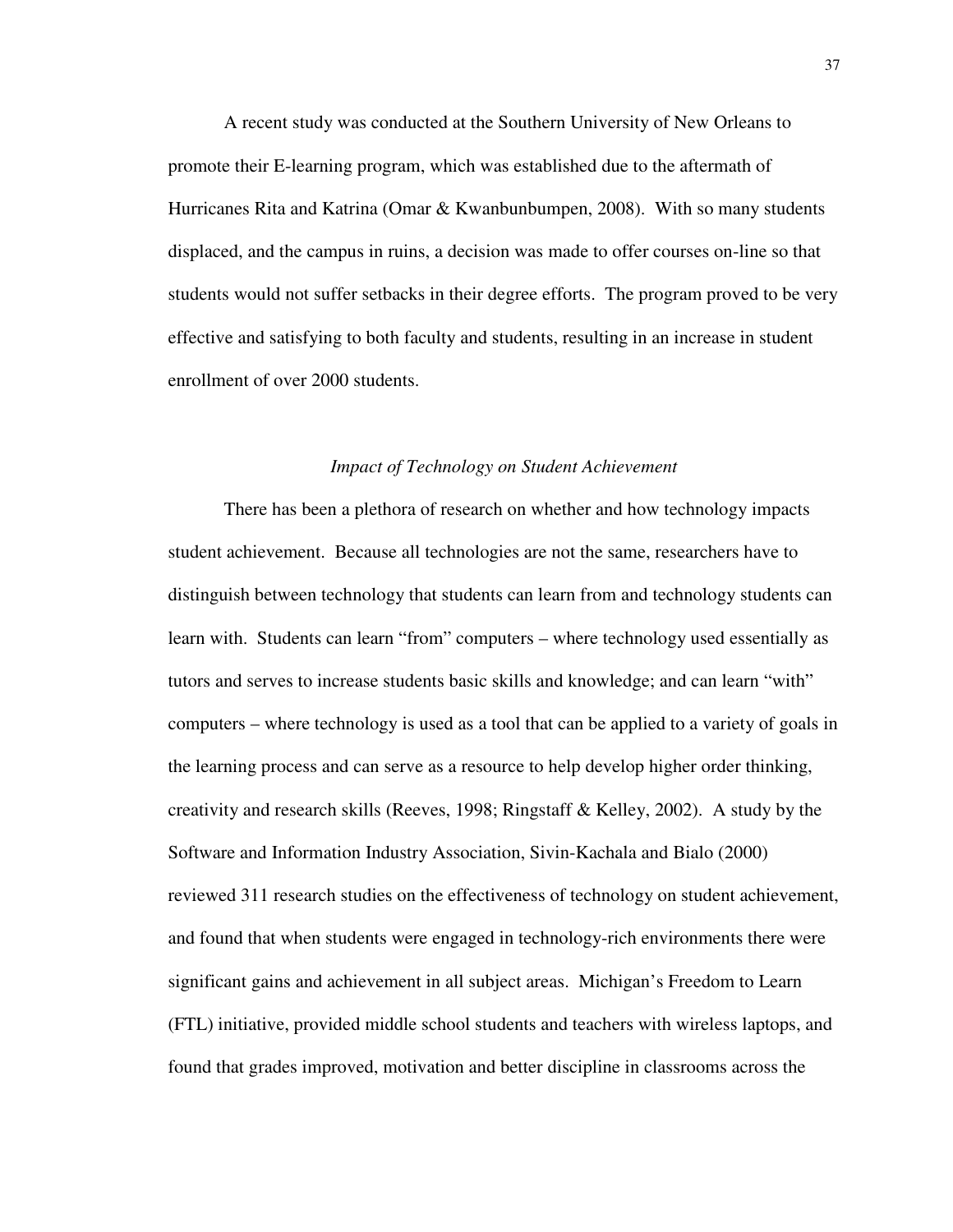A recent study was conducted at the Southern University of New Orleans to promote their E-learning program, which was established due to the aftermath of Hurricanes Rita and Katrina (Omar & Kwanbunbumpen, 2008). With so many students displaced, and the campus in ruins, a decision was made to offer courses on-line so that students would not suffer setbacks in their degree efforts. The program proved to be very effective and satisfying to both faculty and students, resulting in an increase in student enrollment of over 2000 students.

### *Impact of Technology on Student Achievement*

There has been a plethora of research on whether and how technology impacts student achievement. Because all technologies are not the same, researchers have to distinguish between technology that students can learn from and technology students can learn with. Students can learn "from" computers – where technology used essentially as tutors and serves to increase students basic skills and knowledge; and can learn "with" computers – where technology is used as a tool that can be applied to a variety of goals in the learning process and can serve as a resource to help develop higher order thinking, creativity and research skills (Reeves, 1998; Ringstaff & Kelley, 2002). A study by the Software and Information Industry Association, Sivin-Kachala and Bialo (2000) reviewed 311 research studies on the effectiveness of technology on student achievement, and found that when students were engaged in technology-rich environments there were significant gains and achievement in all subject areas. Michigan's Freedom to Learn (FTL) initiative, provided middle school students and teachers with wireless laptops, and found that grades improved, motivation and better discipline in classrooms across the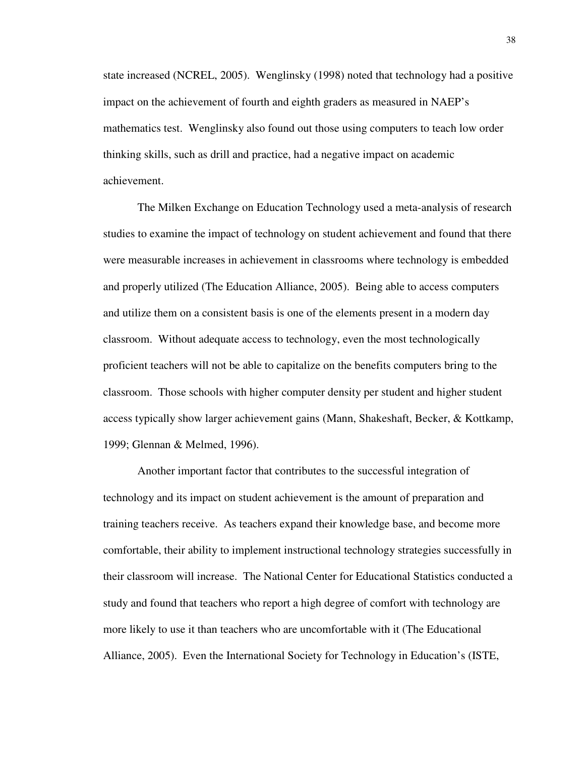state increased (NCREL, 2005). Wenglinsky (1998) noted that technology had a positive impact on the achievement of fourth and eighth graders as measured in NAEP's mathematics test. Wenglinsky also found out those using computers to teach low order thinking skills, such as drill and practice, had a negative impact on academic achievement.

The Milken Exchange on Education Technology used a meta-analysis of research studies to examine the impact of technology on student achievement and found that there were measurable increases in achievement in classrooms where technology is embedded and properly utilized (The Education Alliance, 2005). Being able to access computers and utilize them on a consistent basis is one of the elements present in a modern day classroom. Without adequate access to technology, even the most technologically proficient teachers will not be able to capitalize on the benefits computers bring to the classroom. Those schools with higher computer density per student and higher student access typically show larger achievement gains (Mann, Shakeshaft, Becker, & Kottkamp, 1999; Glennan & Melmed, 1996).

Another important factor that contributes to the successful integration of technology and its impact on student achievement is the amount of preparation and training teachers receive. As teachers expand their knowledge base, and become more comfortable, their ability to implement instructional technology strategies successfully in their classroom will increase. The National Center for Educational Statistics conducted a study and found that teachers who report a high degree of comfort with technology are more likely to use it than teachers who are uncomfortable with it (The Educational Alliance, 2005). Even the International Society for Technology in Education's (ISTE,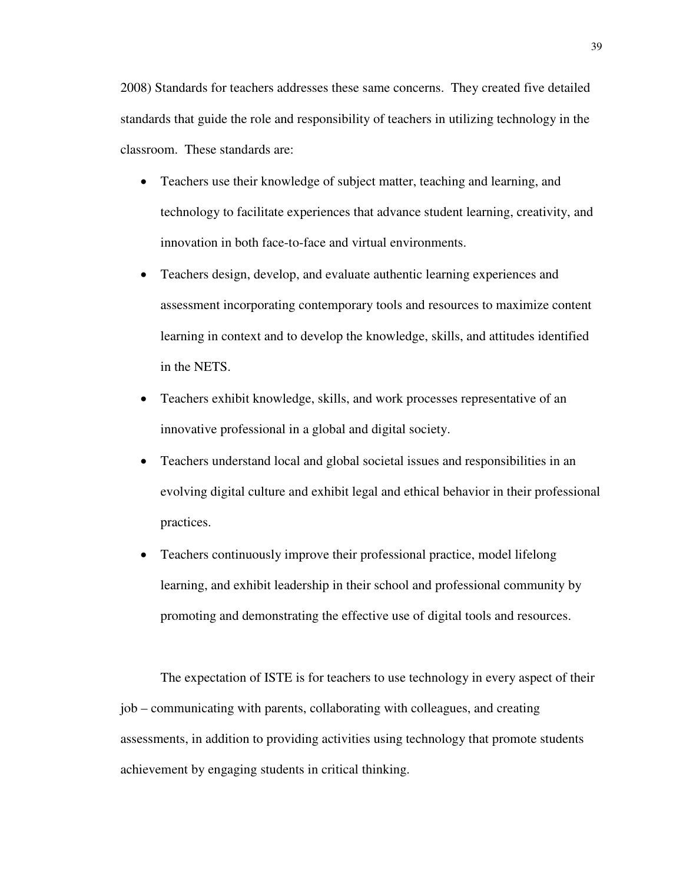2008) Standards for teachers addresses these same concerns.  They created five detailed standards that guide the role and responsibility of teachers in utilizing technology in the classroom.  These standards are:

- Teachers use their knowledge of subject matter, teaching and learning, and technology to facilitate experiences that advance student learning, creativity, and innovation in both face-to-face and virtual environments.
- Teachers design, develop, and evaluate authentic learning experiences and assessment incorporating contemporary tools and resources to maximize content learning in context and to develop the knowledge, skills, and attitudes identified in the NETS.
- Teachers exhibit knowledge, skills, and work processes representative of an innovative professional in a global and digital society.
- Teachers understand local and global societal issues and responsibilities in an evolving digital culture and exhibit legal and ethical behavior in their professional practices.
- Teachers continuously improve their professional practice, model lifelong learning, and exhibit leadership in their school and professional community by promoting and demonstrating the effective use of digital tools and resources.

The expectation of ISTE is for teachers to use technology in every aspect of their job – communicating with parents, collaborating with colleagues, and creating assessments, in addition to providing activities using technology that promote students achievement by engaging students in critical thinking.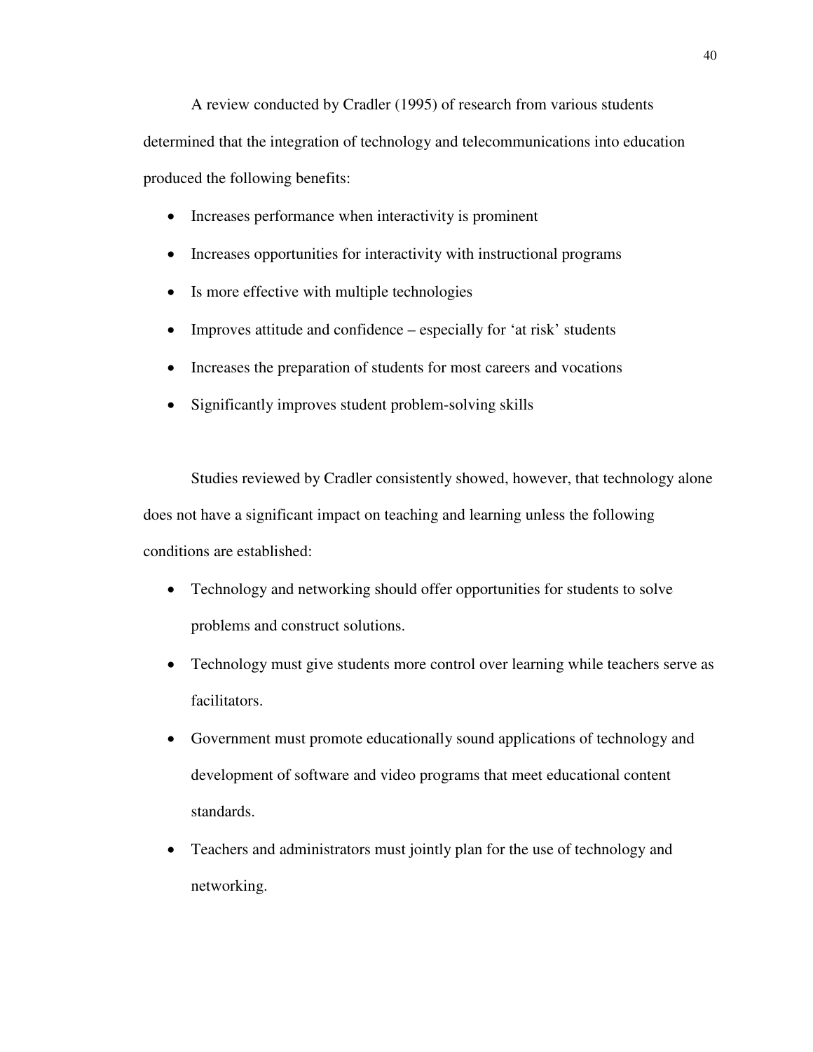A review conducted by Cradler (1995) of research from various students determined that the integration of technology and telecommunications into education produced the following benefits:

- Increases performance when interactivity is prominent
- Increases opportunities for interactivity with instructional programs
- Is more effective with multiple technologies
- Improves attitude and confidence – especially for 'at risk' students
- Increases the preparation of students for most careers and vocations
- Significantly improves student problem-solving skills

Studies reviewed by Cradler consistently showed, however, that technology alone does not have a significant impact on teaching and learning unless the following conditions are established:

- Technology and networking should offer opportunities for students to solve problems and construct solutions.
- Technology must give students more control over learning while teachers serve as facilitators.
- Government must promote educationally sound applications of technology and development of software and video programs that meet educational content standards.
- Teachers and administrators must jointly plan for the use of technology and networking.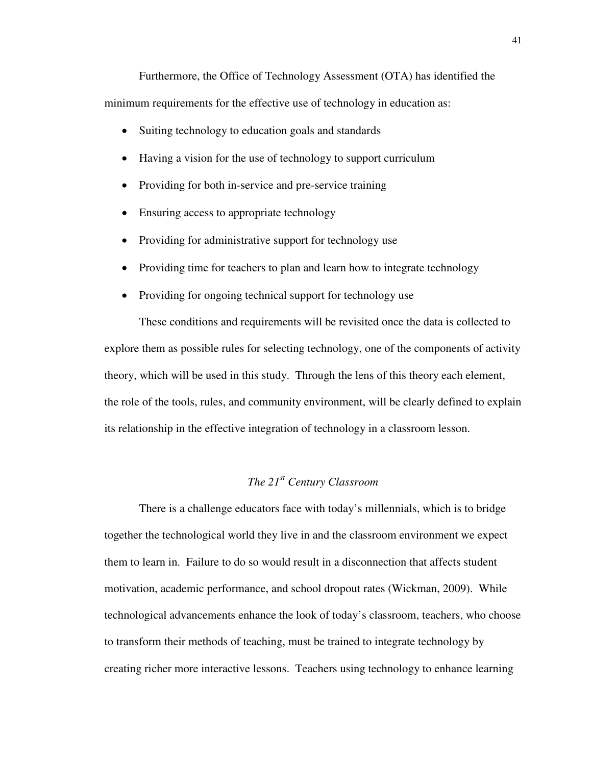Furthermore, the Office of Technology Assessment (OTA) has identified the minimum requirements for the effective use of technology in education as:

- Suiting technology to education goals and standards
- Having a vision for the use of technology to support curriculum
- Providing for both in-service and pre-service training
- Ensuring access to appropriate technology
- Providing for administrative support for technology use
- Providing time for teachers to plan and learn how to integrate technology
- Providing for ongoing technical support for technology use

These conditions and requirements will be revisited once the data is collected to explore them as possible rules for selecting technology, one of the components of activity theory, which will be used in this study. Through the lens of this theory each element, the role of the tools, rules, and community environment, will be clearly defined to explain its relationship in the effective integration of technology in a classroom lesson.

### *The 21st Century Classroom*

There is a challenge educators face with today's millennials, which is to bridge together the technological world they live in and the classroom environment we expect them to learn in. Failure to do so would result in a disconnection that affects student motivation, academic performance, and school dropout rates (Wickman, 2009). While technological advancements enhance the look of today's classroom, teachers, who choose to transform their methods of teaching, must be trained to integrate technology by creating richer more interactive lessons. Teachers using technology to enhance learning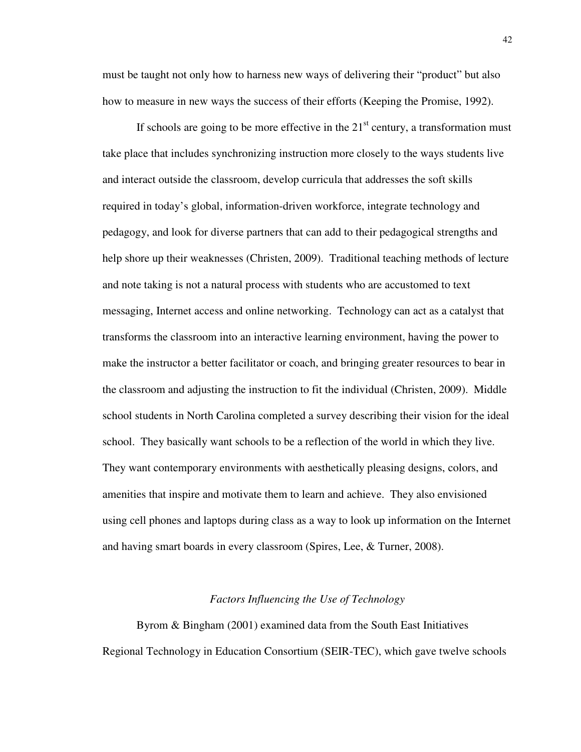must be taught not only how to harness new ways of delivering their "product" but also how to measure in new ways the success of their efforts (Keeping the Promise, 1992).

If schools are going to be more effective in the 21st century, a transformation must take place that includes synchronizing instruction more closely to the ways students live and interact outside the classroom, develop curricula that addresses the soft skills required in today's global, information-driven workforce, integrate technology and pedagogy, and look for diverse partners that can add to their pedagogical strengths and help shore up their weaknesses (Christen, 2009). Traditional teaching methods of lecture and note taking is not a natural process with students who are accustomed to text messaging, Internet access and online networking. Technology can act as a catalyst that transforms the classroom into an interactive learning environment, having the power to make the instructor a better facilitator or coach, and bringing greater resources to bear in the classroom and adjusting the instruction to fit the individual (Christen, 2009). Middle school students in North Carolina completed a survey describing their vision for the ideal school. They basically want schools to be a reflection of the world in which they live. They want contemporary environments with aesthetically pleasing designs, colors, and amenities that inspire and motivate them to learn and achieve. They also envisioned using cell phones and laptops during class as a way to look up information on the Internet and having smart boards in every classroom (Spires, Lee, & Turner, 2008).

### *Factors Influencing the Use of Technology*

Byrom & Bingham (2001) examined data from the South East Initiatives Regional Technology in Education Consortium (SEIR-TEC), which gave twelve schools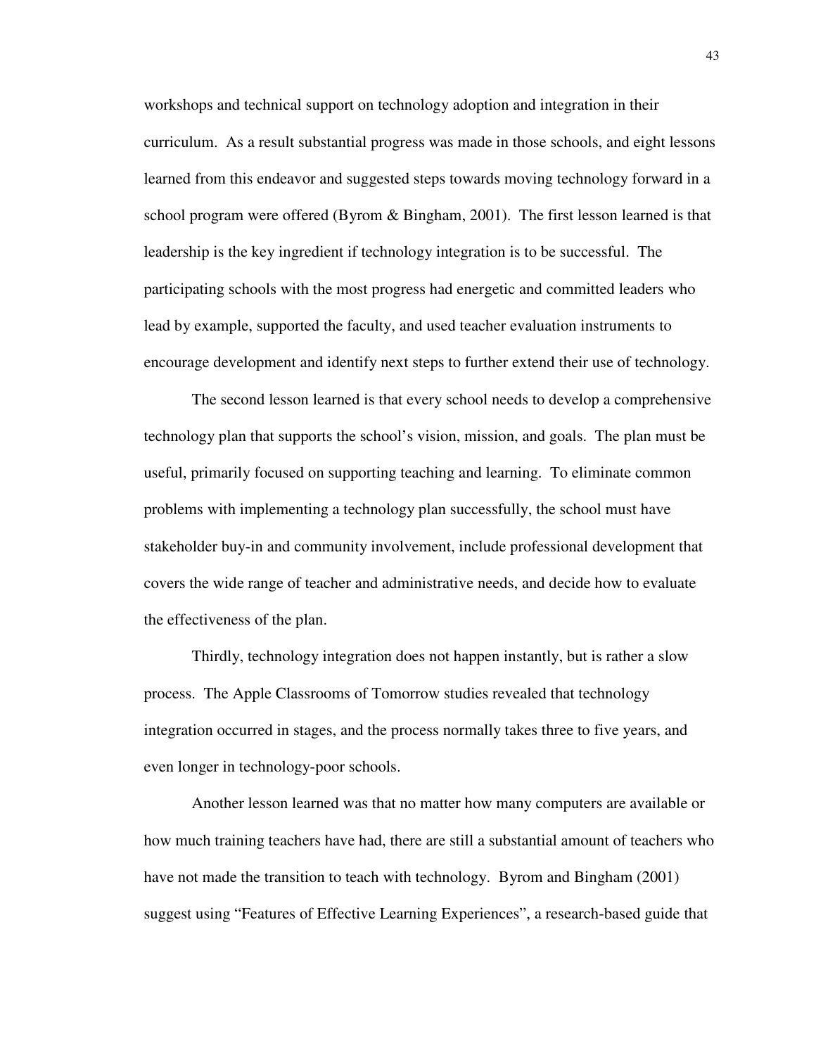workshops and technical support on technology adoption and integration in their curriculum. As a result substantial progress was made in those schools, and eight lessons learned from this endeavor and suggested steps towards moving technology forward in a school program were offered (Byrom & Bingham, 2001). The first lesson learned is that leadership is the key ingredient if technology integration is to be successful. The participating schools with the most progress had energetic and committed leaders who lead by example, supported the faculty, and used teacher evaluation instruments to encourage development and identify next steps to further extend their use of technology.

The second lesson learned is that every school needs to develop a comprehensive technology plan that supports the school's vision, mission, and goals. The plan must be useful, primarily focused on supporting teaching and learning. To eliminate common problems with implementing a technology plan successfully, the school must have stakeholder buy-in and community involvement, include professional development that covers the wide range of teacher and administrative needs, and decide how to evaluate the effectiveness of the plan.

Thirdly, technology integration does not happen instantly, but is rather a slow process. The Apple Classrooms of Tomorrow studies revealed that technology integration occurred in stages, and the process normally takes three to five years, and even longer in technology-poor schools.

Another lesson learned was that no matter how many computers are available or how much training teachers have had, there are still a substantial amount of teachers who have not made the transition to teach with technology. Byrom and Bingham (2001) suggest using "Features of Effective Learning Experiences", a research-based guide that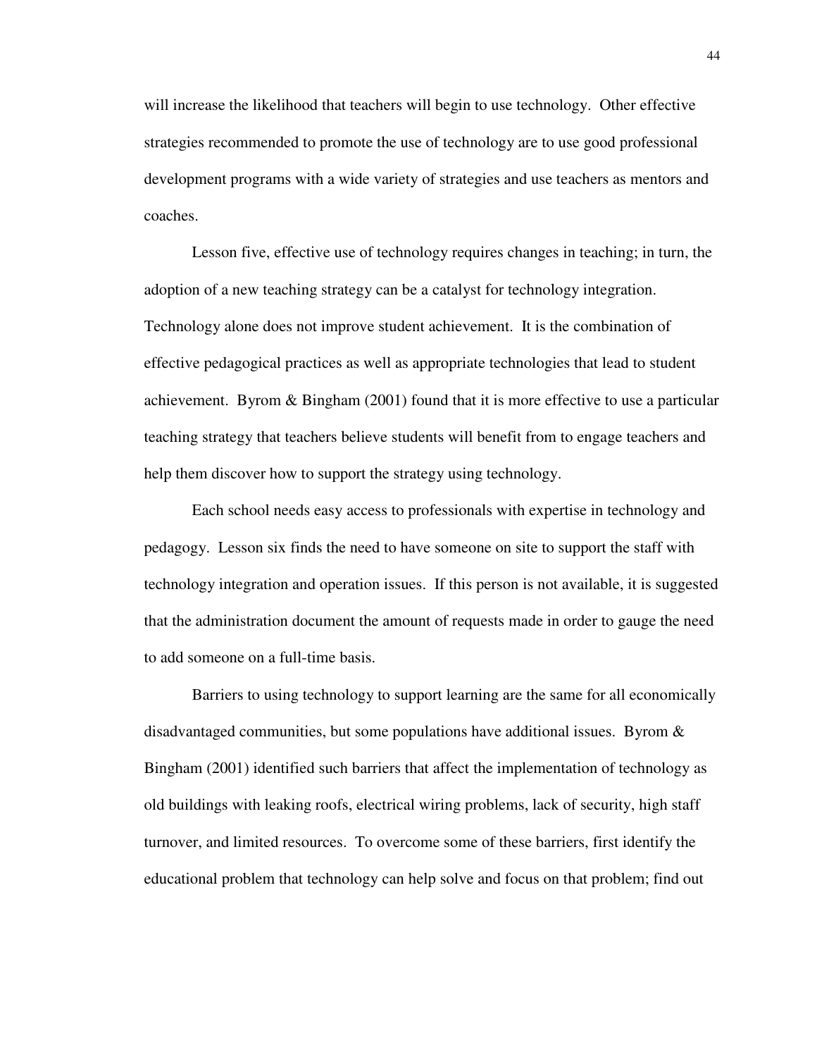will increase the likelihood that teachers will begin to use technology. Other effective strategies recommended to promote the use of technology are to use good professional development programs with a wide variety of strategies and use teachers as mentors and coaches.

Lesson five, effective use of technology requires changes in teaching; in turn, the adoption of a new teaching strategy can be a catalyst for technology integration. Technology alone does not improve student achievement. It is the combination of effective pedagogical practices as well as appropriate technologies that lead to student achievement. Byrom & Bingham (2001) found that it is more effective to use a particular teaching strategy that teachers believe students will benefit from to engage teachers and help them discover how to support the strategy using technology.

Each school needs easy access to professionals with expertise in technology and pedagogy. Lesson six finds the need to have someone on site to support the staff with technology integration and operation issues. If this person is not available, it is suggested that the administration document the amount of requests made in order to gauge the need to add someone on a full-time basis.

Barriers to using technology to support learning are the same for all economically disadvantaged communities, but some populations have additional issues. Byrom & Bingham (2001) identified such barriers that affect the implementation of technology as old buildings with leaking roofs, electrical wiring problems, lack of security, high staff turnover, and limited resources. To overcome some of these barriers, first identify the educational problem that technology can help solve and focus on that problem; find out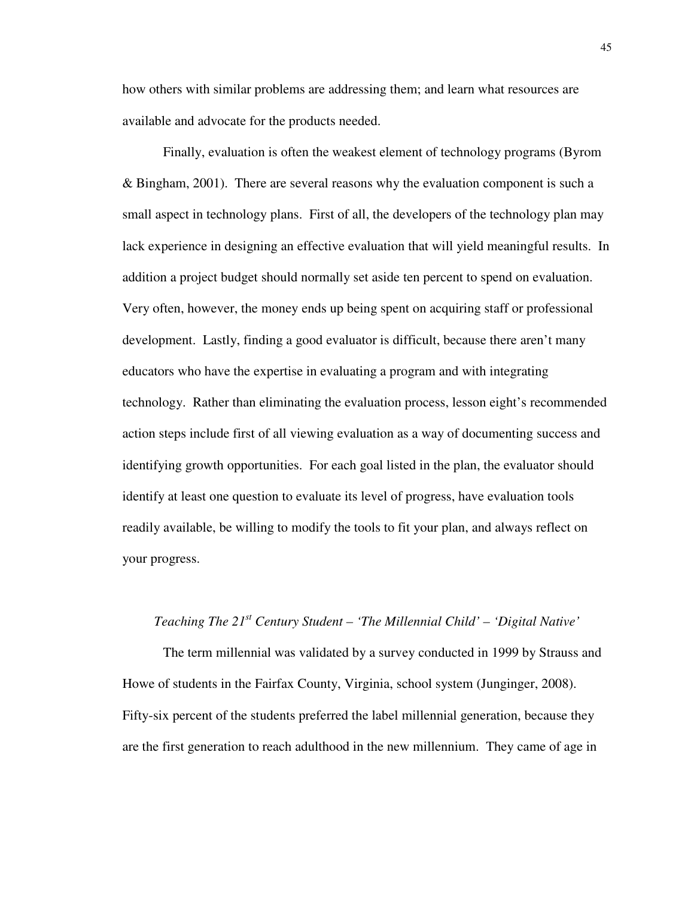how others with similar problems are addressing them; and learn what resources are available and advocate for the products needed.

Finally, evaluation is often the weakest element of technology programs (Byrom & Bingham, 2001). There are several reasons why the evaluation component is such a small aspect in technology plans. First of all, the developers of the technology plan may lack experience in designing an effective evaluation that will yield meaningful results. In addition a project budget should normally set aside ten percent to spend on evaluation. Very often, however, the money ends up being spent on acquiring staff or professional development. Lastly, finding a good evaluator is difficult, because there aren't many educators who have the expertise in evaluating a program and with integrating technology. Rather than eliminating the evaluation process, lesson eight's recommended action steps include first of all viewing evaluation as a way of documenting success and identifying growth opportunities. For each goal listed in the plan, the evaluator should identify at least one question to evaluate its level of progress, have evaluation tools readily available, be willing to modify the tools to fit your plan, and always reflect on your progress.

### *Teaching The 21st Century Student – 'The Millennial Child' – 'Digital Native'*

The term millennial was validated by a survey conducted in 1999 by Strauss and Howe of students in the Fairfax County, Virginia, school system (Junginger, 2008). Fifty-six percent of the students preferred the label millennial generation, because they are the first generation to reach adulthood in the new millennium. They came of age in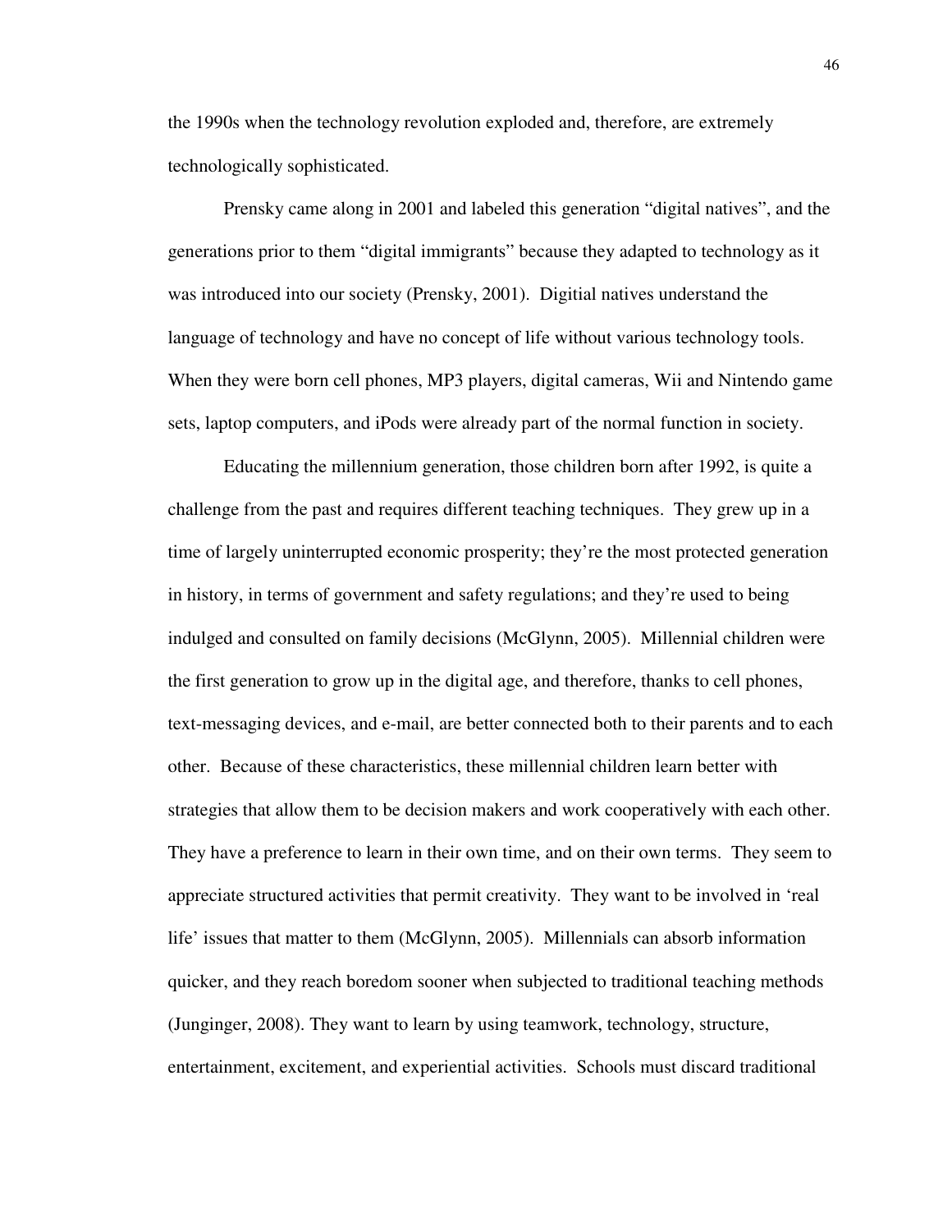the 1990s when the technology revolution exploded and, therefore, are extremely technologically sophisticated.

Prensky came along in 2001 and labeled this generation “digital natives”, and the generations prior to them “digital immigrants” because they adapted to technology as it was introduced into our society (Prensky, 2001). Digitial natives understand the language of technology and have no concept of life without various technology tools. When they were born cell phones, MP3 players, digital cameras, Wii and Nintendo game sets, laptop computers, and iPods were already part of the normal function in society.

Educating the millennium generation, those children born after 1992, is quite a challenge from the past and requires different teaching techniques. They grew up in a time of largely uninterrupted economic prosperity; they’re the most protected generation in history, in terms of government and safety regulations; and they’re used to being indulged and consulted on family decisions (McGlynn, 2005). Millennial children were the first generation to grow up in the digital age, and therefore, thanks to cell phones, text-messaging devices, and e-mail, are better connected both to their parents and to each other. Because of these characteristics, these millennial children learn better with strategies that allow them to be decision makers and work cooperatively with each other. They have a preference to learn in their own time, and on their own terms. They seem to appreciate structured activities that permit creativity. They want to be involved in ‘real life’ issues that matter to them (McGlynn, 2005). Millennials can absorb information quicker, and they reach boredom sooner when subjected to traditional teaching methods (Junginger, 2008). They want to learn by using teamwork, technology, structure, entertainment, excitement, and experiential activities. Schools must discard traditional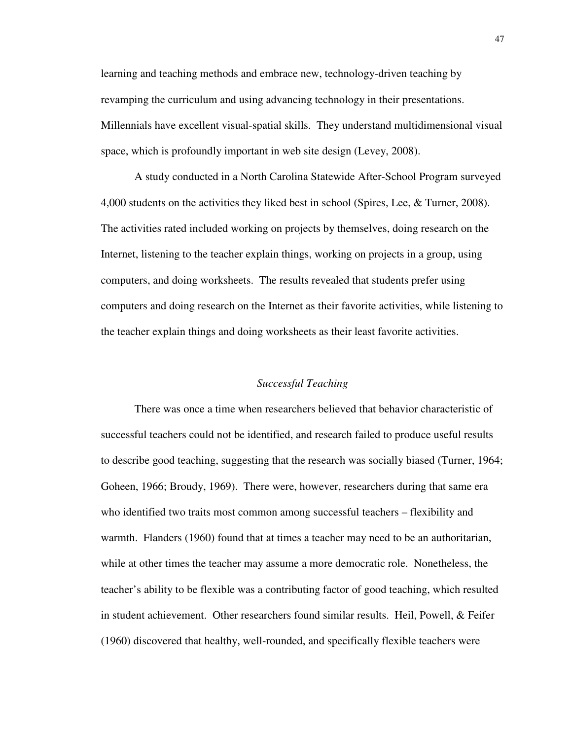learning and teaching methods and embrace new, technology-driven teaching by revamping the curriculum and using advancing technology in their presentations. Millennials have excellent visual-spatial skills. They understand multidimensional visual space, which is profoundly important in web site design (Levey, 2008).

A study conducted in a North Carolina Statewide After-School Program surveyed 4,000 students on the activities they liked best in school (Spires, Lee, & Turner, 2008). The activities rated included working on projects by themselves, doing research on the Internet, listening to the teacher explain things, working on projects in a group, using computers, and doing worksheets. The results revealed that students prefer using computers and doing research on the Internet as their favorite activities, while listening to the teacher explain things and doing worksheets as their least favorite activities.

### *Successful Teaching*

There was once a time when researchers believed that behavior characteristic of successful teachers could not be identified, and research failed to produce useful results to describe good teaching, suggesting that the research was socially biased (Turner, 1964; Goheen, 1966; Broudy, 1969). There were, however, researchers during that same era who identified two traits most common among successful teachers – flexibility and warmth. Flanders (1960) found that at times a teacher may need to be an authoritarian, while at other times the teacher may assume a more democratic role. Nonetheless, the teacher's ability to be flexible was a contributing factor of good teaching, which resulted in student achievement. Other researchers found similar results. Heil, Powell, & Feifer (1960) discovered that healthy, well-rounded, and specifically flexible teachers were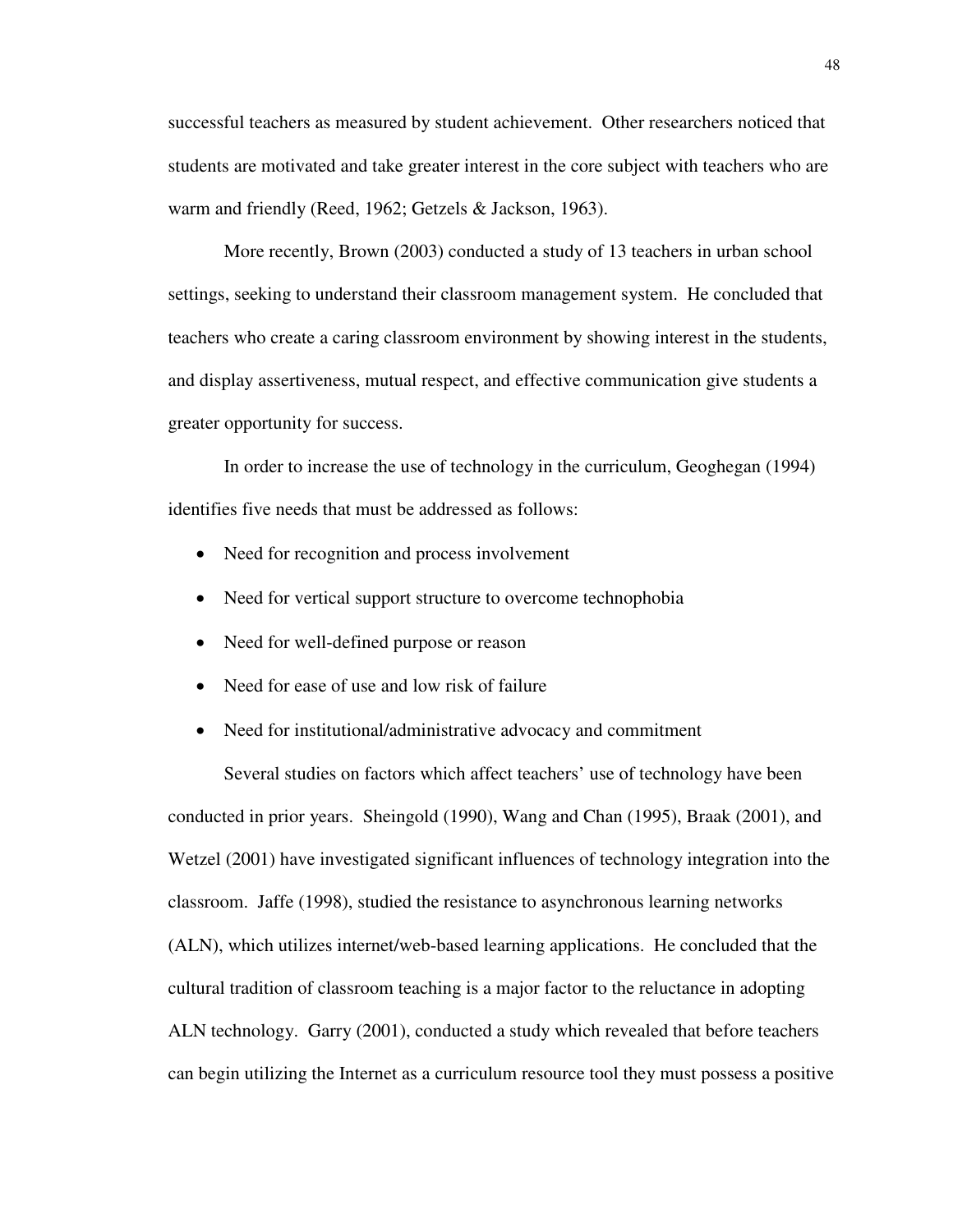successful teachers as measured by student achievement. Other researchers noticed that students are motivated and take greater interest in the core subject with teachers who are warm and friendly (Reed, 1962; Getzels & Jackson, 1963).

More recently, Brown (2003) conducted a study of 13 teachers in urban school settings, seeking to understand their classroom management system. He concluded that teachers who create a caring classroom environment by showing interest in the students, and display assertiveness, mutual respect, and effective communication give students a greater opportunity for success.

In order to increase the use of technology in the curriculum, Geoghegan (1994) identifies five needs that must be addressed as follows:

- Need for recognition and process involvement
- Need for vertical support structure to overcome technophobia
- Need for well-defined purpose or reason
- Need for ease of use and low risk of failure
- Need for institutional/administrative advocacy and commitment

Several studies on factors which affect teachers' use of technology have been conducted in prior years. Sheingold (1990), Wang and Chan (1995), Braak (2001), and Wetzel (2001) have investigated significant influences of technology integration into the classroom. Jaffe (1998), studied the resistance to asynchronous learning networks (ALN), which utilizes internet/web-based learning applications. He concluded that the cultural tradition of classroom teaching is a major factor to the reluctance in adopting ALN technology. Garry (2001), conducted a study which revealed that before teachers can begin utilizing the Internet as a curriculum resource tool they must possess a positive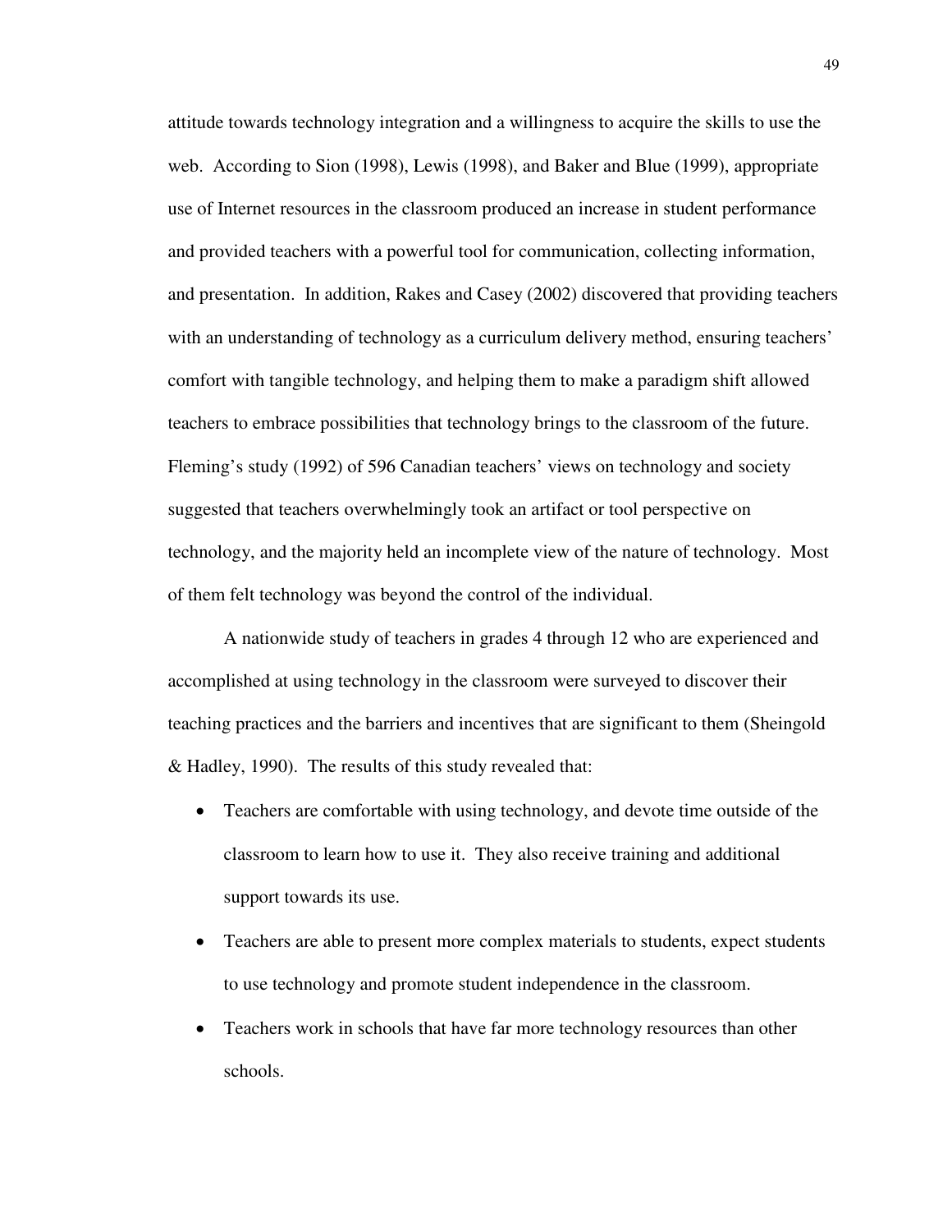attitude towards technology integration and a willingness to acquire the skills to use the web. According to Sion (1998), Lewis (1998), and Baker and Blue (1999), appropriate use of Internet resources in the classroom produced an increase in student performance and provided teachers with a powerful tool for communication, collecting information, and presentation. In addition, Rakes and Casey (2002) discovered that providing teachers with an understanding of technology as a curriculum delivery method, ensuring teachers' comfort with tangible technology, and helping them to make a paradigm shift allowed teachers to embrace possibilities that technology brings to the classroom of the future. Fleming's study (1992) of 596 Canadian teachers' views on technology and society suggested that teachers overwhelmingly took an artifact or tool perspective on technology, and the majority held an incomplete view of the nature of technology. Most of them felt technology was beyond the control of the individual.

A nationwide study of teachers in grades 4 through 12 who are experienced and accomplished at using technology in the classroom were surveyed to discover their teaching practices and the barriers and incentives that are significant to them (Sheingold & Hadley, 1990). The results of this study revealed that:

- Teachers are comfortable with using technology, and devote time outside of the classroom to learn how to use it. They also receive training and additional support towards its use.
- Teachers are able to present more complex materials to students, expect students to use technology and promote student independence in the classroom.
- Teachers work in schools that have far more technology resources than other schools.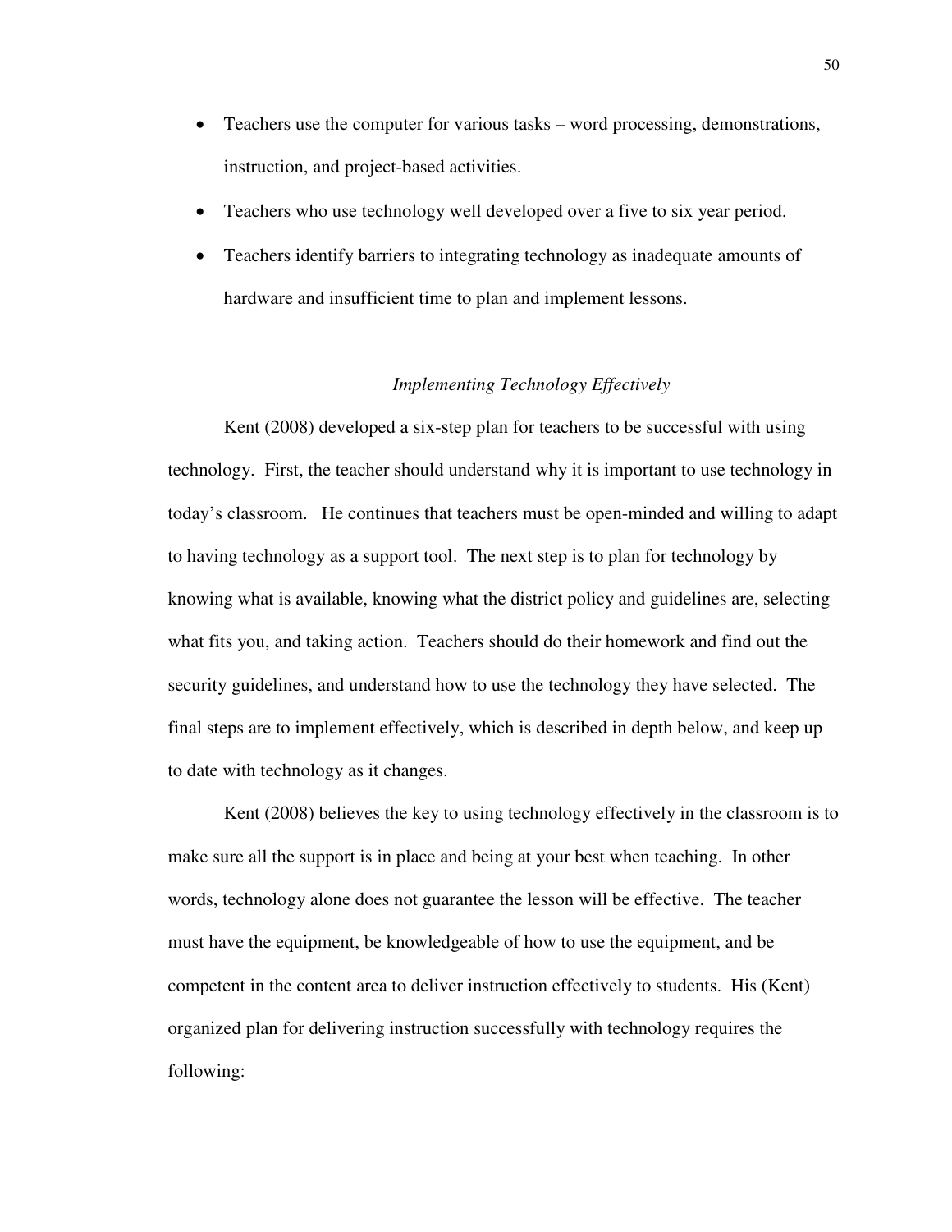- Teachers use the computer for various tasks – word processing, demonstrations, instruction, and project-based activities.
- Teachers who use technology well developed over a five to six year period.
- Teachers identify barriers to integrating technology as inadequate amounts of hardware and insufficient time to plan and implement lessons.

### *Implementing Technology Effectively*

Kent (2008) developed a six-step plan for teachers to be successful with using technology. First, the teacher should understand why it is important to use technology in today's classroom. He continues that teachers must be open-minded and willing to adapt to having technology as a support tool. The next step is to plan for technology by knowing what is available, knowing what the district policy and guidelines are, selecting what fits you, and taking action. Teachers should do their homework and find out the security guidelines, and understand how to use the technology they have selected. The final steps are to implement effectively, which is described in depth below, and keep up to date with technology as it changes.

Kent (2008) believes the key to using technology effectively in the classroom is to make sure all the support is in place and being at your best when teaching. In other words, technology alone does not guarantee the lesson will be effective. The teacher must have the equipment, be knowledgeable of how to use the equipment, and be competent in the content area to deliver instruction effectively to students. His (Kent) organized plan for delivering instruction successfully with technology requires the following: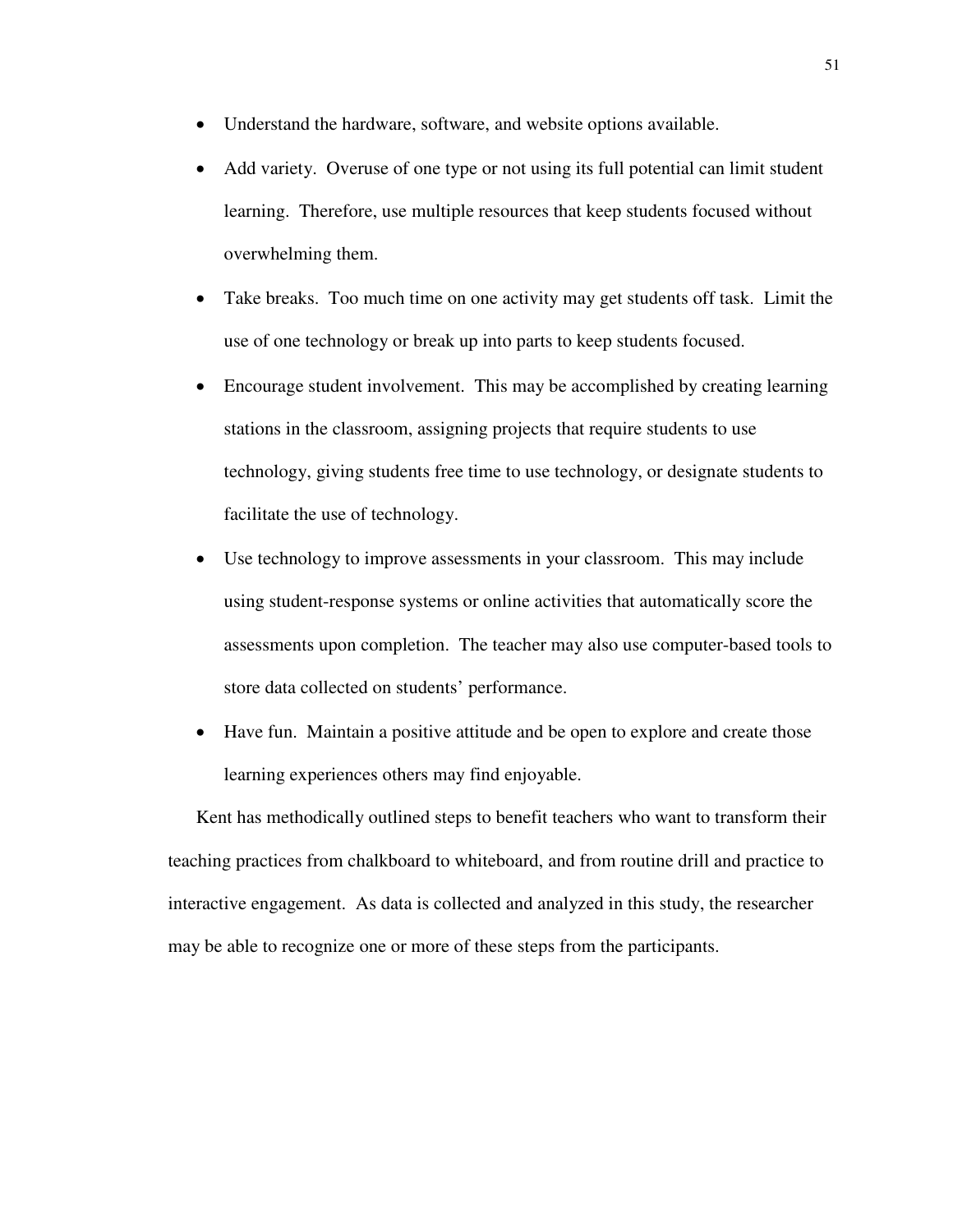- Understand the hardware, software, and website options available.
- Add variety. Overuse of one type or not using its full potential can limit student learning. Therefore, use multiple resources that keep students focused without overwhelming them.
- Take breaks. Too much time on one activity may get students off task. Limit the use of one technology or break up into parts to keep students focused.
- Encourage student involvement. This may be accomplished by creating learning stations in the classroom, assigning projects that require students to use technology, giving students free time to use technology, or designate students to facilitate the use of technology.
- Use technology to improve assessments in your classroom. This may include using student-response systems or online activities that automatically score the assessments upon completion. The teacher may also use computer-based tools to store data collected on students' performance.
- Have fun. Maintain a positive attitude and be open to explore and create those learning experiences others may find enjoyable.

Kent has methodically outlined steps to benefit teachers who want to transform their teaching practices from chalkboard to whiteboard, and from routine drill and practice to interactive engagement. As data is collected and analyzed in this study, the researcher may be able to recognize one or more of these steps from the participants.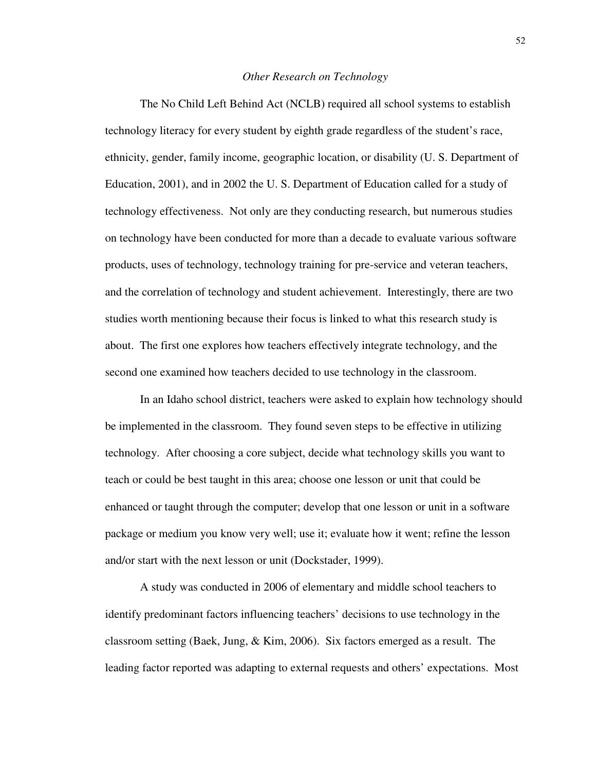*Other Research on Technology*

The No Child Left Behind Act (NCLB) required all school systems to establish technology literacy for every student by eighth grade regardless of the student's race, ethnicity, gender, family income, geographic location, or disability (U. S. Department of Education, 2001), and in 2002 the U. S. Department of Education called for a study of technology effectiveness. Not only are they conducting research, but numerous studies on technology have been conducted for more than a decade to evaluate various software products, uses of technology, technology training for pre-service and veteran teachers, and the correlation of technology and student achievement. Interestingly, there are two studies worth mentioning because their focus is linked to what this research study is about. The first one explores how teachers effectively integrate technology, and the second one examined how teachers decided to use technology in the classroom.

In an Idaho school district, teachers were asked to explain how technology should be implemented in the classroom. They found seven steps to be effective in utilizing technology. After choosing a core subject, decide what technology skills you want to teach or could be best taught in this area; choose one lesson or unit that could be enhanced or taught through the computer; develop that one lesson or unit in a software package or medium you know very well; use it; evaluate how it went; refine the lesson and/or start with the next lesson or unit (Dockstader, 1999).

A study was conducted in 2006 of elementary and middle school teachers to identify predominant factors influencing teachers' decisions to use technology in the classroom setting (Baek, Jung, & Kim, 2006). Six factors emerged as a result. The leading factor reported was adapting to external requests and others' expectations. Most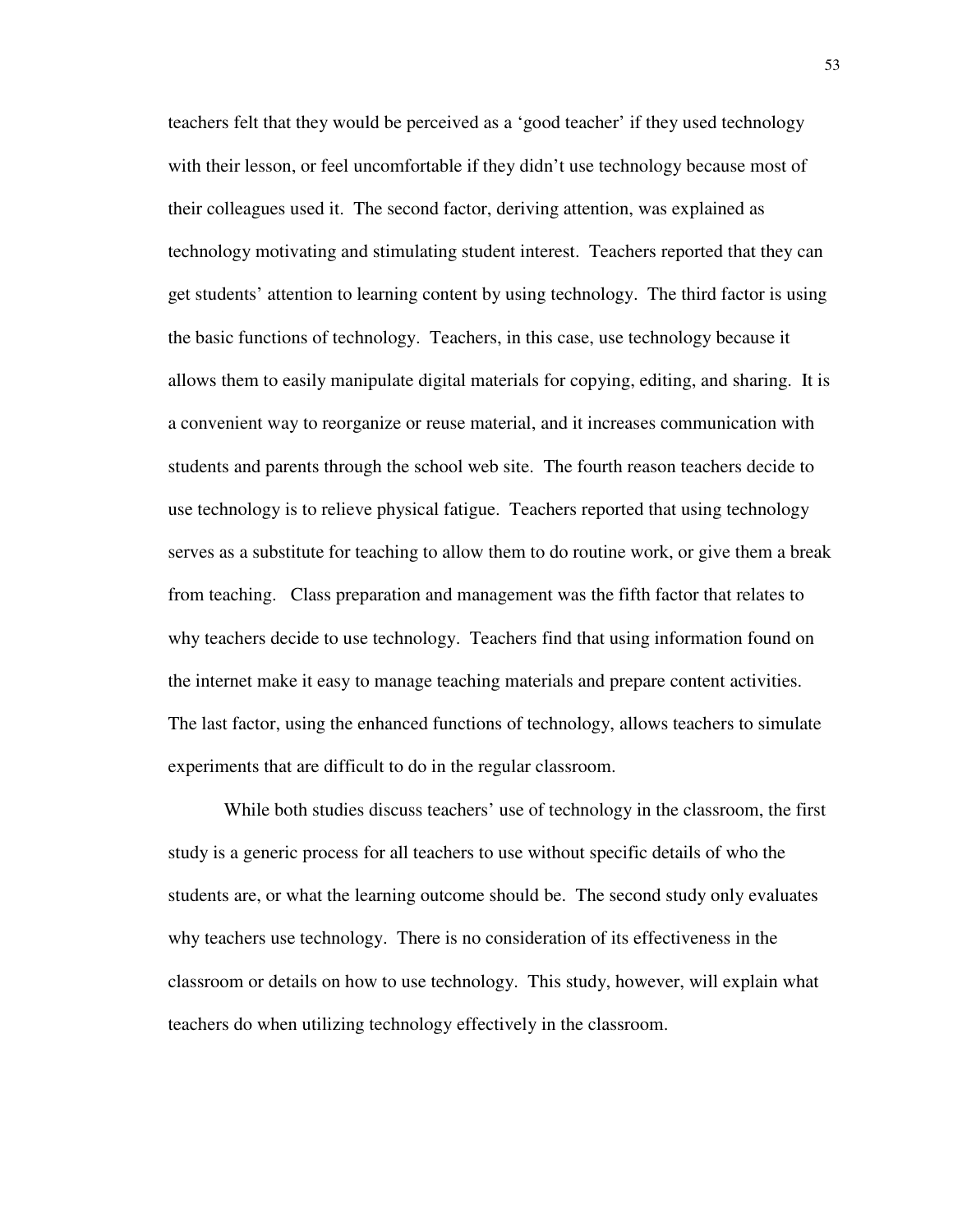teachers felt that they would be perceived as a 'good teacher' if they used technology with their lesson, or feel uncomfortable if they didn't use technology because most of their colleagues used it. The second factor, deriving attention, was explained as technology motivating and stimulating student interest. Teachers reported that they can get students' attention to learning content by using technology. The third factor is using the basic functions of technology. Teachers, in this case, use technology because it allows them to easily manipulate digital materials for copying, editing, and sharing. It is a convenient way to reorganize or reuse material, and it increases communication with students and parents through the school web site. The fourth reason teachers decide to use technology is to relieve physical fatigue. Teachers reported that using technology serves as a substitute for teaching to allow them to do routine work, or give them a break from teaching. Class preparation and management was the fifth factor that relates to why teachers decide to use technology. Teachers find that using information found on the internet make it easy to manage teaching materials and prepare content activities. The last factor, using the enhanced functions of technology, allows teachers to simulate experiments that are difficult to do in the regular classroom.

While both studies discuss teachers' use of technology in the classroom, the first study is a generic process for all teachers to use without specific details of who the students are, or what the learning outcome should be. The second study only evaluates why teachers use technology. There is no consideration of its effectiveness in the classroom or details on how to use technology. This study, however, will explain what teachers do when utilizing technology effectively in the classroom.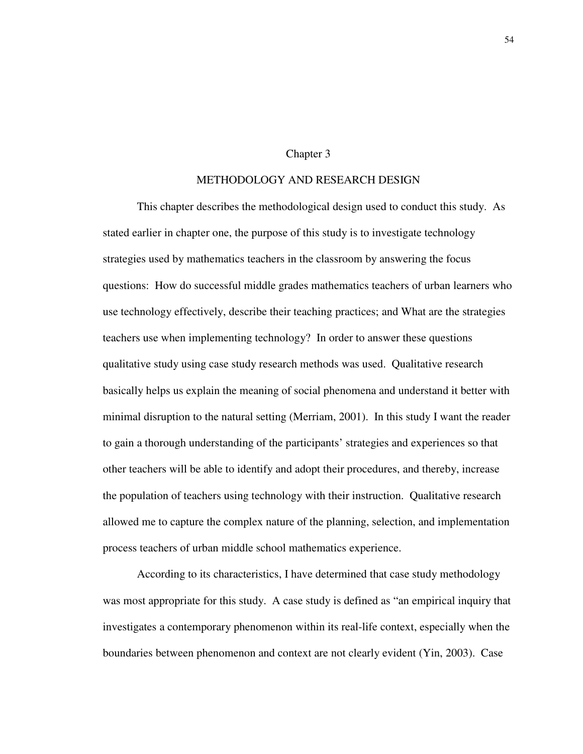# Chapter 3

## METHODOLOGY AND RESEARCH DESIGN

This chapter describes the methodological design used to conduct this study. As stated earlier in chapter one, the purpose of this study is to investigate technology strategies used by mathematics teachers in the classroom by answering the focus questions: How do successful middle grades mathematics teachers of urban learners who use technology effectively, describe their teaching practices; and What are the strategies teachers use when implementing technology? In order to answer these questions qualitative study using case study research methods was used. Qualitative research basically helps us explain the meaning of social phenomena and understand it better with minimal disruption to the natural setting (Merriam, 2001). In this study I want the reader to gain a thorough understanding of the participants' strategies and experiences so that other teachers will be able to identify and adopt their procedures, and thereby, increase the population of teachers using technology with their instruction. Qualitative research allowed me to capture the complex nature of the planning, selection, and implementation process teachers of urban middle school mathematics experience.

According to its characteristics, I have determined that case study methodology was most appropriate for this study. A case study is defined as "an empirical inquiry that investigates a contemporary phenomenon within its real-life context, especially when the boundaries between phenomenon and context are not clearly evident (Yin, 2003). Case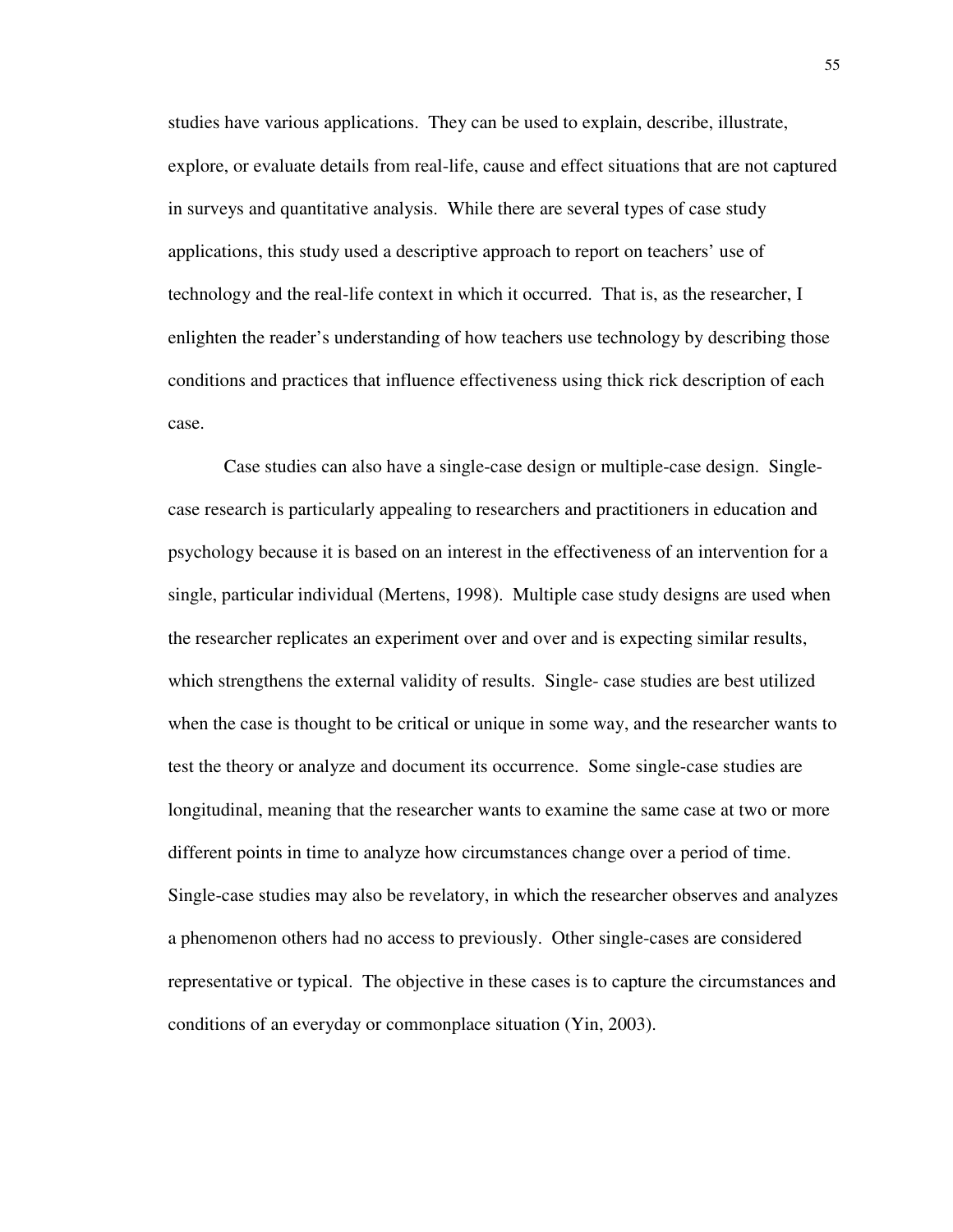studies have various applications. They can be used to explain, describe, illustrate, explore, or evaluate details from real-life, cause and effect situations that are not captured in surveys and quantitative analysis. While there are several types of case study applications, this study used a descriptive approach to report on teachers' use of technology and the real-life context in which it occurred. That is, as the researcher, I enlighten the reader's understanding of how teachers use technology by describing those conditions and practices that influence effectiveness using thick rick description of each case.

Case studies can also have a single-case design or multiple-case design. Single-case research is particularly appealing to researchers and practitioners in education and psychology because it is based on an interest in the effectiveness of an intervention for a single, particular individual (Mertens, 1998). Multiple case study designs are used when the researcher replicates an experiment over and over and is expecting similar results, which strengthens the external validity of results. Single- case studies are best utilized when the case is thought to be critical or unique in some way, and the researcher wants to test the theory or analyze and document its occurrence. Some single-case studies are longitudinal, meaning that the researcher wants to examine the same case at two or more different points in time to analyze how circumstances change over a period of time. Single-case studies may also be revelatory, in which the researcher observes and analyzes a phenomenon others had no access to previously. Other single-cases are considered representative or typical. The objective in these cases is to capture the circumstances and conditions of an everyday or commonplace situation (Yin, 2003).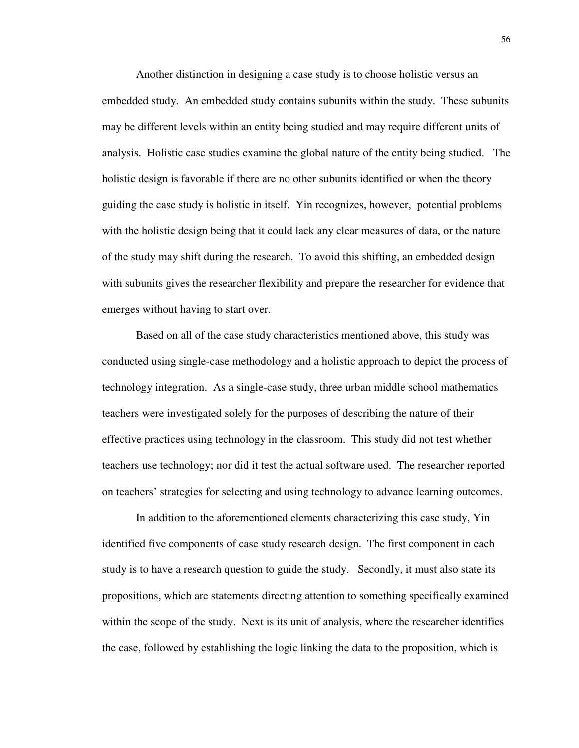Another distinction in designing a case study is to choose holistic versus an embedded study. An embedded study contains subunits within the study. These subunits may be different levels within an entity being studied and may require different units of analysis. Holistic case studies examine the global nature of the entity being studied. The holistic design is favorable if there are no other subunits identified or when the theory guiding the case study is holistic in itself. Yin recognizes, however, potential problems with the holistic design being that it could lack any clear measures of data, or the nature of the study may shift during the research. To avoid this shifting, an embedded design with subunits gives the researcher flexibility and prepare the researcher for evidence that emerges without having to start over.

Based on all of the case study characteristics mentioned above, this study was conducted using single-case methodology and a holistic approach to depict the process of technology integration. As a single-case study, three urban middle school mathematics teachers were investigated solely for the purposes of describing the nature of their effective practices using technology in the classroom. This study did not test whether teachers use technology; nor did it test the actual software used. The researcher reported on teachers' strategies for selecting and using technology to advance learning outcomes.

In addition to the aforementioned elements characterizing this case study, Yin identified five components of case study research design. The first component in each study is to have a research question to guide the study. Secondly, it must also state its propositions, which are statements directing attention to something specifically examined within the scope of the study. Next is its unit of analysis, where the researcher identifies the case, followed by establishing the logic linking the data to the proposition, which is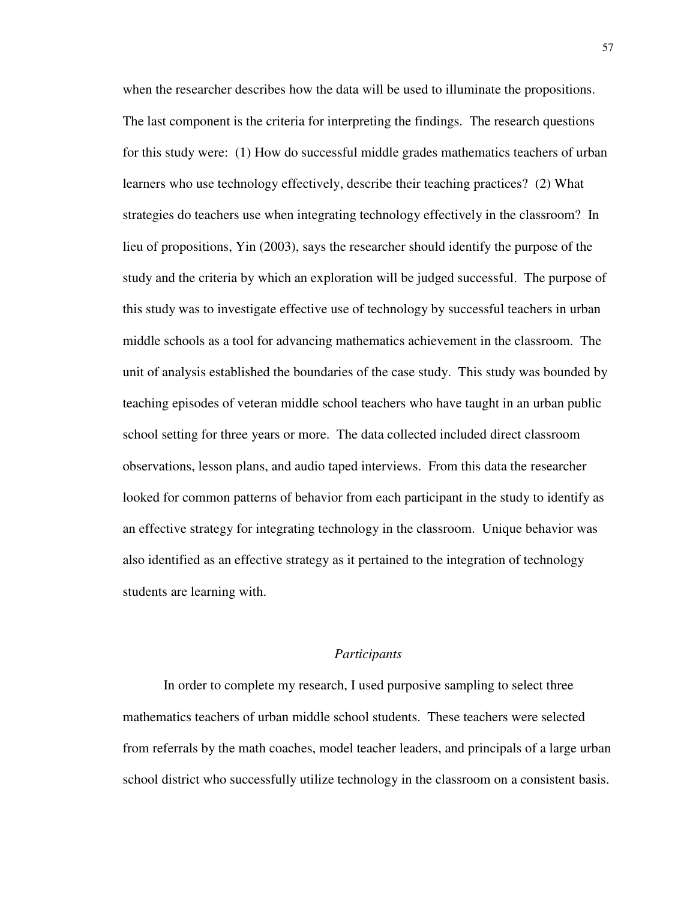when the researcher describes how the data will be used to illuminate the propositions. The last component is the criteria for interpreting the findings. The research questions for this study were: (1) How do successful middle grades mathematics teachers of urban learners who use technology effectively, describe their teaching practices? (2) What strategies do teachers use when integrating technology effectively in the classroom? In lieu of propositions, Yin (2003), says the researcher should identify the purpose of the study and the criteria by which an exploration will be judged successful. The purpose of this study was to investigate effective use of technology by successful teachers in urban middle schools as a tool for advancing mathematics achievement in the classroom. The unit of analysis established the boundaries of the case study. This study was bounded by teaching episodes of veteran middle school teachers who have taught in an urban public school setting for three years or more. The data collected included direct classroom observations, lesson plans, and audio taped interviews. From this data the researcher looked for common patterns of behavior from each participant in the study to identify as an effective strategy for integrating technology in the classroom. Unique behavior was also identified as an effective strategy as it pertained to the integration of technology students are learning with.

### *Participants*

In order to complete my research, I used purposive sampling to select three mathematics teachers of urban middle school students. These teachers were selected from referrals by the math coaches, model teacher leaders, and principals of a large urban school district who successfully utilize technology in the classroom on a consistent basis.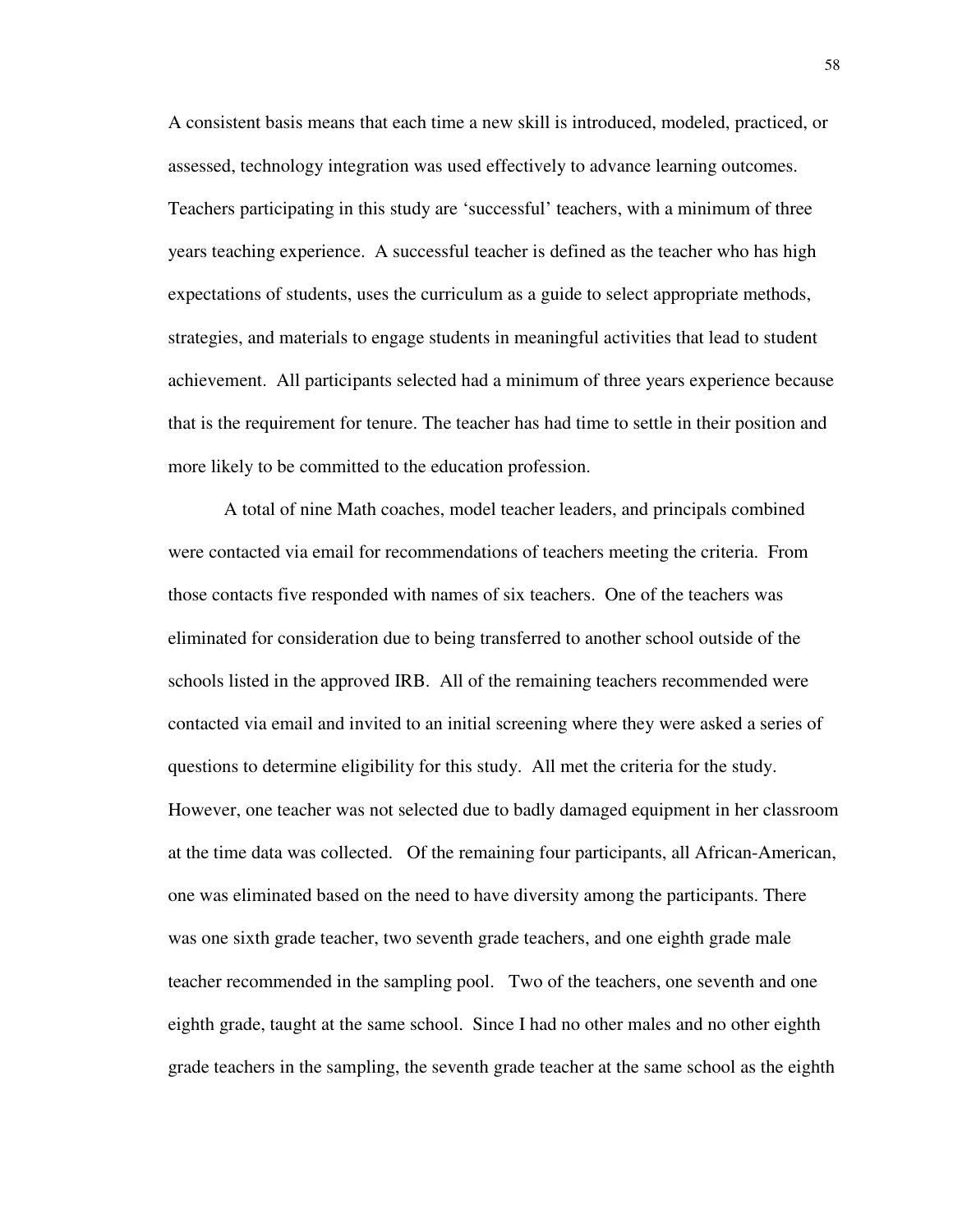A consistent basis means that each time a new skill is introduced, modeled, practiced, or assessed, technology integration was used effectively to advance learning outcomes. Teachers participating in this study are 'successful' teachers, with a minimum of three years teaching experience. A successful teacher is defined as the teacher who has high expectations of students, uses the curriculum as a guide to select appropriate methods, strategies, and materials to engage students in meaningful activities that lead to student achievement. All participants selected had a minimum of three years experience because that is the requirement for tenure. The teacher has had time to settle in their position and more likely to be committed to the education profession.

A total of nine Math coaches, model teacher leaders, and principals combined were contacted via email for recommendations of teachers meeting the criteria. From those contacts five responded with names of six teachers. One of the teachers was eliminated for consideration due to being transferred to another school outside of the schools listed in the approved IRB. All of the remaining teachers recommended were contacted via email and invited to an initial screening where they were asked a series of questions to determine eligibility for this study. All met the criteria for the study. However, one teacher was not selected due to badly damaged equipment in her classroom at the time data was collected. Of the remaining four participants, all African-American, one was eliminated based on the need to have diversity among the participants. There was one sixth grade teacher, two seventh grade teachers, and one eighth grade male teacher recommended in the sampling pool. Two of the teachers, one seventh and one eighth grade, taught at the same school. Since I had no other males and no other eighth grade teachers in the sampling, the seventh grade teacher at the same school as the eighth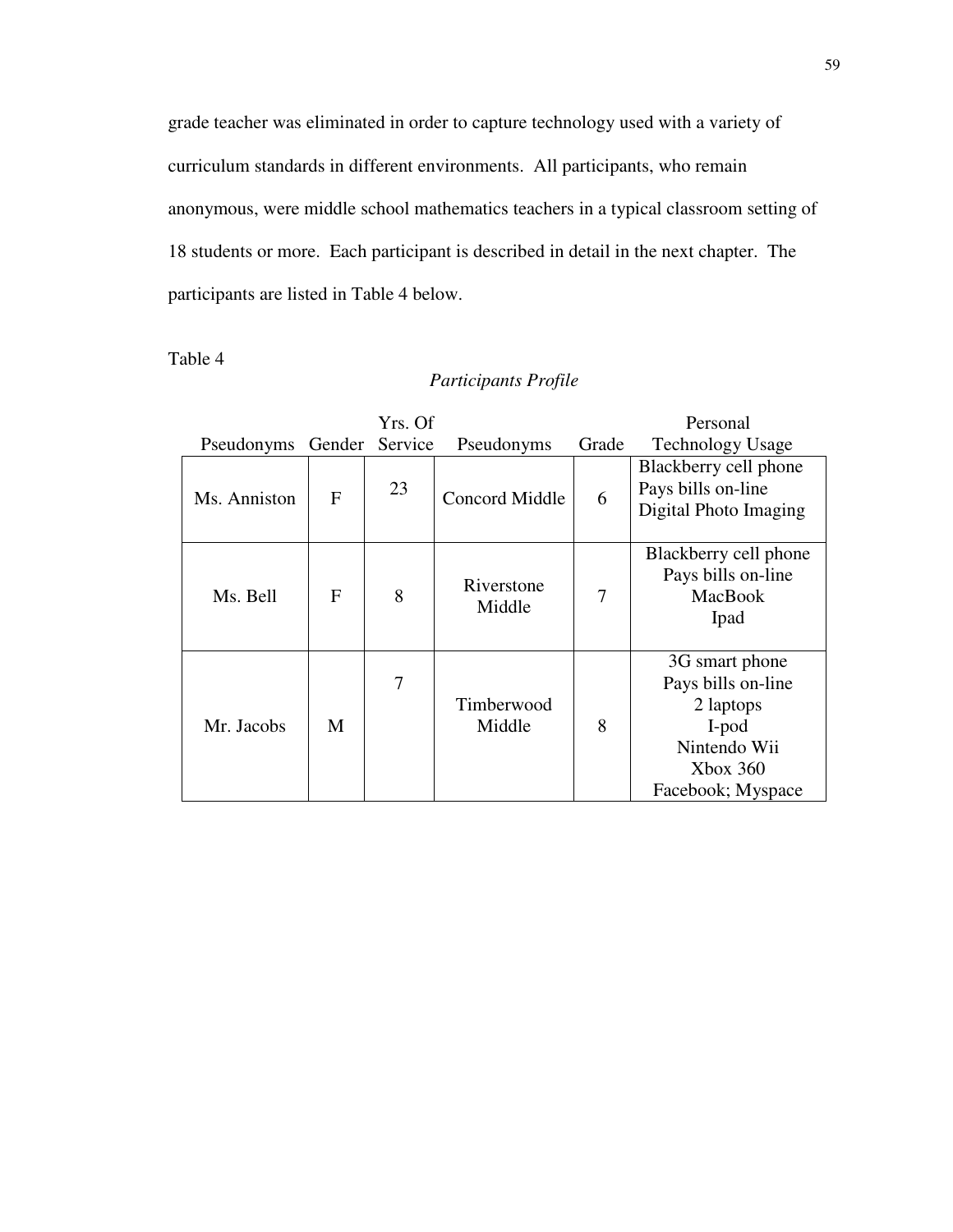grade teacher was eliminated in order to capture technology used with a variety of curriculum standards in different environments. All participants, who remain anonymous, were middle school mathematics teachers in a typical classroom setting of 18 students or more. Each participant is described in detail in the next chapter. The participants are listed in Table 4 below.

Table 4

*Participants Profile*

| Pseudonyms | Gender | Yrs. Of Service | Pseudonyms | Grade | Personal Technology Usage |
|---|---|---|---|---|---|
| Ms. Anniston | F | 23 | Concord Middle | 6 | Blackberry cell phone<br>Pays bills on-line<br>Digital Photo Imaging |
| Ms. Bell | F | 8 | Riverstone Middle | 7 | Blackberry cell phone<br>Pays bills on-line<br>MacBook<br>Ipad |
| Mr. Jacobs | M | 7 | Timberwood Middle | 8 | 3G smart phone<br>Pays bills on-line<br>2 laptops<br>I-pod<br>Nintendo Wii<br>Xbox 360<br>Facebook; Myspace |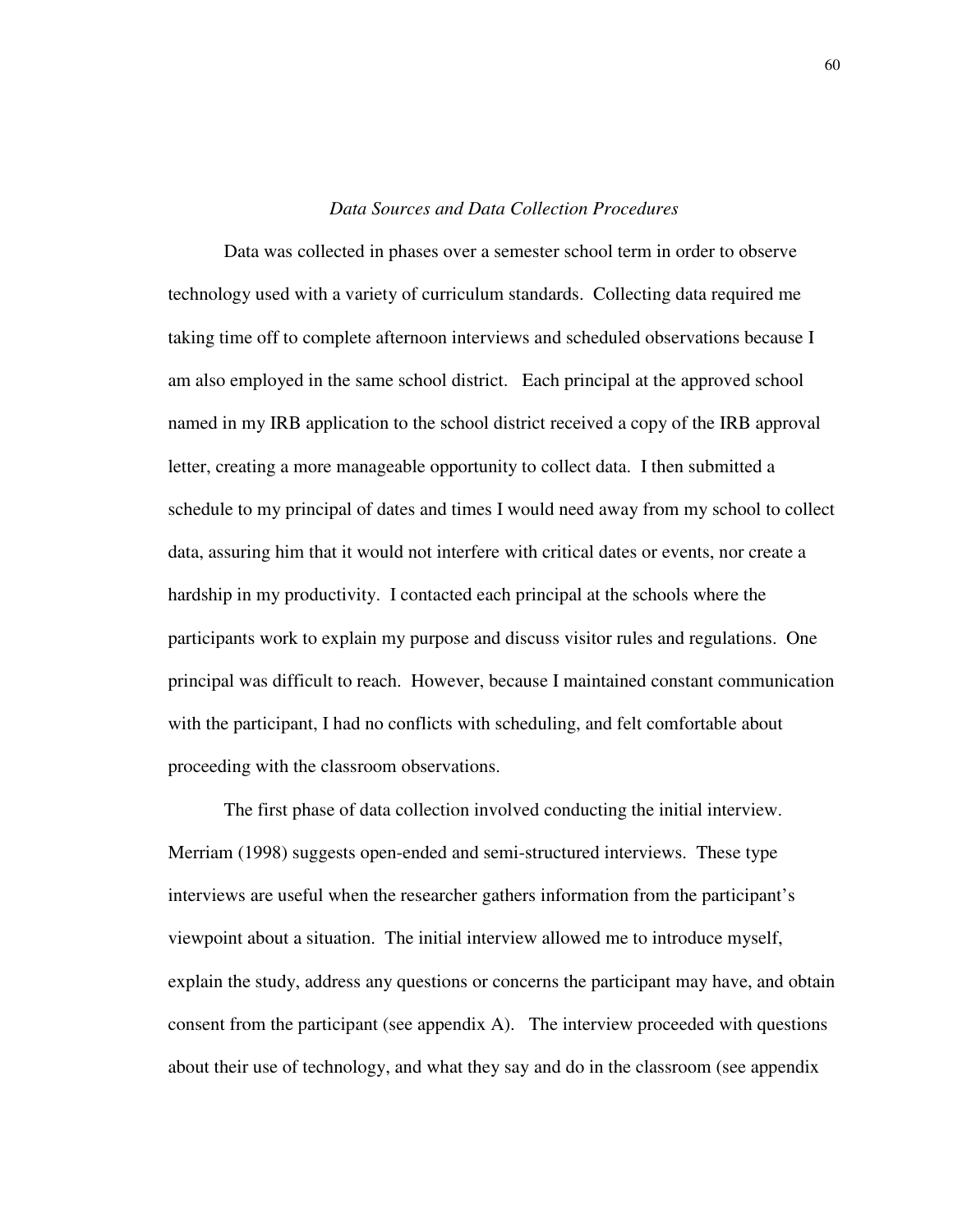*Data Sources and Data Collection Procedures*

Data was collected in phases over a semester school term in order to observe technology used with a variety of curriculum standards. Collecting data required me taking time off to complete afternoon interviews and scheduled observations because I am also employed in the same school district. Each principal at the approved school named in my IRB application to the school district received a copy of the IRB approval letter, creating a more manageable opportunity to collect data. I then submitted a schedule to my principal of dates and times I would need away from my school to collect data, assuring him that it would not interfere with critical dates or events, nor create a hardship in my productivity. I contacted each principal at the schools where the participants work to explain my purpose and discuss visitor rules and regulations. One principal was difficult to reach. However, because I maintained constant communication with the participant, I had no conflicts with scheduling, and felt comfortable about proceeding with the classroom observations.

The first phase of data collection involved conducting the initial interview. Merriam (1998) suggests open-ended and semi-structured interviews. These type interviews are useful when the researcher gathers information from the participant's viewpoint about a situation. The initial interview allowed me to introduce myself, explain the study, address any questions or concerns the participant may have, and obtain consent from the participant (see appendix A). The interview proceeded with questions about their use of technology, and what they say and do in the classroom (see appendix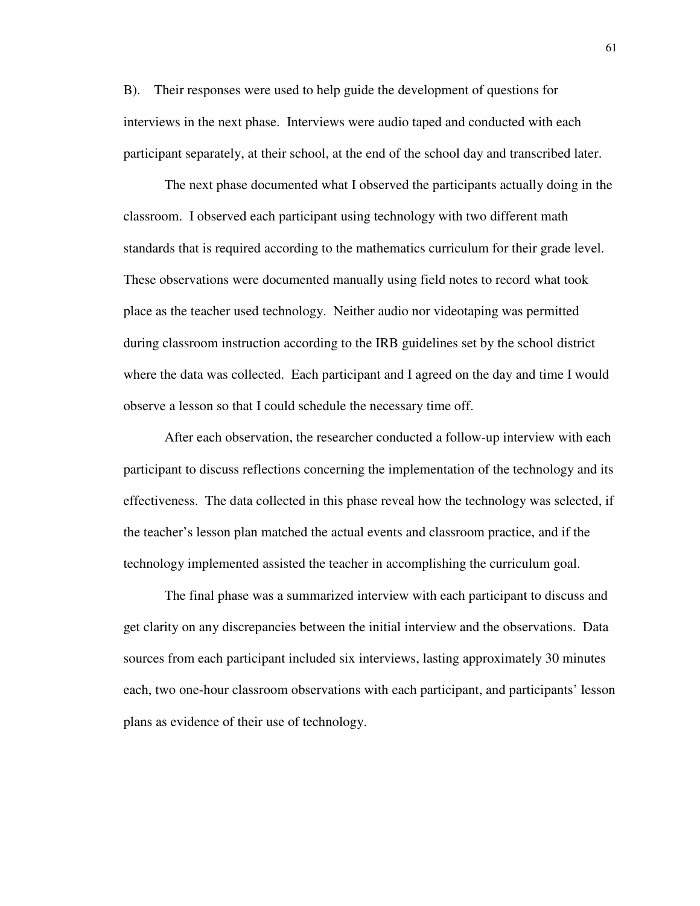B). Their responses were used to help guide the development of questions for interviews in the next phase. Interviews were audio taped and conducted with each participant separately, at their school, at the end of the school day and transcribed later.

The next phase documented what I observed the participants actually doing in the classroom. I observed each participant using technology with two different math standards that is required according to the mathematics curriculum for their grade level. These observations were documented manually using field notes to record what took place as the teacher used technology. Neither audio nor videotaping was permitted during classroom instruction according to the IRB guidelines set by the school district where the data was collected. Each participant and I agreed on the day and time I would observe a lesson so that I could schedule the necessary time off.

After each observation, the researcher conducted a follow-up interview with each participant to discuss reflections concerning the implementation of the technology and its effectiveness. The data collected in this phase reveal how the technology was selected, if the teacher's lesson plan matched the actual events and classroom practice, and if the technology implemented assisted the teacher in accomplishing the curriculum goal.

The final phase was a summarized interview with each participant to discuss and get clarity on any discrepancies between the initial interview and the observations. Data sources from each participant included six interviews, lasting approximately 30 minutes each, two one-hour classroom observations with each participant, and participants' lesson plans as evidence of their use of technology.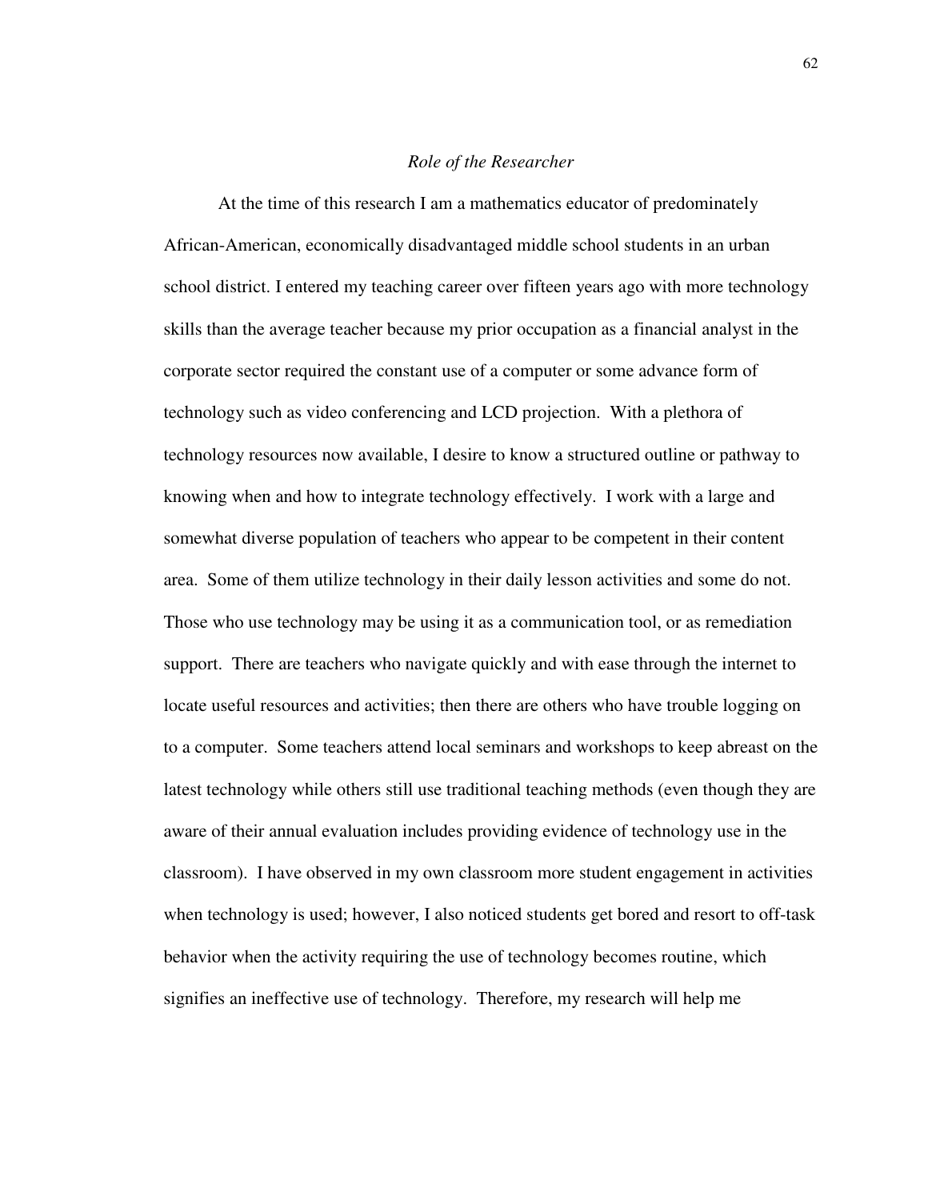*Role of the Researcher*

At the time of this research I am a mathematics educator of predominately African-American, economically disadvantaged middle school students in an urban school district. I entered my teaching career over fifteen years ago with more technology skills than the average teacher because my prior occupation as a financial analyst in the corporate sector required the constant use of a computer or some advance form of technology such as video conferencing and LCD projection. With a plethora of technology resources now available, I desire to know a structured outline or pathway to knowing when and how to integrate technology effectively. I work with a large and somewhat diverse population of teachers who appear to be competent in their content area. Some of them utilize technology in their daily lesson activities and some do not. Those who use technology may be using it as a communication tool, or as remediation support. There are teachers who navigate quickly and with ease through the internet to locate useful resources and activities; then there are others who have trouble logging on to a computer. Some teachers attend local seminars and workshops to keep abreast on the latest technology while others still use traditional teaching methods (even though they are aware of their annual evaluation includes providing evidence of technology use in the classroom). I have observed in my own classroom more student engagement in activities when technology is used; however, I also noticed students get bored and resort to off-task behavior when the activity requiring the use of technology becomes routine, which signifies an ineffective use of technology. Therefore, my research will help me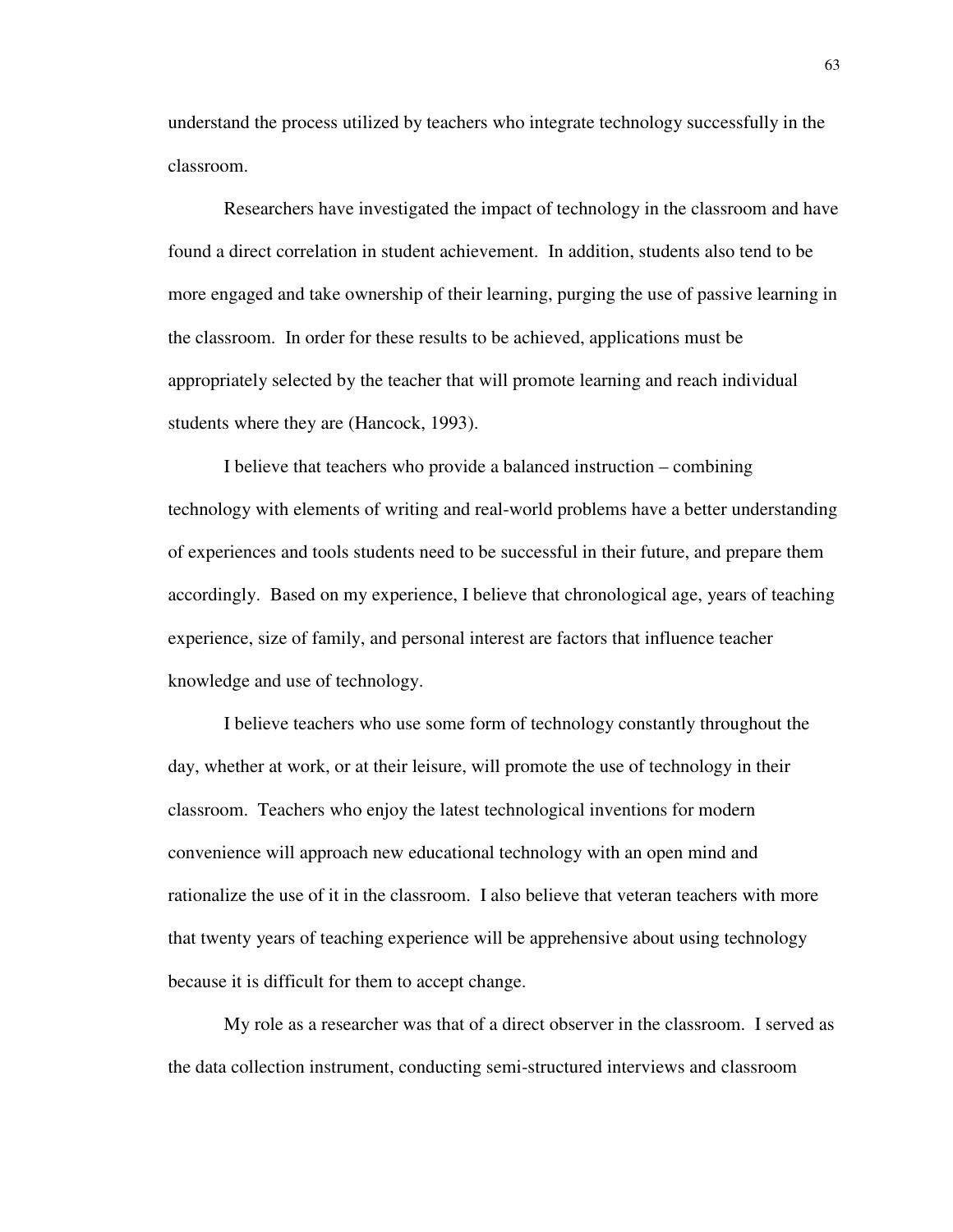understand the process utilized by teachers who integrate technology successfully in the classroom.

Researchers have investigated the impact of technology in the classroom and have found a direct correlation in student achievement. In addition, students also tend to be more engaged and take ownership of their learning, purging the use of passive learning in the classroom. In order for these results to be achieved, applications must be appropriately selected by the teacher that will promote learning and reach individual students where they are (Hancock, 1993).

I believe that teachers who provide a balanced instruction – combining technology with elements of writing and real-world problems have a better understanding of experiences and tools students need to be successful in their future, and prepare them accordingly. Based on my experience, I believe that chronological age, years of teaching experience, size of family, and personal interest are factors that influence teacher knowledge and use of technology.

I believe teachers who use some form of technology constantly throughout the day, whether at work, or at their leisure, will promote the use of technology in their classroom. Teachers who enjoy the latest technological inventions for modern convenience will approach new educational technology with an open mind and rationalize the use of it in the classroom. I also believe that veteran teachers with more that twenty years of teaching experience will be apprehensive about using technology because it is difficult for them to accept change.

My role as a researcher was that of a direct observer in the classroom. I served as the data collection instrument, conducting semi-structured interviews and classroom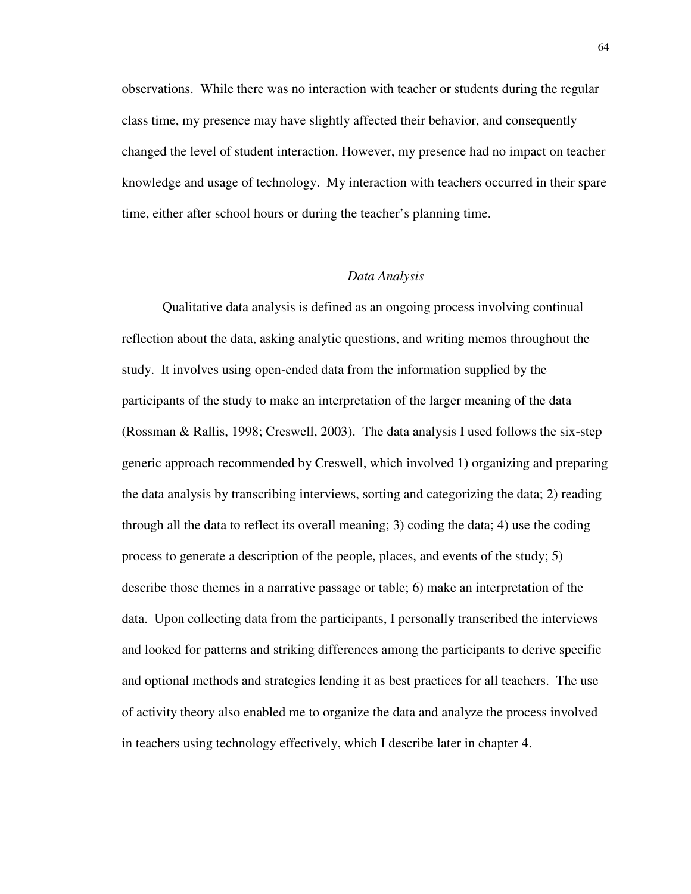observations. While there was no interaction with teacher or students during the regular class time, my presence may have slightly affected their behavior, and consequently changed the level of student interaction. However, my presence had no impact on teacher knowledge and usage of technology. My interaction with teachers occurred in their spare time, either after school hours or during the teacher's planning time.

## *Data Analysis*

Qualitative data analysis is defined as an ongoing process involving continual reflection about the data, asking analytic questions, and writing memos throughout the study. It involves using open-ended data from the information supplied by the participants of the study to make an interpretation of the larger meaning of the data (Rossman & Rallis, 1998; Creswell, 2003). The data analysis I used follows the six-step generic approach recommended by Creswell, which involved 1) organizing and preparing the data analysis by transcribing interviews, sorting and categorizing the data; 2) reading through all the data to reflect its overall meaning; 3) coding the data; 4) use the coding process to generate a description of the people, places, and events of the study; 5) describe those themes in a narrative passage or table; 6) make an interpretation of the data. Upon collecting data from the participants, I personally transcribed the interviews and looked for patterns and striking differences among the participants to derive specific and optional methods and strategies lending it as best practices for all teachers. The use of activity theory also enabled me to organize the data and analyze the process involved in teachers using technology effectively, which I describe later in chapter 4.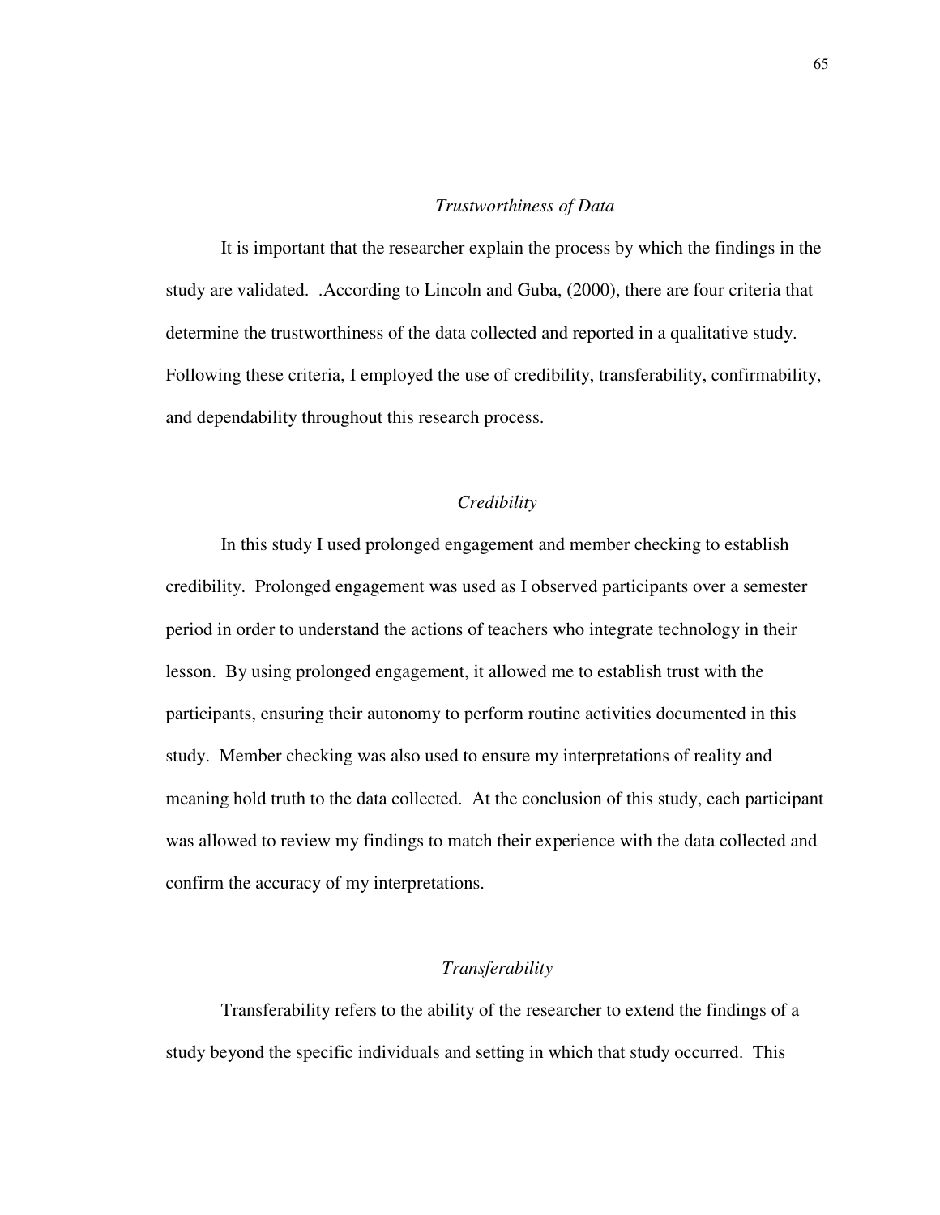### *Trustworthiness of Data*

It is important that the researcher explain the process by which the findings in the study are validated. .According to Lincoln and Guba, (2000), there are four criteria that determine the trustworthiness of the data collected and reported in a qualitative study. Following these criteria, I employed the use of credibility, transferability, confirmability, and dependability throughout this research process.

#### *Credibility*

In this study I used prolonged engagement and member checking to establish credibility. Prolonged engagement was used as I observed participants over a semester period in order to understand the actions of teachers who integrate technology in their lesson. By using prolonged engagement, it allowed me to establish trust with the participants, ensuring their autonomy to perform routine activities documented in this study. Member checking was also used to ensure my interpretations of reality and meaning hold truth to the data collected. At the conclusion of this study, each participant was allowed to review my findings to match their experience with the data collected and confirm the accuracy of my interpretations.

#### *Transferability*

Transferability refers to the ability of the researcher to extend the findings of a study beyond the specific individuals and setting in which that study occurred. This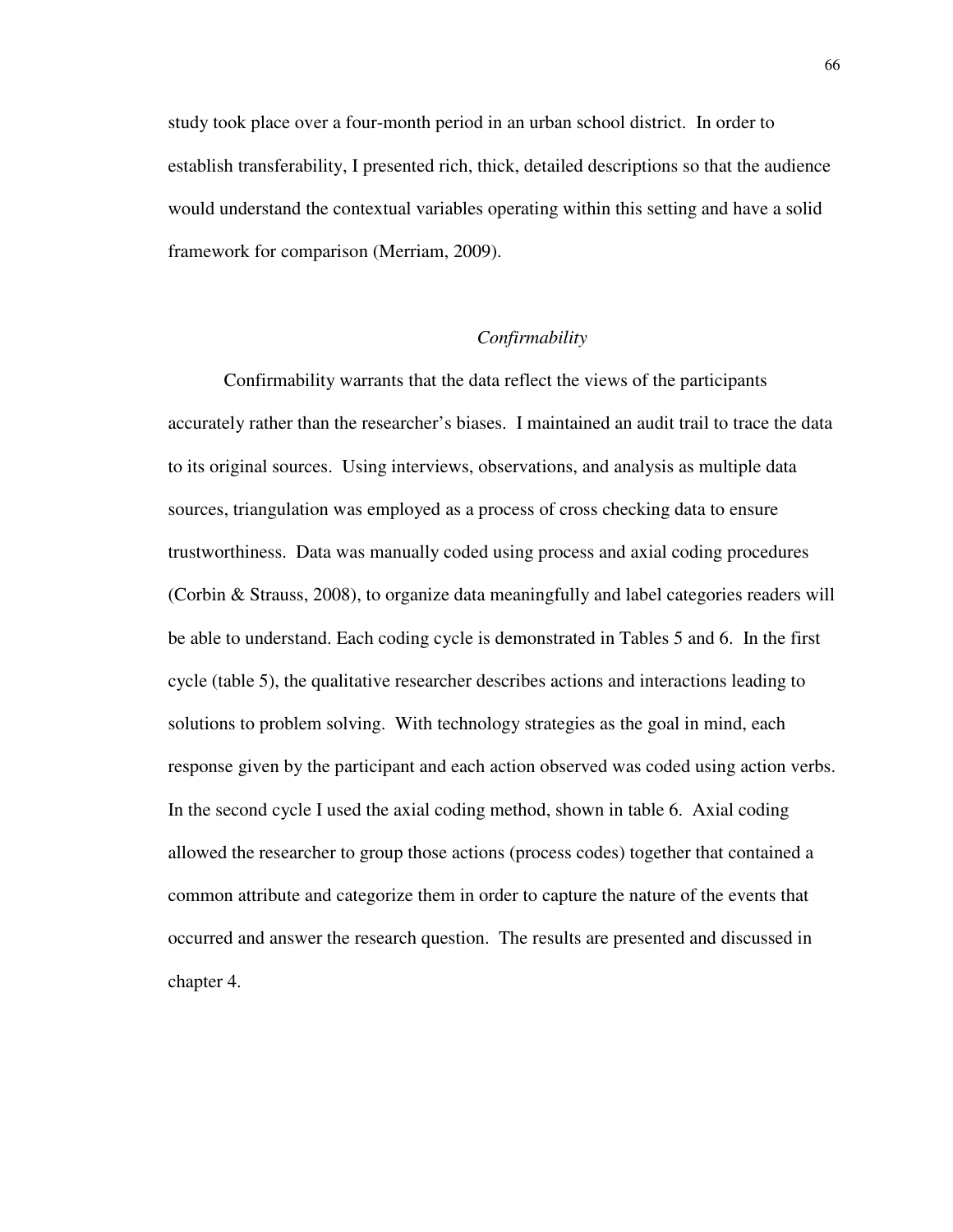study took place over a four-month period in an urban school district. In order to establish transferability, I presented rich, thick, detailed descriptions so that the audience would understand the contextual variables operating within this setting and have a solid framework for comparison (Merriam, 2009).

### *Confirmability*

Confirmability warrants that the data reflect the views of the participants accurately rather than the researcher's biases. I maintained an audit trail to trace the data to its original sources. Using interviews, observations, and analysis as multiple data sources, triangulation was employed as a process of cross checking data to ensure trustworthiness. Data was manually coded using process and axial coding procedures (Corbin & Strauss, 2008), to organize data meaningfully and label categories readers will be able to understand. Each coding cycle is demonstrated in Tables 5 and 6. In the first cycle (table 5), the qualitative researcher describes actions and interactions leading to solutions to problem solving. With technology strategies as the goal in mind, each response given by the participant and each action observed was coded using action verbs. In the second cycle I used the axial coding method, shown in table 6. Axial coding allowed the researcher to group those actions (process codes) together that contained a common attribute and categorize them in order to capture the nature of the events that occurred and answer the research question. The results are presented and discussed in chapter 4.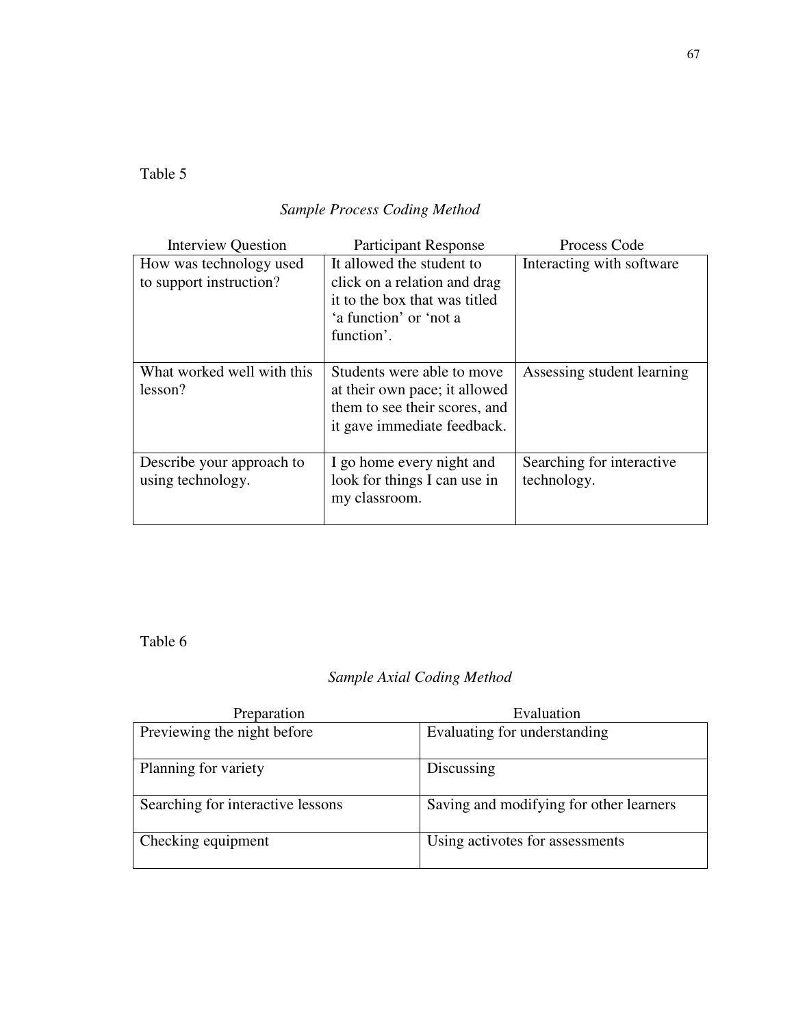Table 5

*Sample Process Coding Method*

| Interview Question | Participant Response | Process Code |
|---|---|---|
| How was technology used to support instruction? | It allowed the student to click on a relation and drag it to the box that was titled 'a function' or 'not a function'. | Interacting with software |
| What worked well with this lesson? | Students were able to move at their own pace; it allowed them to see their scores, and it gave immediate feedback. | Assessing student learning |
| Describe your approach to using technology. | I go home every night and look for things I can use in my classroom. | Searching for interactive technology. |

Table 6

*Sample Axial Coding Method*

| Preparation | Evaluation |
|---|---|
| Previewing the night before | Evaluating for understanding |
| Planning for variety | Discussing |
| Searching for interactive lessons | Saving and modifying for other learners |
| Checking equipment | Using activotes for assessments |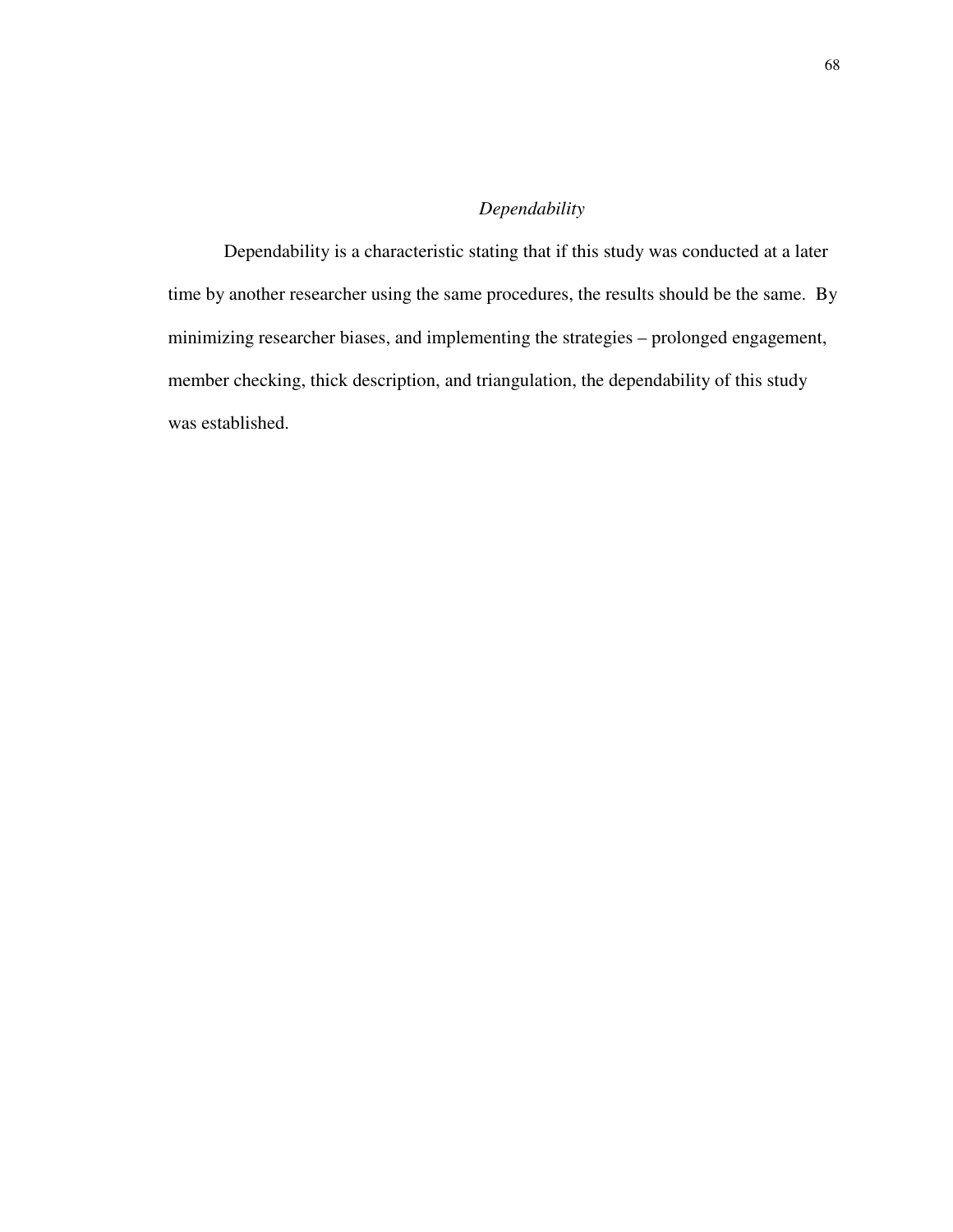### *Dependability*

Dependability is a characteristic stating that if this study was conducted at a later time by another researcher using the same procedures, the results should be the same. By minimizing researcher biases, and implementing the strategies – prolonged engagement, member checking, thick description, and triangulation, the dependability of this study was established.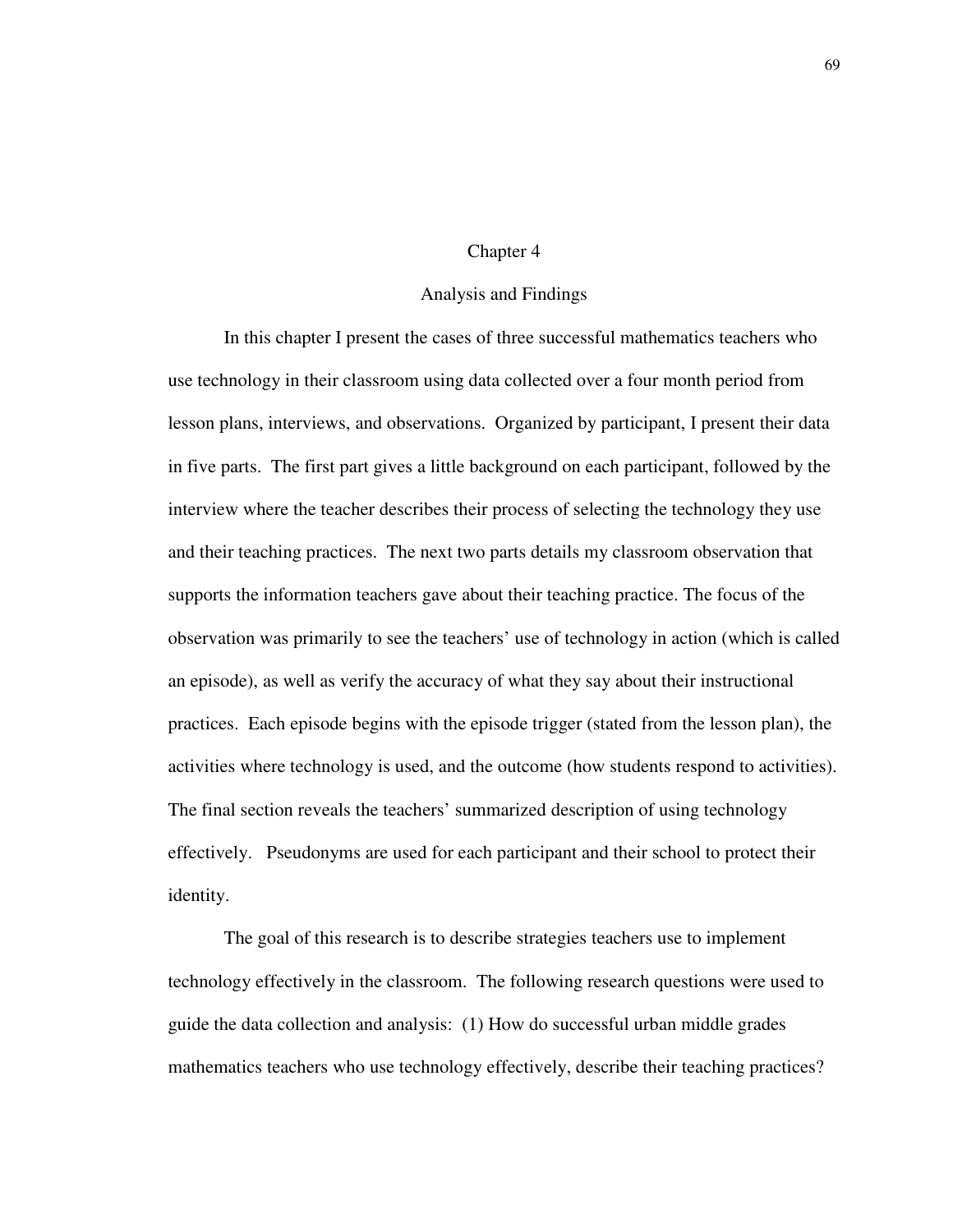# Chapter 4

## Analysis and Findings

In this chapter I present the cases of three successful mathematics teachers who use technology in their classroom using data collected over a four month period from lesson plans, interviews, and observations. Organized by participant, I present their data in five parts. The first part gives a little background on each participant, followed by the interview where the teacher describes their process of selecting the technology they use and their teaching practices. The next two parts details my classroom observation that supports the information teachers gave about their teaching practice. The focus of the observation was primarily to see the teachers' use of technology in action (which is called an episode), as well as verify the accuracy of what they say about their instructional practices. Each episode begins with the episode trigger (stated from the lesson plan), the activities where technology is used, and the outcome (how students respond to activities). The final section reveals the teachers' summarized description of using technology effectively. Pseudonyms are used for each participant and their school to protect their identity.

The goal of this research is to describe strategies teachers use to implement technology effectively in the classroom. The following research questions were used to guide the data collection and analysis: (1) How do successful urban middle grades mathematics teachers who use technology effectively, describe their teaching practices?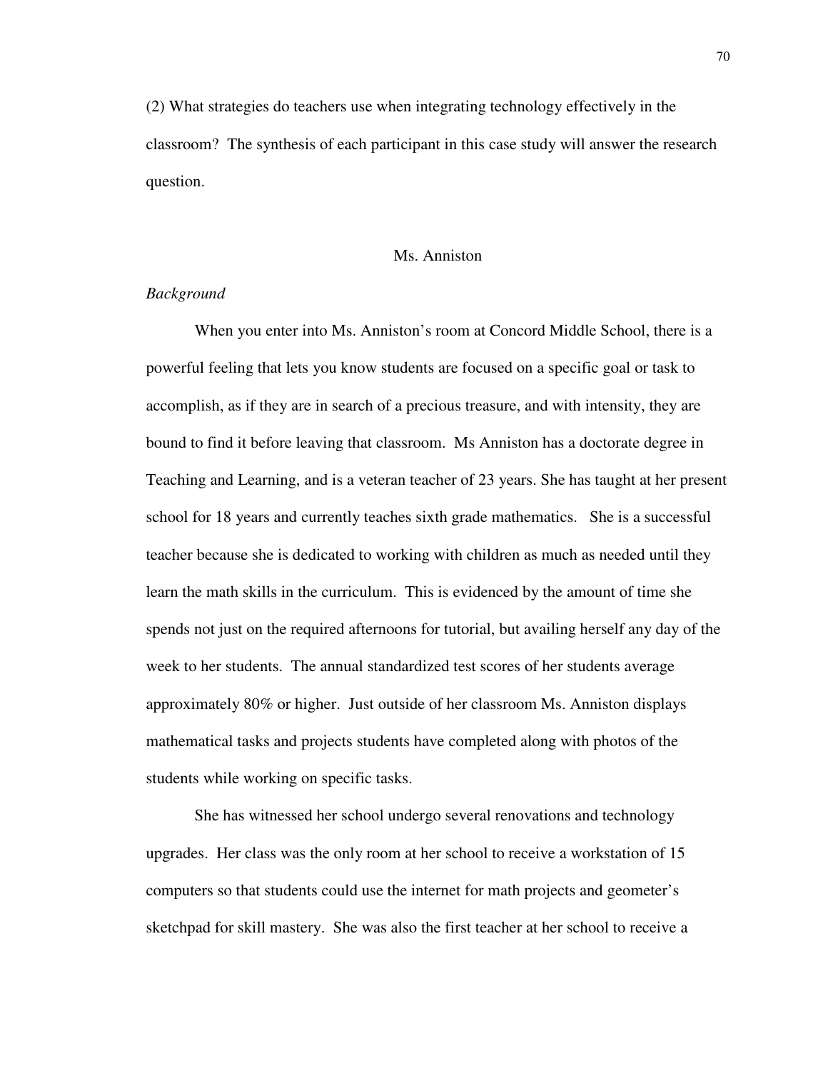(2) What strategies do teachers use when integrating technology effectively in the classroom? The synthesis of each participant in this case study will answer the research question.

## Ms. Anniston

*Background*

When you enter into Ms. Anniston's room at Concord Middle School, there is a powerful feeling that lets you know students are focused on a specific goal or task to accomplish, as if they are in search of a precious treasure, and with intensity, they are bound to find it before leaving that classroom. Ms Anniston has a doctorate degree in Teaching and Learning, and is a veteran teacher of 23 years. She has taught at her present school for 18 years and currently teaches sixth grade mathematics. She is a successful teacher because she is dedicated to working with children as much as needed until they learn the math skills in the curriculum. This is evidenced by the amount of time she spends not just on the required afternoons for tutorial, but availing herself any day of the week to her students. The annual standardized test scores of her students average approximately 80% or higher. Just outside of her classroom Ms. Anniston displays mathematical tasks and projects students have completed along with photos of the students while working on specific tasks.

She has witnessed her school undergo several renovations and technology upgrades. Her class was the only room at her school to receive a workstation of 15 computers so that students could use the internet for math projects and geometer's sketchpad for skill mastery. She was also the first teacher at her school to receive a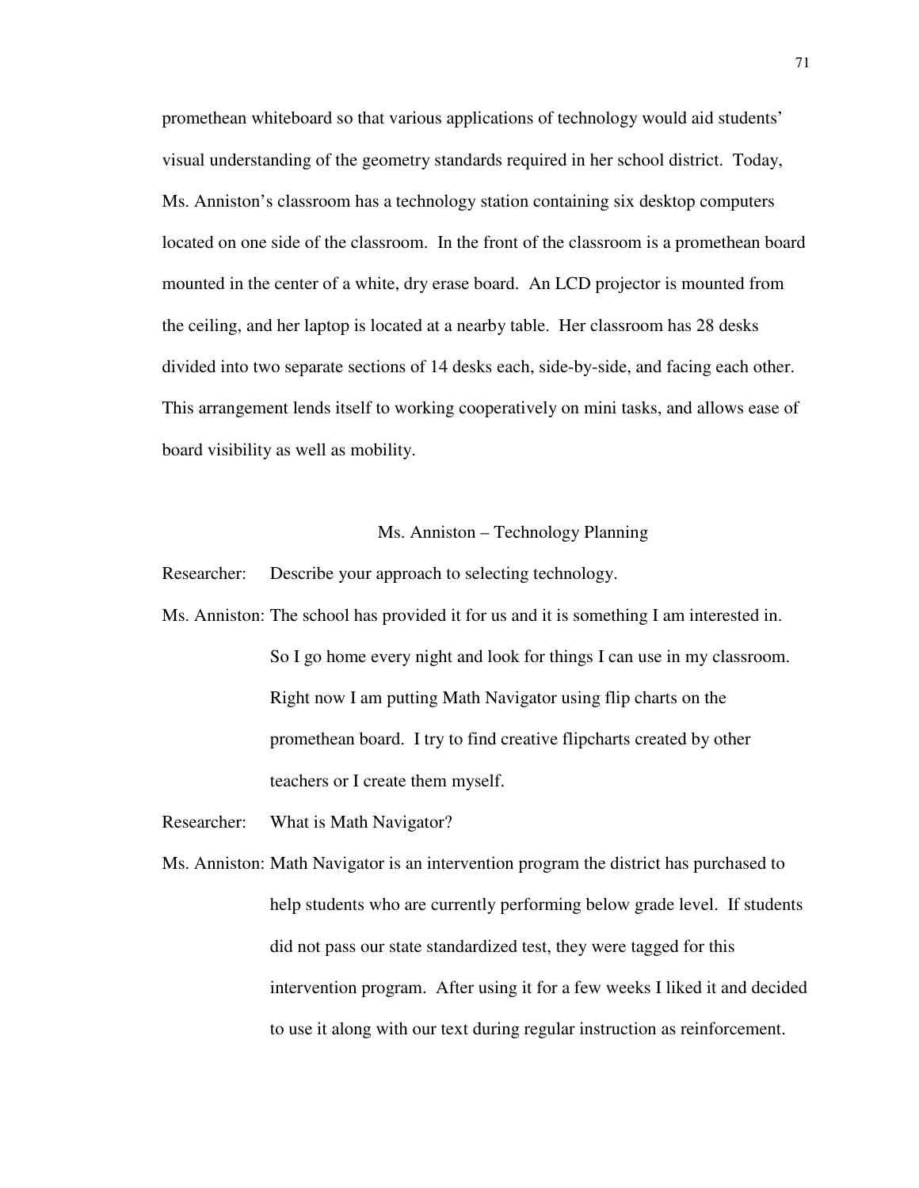promethean whiteboard so that various applications of technology would aid students' visual understanding of the geometry standards required in her school district. Today, Ms. Anniston's classroom has a technology station containing six desktop computers located on one side of the classroom. In the front of the classroom is a promethean board mounted in the center of a white, dry erase board. An LCD projector is mounted from the ceiling, and her laptop is located at a nearby table. Her classroom has 28 desks divided into two separate sections of 14 desks each, side-by-side, and facing each other. This arrangement lends itself to working cooperatively on mini tasks, and allows ease of board visibility as well as mobility.

### Ms. Anniston – Technology Planning

Researcher: Describe your approach to selecting technology.

Ms. Anniston: The school has provided it for us and it is something I am interested in. So I go home every night and look for things I can use in my classroom. Right now I am putting Math Navigator using flip charts on the promethean board. I try to find creative flipcharts created by other teachers or I create them myself.

Researcher: What is Math Navigator?

Ms. Anniston: Math Navigator is an intervention program the district has purchased to help students who are currently performing below grade level. If students did not pass our state standardized test, they were tagged for this intervention program. After using it for a few weeks I liked it and decided to use it along with our text during regular instruction as reinforcement.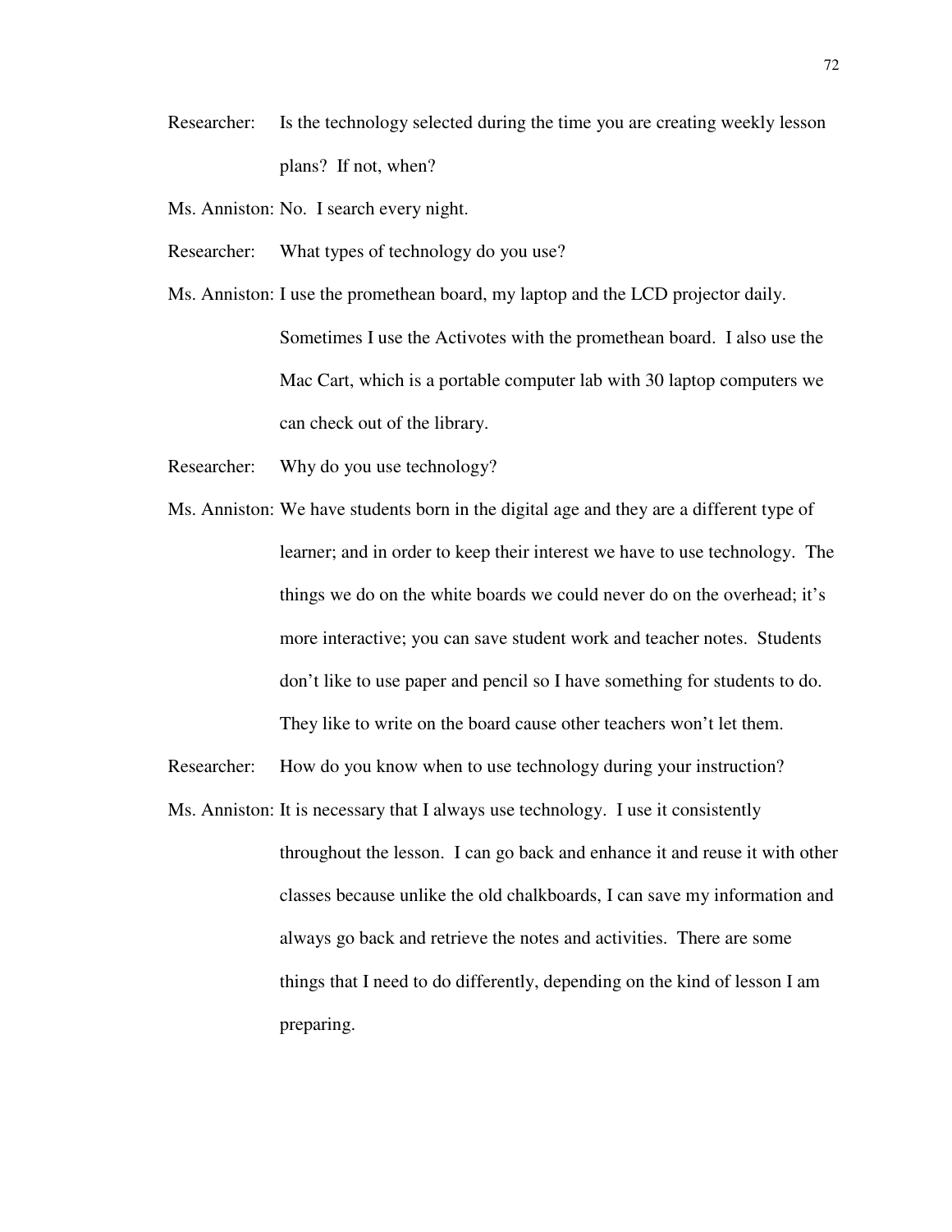Researcher: Is the technology selected during the time you are creating weekly lesson plans? If not, when?

Ms. Anniston: No. I search every night.

Researcher: What types of technology do you use?

Ms. Anniston: I use the promethean board, my laptop and the LCD projector daily. Sometimes I use the Activotes with the promethean board. I also use the Mac Cart, which is a portable computer lab with 30 laptop computers we can check out of the library.

Researcher: Why do you use technology?

Ms. Anniston: We have students born in the digital age and they are a different type of learner; and in order to keep their interest we have to use technology. The things we do on the white boards we could never do on the overhead; it's more interactive; you can save student work and teacher notes. Students don't like to use paper and pencil so I have something for students to do. They like to write on the board cause other teachers won't let them.

Researcher: How do you know when to use technology during your instruction?

Ms. Anniston: It is necessary that I always use technology. I use it consistently throughout the lesson. I can go back and enhance it and reuse it with other classes because unlike the old chalkboards, I can save my information and always go back and retrieve the notes and activities. There are some things that I need to do differently, depending on the kind of lesson I am preparing.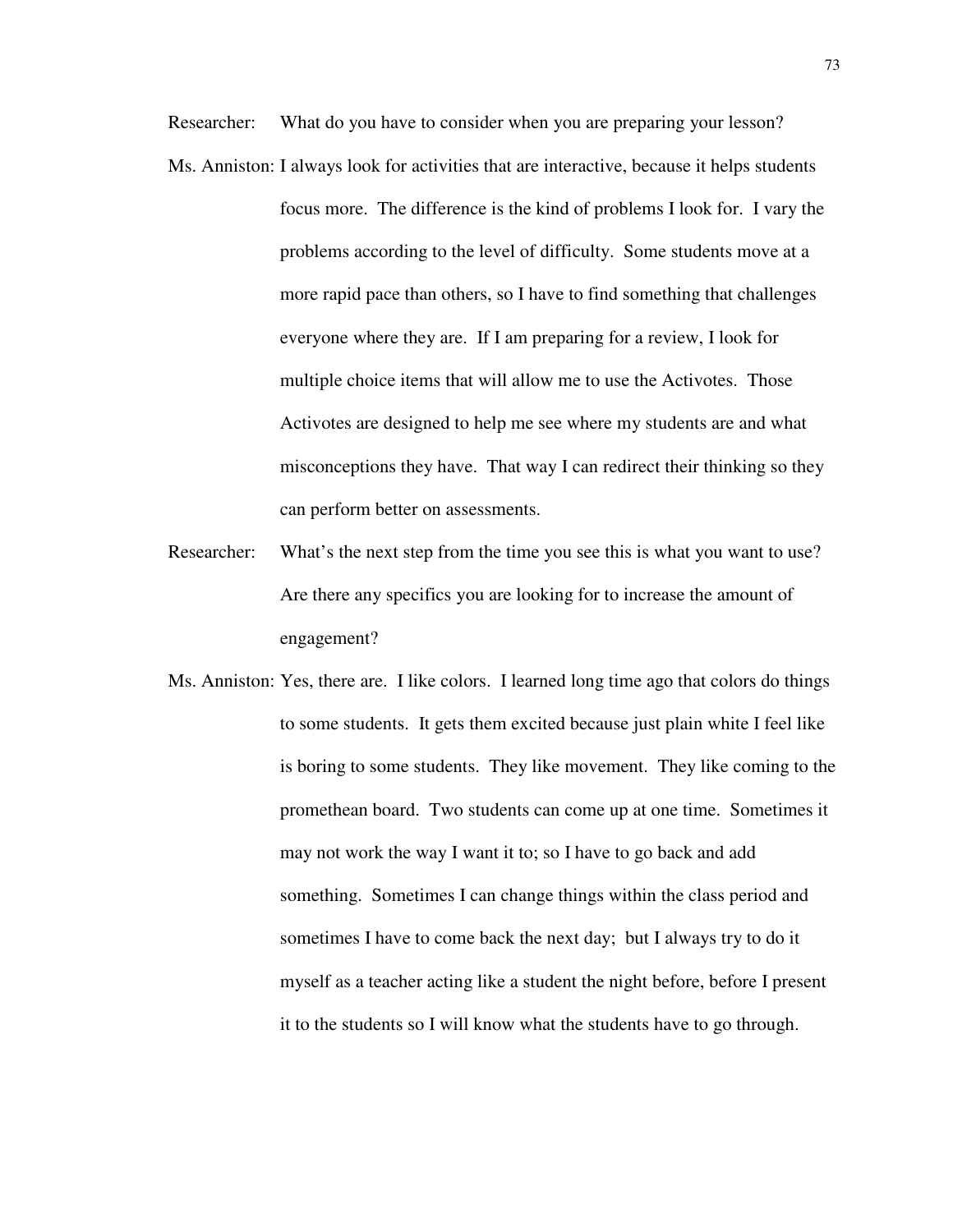Researcher: What do you have to consider when you are preparing your lesson?

Ms. Anniston: I always look for activities that are interactive, because it helps students focus more. The difference is the kind of problems I look for. I vary the problems according to the level of difficulty. Some students move at a more rapid pace than others, so I have to find something that challenges everyone where they are. If I am preparing for a review, I look for multiple choice items that will allow me to use the Activotes. Those Activotes are designed to help me see where my students are and what misconceptions they have. That way I can redirect their thinking so they can perform better on assessments.

Researcher: What's the next step from the time you see this is what you want to use? Are there any specifics you are looking for to increase the amount of engagement?

Ms. Anniston: Yes, there are. I like colors. I learned long time ago that colors do things to some students. It gets them excited because just plain white I feel like is boring to some students. They like movement. They like coming to the promethean board. Two students can come up at one time. Sometimes it may not work the way I want it to; so I have to go back and add something. Sometimes I can change things within the class period and sometimes I have to come back the next day; but I always try to do it myself as a teacher acting like a student the night before, before I present it to the students so I will know what the students have to go through.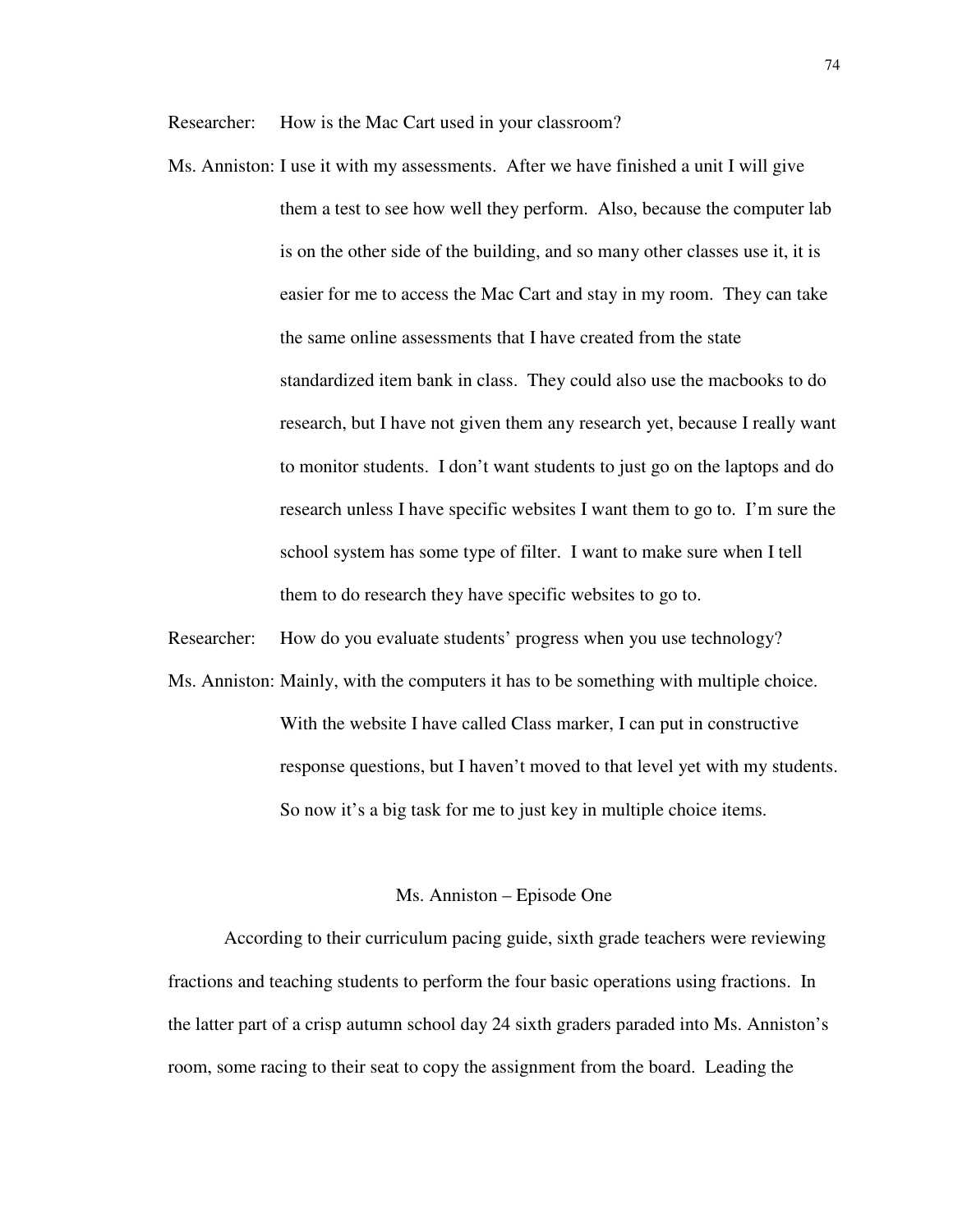Researcher: How is the Mac Cart used in your classroom?

Ms. Anniston: I use it with my assessments. After we have finished a unit I will give them a test to see how well they perform. Also, because the computer lab is on the other side of the building, and so many other classes use it, it is easier for me to access the Mac Cart and stay in my room. They can take the same online assessments that I have created from the state standardized item bank in class. They could also use the macbooks to do research, but I have not given them any research yet, because I really want to monitor students. I don't want students to just go on the laptops and do research unless I have specific websites I want them to go to. I'm sure the school system has some type of filter. I want to make sure when I tell them to do research they have specific websites to go to.

Researcher: How do you evaluate students' progress when you use technology?

Ms. Anniston: Mainly, with the computers it has to be something with multiple choice. With the website I have called Class marker, I can put in constructive response questions, but I haven't moved to that level yet with my students. So now it's a big task for me to just key in multiple choice items.

## Ms. Anniston – Episode One

According to their curriculum pacing guide, sixth grade teachers were reviewing fractions and teaching students to perform the four basic operations using fractions. In the latter part of a crisp autumn school day 24 sixth graders paraded into Ms. Anniston's room, some racing to their seat to copy the assignment from the board. Leading the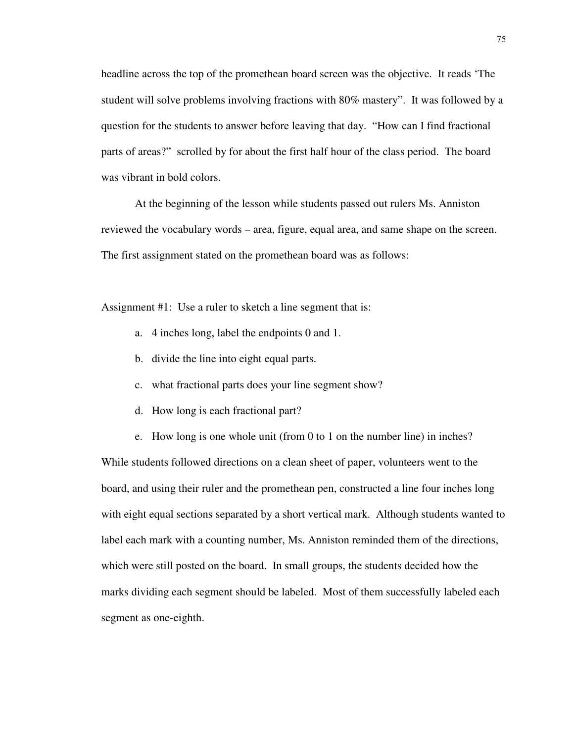headline across the top of the promethean board screen was the objective. It reads 'The student will solve problems involving fractions with 80% mastery". It was followed by a question for the students to answer before leaving that day. "How can I find fractional parts of areas?" scrolled by for about the first half hour of the class period. The board was vibrant in bold colors.

At the beginning of the lesson while students passed out rulers Ms. Anniston reviewed the vocabulary words – area, figure, equal area, and same shape on the screen. The first assignment stated on the promethean board was as follows:

Assignment #1: Use a ruler to sketch a line segment that is:

a. 4 inches long, label the endpoints 0 and 1.
b. divide the line into eight equal parts.
c. what fractional parts does your line segment show?
d. How long is each fractional part?
e. How long is one whole unit (from 0 to 1 on the number line) in inches?

While students followed directions on a clean sheet of paper, volunteers went to the board, and using their ruler and the promethean pen, constructed a line four inches long with eight equal sections separated by a short vertical mark. Although students wanted to label each mark with a counting number, Ms. Anniston reminded them of the directions, which were still posted on the board. In small groups, the students decided how the marks dividing each segment should be labeled. Most of them successfully labeled each segment as one-eighth.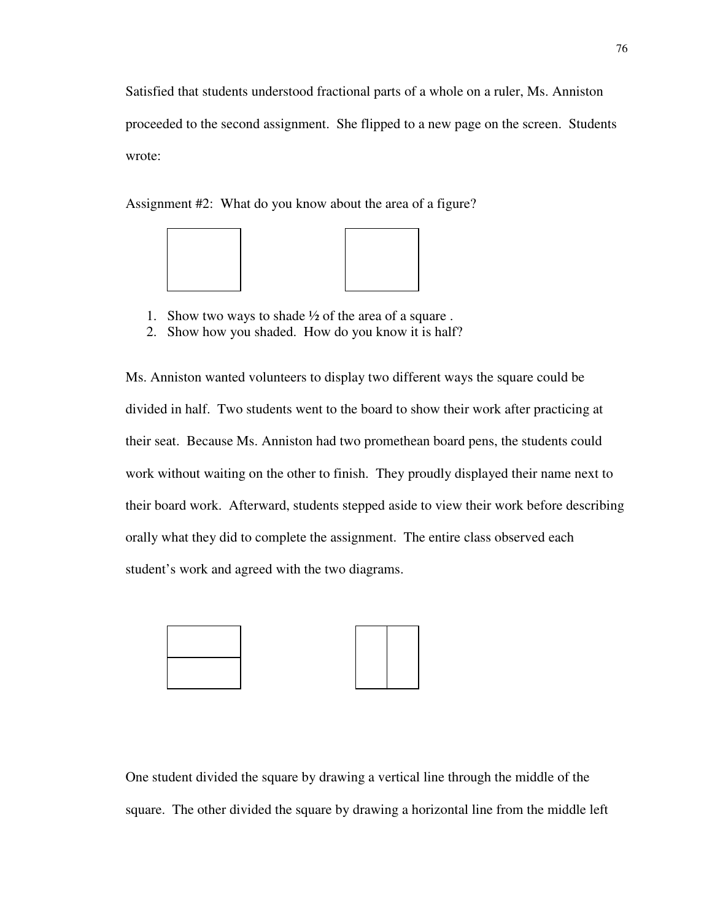Satisfied that students understood fractional parts of a whole on a ruler, Ms. Anniston proceeded to the second assignment. She flipped to a new page on the screen. Students wrote:

Assignment #2: What do you know about the area of a figure?

1. Show two ways to shade ½ of the area of a square .
2. Show how you shaded. How do you know it is half?

Ms. Anniston wanted volunteers to display two different ways the square could be divided in half. Two students went to the board to show their work after practicing at their seat. Because Ms. Anniston had two promethean board pens, the students could work without waiting on the other to finish. They proudly displayed their name next to their board work. Afterward, students stepped aside to view their work before describing orally what they did to complete the assignment. The entire class observed each student's work and agreed with the two diagrams.

One student divided the square by drawing a vertical line through the middle of the square. The other divided the square by drawing a horizontal line from the middle left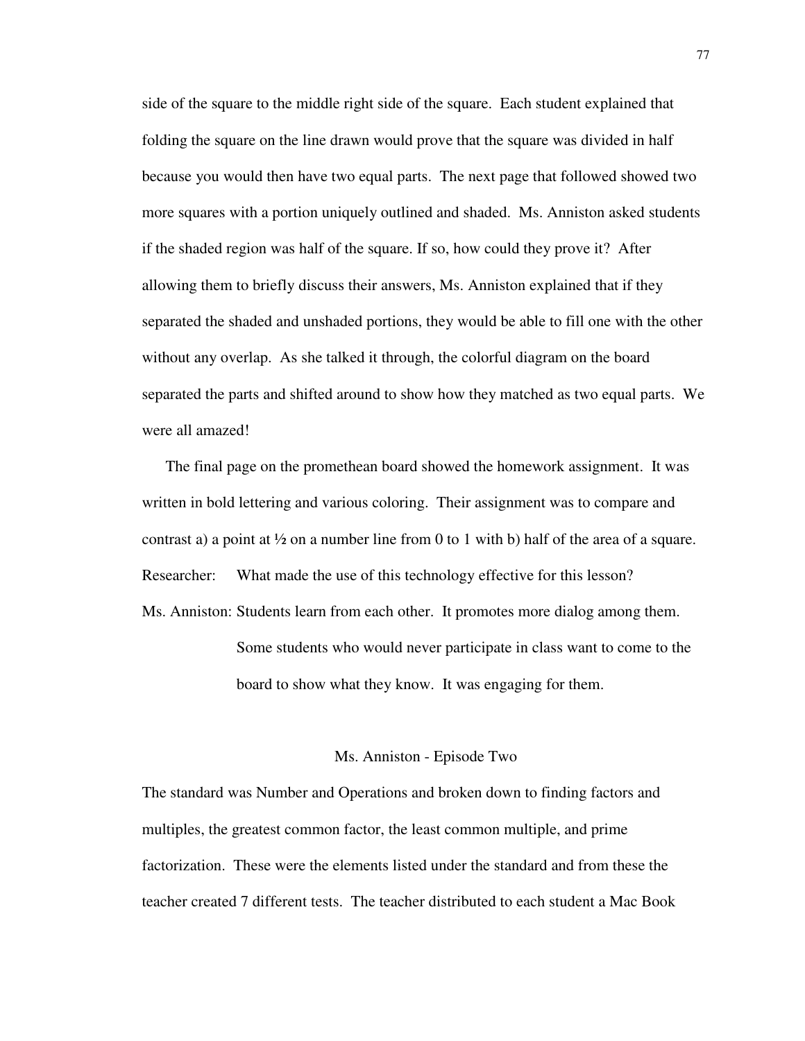side of the square to the middle right side of the square. Each student explained that folding the square on the line drawn would prove that the square was divided in half because you would then have two equal parts. The next page that followed showed two more squares with a portion uniquely outlined and shaded. Ms. Anniston asked students if the shaded region was half of the square. If so, how could they prove it? After allowing them to briefly discuss their answers, Ms. Anniston explained that if they separated the shaded and unshaded portions, they would be able to fill one with the other without any overlap. As she talked it through, the colorful diagram on the board separated the parts and shifted around to show how they matched as two equal parts. We were all amazed!

The final page on the promethean board showed the homework assignment. It was written in bold lettering and various coloring. Their assignment was to compare and contrast a) a point at ½ on a number line from 0 to 1 with b) half of the area of a square.

Researcher: What made the use of this technology effective for this lesson?

Ms. Anniston: Students learn from each other. It promotes more dialog among them. Some students who would never participate in class want to come to the board to show what they know. It was engaging for them.

### Ms. Anniston - Episode Two

The standard was Number and Operations and broken down to finding factors and multiples, the greatest common factor, the least common multiple, and prime factorization. These were the elements listed under the standard and from these the teacher created 7 different tests. The teacher distributed to each student a Mac Book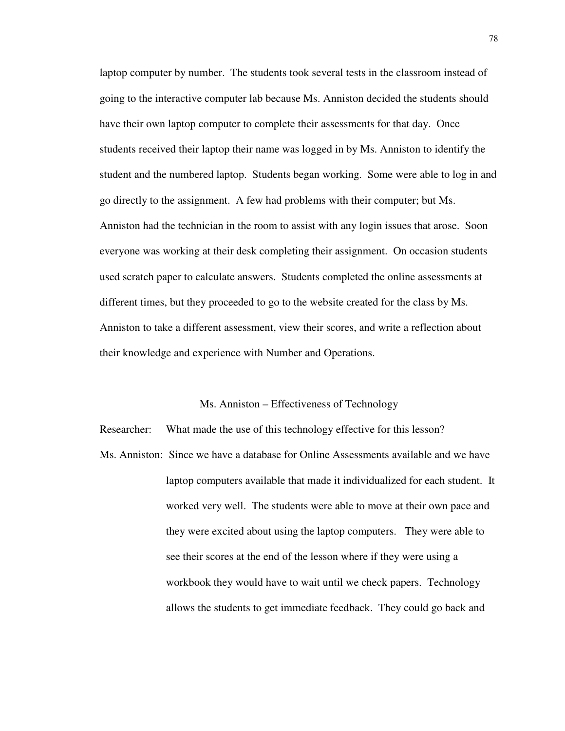laptop computer by number. The students took several tests in the classroom instead of going to the interactive computer lab because Ms. Anniston decided the students should have their own laptop computer to complete their assessments for that day. Once students received their laptop their name was logged in by Ms. Anniston to identify the student and the numbered laptop. Students began working. Some were able to log in and go directly to the assignment. A few had problems with their computer; but Ms. Anniston had the technician in the room to assist with any login issues that arose. Soon everyone was working at their desk completing their assignment. On occasion students used scratch paper to calculate answers. Students completed the online assessments at different times, but they proceeded to go to the website created for the class by Ms. Anniston to take a different assessment, view their scores, and write a reflection about their knowledge and experience with Number and Operations.

Ms. Anniston – Effectiveness of Technology

Researcher: What made the use of this technology effective for this lesson?

Ms. Anniston: Since we have a database for Online Assessments available and we have laptop computers available that made it individualized for each student. It worked very well. The students were able to move at their own pace and they were excited about using the laptop computers. They were able to see their scores at the end of the lesson where if they were using a workbook they would have to wait until we check papers. Technology allows the students to get immediate feedback. They could go back and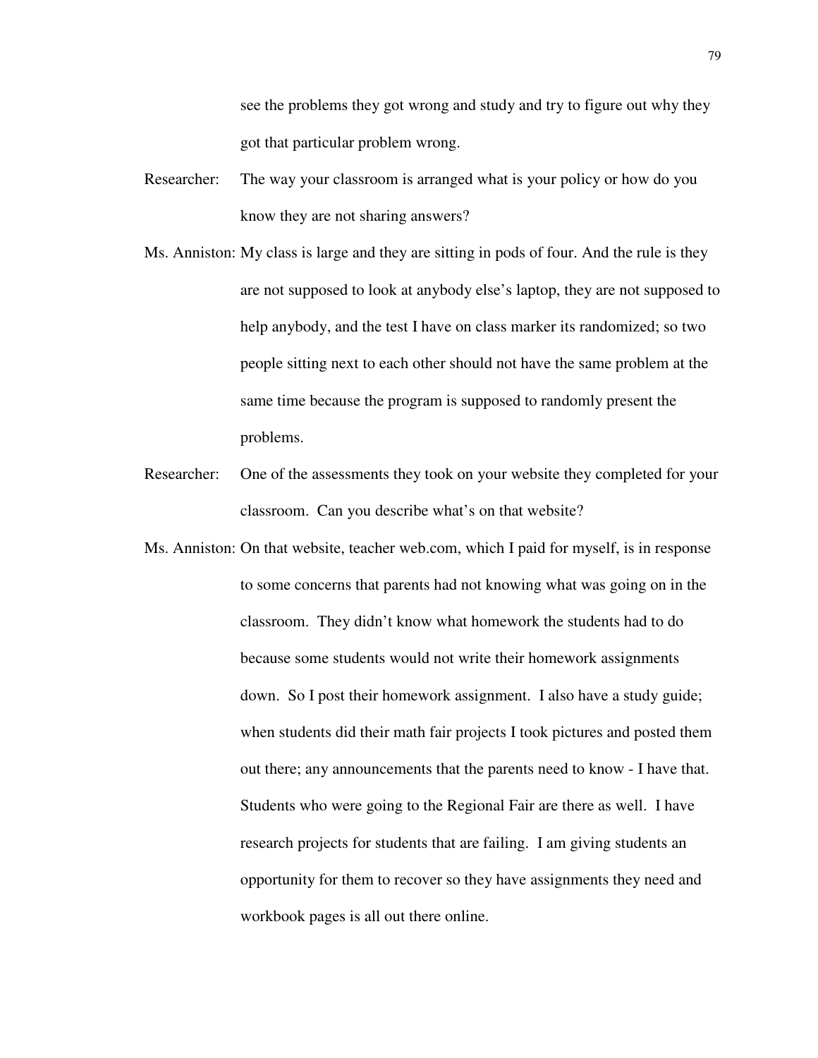see the problems they got wrong and study and try to figure out why they got that particular problem wrong.

Researcher: The way your classroom is arranged what is your policy or how do you know they are not sharing answers?

Ms. Anniston: My class is large and they are sitting in pods of four. And the rule is they are not supposed to look at anybody else's laptop, they are not supposed to help anybody, and the test I have on class marker its randomized; so two people sitting next to each other should not have the same problem at the same time because the program is supposed to randomly present the problems.

Researcher: One of the assessments they took on your website they completed for your classroom. Can you describe what's on that website?

Ms. Anniston: On that website, teacher web.com, which I paid for myself, is in response to some concerns that parents had not knowing what was going on in the classroom. They didn't know what homework the students had to do because some students would not write their homework assignments down. So I post their homework assignment. I also have a study guide; when students did their math fair projects I took pictures and posted them out there; any announcements that the parents need to know - I have that. Students who were going to the Regional Fair are there as well. I have research projects for students that are failing. I am giving students an opportunity for them to recover so they have assignments they need and workbook pages is all out there online.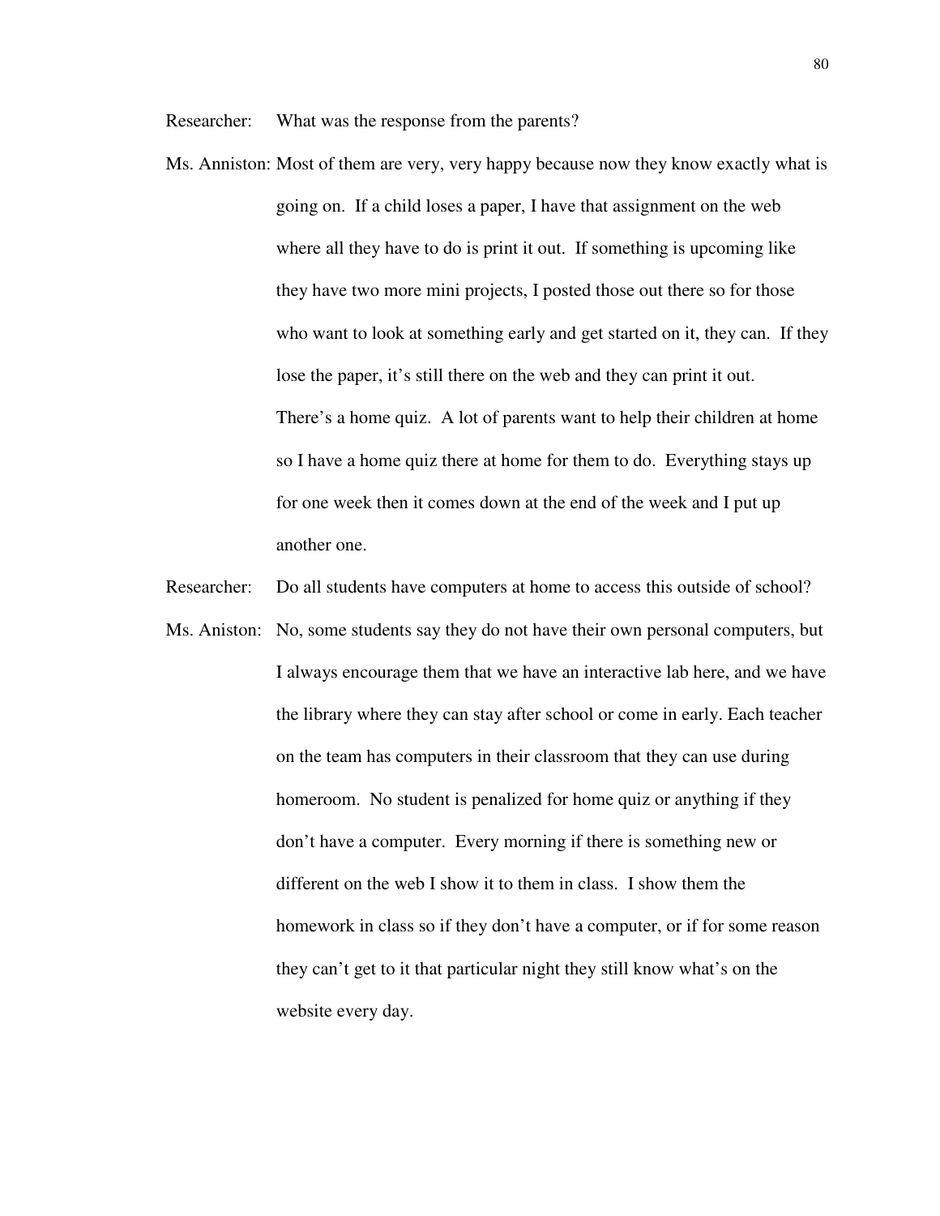Researcher: What was the response from the parents?

Ms. Anniston: Most of them are very, very happy because now they know exactly what is going on. If a child loses a paper, I have that assignment on the web where all they have to do is print it out. If something is upcoming like they have two more mini projects, I posted those out there so for those who want to look at something early and get started on it, they can. If they lose the paper, it's still there on the web and they can print it out. There's a home quiz. A lot of parents want to help their children at home so I have a home quiz there at home for them to do. Everything stays up for one week then it comes down at the end of the week and I put up another one.

Researcher: Do all students have computers at home to access this outside of school?

Ms. Aniston: No, some students say they do not have their own personal computers, but I always encourage them that we have an interactive lab here, and we have the library where they can stay after school or come in early. Each teacher on the team has computers in their classroom that they can use during homeroom. No student is penalized for home quiz or anything if they don't have a computer. Every morning if there is something new or different on the web I show it to them in class. I show them the homework in class so if they don't have a computer, or if for some reason they can't get to it that particular night they still know what's on the website every day.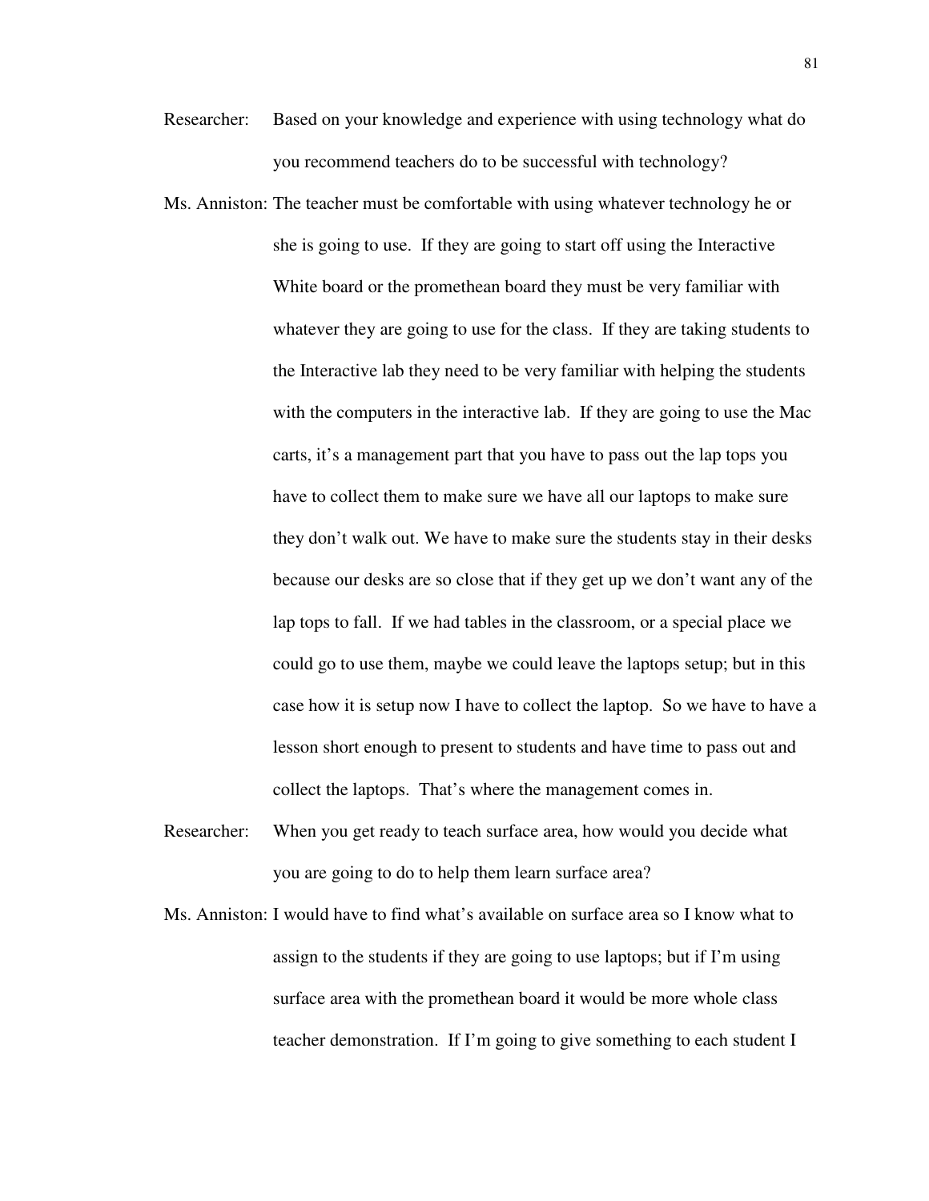Researcher: Based on your knowledge and experience with using technology what do you recommend teachers do to be successful with technology?

Ms. Anniston: The teacher must be comfortable with using whatever technology he or she is going to use. If they are going to start off using the Interactive White board or the promethean board they must be very familiar with whatever they are going to use for the class. If they are taking students to the Interactive lab they need to be very familiar with helping the students with the computers in the interactive lab. If they are going to use the Mac carts, it's a management part that you have to pass out the lap tops you have to collect them to make sure we have all our laptops to make sure they don't walk out. We have to make sure the students stay in their desks because our desks are so close that if they get up we don't want any of the lap tops to fall. If we had tables in the classroom, or a special place we could go to use them, maybe we could leave the laptops setup; but in this case how it is setup now I have to collect the laptop. So we have to have a lesson short enough to present to students and have time to pass out and collect the laptops. That's where the management comes in.

Researcher: When you get ready to teach surface area, how would you decide what you are going to do to help them learn surface area?

Ms. Anniston: I would have to find what's available on surface area so I know what to assign to the students if they are going to use laptops; but if I'm using surface area with the promethean board it would be more whole class teacher demonstration. If I'm going to give something to each student I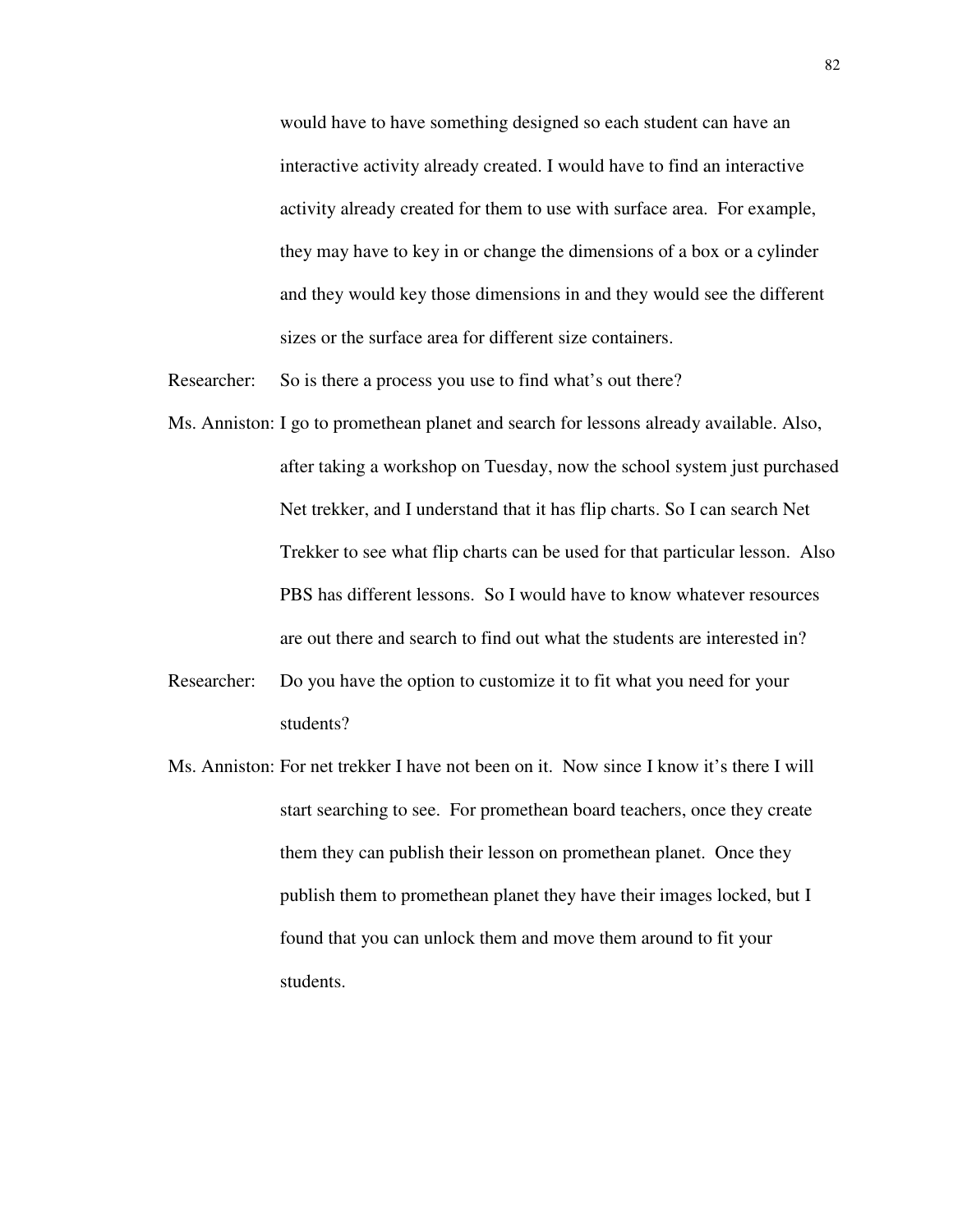would have to have something designed so each student can have an interactive activity already created. I would have to find an interactive activity already created for them to use with surface area. For example, they may have to key in or change the dimensions of a box or a cylinder and they would key those dimensions in and they would see the different sizes or the surface area for different size containers.

Researcher: So is there a process you use to find what's out there?

Ms. Anniston: I go to promethean planet and search for lessons already available. Also, after taking a workshop on Tuesday, now the school system just purchased Net trekker, and I understand that it has flip charts. So I can search Net Trekker to see what flip charts can be used for that particular lesson. Also PBS has different lessons. So I would have to know whatever resources are out there and search to find out what the students are interested in?

Researcher: Do you have the option to customize it to fit what you need for your students?

Ms. Anniston: For net trekker I have not been on it. Now since I know it's there I will start searching to see. For promethean board teachers, once they create them they can publish their lesson on promethean planet. Once they publish them to promethean planet they have their images locked, but I found that you can unlock them and move them around to fit your students.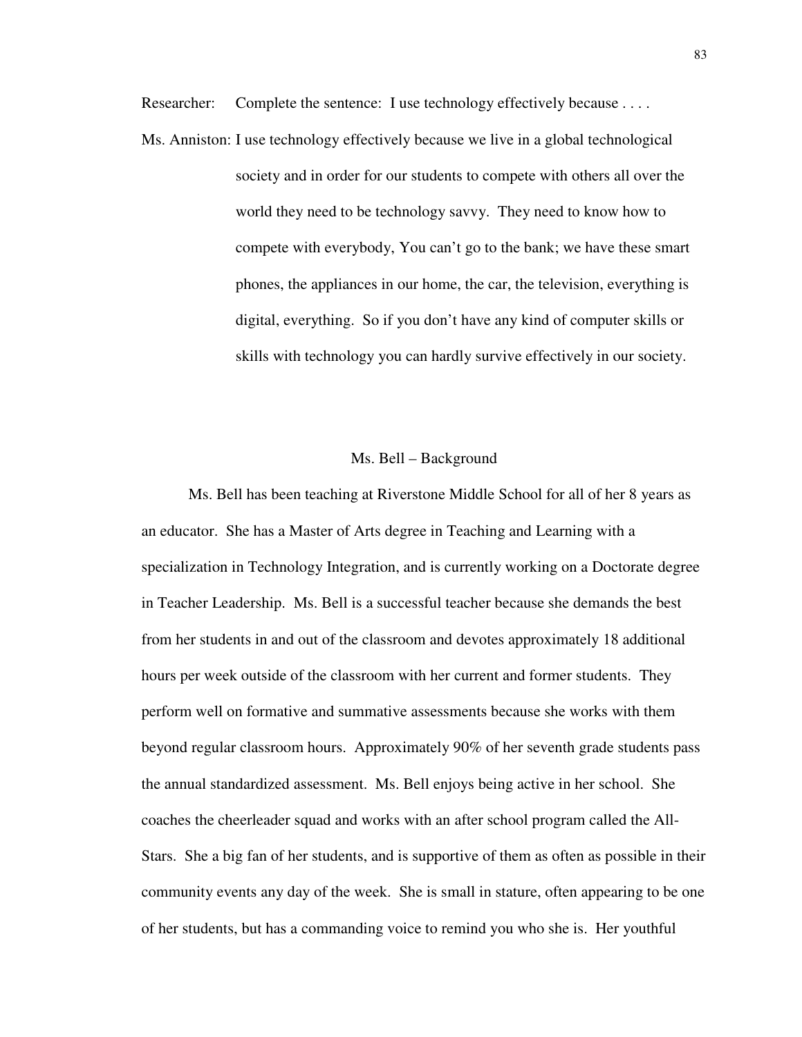Researcher: Complete the sentence: I use technology effectively because . . . .

Ms. Anniston: I use technology effectively because we live in a global technological society and in order for our students to compete with others all over the world they need to be technology savvy. They need to know how to compete with everybody, You can't go to the bank; we have these smart phones, the appliances in our home, the car, the television, everything is digital, everything. So if you don't have any kind of computer skills or skills with technology you can hardly survive effectively in our society.

## Ms. Bell – Background

Ms. Bell has been teaching at Riverstone Middle School for all of her 8 years as an educator. She has a Master of Arts degree in Teaching and Learning with a specialization in Technology Integration, and is currently working on a Doctorate degree in Teacher Leadership. Ms. Bell is a successful teacher because she demands the best from her students in and out of the classroom and devotes approximately 18 additional hours per week outside of the classroom with her current and former students. They perform well on formative and summative assessments because she works with them beyond regular classroom hours. Approximately 90% of her seventh grade students pass the annual standardized assessment. Ms. Bell enjoys being active in her school. She coaches the cheerleader squad and works with an after school program called the All-Stars. She a big fan of her students, and is supportive of them as often as possible in their community events any day of the week. She is small in stature, often appearing to be one of her students, but has a commanding voice to remind you who she is. Her youthful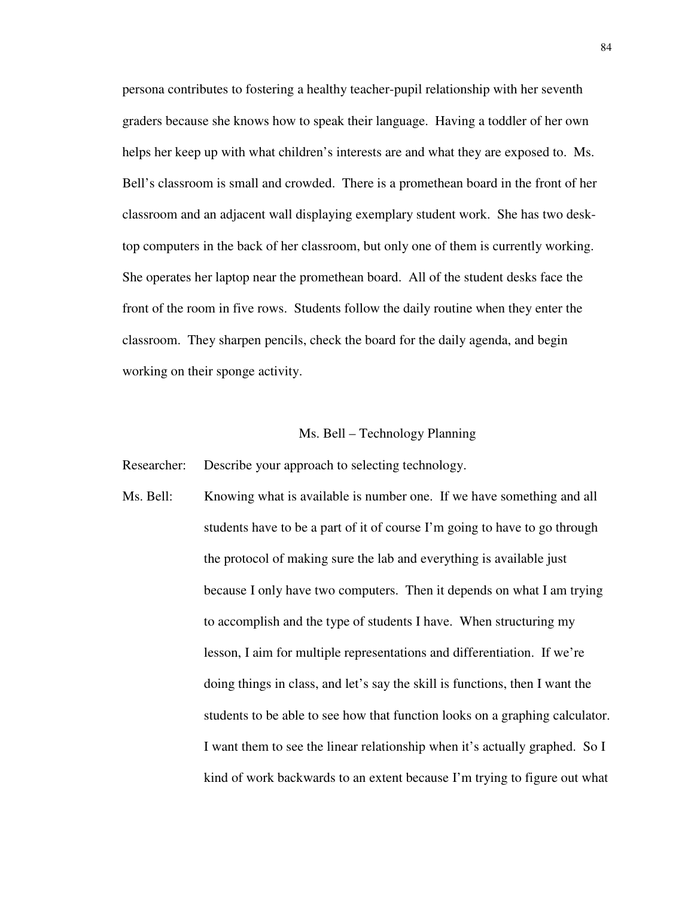persona contributes to fostering a healthy teacher-pupil relationship with her seventh graders because she knows how to speak their language. Having a toddler of her own helps her keep up with what children's interests are and what they are exposed to. Ms. Bell's classroom is small and crowded. There is a promethean board in the front of her classroom and an adjacent wall displaying exemplary student work. She has two desk-top computers in the back of her classroom, but only one of them is currently working. She operates her laptop near the promethean board. All of the student desks face the front of the room in five rows. Students follow the daily routine when they enter the classroom. They sharpen pencils, check the board for the daily agenda, and begin working on their sponge activity.

### Ms. Bell – Technology Planning

Researcher: Describe your approach to selecting technology.

Ms. Bell: Knowing what is available is number one. If we have something and all students have to be a part of it of course I'm going to have to go through the protocol of making sure the lab and everything is available just because I only have two computers. Then it depends on what I am trying to accomplish and the type of students I have. When structuring my lesson, I aim for multiple representations and differentiation. If we're doing things in class, and let's say the skill is functions, then I want the students to be able to see how that function looks on a graphing calculator. I want them to see the linear relationship when it's actually graphed. So I kind of work backwards to an extent because I'm trying to figure out what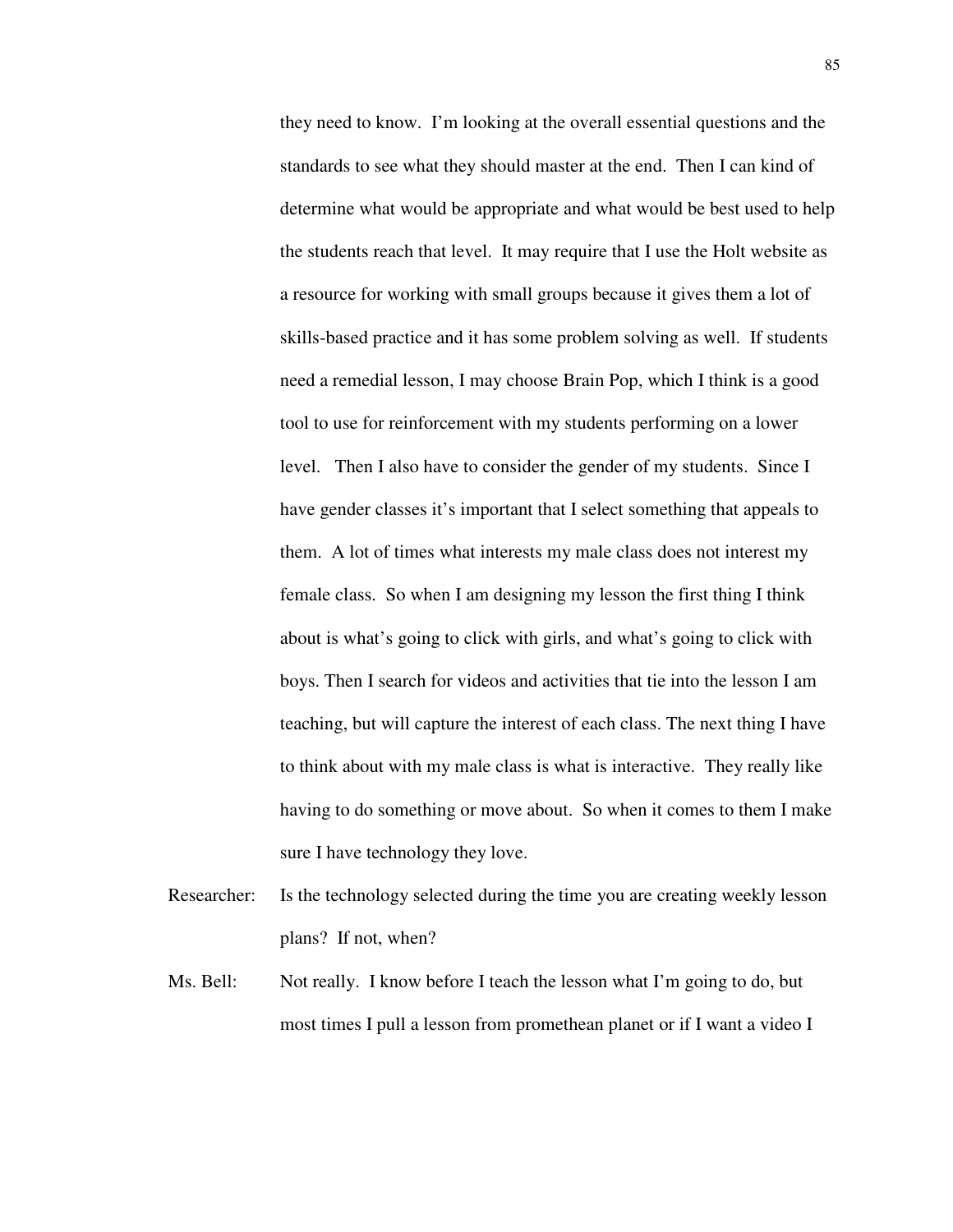they need to know. I'm looking at the overall essential questions and the standards to see what they should master at the end. Then I can kind of determine what would be appropriate and what would be best used to help the students reach that level. It may require that I use the Holt website as a resource for working with small groups because it gives them a lot of skills-based practice and it has some problem solving as well. If students need a remedial lesson, I may choose Brain Pop, which I think is a good tool to use for reinforcement with my students performing on a lower level. Then I also have to consider the gender of my students. Since I have gender classes it's important that I select something that appeals to them. A lot of times what interests my male class does not interest my female class. So when I am designing my lesson the first thing I think about is what's going to click with girls, and what's going to click with boys. Then I search for videos and activities that tie into the lesson I am teaching, but will capture the interest of each class. The next thing I have to think about with my male class is what is interactive. They really like having to do something or move about. So when it comes to them I make sure I have technology they love.

Researcher: Is the technology selected during the time you are creating weekly lesson plans? If not, when?

Ms. Bell: Not really. I know before I teach the lesson what I'm going to do, but most times I pull a lesson from promethean planet or if I want a video I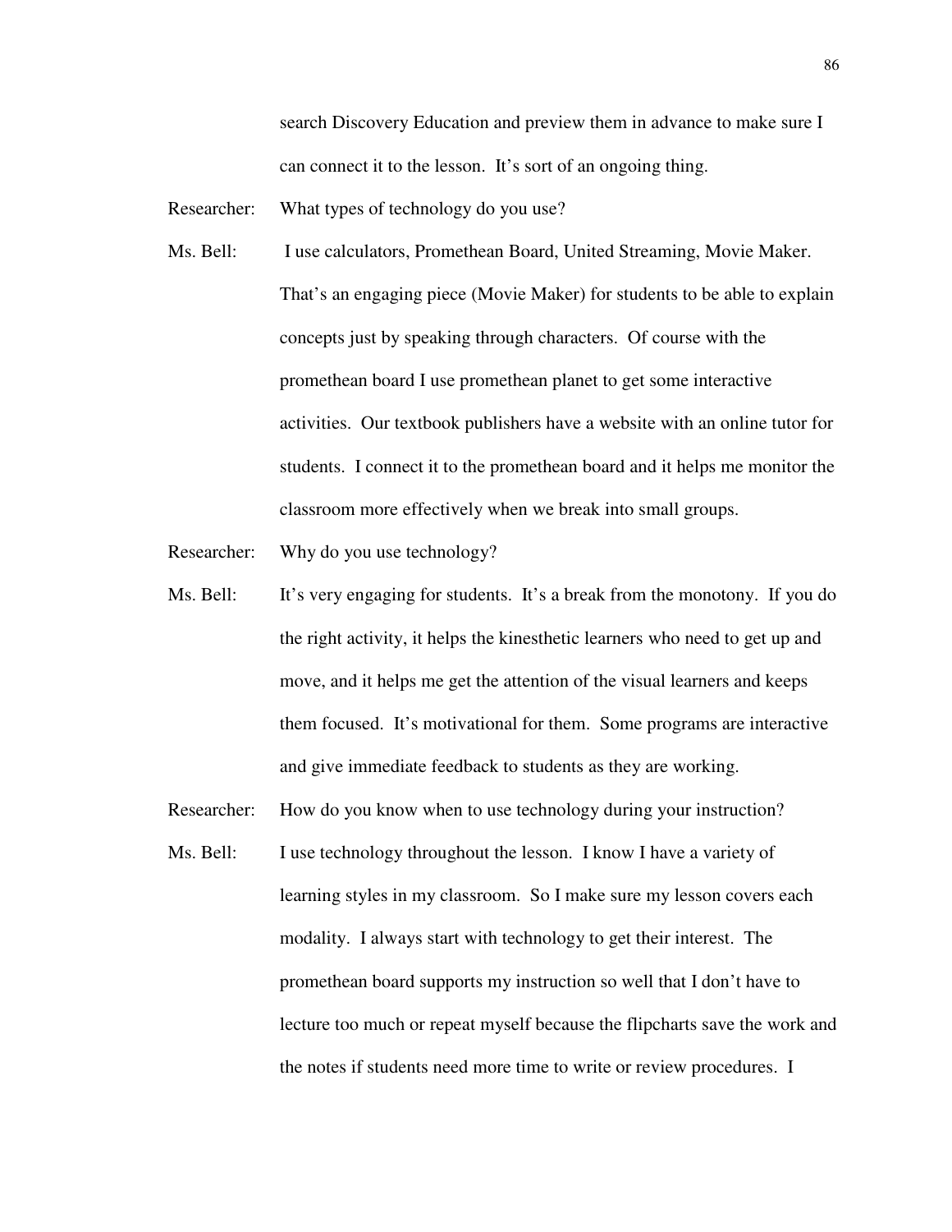search Discovery Education and preview them in advance to make sure I can connect it to the lesson. It's sort of an ongoing thing.

Researcher: What types of technology do you use?

Ms. Bell: I use calculators, Promethean Board, United Streaming, Movie Maker. That's an engaging piece (Movie Maker) for students to be able to explain concepts just by speaking through characters. Of course with the promethean board I use promethean planet to get some interactive activities. Our textbook publishers have a website with an online tutor for students. I connect it to the promethean board and it helps me monitor the classroom more effectively when we break into small groups.

Researcher: Why do you use technology?

Ms. Bell: It's very engaging for students. It's a break from the monotony. If you do the right activity, it helps the kinesthetic learners who need to get up and move, and it helps me get the attention of the visual learners and keeps them focused. It's motivational for them. Some programs are interactive and give immediate feedback to students as they are working.

Researcher: How do you know when to use technology during your instruction?

Ms. Bell: I use technology throughout the lesson. I know I have a variety of learning styles in my classroom. So I make sure my lesson covers each modality. I always start with technology to get their interest. The promethean board supports my instruction so well that I don't have to lecture too much or repeat myself because the flipcharts save the work and the notes if students need more time to write or review procedures. I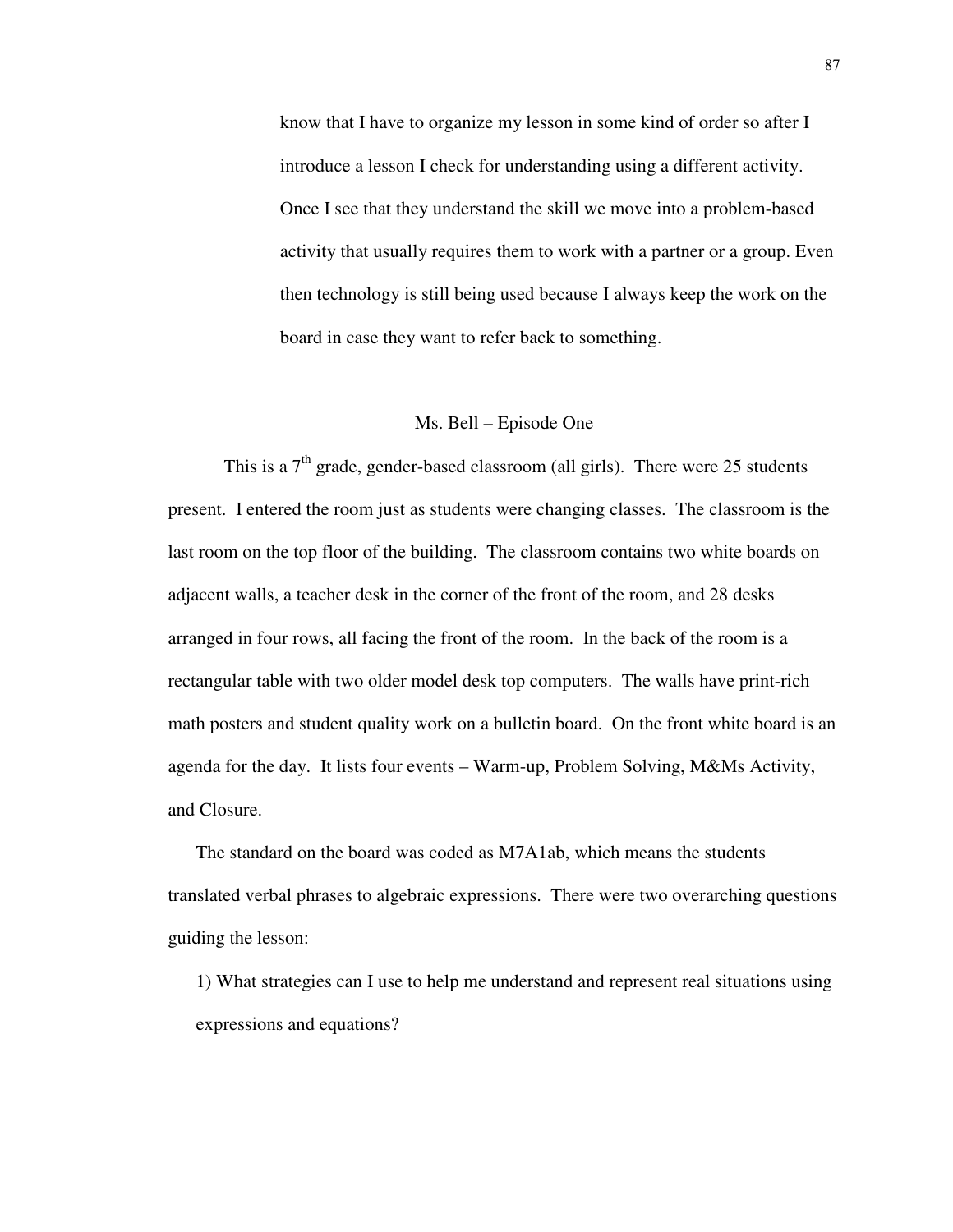> know that I have to organize my lesson in some kind of order so after I introduce a lesson I check for understanding using a different activity. Once I see that they understand the skill we move into a problem-based activity that usually requires them to work with a partner or a group. Even then technology is still being used because I always keep the work on the board in case they want to refer back to something.

### Ms. Bell – Episode One

This is a 7th grade, gender-based classroom (all girls). There were 25 students present. I entered the room just as students were changing classes. The classroom is the last room on the top floor of the building. The classroom contains two white boards on adjacent walls, a teacher desk in the corner of the front of the room, and 28 desks arranged in four rows, all facing the front of the room. In the back of the room is a rectangular table with two older model desk top computers. The walls have print-rich math posters and student quality work on a bulletin board. On the front white board is an agenda for the day. It lists four events – Warm-up, Problem Solving, M&Ms Activity, and Closure.

The standard on the board was coded as M7A1ab, which means the students translated verbal phrases to algebraic expressions. There were two overarching questions guiding the lesson:

1) What strategies can I use to help me understand and represent real situations using expressions and equations?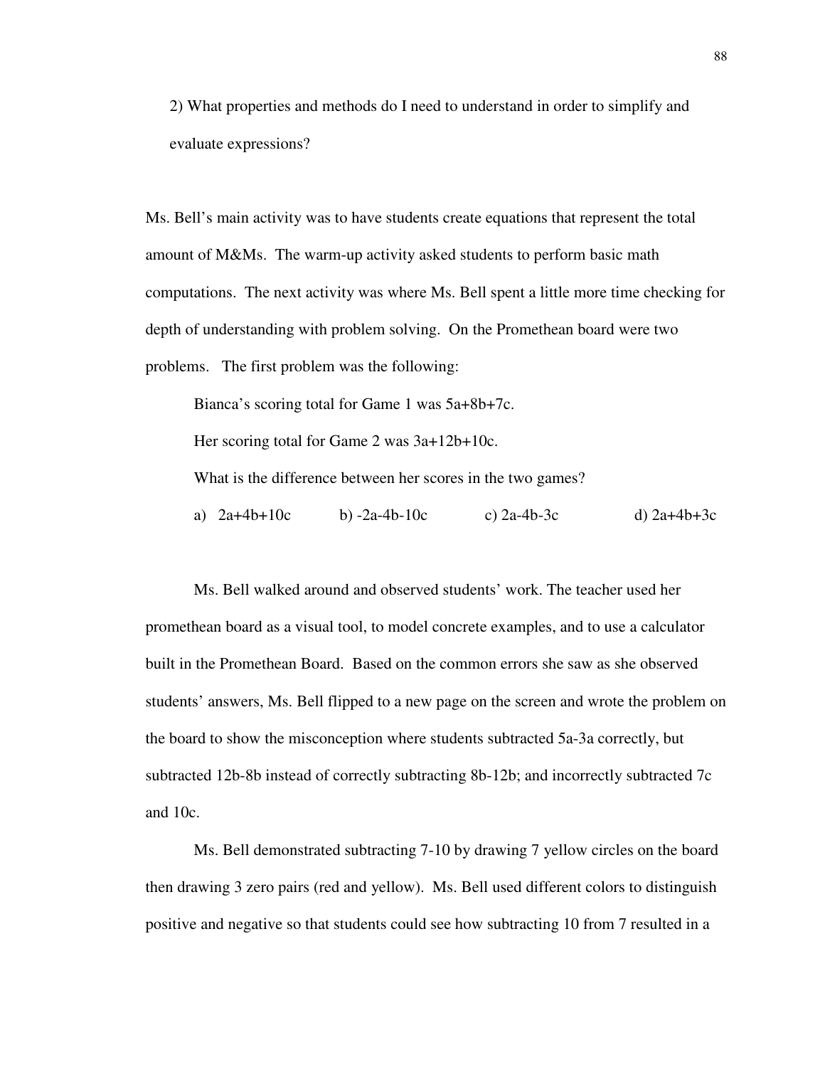2) What properties and methods do I need to understand in order to simplify and evaluate expressions?

Ms. Bell's main activity was to have students create equations that represent the total amount of M&Ms. The warm-up activity asked students to perform basic math computations. The next activity was where Ms. Bell spent a little more time checking for depth of understanding with problem solving. On the Promethean board were two problems. The first problem was the following:

> Bianca's scoring total for Game 1 was $5a+8b+7c$.
>
> Her scoring total for Game 2 was $3a+12b+10c$.
>
> What is the difference between her scores in the two games?
>
> a) $2a+4b+10c$ b) $-2a-4b-10c$ c) $2a-4b-3c$ d) $2a+4b+3c$

Ms. Bell walked around and observed students' work. The teacher used her promethean board as a visual tool, to model concrete examples, and to use a calculator built in the Promethean Board. Based on the common errors she saw as she observed students' answers, Ms. Bell flipped to a new page on the screen and wrote the problem on the board to show the misconception where students subtracted $5a-3a$ correctly, but subtracted $12b-8b$ instead of correctly subtracting $8b-12b$; and incorrectly subtracted $7c$ and $10c$.

Ms. Bell demonstrated subtracting 7-10 by drawing 7 yellow circles on the board then drawing 3 zero pairs (red and yellow). Ms. Bell used different colors to distinguish positive and negative so that students could see how subtracting 10 from 7 resulted in a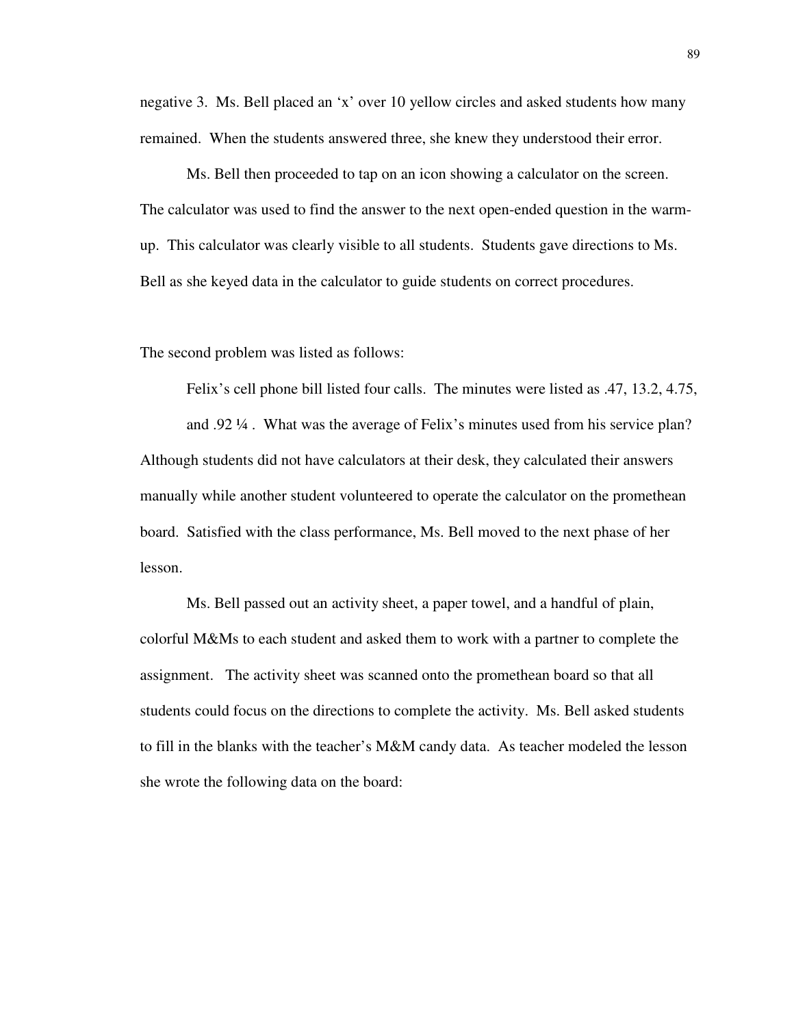negative 3. Ms. Bell placed an 'x' over 10 yellow circles and asked students how many remained. When the students answered three, she knew they understood their error.

Ms. Bell then proceeded to tap on an icon showing a calculator on the screen. The calculator was used to find the answer to the next open-ended question in the warm-up. This calculator was clearly visible to all students. Students gave directions to Ms. Bell as she keyed data in the calculator to guide students on correct procedures.

The second problem was listed as follows:

Felix's cell phone bill listed four calls. The minutes were listed as .47, 13.2, 4.75, and .92 ¼ . What was the average of Felix's minutes used from his service plan?

Although students did not have calculators at their desk, they calculated their answers manually while another student volunteered to operate the calculator on the promethean board. Satisfied with the class performance, Ms. Bell moved to the next phase of her lesson.

Ms. Bell passed out an activity sheet, a paper towel, and a handful of plain, colorful M&Ms to each student and asked them to work with a partner to complete the assignment. The activity sheet was scanned onto the promethean board so that all students could focus on the directions to complete the activity. Ms. Bell asked students to fill in the blanks with the teacher's M&M candy data. As teacher modeled the lesson she wrote the following data on the board: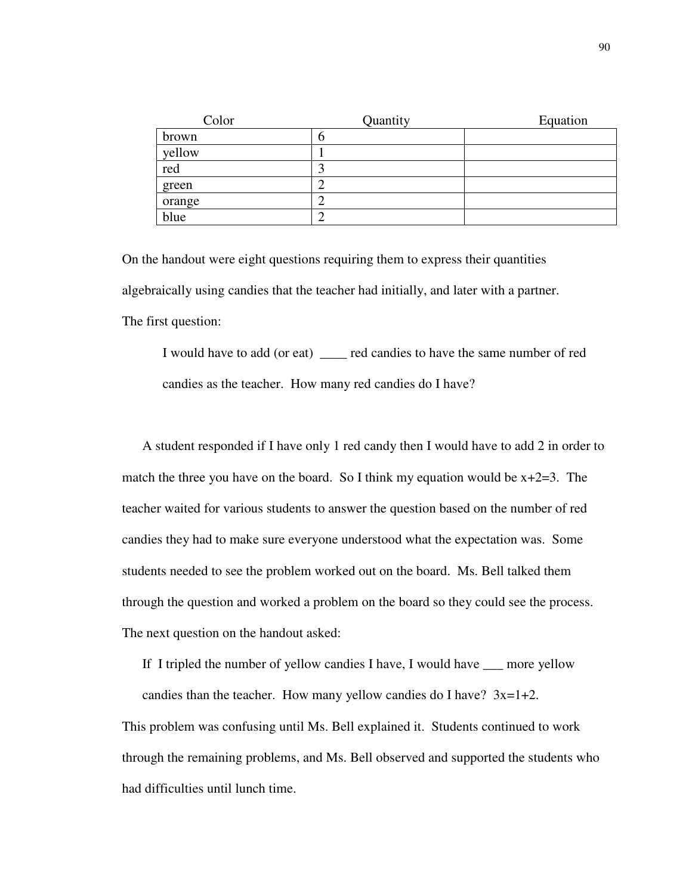| Color | Quantity | Equation |
|---|---|---|
| brown | 6 | |
| yellow | 1 | |
| red | 3 | |
| green | 2 | |
| orange | 2 | |
| blue | 2 | |

On the handout were eight questions requiring them to express their quantities algebraically using candies that the teacher had initially, and later with a partner. The first question:

> I would have to add (or eat) ____ red candies to have the same number of red candies as the teacher. How many red candies do I have?

A student responded if I have only 1 red candy then I would have to add 2 in order to match the three you have on the board. So I think my equation would be $x+2=3$. The teacher waited for various students to answer the question based on the number of red candies they had to make sure everyone understood what the expectation was. Some students needed to see the problem worked out on the board. Ms. Bell talked them through the question and worked a problem on the board so they could see the process. The next question on the handout asked:

> If I tripled the number of yellow candies I have, I would have ___ more yellow candies than the teacher. How many yellow candies do I have? $3x=1+2$.

This problem was confusing until Ms. Bell explained it. Students continued to work through the remaining problems, and Ms. Bell observed and supported the students who had difficulties until lunch time.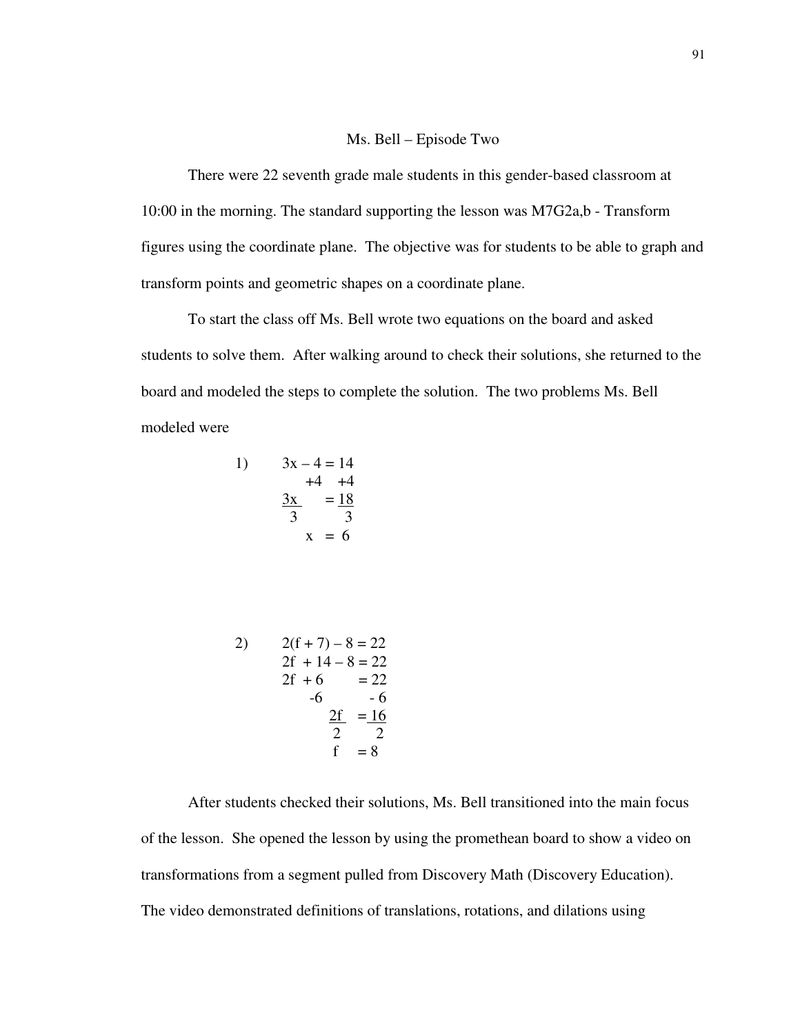## Ms. Bell – Episode Two

There were 22 seventh grade male students in this gender-based classroom at 10:00 in the morning. The standard supporting the lesson was M7G2a,b - Transform figures using the coordinate plane. The objective was for students to be able to graph and transform points and geometric shapes on a coordinate plane.

To start the class off Ms. Bell wrote two equations on the board and asked students to solve them. After walking around to check their solutions, she returned to the board and modeled the steps to complete the solution. The two problems Ms. Bell modeled were

1)

$$
\begin{aligned}
3x - 4 &= 14 \\
+4 \quad & \quad +4 \\
\frac{3x}{3} &= \frac{18}{3} \\
x &= 6
\end{aligned}
$$

2)

$$
\begin{aligned}
2(f + 7) - 8 &= 22 \\
2f + 14 - 8 &= 22 \\
2f + 6 &= 22 \\
-6 \quad & \quad -6 \\
\frac{2f}{2} &= \frac{16}{2} \\
f &= 8
\end{aligned}
$$

After students checked their solutions, Ms. Bell transitioned into the main focus of the lesson. She opened the lesson by using the promethean board to show a video on transformations from a segment pulled from Discovery Math (Discovery Education). The video demonstrated definitions of translations, rotations, and dilations using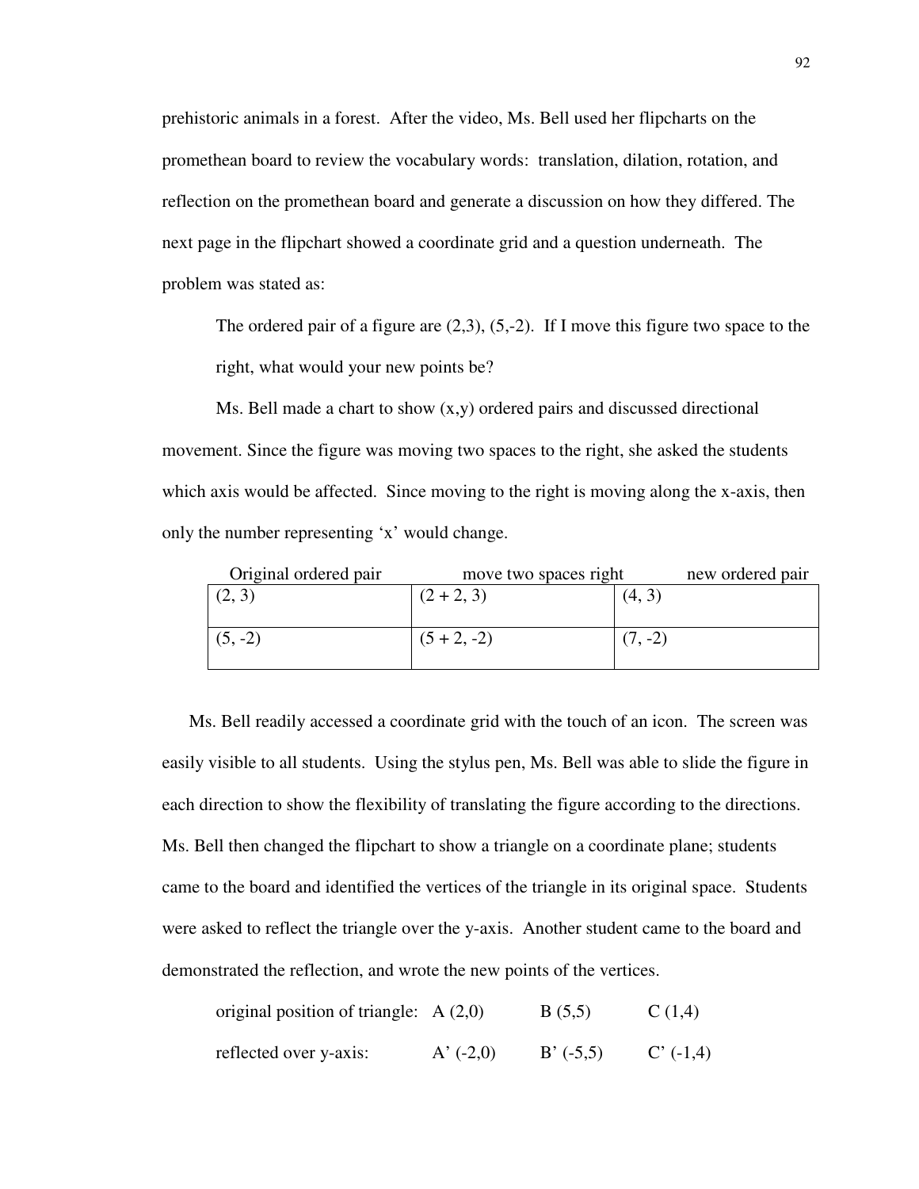prehistoric animals in a forest. After the video, Ms. Bell used her flipcharts on the promethean board to review the vocabulary words: translation, dilation, rotation, and reflection on the promethean board and generate a discussion on how they differed. The next page in the flipchart showed a coordinate grid and a question underneath. The problem was stated as:

> The ordered pair of a figure are (2,3), (5,-2). If I move this figure two space to the right, what would your new points be?

Ms. Bell made a chart to show (x,y) ordered pairs and discussed directional movement. Since the figure was moving two spaces to the right, she asked the students which axis would be affected. Since moving to the right is moving along the x-axis, then only the number representing 'x' would change.

| Original ordered pair | move two spaces right | new ordered pair |
|---|---|---|
| (2, 3) | (2 + 2, 3) | (4, 3) |
| (5, -2) | (5 + 2, -2) | (7, -2) |

Ms. Bell readily accessed a coordinate grid with the touch of an icon. The screen was easily visible to all students. Using the stylus pen, Ms. Bell was able to slide the figure in each direction to show the flexibility of translating the figure according to the directions. Ms. Bell then changed the flipchart to show a triangle on a coordinate plane; students came to the board and identified the vertices of the triangle in its original space. Students were asked to reflect the triangle over the y-axis. Another student came to the board and demonstrated the reflection, and wrote the new points of the vertices.

original position of triangle: A (2,0) B (5,5) C (1,4)

reflected over y-axis: A' (-2,0) B' (-5,5) C' (-1,4)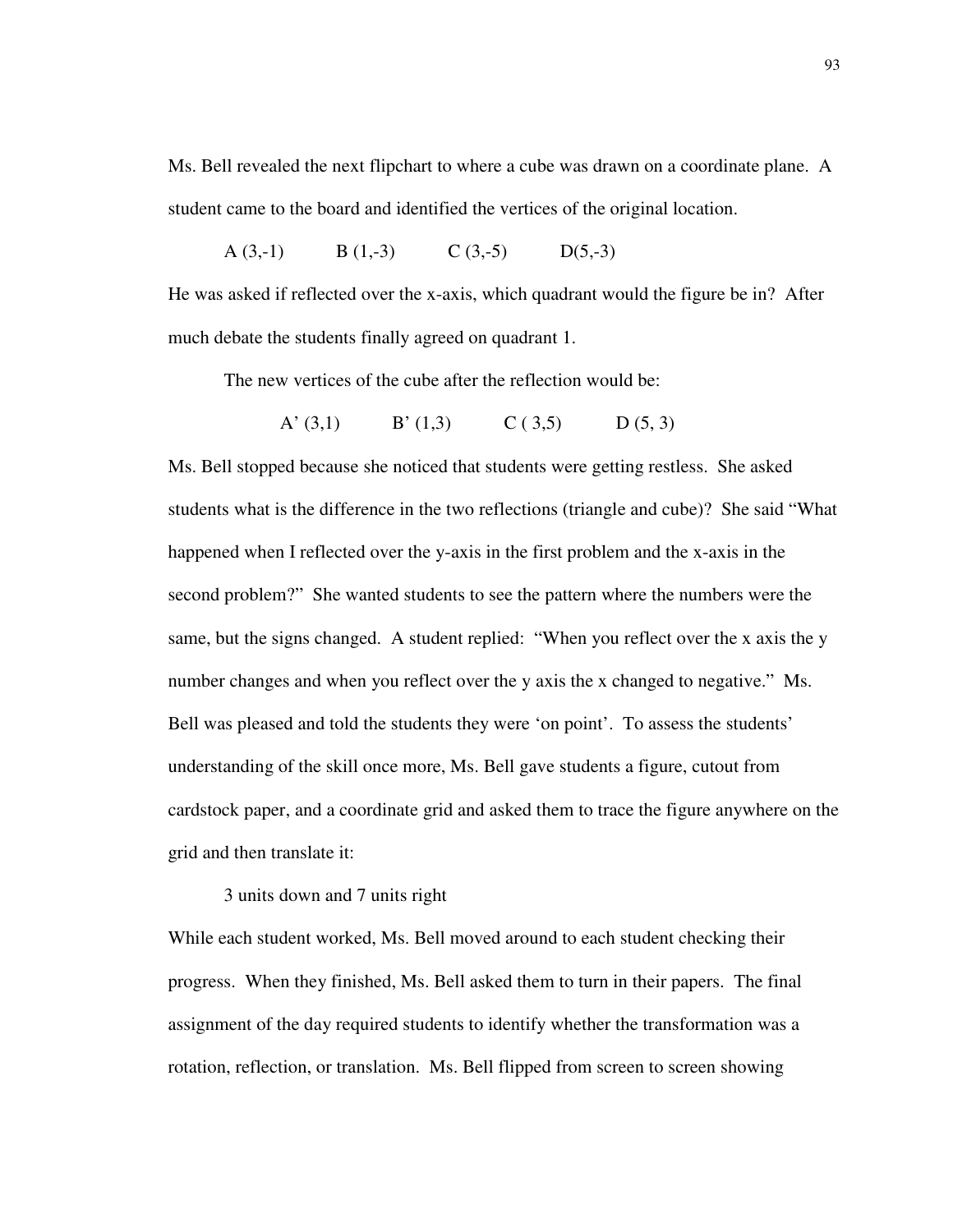Ms. Bell revealed the next flipchart to where a cube was drawn on a coordinate plane. A student came to the board and identified the vertices of the original location.

A (3,-1)     B (1,-3)     C (3,-5)     D(5,-3)

He was asked if reflected over the x-axis, which quadrant would the figure be in? After much debate the students finally agreed on quadrant 1.

The new vertices of the cube after the reflection would be:

A' (3,1)     B' (1,3)     C ( 3,5)     D (5, 3)

Ms. Bell stopped because she noticed that students were getting restless. She asked students what is the difference in the two reflections (triangle and cube)? She said "What happened when I reflected over the y-axis in the first problem and the x-axis in the second problem?" She wanted students to see the pattern where the numbers were the same, but the signs changed. A student replied: "When you reflect over the x axis the y number changes and when you reflect over the y axis the x changed to negative." Ms. Bell was pleased and told the students they were 'on point'. To assess the students' understanding of the skill once more, Ms. Bell gave students a figure, cutout from cardstock paper, and a coordinate grid and asked them to trace the figure anywhere on the grid and then translate it:

3 units down and 7 units right

While each student worked, Ms. Bell moved around to each student checking their progress. When they finished, Ms. Bell asked them to turn in their papers. The final assignment of the day required students to identify whether the transformation was a rotation, reflection, or translation. Ms. Bell flipped from screen to screen showing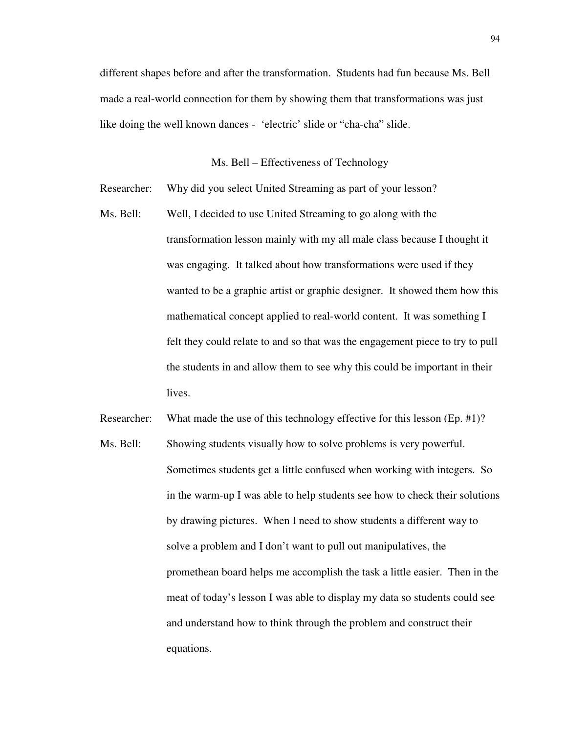different shapes before and after the transformation. Students had fun because Ms. Bell made a real-world connection for them by showing them that transformations was just like doing the well known dances - 'electric' slide or "cha-cha" slide.

### Ms. Bell – Effectiveness of Technology

Researcher: Why did you select United Streaming as part of your lesson?

Ms. Bell: Well, I decided to use United Streaming to go along with the transformation lesson mainly with my all male class because I thought it was engaging. It talked about how transformations were used if they wanted to be a graphic artist or graphic designer. It showed them how this mathematical concept applied to real-world content. It was something I felt they could relate to and so that was the engagement piece to try to pull the students in and allow them to see why this could be important in their lives.

Researcher: What made the use of this technology effective for this lesson (Ep. #1)?

Ms. Bell: Showing students visually how to solve problems is very powerful. Sometimes students get a little confused when working with integers. So in the warm-up I was able to help students see how to check their solutions by drawing pictures. When I need to show students a different way to solve a problem and I don't want to pull out manipulatives, the promethean board helps me accomplish the task a little easier. Then in the meat of today's lesson I was able to display my data so students could see and understand how to think through the problem and construct their equations.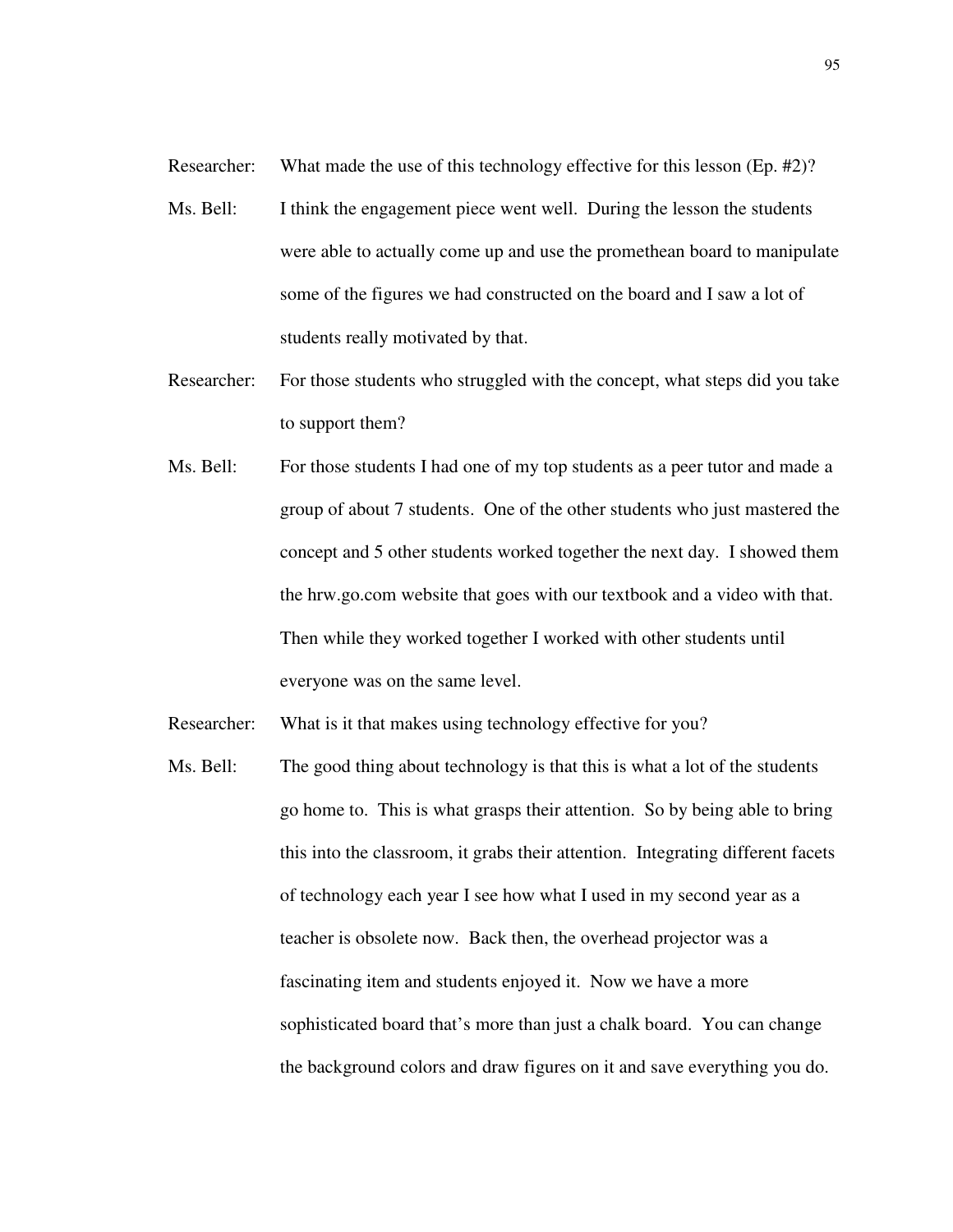Researcher: What made the use of this technology effective for this lesson (Ep. #2)?

Ms. Bell: I think the engagement piece went well. During the lesson the students were able to actually come up and use the promethean board to manipulate some of the figures we had constructed on the board and I saw a lot of students really motivated by that.

Researcher: For those students who struggled with the concept, what steps did you take to support them?

Ms. Bell: For those students I had one of my top students as a peer tutor and made a group of about 7 students. One of the other students who just mastered the concept and 5 other students worked together the next day. I showed them the hrw.go.com website that goes with our textbook and a video with that. Then while they worked together I worked with other students until everyone was on the same level.

Researcher: What is it that makes using technology effective for you?

Ms. Bell: The good thing about technology is that this is what a lot of the students go home to. This is what grasps their attention. So by being able to bring this into the classroom, it grabs their attention. Integrating different facets of technology each year I see how what I used in my second year as a teacher is obsolete now. Back then, the overhead projector was a fascinating item and students enjoyed it. Now we have a more sophisticated board that's more than just a chalk board. You can change the background colors and draw figures on it and save everything you do.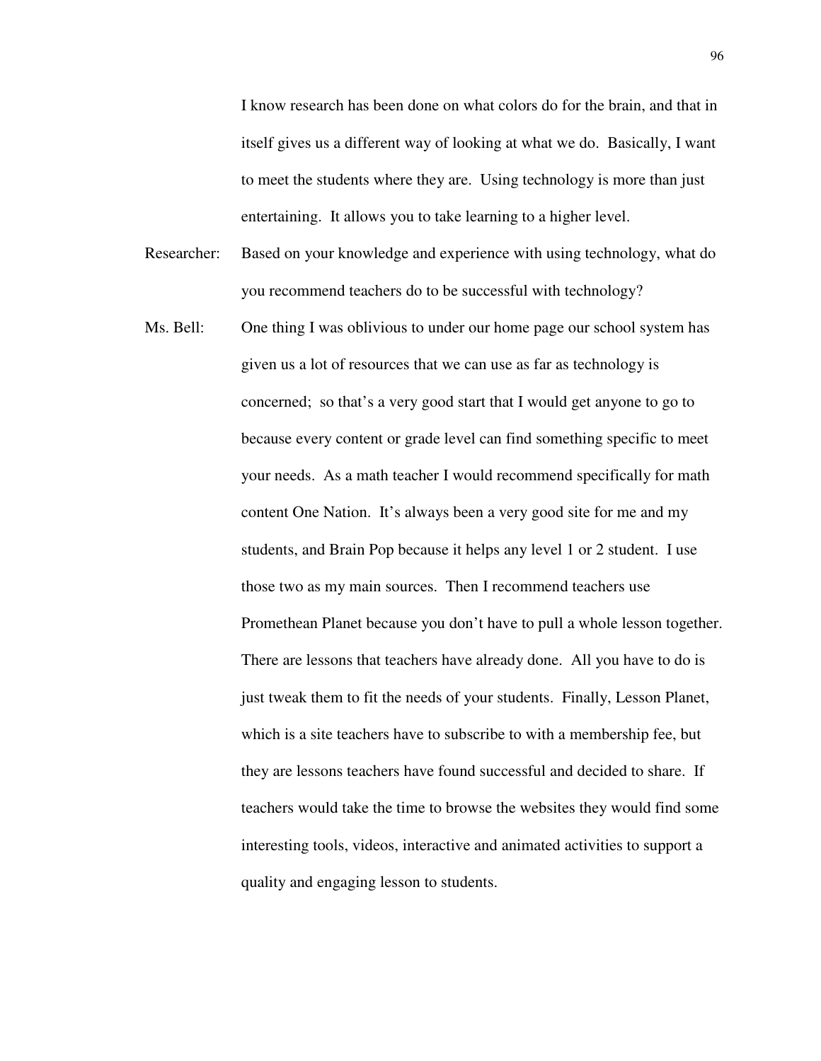I know research has been done on what colors do for the brain, and that in itself gives us a different way of looking at what we do. Basically, I want to meet the students where they are. Using technology is more than just entertaining. It allows you to take learning to a higher level.

Researcher: Based on your knowledge and experience with using technology, what do you recommend teachers do to be successful with technology?

Ms. Bell: One thing I was oblivious to under our home page our school system has given us a lot of resources that we can use as far as technology is concerned; so that's a very good start that I would get anyone to go to because every content or grade level can find something specific to meet your needs. As a math teacher I would recommend specifically for math content One Nation. It's always been a very good site for me and my students, and Brain Pop because it helps any level 1 or 2 student. I use those two as my main sources. Then I recommend teachers use Promethean Planet because you don't have to pull a whole lesson together. There are lessons that teachers have already done. All you have to do is just tweak them to fit the needs of your students. Finally, Lesson Planet, which is a site teachers have to subscribe to with a membership fee, but they are lessons teachers have found successful and decided to share. If teachers would take the time to browse the websites they would find some interesting tools, videos, interactive and animated activities to support a quality and engaging lesson to students.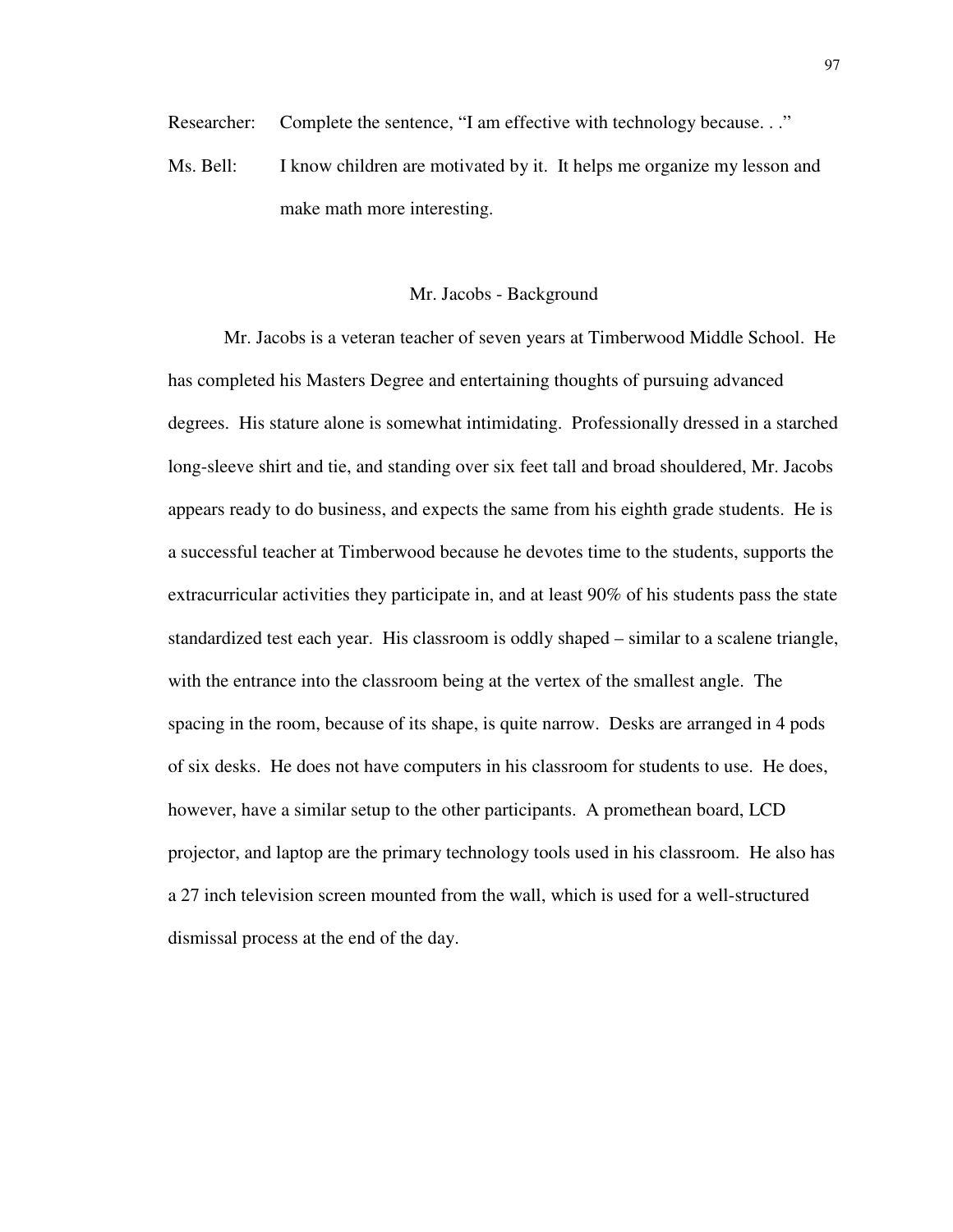Researcher: Complete the sentence, “I am effective with technology because. . .”

Ms. Bell: I know children are motivated by it. It helps me organize my lesson and make math more interesting.

## Mr. Jacobs - Background

Mr. Jacobs is a veteran teacher of seven years at Timberwood Middle School. He has completed his Masters Degree and entertaining thoughts of pursuing advanced degrees. His stature alone is somewhat intimidating. Professionally dressed in a starched long-sleeve shirt and tie, and standing over six feet tall and broad shouldered, Mr. Jacobs appears ready to do business, and expects the same from his eighth grade students. He is a successful teacher at Timberwood because he devotes time to the students, supports the extracurricular activities they participate in, and at least 90% of his students pass the state standardized test each year. His classroom is oddly shaped – similar to a scalene triangle, with the entrance into the classroom being at the vertex of the smallest angle. The spacing in the room, because of its shape, is quite narrow. Desks are arranged in 4 pods of six desks. He does not have computers in his classroom for students to use. He does, however, have a similar setup to the other participants. A promethean board, LCD projector, and laptop are the primary technology tools used in his classroom. He also has a 27 inch television screen mounted from the wall, which is used for a well-structured dismissal process at the end of the day.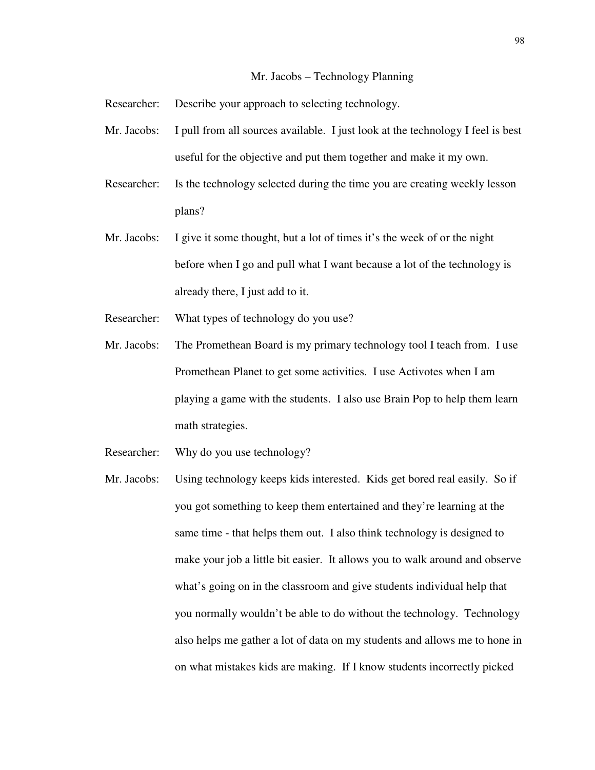Mr. Jacobs – Technology Planning

Researcher: Describe your approach to selecting technology.

Mr. Jacobs: I pull from all sources available. I just look at the technology I feel is best useful for the objective and put them together and make it my own.

Researcher: Is the technology selected during the time you are creating weekly lesson plans?

Mr. Jacobs: I give it some thought, but a lot of times it's the week of or the night before when I go and pull what I want because a lot of the technology is already there, I just add to it.

Researcher: What types of technology do you use?

Mr. Jacobs: The Promethean Board is my primary technology tool I teach from. I use Promethean Planet to get some activities. I use Activotes when I am playing a game with the students. I also use Brain Pop to help them learn math strategies.

Researcher: Why do you use technology?

Mr. Jacobs: Using technology keeps kids interested. Kids get bored real easily. So if you got something to keep them entertained and they're learning at the same time - that helps them out. I also think technology is designed to make your job a little bit easier. It allows you to walk around and observe what's going on in the classroom and give students individual help that you normally wouldn't be able to do without the technology. Technology also helps me gather a lot of data on my students and allows me to hone in on what mistakes kids are making. If I know students incorrectly picked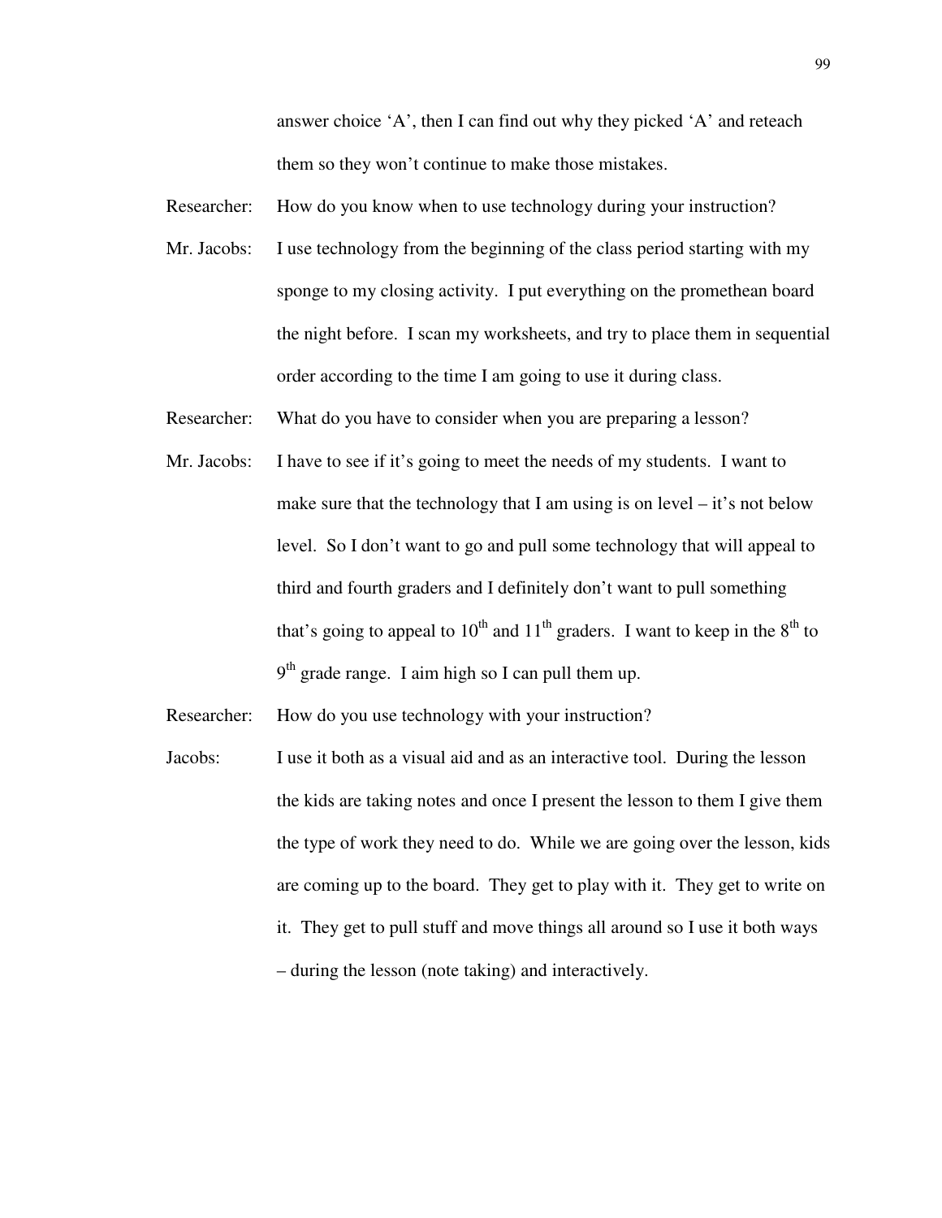answer choice 'A', then I can find out why they picked 'A' and reteach them so they won't continue to make those mistakes.

Researcher: How do you know when to use technology during your instruction?

Mr. Jacobs: I use technology from the beginning of the class period starting with my sponge to my closing activity. I put everything on the promethean board the night before. I scan my worksheets, and try to place them in sequential order according to the time I am going to use it during class.

Researcher: What do you have to consider when you are preparing a lesson?

Mr. Jacobs: I have to see if it's going to meet the needs of my students. I want to make sure that the technology that I am using is on level – it's not below level. So I don't want to go and pull some technology that will appeal to third and fourth graders and I definitely don't want to pull something that's going to appeal to 10th and 11th graders. I want to keep in the 8th to 9th grade range. I aim high so I can pull them up.

Researcher: How do you use technology with your instruction?

Jacobs: I use it both as a visual aid and as an interactive tool. During the lesson the kids are taking notes and once I present the lesson to them I give them the type of work they need to do. While we are going over the lesson, kids are coming up to the board. They get to play with it. They get to write on it. They get to pull stuff and move things all around so I use it both ways – during the lesson (note taking) and interactively.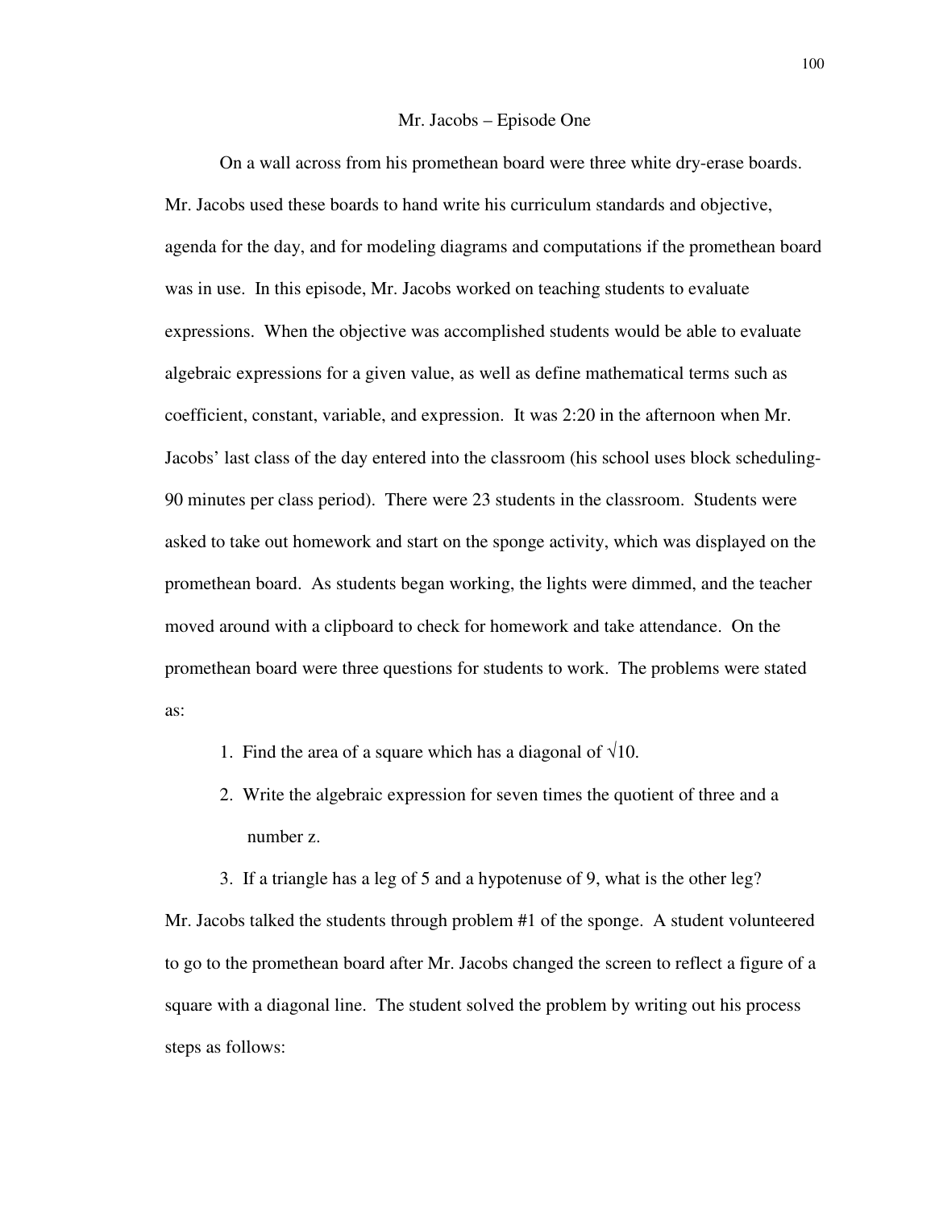## Mr. Jacobs – Episode One

On a wall across from his promethean board were three white dry-erase boards. Mr. Jacobs used these boards to hand write his curriculum standards and objective, agenda for the day, and for modeling diagrams and computations if the promethean board was in use. In this episode, Mr. Jacobs worked on teaching students to evaluate expressions. When the objective was accomplished students would be able to evaluate algebraic expressions for a given value, as well as define mathematical terms such as coefficient, constant, variable, and expression. It was 2:20 in the afternoon when Mr. Jacobs' last class of the day entered into the classroom (his school uses block scheduling- 90 minutes per class period). There were 23 students in the classroom. Students were asked to take out homework and start on the sponge activity, which was displayed on the promethean board. As students began working, the lights were dimmed, and the teacher moved around with a clipboard to check for homework and take attendance. On the promethean board were three questions for students to work. The problems were stated as:

1. Find the area of a square which has a diagonal of $\sqrt{10}$.
2. Write the algebraic expression for seven times the quotient of three and a number z.
3. If a triangle has a leg of 5 and a hypotenuse of 9, what is the other leg?

Mr. Jacobs talked the students through problem #1 of the sponge. A student volunteered to go to the promethean board after Mr. Jacobs changed the screen to reflect a figure of a square with a diagonal line. The student solved the problem by writing out his process steps as follows: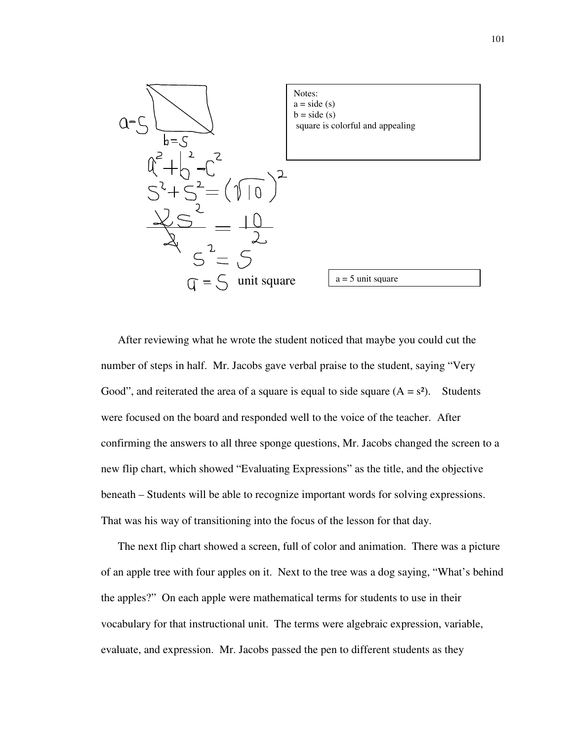$a = S$

$b = S$

$a^2 + b^2 = c^2$

$S^2 + S^2 = (\sqrt{10})^2$

$\frac{2S^2}{2} = \frac{10}{2}$

$S^2 = 5$

$a = 5$ unit square

Notes:
a = side (s)
b = side (s)
square is colorful and appealing

a = 5 unit square

After reviewing what he wrote the student noticed that maybe you could cut the number of steps in half. Mr. Jacobs gave verbal praise to the student, saying "Very Good", and reiterated the area of a square is equal to side square ($A = s^2$). Students were focused on the board and responded well to the voice of the teacher. After confirming the answers to all three sponge questions, Mr. Jacobs changed the screen to a new flip chart, which showed "Evaluating Expressions" as the title, and the objective beneath – Students will be able to recognize important words for solving expressions. That was his way of transitioning into the focus of the lesson for that day.

The next flip chart showed a screen, full of color and animation. There was a picture of an apple tree with four apples on it. Next to the tree was a dog saying, "What's behind the apples?" On each apple were mathematical terms for students to use in their vocabulary for that instructional unit. The terms were algebraic expression, variable, evaluate, and expression. Mr. Jacobs passed the pen to different students as they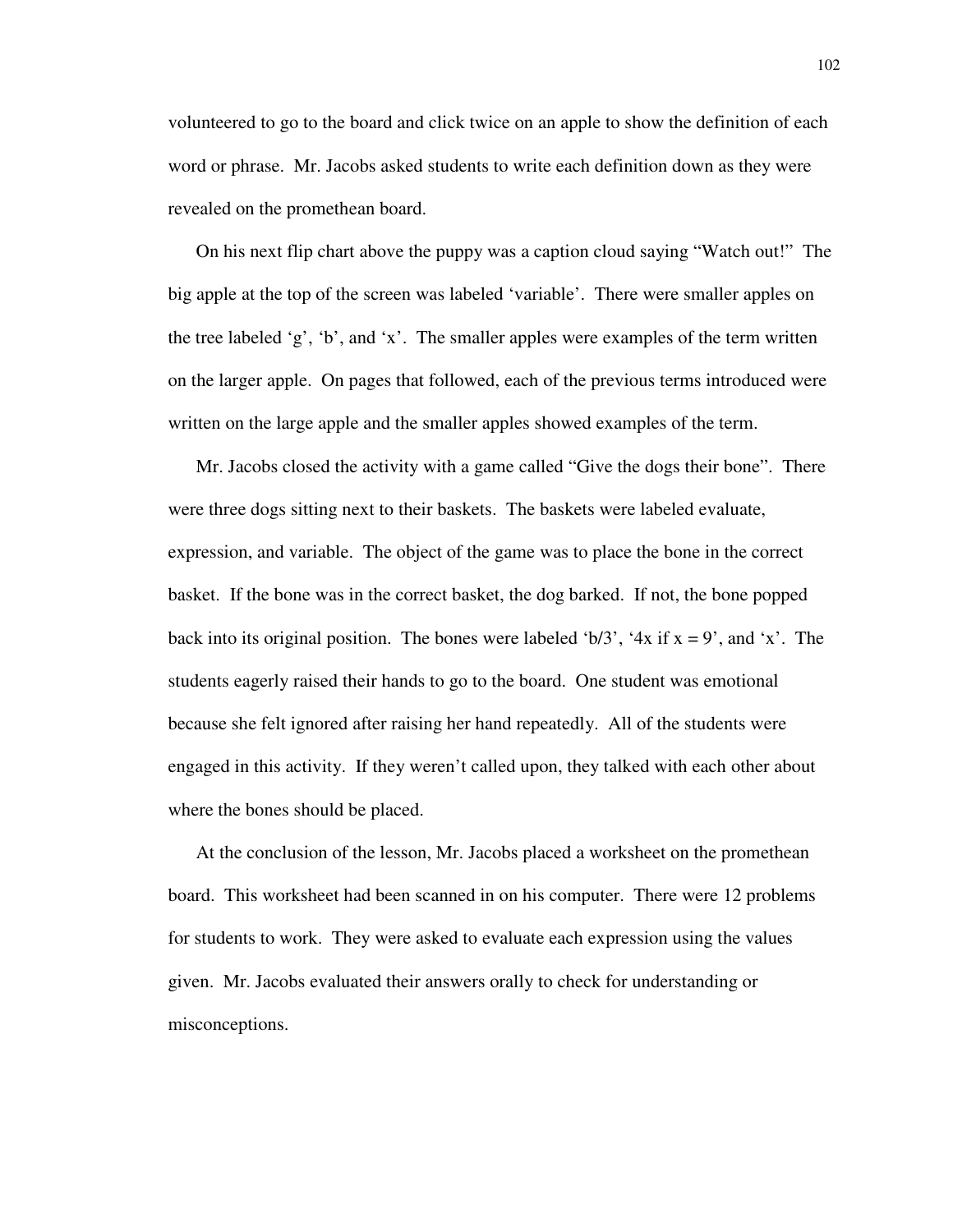volunteered to go to the board and click twice on an apple to show the definition of each word or phrase. Mr. Jacobs asked students to write each definition down as they were revealed on the promethean board.

On his next flip chart above the puppy was a caption cloud saying "Watch out!" The big apple at the top of the screen was labeled 'variable'. There were smaller apples on the tree labeled 'g', 'b', and 'x'. The smaller apples were examples of the term written on the larger apple. On pages that followed, each of the previous terms introduced were written on the large apple and the smaller apples showed examples of the term.

Mr. Jacobs closed the activity with a game called "Give the dogs their bone". There were three dogs sitting next to their baskets. The baskets were labeled evaluate, expression, and variable. The object of the game was to place the bone in the correct basket. If the bone was in the correct basket, the dog barked. If not, the bone popped back into its original position. The bones were labeled 'b/3', '4x if x = 9', and 'x'. The students eagerly raised their hands to go to the board. One student was emotional because she felt ignored after raising her hand repeatedly. All of the students were engaged in this activity. If they weren't called upon, they talked with each other about where the bones should be placed.

At the conclusion of the lesson, Mr. Jacobs placed a worksheet on the promethean board. This worksheet had been scanned in on his computer. There were 12 problems for students to work. They were asked to evaluate each expression using the values given. Mr. Jacobs evaluated their answers orally to check for understanding or misconceptions.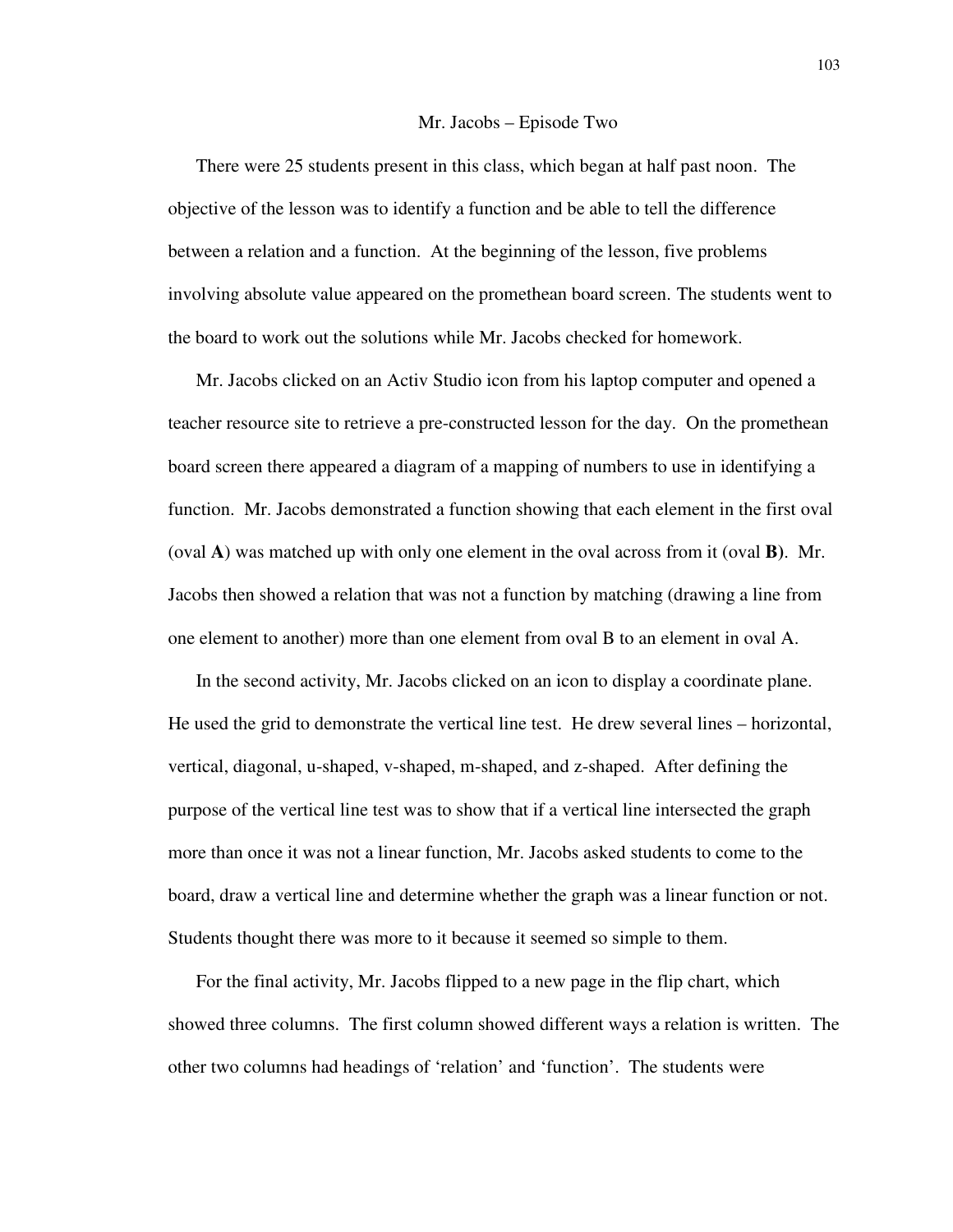### Mr. Jacobs – Episode Two

There were 25 students present in this class, which began at half past noon. The objective of the lesson was to identify a function and be able to tell the difference between a relation and a function. At the beginning of the lesson, five problems involving absolute value appeared on the promethean board screen. The students went to the board to work out the solutions while Mr. Jacobs checked for homework.

Mr. Jacobs clicked on an Activ Studio icon from his laptop computer and opened a teacher resource site to retrieve a pre-constructed lesson for the day. On the promethean board screen there appeared a diagram of a mapping of numbers to use in identifying a function. Mr. Jacobs demonstrated a function showing that each element in the first oval (oval **A**) was matched up with only one element in the oval across from it (oval **B**). Mr. Jacobs then showed a relation that was not a function by matching (drawing a line from one element to another) more than one element from oval B to an element in oval A.

In the second activity, Mr. Jacobs clicked on an icon to display a coordinate plane. He used the grid to demonstrate the vertical line test. He drew several lines – horizontal, vertical, diagonal, u-shaped, v-shaped, m-shaped, and z-shaped. After defining the purpose of the vertical line test was to show that if a vertical line intersected the graph more than once it was not a linear function, Mr. Jacobs asked students to come to the board, draw a vertical line and determine whether the graph was a linear function or not. Students thought there was more to it because it seemed so simple to them.

For the final activity, Mr. Jacobs flipped to a new page in the flip chart, which showed three columns. The first column showed different ways a relation is written. The other two columns had headings of 'relation' and 'function'. The students were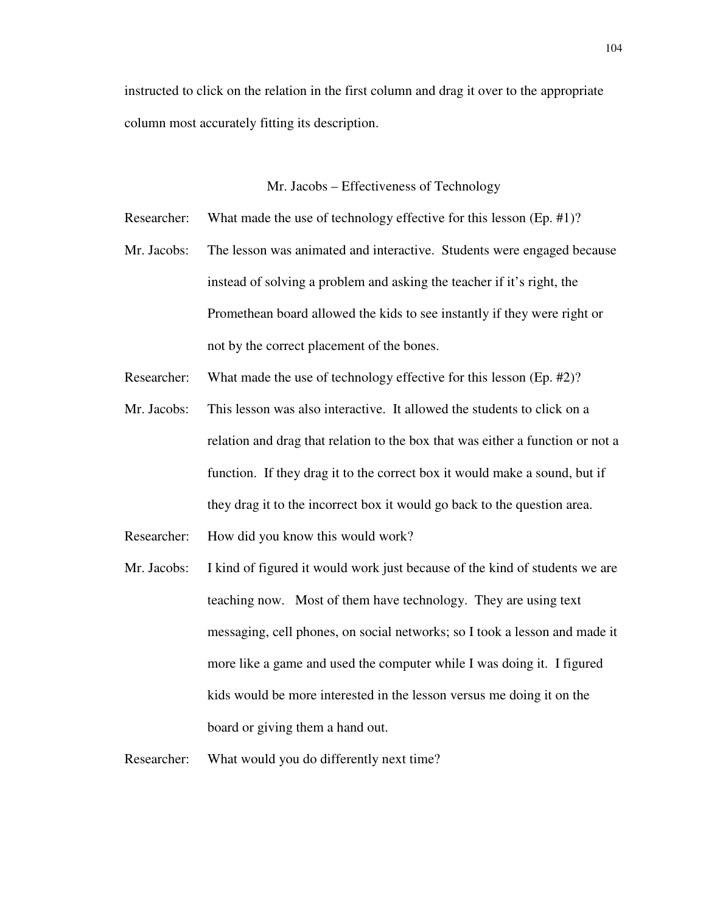instructed to click on the relation in the first column and drag it over to the appropriate column most accurately fitting its description.

### Mr. Jacobs – Effectiveness of Technology

Researcher: What made the use of technology effective for this lesson (Ep. #1)?

Mr. Jacobs: The lesson was animated and interactive. Students were engaged because instead of solving a problem and asking the teacher if it's right, the Promethean board allowed the kids to see instantly if they were right or not by the correct placement of the bones.

Researcher: What made the use of technology effective for this lesson (Ep. #2)?

Mr. Jacobs: This lesson was also interactive. It allowed the students to click on a relation and drag that relation to the box that was either a function or not a function. If they drag it to the correct box it would make a sound, but if they drag it to the incorrect box it would go back to the question area.

Researcher: How did you know this would work?

Mr. Jacobs: I kind of figured it would work just because of the kind of students we are teaching now. Most of them have technology. They are using text messaging, cell phones, on social networks; so I took a lesson and made it more like a game and used the computer while I was doing it. I figured kids would be more interested in the lesson versus me doing it on the board or giving them a hand out.

Researcher: What would you do differently next time?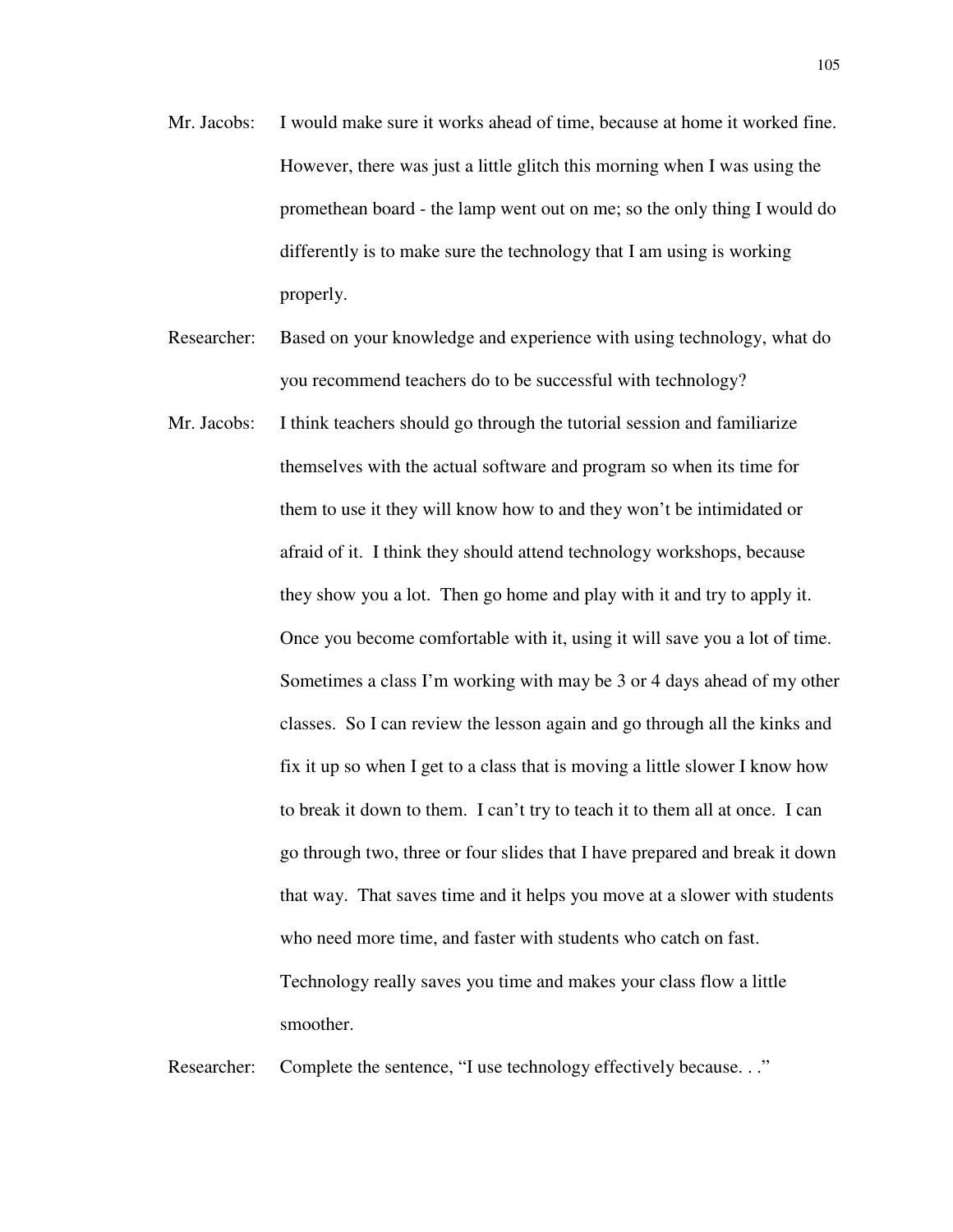Mr. Jacobs: I would make sure it works ahead of time, because at home it worked fine. However, there was just a little glitch this morning when I was using the promethean board - the lamp went out on me; so the only thing I would do differently is to make sure the technology that I am using is working properly.

Researcher: Based on your knowledge and experience with using technology, what do you recommend teachers do to be successful with technology?

Mr. Jacobs: I think teachers should go through the tutorial session and familiarize themselves with the actual software and program so when its time for them to use it they will know how to and they won't be intimidated or afraid of it. I think they should attend technology workshops, because they show you a lot. Then go home and play with it and try to apply it. Once you become comfortable with it, using it will save you a lot of time. Sometimes a class I'm working with may be 3 or 4 days ahead of my other classes. So I can review the lesson again and go through all the kinks and fix it up so when I get to a class that is moving a little slower I know how to break it down to them. I can't try to teach it to them all at once. I can go through two, three or four slides that I have prepared and break it down that way. That saves time and it helps you move at a slower with students who need more time, and faster with students who catch on fast. Technology really saves you time and makes your class flow a little smoother.

Researcher: Complete the sentence, "I use technology effectively because. . ."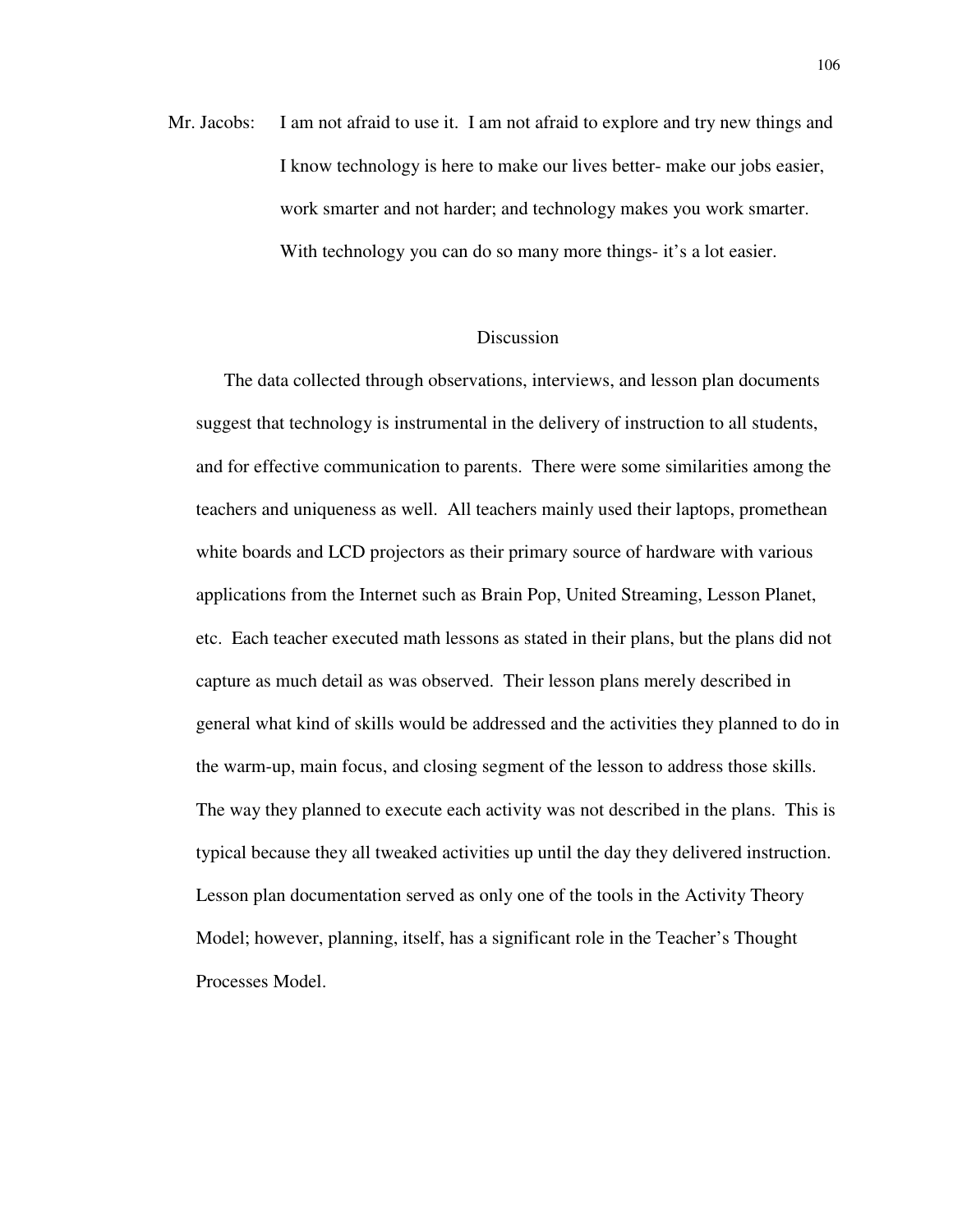Mr. Jacobs: I am not afraid to use it. I am not afraid to explore and try new things and I know technology is here to make our lives better- make our jobs easier, work smarter and not harder; and technology makes you work smarter. With technology you can do so many more things- it's a lot easier.

## Discussion

The data collected through observations, interviews, and lesson plan documents suggest that technology is instrumental in the delivery of instruction to all students, and for effective communication to parents. There were some similarities among the teachers and uniqueness as well. All teachers mainly used their laptops, promethean white boards and LCD projectors as their primary source of hardware with various applications from the Internet such as Brain Pop, United Streaming, Lesson Planet, etc. Each teacher executed math lessons as stated in their plans, but the plans did not capture as much detail as was observed. Their lesson plans merely described in general what kind of skills would be addressed and the activities they planned to do in the warm-up, main focus, and closing segment of the lesson to address those skills. The way they planned to execute each activity was not described in the plans. This is typical because they all tweaked activities up until the day they delivered instruction. Lesson plan documentation served as only one of the tools in the Activity Theory Model; however, planning, itself, has a significant role in the Teacher's Thought Processes Model.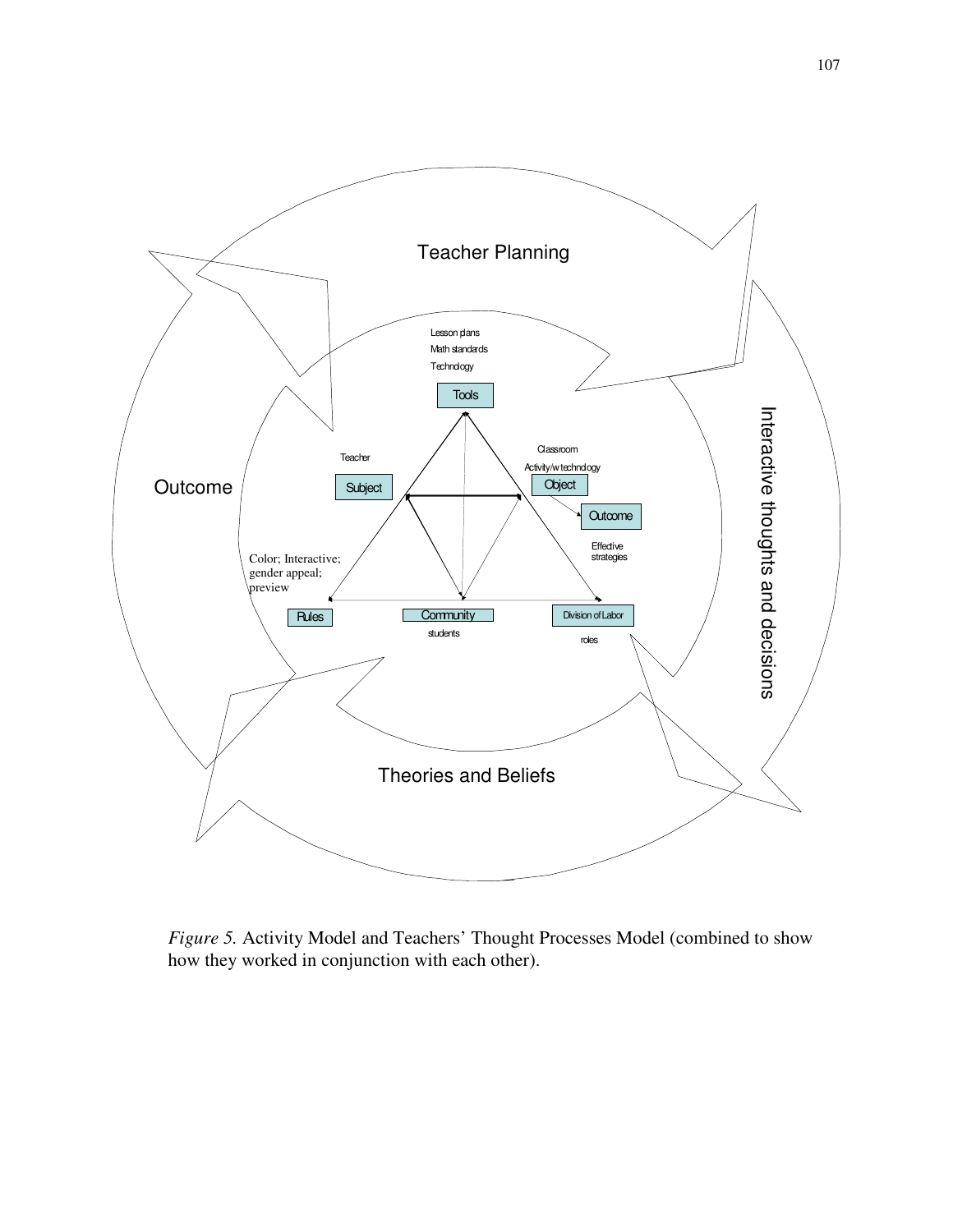Teacher Planning

Lesson plans
Math standards
Technology

Tools

Teacher

Subject

Classroom
Activity/w technology

Object

Outcome

Outcome

Effective strategies

Color; Interactive; gender appeal; preview

Rules

Community

students

Division of Labor

roles

Interactive thoughts and decisions

Theories and Beliefs

*Figure 5.* Activity Model and Teachers' Thought Processes Model (combined to show how they worked in conjunction with each other).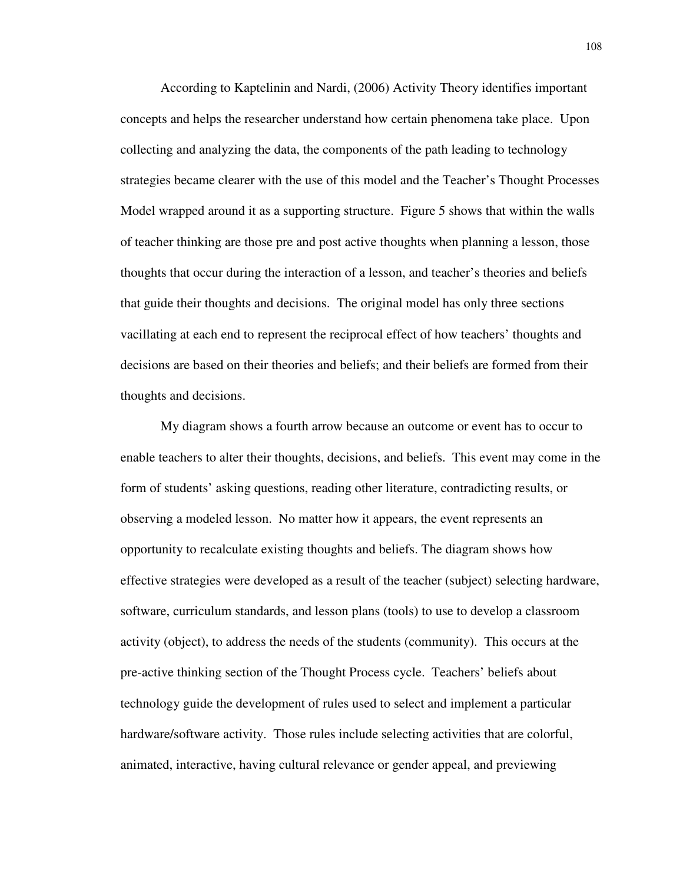According to Kaptelinin and Nardi, (2006) Activity Theory identifies important concepts and helps the researcher understand how certain phenomena take place. Upon collecting and analyzing the data, the components of the path leading to technology strategies became clearer with the use of this model and the Teacher's Thought Processes Model wrapped around it as a supporting structure. Figure 5 shows that within the walls of teacher thinking are those pre and post active thoughts when planning a lesson, those thoughts that occur during the interaction of a lesson, and teacher's theories and beliefs that guide their thoughts and decisions. The original model has only three sections vacillating at each end to represent the reciprocal effect of how teachers' thoughts and decisions are based on their theories and beliefs; and their beliefs are formed from their thoughts and decisions.

My diagram shows a fourth arrow because an outcome or event has to occur to enable teachers to alter their thoughts, decisions, and beliefs. This event may come in the form of students' asking questions, reading other literature, contradicting results, or observing a modeled lesson. No matter how it appears, the event represents an opportunity to recalculate existing thoughts and beliefs. The diagram shows how effective strategies were developed as a result of the teacher (subject) selecting hardware, software, curriculum standards, and lesson plans (tools) to use to develop a classroom activity (object), to address the needs of the students (community). This occurs at the pre-active thinking section of the Thought Process cycle. Teachers' beliefs about technology guide the development of rules used to select and implement a particular hardware/software activity. Those rules include selecting activities that are colorful, animated, interactive, having cultural relevance or gender appeal, and previewing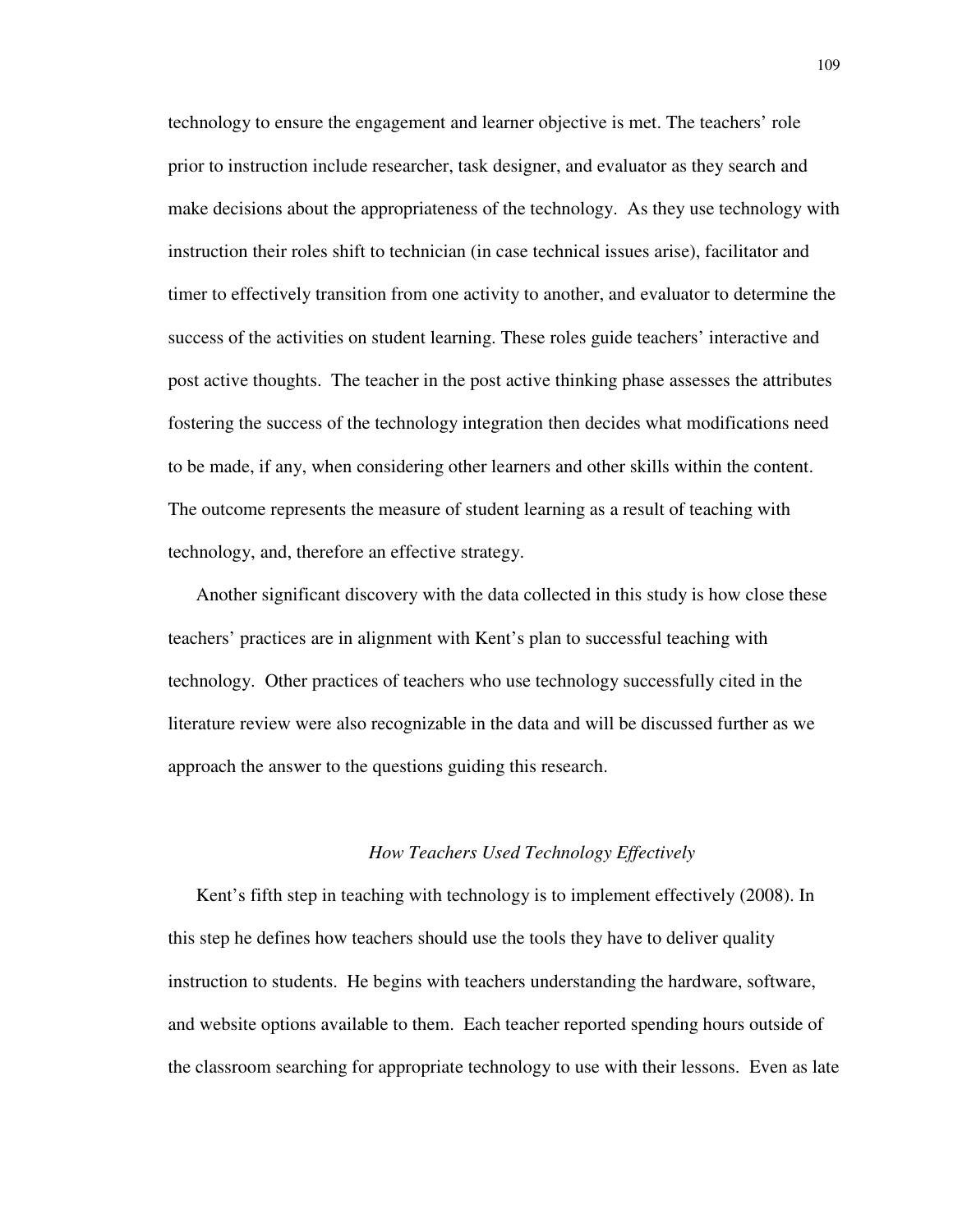technology to ensure the engagement and learner objective is met. The teachers' role prior to instruction include researcher, task designer, and evaluator as they search and make decisions about the appropriateness of the technology. As they use technology with instruction their roles shift to technician (in case technical issues arise), facilitator and timer to effectively transition from one activity to another, and evaluator to determine the success of the activities on student learning. These roles guide teachers' interactive and post active thoughts. The teacher in the post active thinking phase assesses the attributes fostering the success of the technology integration then decides what modifications need to be made, if any, when considering other learners and other skills within the content. The outcome represents the measure of student learning as a result of teaching with technology, and, therefore an effective strategy.

Another significant discovery with the data collected in this study is how close these teachers' practices are in alignment with Kent's plan to successful teaching with technology. Other practices of teachers who use technology successfully cited in the literature review were also recognizable in the data and will be discussed further as we approach the answer to the questions guiding this research.

### *How Teachers Used Technology Effectively*

Kent's fifth step in teaching with technology is to implement effectively (2008). In this step he defines how teachers should use the tools they have to deliver quality instruction to students. He begins with teachers understanding the hardware, software, and website options available to them. Each teacher reported spending hours outside of the classroom searching for appropriate technology to use with their lessons. Even as late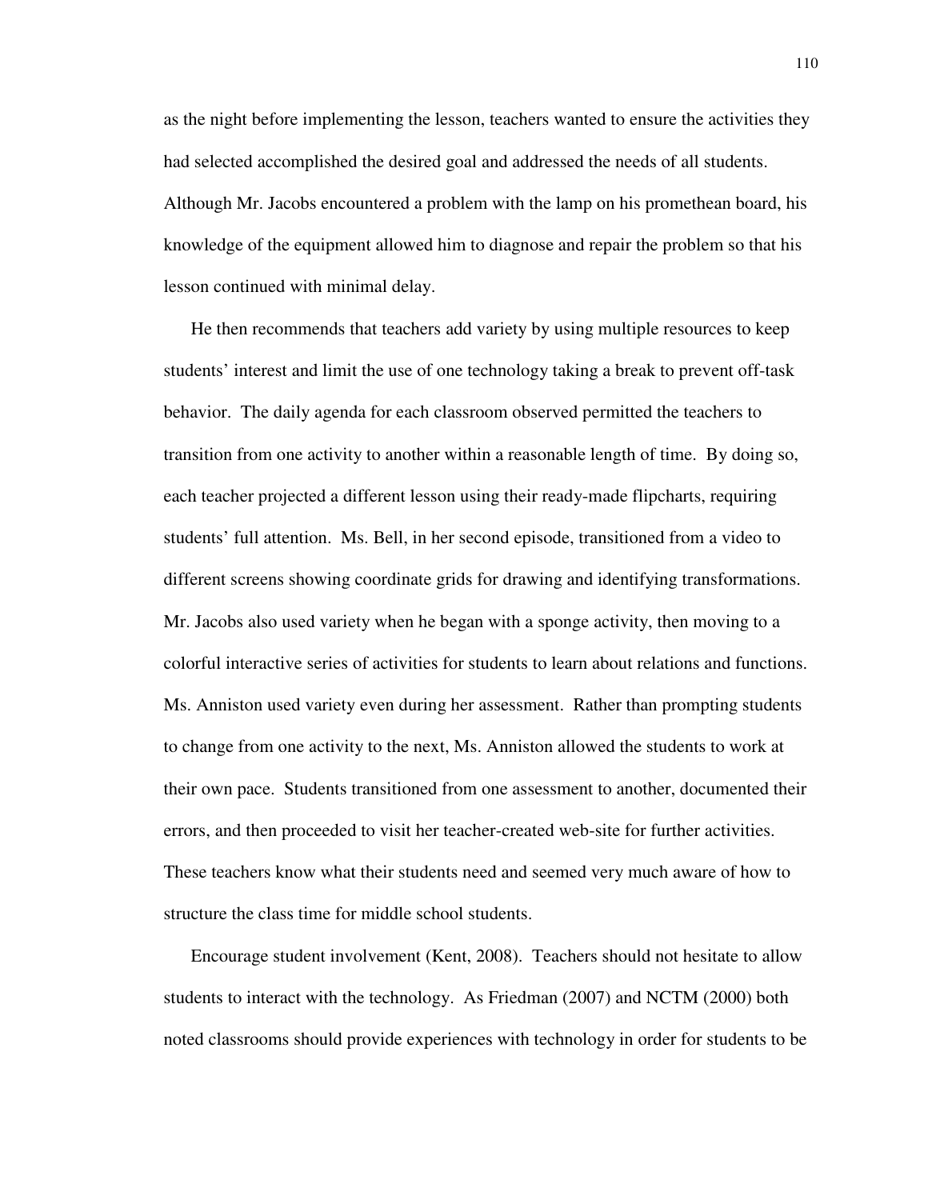as the night before implementing the lesson, teachers wanted to ensure the activities they had selected accomplished the desired goal and addressed the needs of all students. Although Mr. Jacobs encountered a problem with the lamp on his promethean board, his knowledge of the equipment allowed him to diagnose and repair the problem so that his lesson continued with minimal delay.

He then recommends that teachers add variety by using multiple resources to keep students' interest and limit the use of one technology taking a break to prevent off-task behavior. The daily agenda for each classroom observed permitted the teachers to transition from one activity to another within a reasonable length of time. By doing so, each teacher projected a different lesson using their ready-made flipcharts, requiring students' full attention. Ms. Bell, in her second episode, transitioned from a video to different screens showing coordinate grids for drawing and identifying transformations. Mr. Jacobs also used variety when he began with a sponge activity, then moving to a colorful interactive series of activities for students to learn about relations and functions. Ms. Anniston used variety even during her assessment. Rather than prompting students to change from one activity to the next, Ms. Anniston allowed the students to work at their own pace. Students transitioned from one assessment to another, documented their errors, and then proceeded to visit her teacher-created web-site for further activities. These teachers know what their students need and seemed very much aware of how to structure the class time for middle school students.

Encourage student involvement (Kent, 2008). Teachers should not hesitate to allow students to interact with the technology. As Friedman (2007) and NCTM (2000) both noted classrooms should provide experiences with technology in order for students to be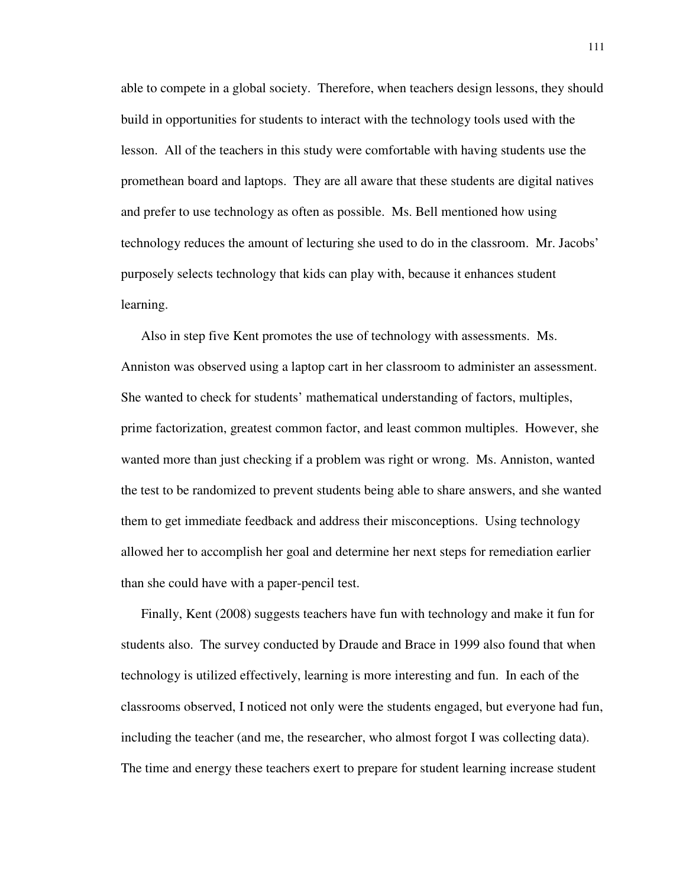able to compete in a global society. Therefore, when teachers design lessons, they should build in opportunities for students to interact with the technology tools used with the lesson. All of the teachers in this study were comfortable with having students use the promethean board and laptops. They are all aware that these students are digital natives and prefer to use technology as often as possible. Ms. Bell mentioned how using technology reduces the amount of lecturing she used to do in the classroom. Mr. Jacobs' purposely selects technology that kids can play with, because it enhances student learning.

Also in step five Kent promotes the use of technology with assessments. Ms. Anniston was observed using a laptop cart in her classroom to administer an assessment. She wanted to check for students' mathematical understanding of factors, multiples, prime factorization, greatest common factor, and least common multiples. However, she wanted more than just checking if a problem was right or wrong. Ms. Anniston, wanted the test to be randomized to prevent students being able to share answers, and she wanted them to get immediate feedback and address their misconceptions. Using technology allowed her to accomplish her goal and determine her next steps for remediation earlier than she could have with a paper-pencil test.

Finally, Kent (2008) suggests teachers have fun with technology and make it fun for students also. The survey conducted by Draude and Brace in 1999 also found that when technology is utilized effectively, learning is more interesting and fun. In each of the classrooms observed, I noticed not only were the students engaged, but everyone had fun, including the teacher (and me, the researcher, who almost forgot I was collecting data). The time and energy these teachers exert to prepare for student learning increase student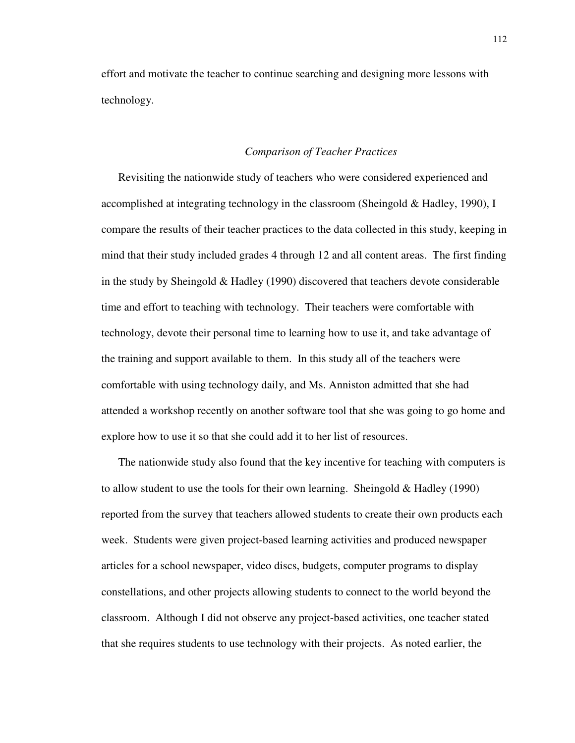effort and motivate the teacher to continue searching and designing more lessons with technology.

### *Comparison of Teacher Practices*

Revisiting the nationwide study of teachers who were considered experienced and accomplished at integrating technology in the classroom (Sheingold & Hadley, 1990), I compare the results of their teacher practices to the data collected in this study, keeping in mind that their study included grades 4 through 12 and all content areas. The first finding in the study by Sheingold & Hadley (1990) discovered that teachers devote considerable time and effort to teaching with technology. Their teachers were comfortable with technology, devote their personal time to learning how to use it, and take advantage of the training and support available to them. In this study all of the teachers were comfortable with using technology daily, and Ms. Anniston admitted that she had attended a workshop recently on another software tool that she was going to go home and explore how to use it so that she could add it to her list of resources.

The nationwide study also found that the key incentive for teaching with computers is to allow student to use the tools for their own learning. Sheingold & Hadley (1990) reported from the survey that teachers allowed students to create their own products each week. Students were given project-based learning activities and produced newspaper articles for a school newspaper, video discs, budgets, computer programs to display constellations, and other projects allowing students to connect to the world beyond the classroom. Although I did not observe any project-based activities, one teacher stated that she requires students to use technology with their projects. As noted earlier, the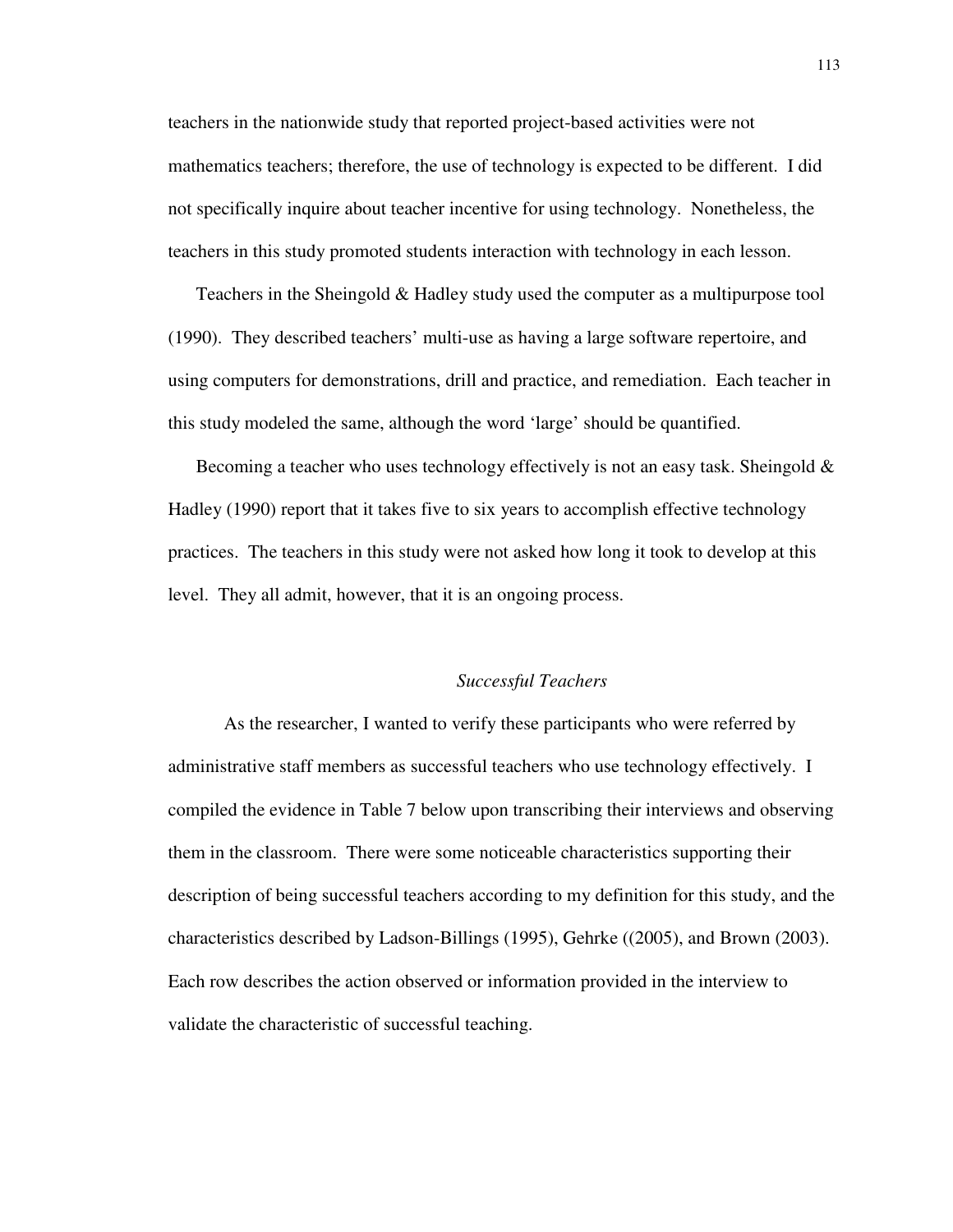teachers in the nationwide study that reported project-based activities were not mathematics teachers; therefore, the use of technology is expected to be different. I did not specifically inquire about teacher incentive for using technology. Nonetheless, the teachers in this study promoted students interaction with technology in each lesson.

Teachers in the Sheingold & Hadley study used the computer as a multipurpose tool (1990). They described teachers' multi-use as having a large software repertoire, and using computers for demonstrations, drill and practice, and remediation. Each teacher in this study modeled the same, although the word 'large' should be quantified.

Becoming a teacher who uses technology effectively is not an easy task. Sheingold & Hadley (1990) report that it takes five to six years to accomplish effective technology practices. The teachers in this study were not asked how long it took to develop at this level. They all admit, however, that it is an ongoing process.

### *Successful Teachers*

As the researcher, I wanted to verify these participants who were referred by administrative staff members as successful teachers who use technology effectively. I compiled the evidence in Table 7 below upon transcribing their interviews and observing them in the classroom. There were some noticeable characteristics supporting their description of being successful teachers according to my definition for this study, and the characteristics described by Ladson-Billings (1995), Gehrke ((2005), and Brown (2003). Each row describes the action observed or information provided in the interview to validate the characteristic of successful teaching.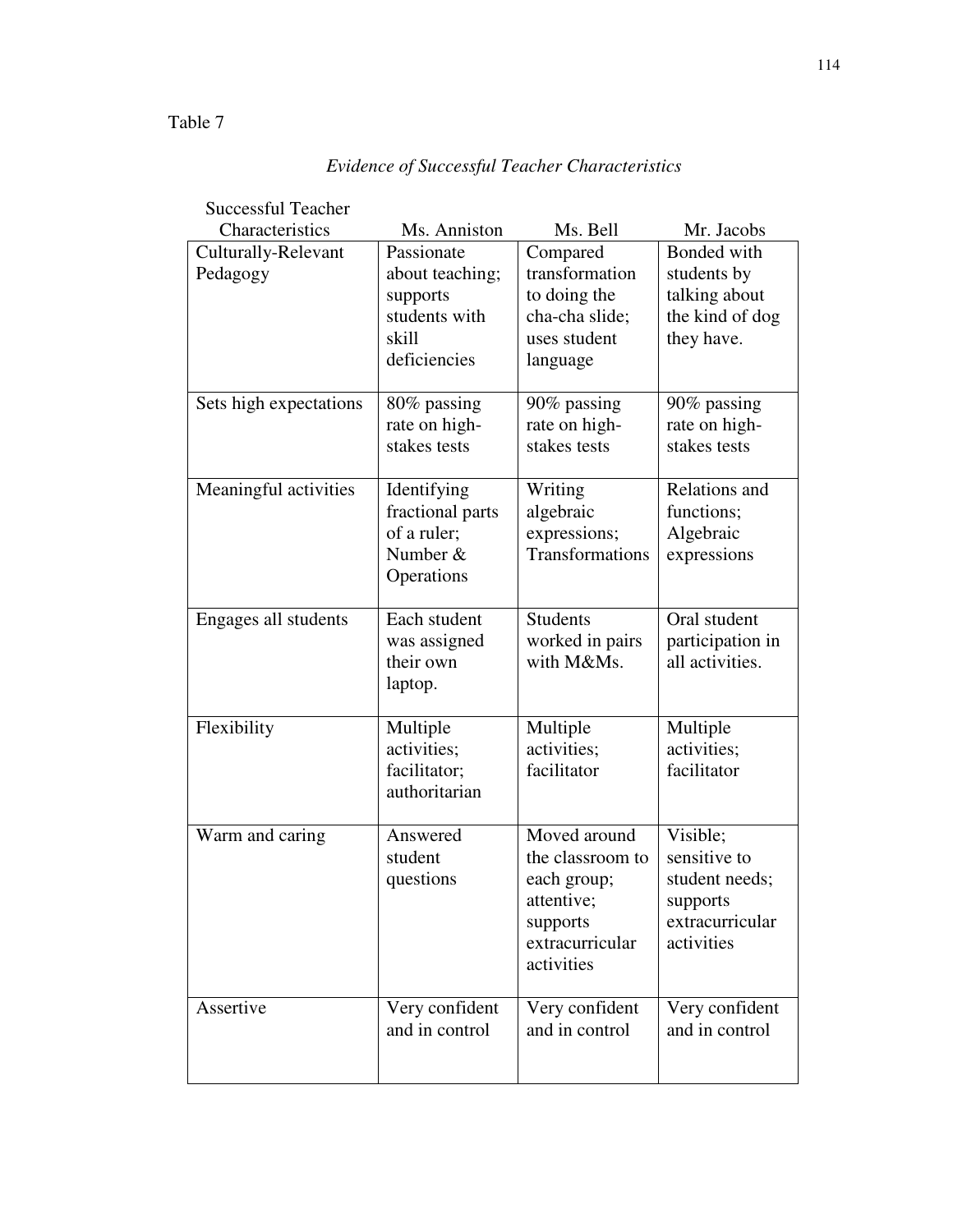Table 7

*Evidence of Successful Teacher Characteristics*

| Successful Teacher Characteristics | Ms. Anniston | Ms. Bell | Mr. Jacobs |
|---|---|---|---|
| Culturally-Relevant Pedagogy | Passionate about teaching; supports students with skill deficiencies | Compared transformation to doing the cha-cha slide; uses student language | Bonded with students by talking about the kind of dog they have. |
| Sets high expectations | 80% passing rate on high-stakes tests | 90% passing rate on high-stakes tests | 90% passing rate on high-stakes tests |
| Meaningful activities | Identifying fractional parts of a ruler; Number & Operations | Writing algebraic expressions; Transformations | Relations and functions; Algebraic expressions |
| Engages all students | Each student was assigned their own laptop. | Students worked in pairs with M&Ms. | Oral student participation in all activities. |
| Flexibility | Multiple activities; facilitator; authoritarian | Multiple activities; facilitator | Multiple activities; facilitator |
| Warm and caring | Answered student questions | Moved around the classroom to each group; attentive; supports extracurricular activities | Visible; sensitive to student needs; supports extracurricular activities |
| Assertive | Very confident and in control | Very confident and in control | Very confident and in control |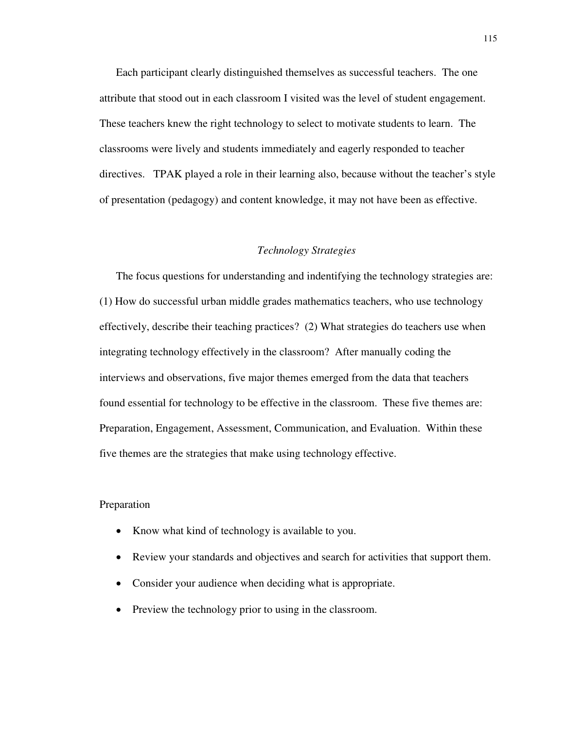Each participant clearly distinguished themselves as successful teachers. The one attribute that stood out in each classroom I visited was the level of student engagement. These teachers knew the right technology to select to motivate students to learn. The classrooms were lively and students immediately and eagerly responded to teacher directives. TPAK played a role in their learning also, because without the teacher's style of presentation (pedagogy) and content knowledge, it may not have been as effective.

## *Technology Strategies*

The focus questions for understanding and indentifying the technology strategies are: (1) How do successful urban middle grades mathematics teachers, who use technology effectively, describe their teaching practices? (2) What strategies do teachers use when integrating technology effectively in the classroom? After manually coding the interviews and observations, five major themes emerged from the data that teachers found essential for technology to be effective in the classroom. These five themes are: Preparation, Engagement, Assessment, Communication, and Evaluation. Within these five themes are the strategies that make using technology effective.

### Preparation

- Know what kind of technology is available to you.
- Review your standards and objectives and search for activities that support them.
- Consider your audience when deciding what is appropriate.
- Preview the technology prior to using in the classroom.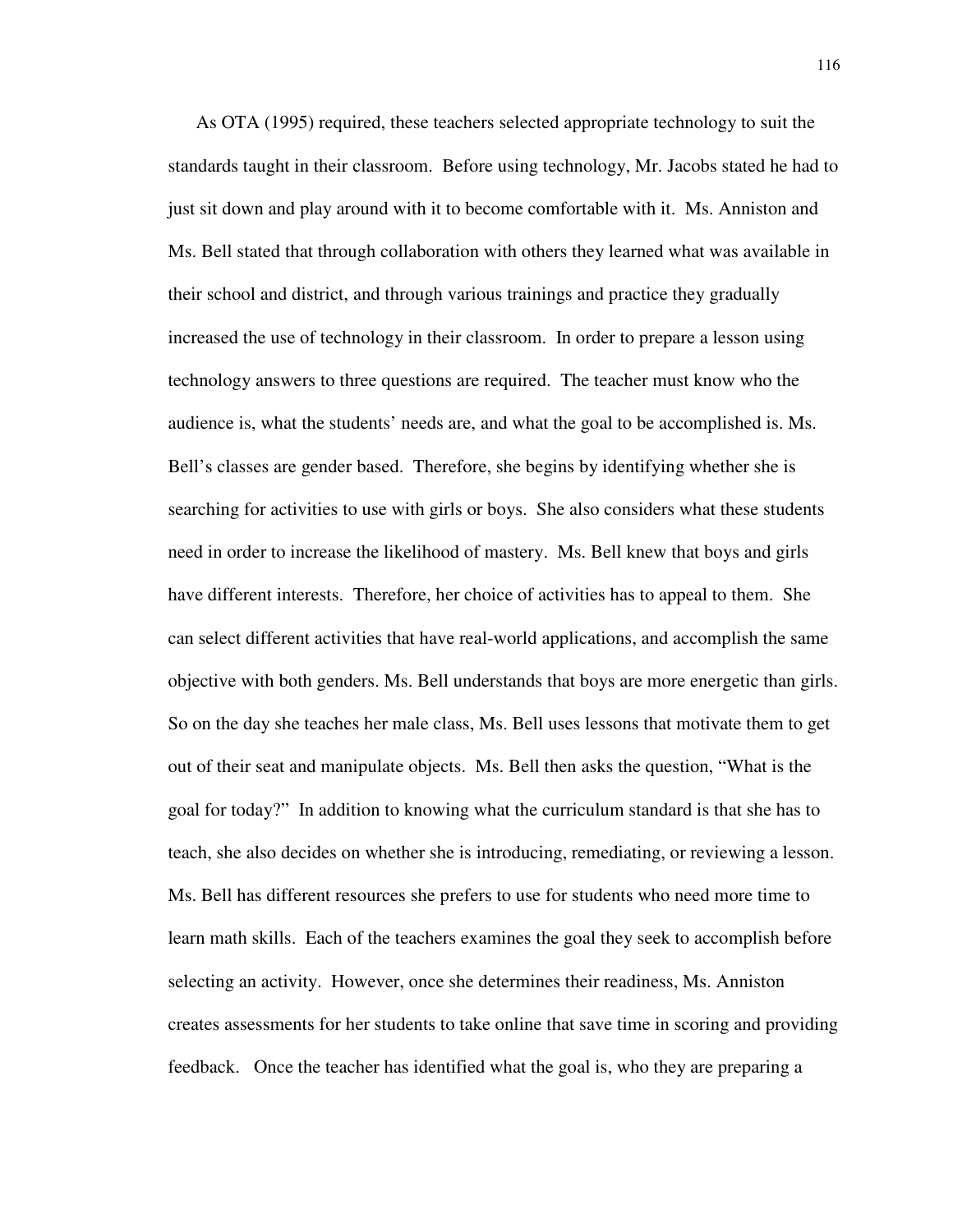As OTA (1995) required, these teachers selected appropriate technology to suit the standards taught in their classroom. Before using technology, Mr. Jacobs stated he had to just sit down and play around with it to become comfortable with it. Ms. Anniston and Ms. Bell stated that through collaboration with others they learned what was available in their school and district, and through various trainings and practice they gradually increased the use of technology in their classroom. In order to prepare a lesson using technology answers to three questions are required. The teacher must know who the audience is, what the students' needs are, and what the goal to be accomplished is. Ms. Bell's classes are gender based. Therefore, she begins by identifying whether she is searching for activities to use with girls or boys. She also considers what these students need in order to increase the likelihood of mastery. Ms. Bell knew that boys and girls have different interests. Therefore, her choice of activities has to appeal to them. She can select different activities that have real-world applications, and accomplish the same objective with both genders. Ms. Bell understands that boys are more energetic than girls. So on the day she teaches her male class, Ms. Bell uses lessons that motivate them to get out of their seat and manipulate objects. Ms. Bell then asks the question, "What is the goal for today?" In addition to knowing what the curriculum standard is that she has to teach, she also decides on whether she is introducing, remediating, or reviewing a lesson. Ms. Bell has different resources she prefers to use for students who need more time to learn math skills. Each of the teachers examines the goal they seek to accomplish before selecting an activity. However, once she determines their readiness, Ms. Anniston creates assessments for her students to take online that save time in scoring and providing feedback. Once the teacher has identified what the goal is, who they are preparing a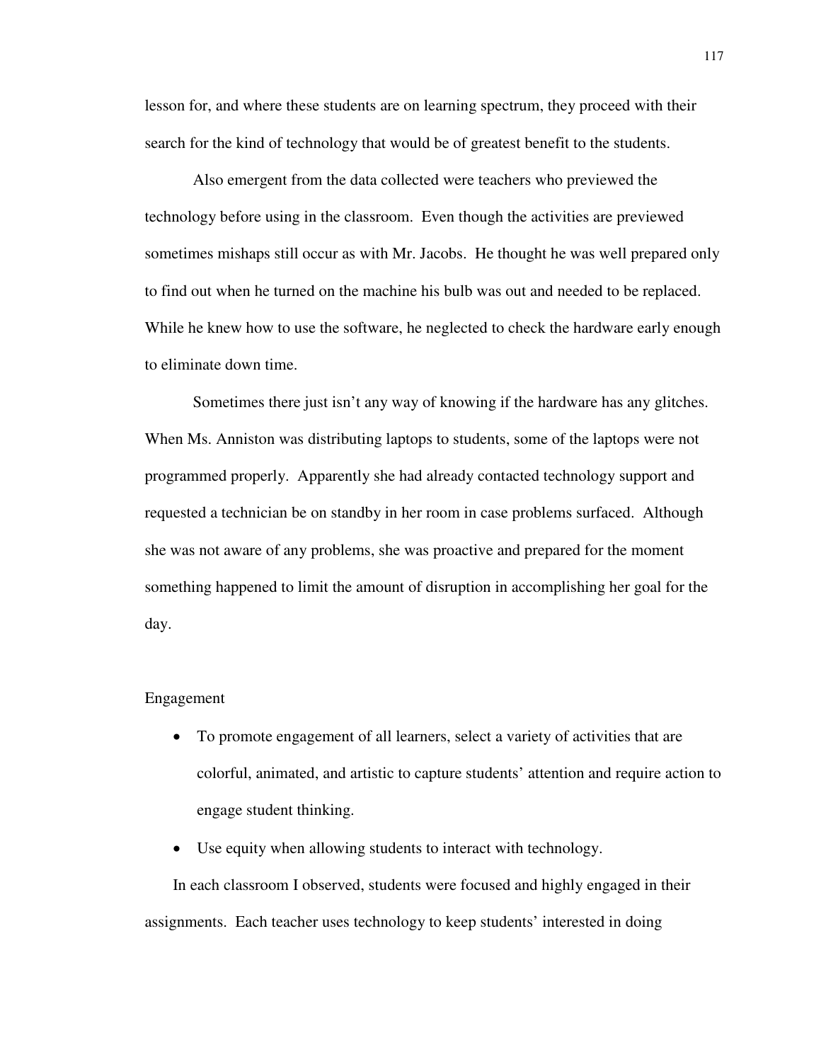lesson for, and where these students are on learning spectrum, they proceed with their search for the kind of technology that would be of greatest benefit to the students.

Also emergent from the data collected were teachers who previewed the technology before using in the classroom. Even though the activities are previewed sometimes mishaps still occur as with Mr. Jacobs. He thought he was well prepared only to find out when he turned on the machine his bulb was out and needed to be replaced. While he knew how to use the software, he neglected to check the hardware early enough to eliminate down time.

Sometimes there just isn't any way of knowing if the hardware has any glitches. When Ms. Anniston was distributing laptops to students, some of the laptops were not programmed properly. Apparently she had already contacted technology support and requested a technician be on standby in her room in case problems surfaced. Although she was not aware of any problems, she was proactive and prepared for the moment something happened to limit the amount of disruption in accomplishing her goal for the day.

### Engagement

- To promote engagement of all learners, select a variety of activities that are colorful, animated, and artistic to capture students' attention and require action to engage student thinking.
- Use equity when allowing students to interact with technology.

In each classroom I observed, students were focused and highly engaged in their assignments. Each teacher uses technology to keep students' interested in doing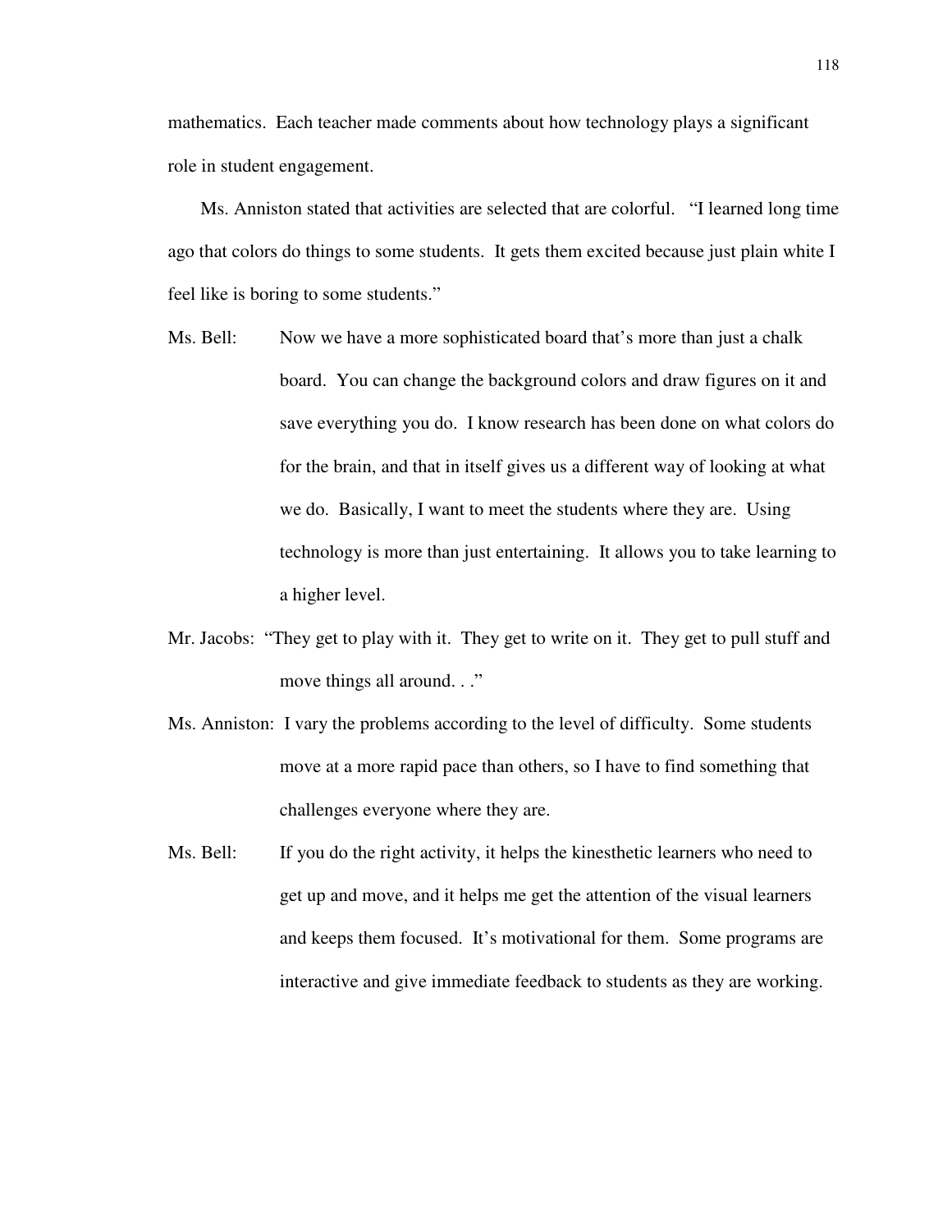mathematics. Each teacher made comments about how technology plays a significant role in student engagement.

Ms. Anniston stated that activities are selected that are colorful. "I learned long time ago that colors do things to some students. It gets them excited because just plain white I feel like is boring to some students."

Ms. Bell: Now we have a more sophisticated board that's more than just a chalk board. You can change the background colors and draw figures on it and save everything you do. I know research has been done on what colors do for the brain, and that in itself gives us a different way of looking at what we do. Basically, I want to meet the students where they are. Using technology is more than just entertaining. It allows you to take learning to a higher level.

Mr. Jacobs: "They get to play with it. They get to write on it. They get to pull stuff and move things all around. . ."

Ms. Anniston: I vary the problems according to the level of difficulty. Some students move at a more rapid pace than others, so I have to find something that challenges everyone where they are.

Ms. Bell: If you do the right activity, it helps the kinesthetic learners who need to get up and move, and it helps me get the attention of the visual learners and keeps them focused. It's motivational for them. Some programs are interactive and give immediate feedback to students as they are working.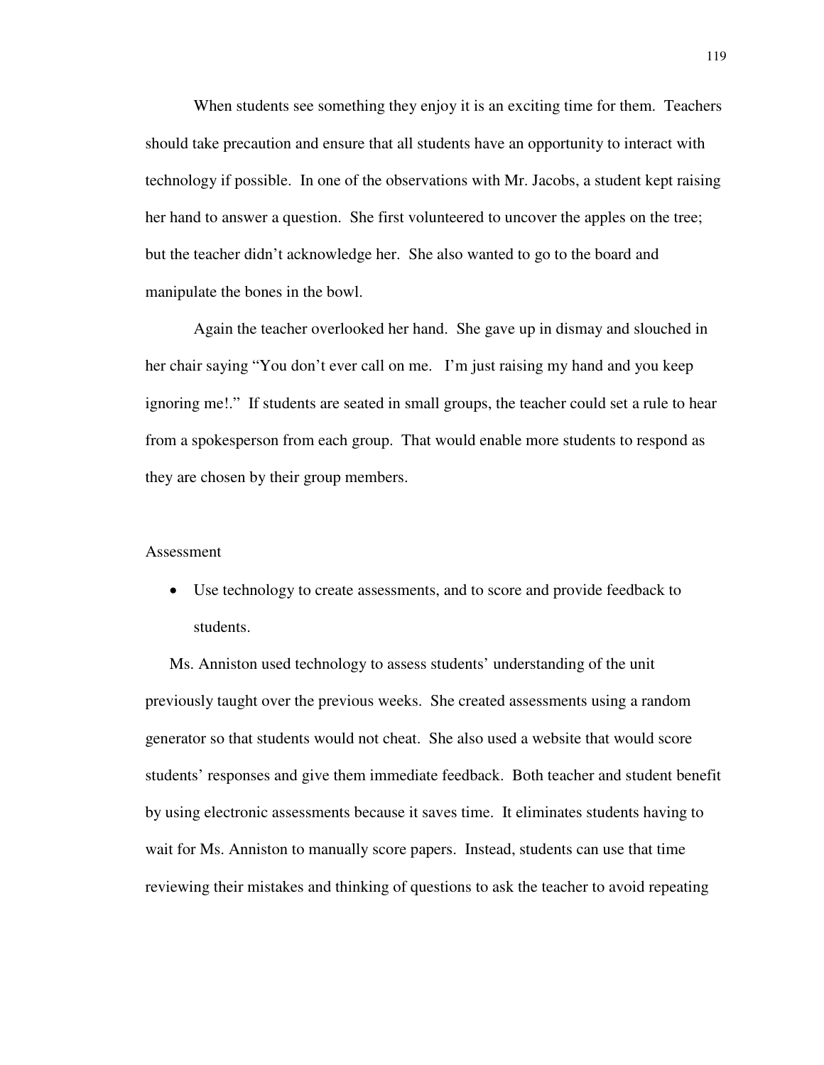When students see something they enjoy it is an exciting time for them. Teachers should take precaution and ensure that all students have an opportunity to interact with technology if possible. In one of the observations with Mr. Jacobs, a student kept raising her hand to answer a question. She first volunteered to uncover the apples on the tree; but the teacher didn't acknowledge her. She also wanted to go to the board and manipulate the bones in the bowl.

Again the teacher overlooked her hand. She gave up in dismay and slouched in her chair saying "You don't ever call on me. I'm just raising my hand and you keep ignoring me!." If students are seated in small groups, the teacher could set a rule to hear from a spokesperson from each group. That would enable more students to respond as they are chosen by their group members.

Assessment

- Use technology to create assessments, and to score and provide feedback to students.

Ms. Anniston used technology to assess students' understanding of the unit previously taught over the previous weeks. She created assessments using a random generator so that students would not cheat. She also used a website that would score students' responses and give them immediate feedback. Both teacher and student benefit by using electronic assessments because it saves time. It eliminates students having to wait for Ms. Anniston to manually score papers. Instead, students can use that time reviewing their mistakes and thinking of questions to ask the teacher to avoid repeating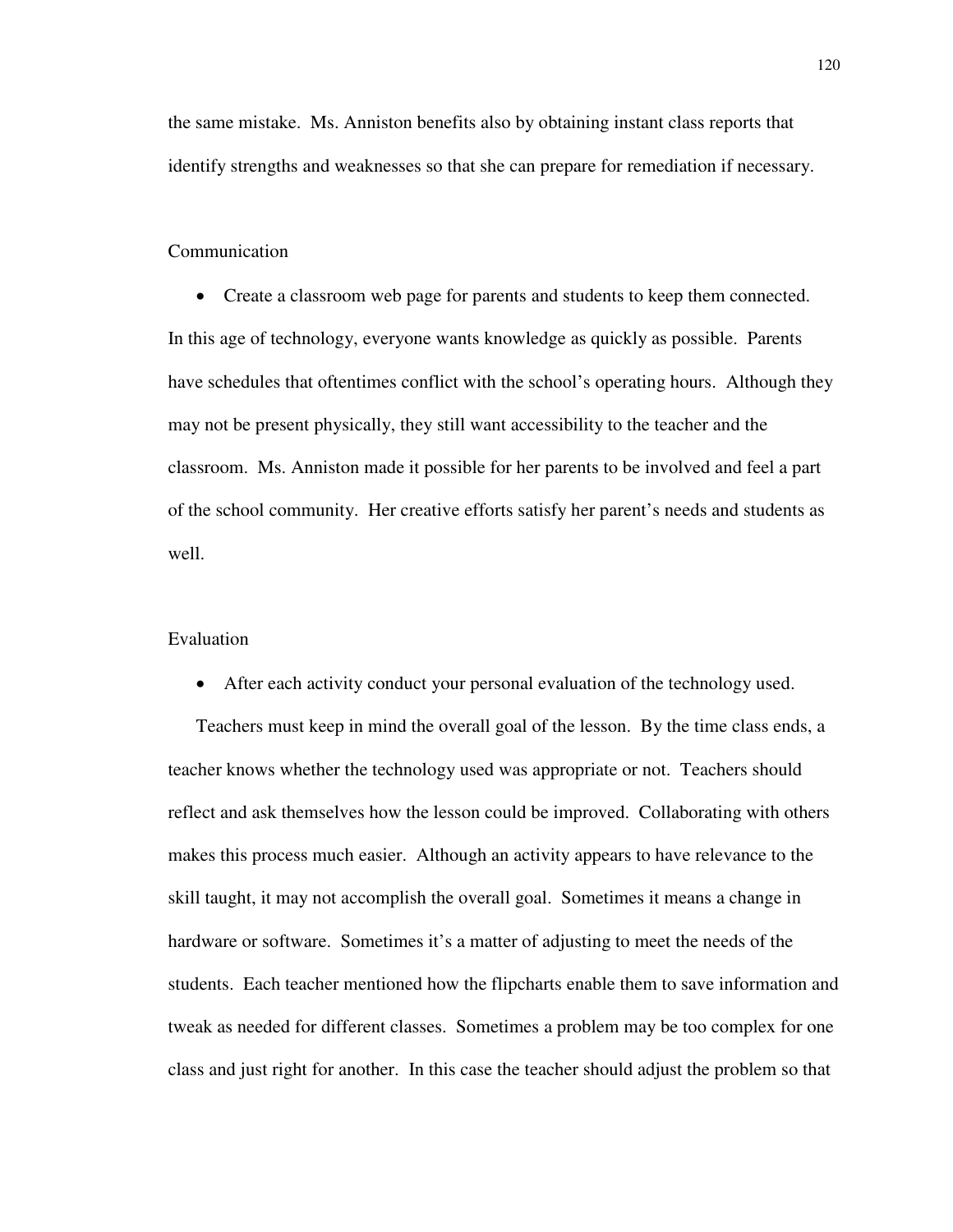the same mistake. Ms. Anniston benefits also by obtaining instant class reports that identify strengths and weaknesses so that she can prepare for remediation if necessary.

Communication

- Create a classroom web page for parents and students to keep them connected.

In this age of technology, everyone wants knowledge as quickly as possible. Parents have schedules that oftentimes conflict with the school's operating hours. Although they may not be present physically, they still want accessibility to the teacher and the classroom. Ms. Anniston made it possible for her parents to be involved and feel a part of the school community. Her creative efforts satisfy her parent's needs and students as well.

Evaluation

- After each activity conduct your personal evaluation of the technology used.

Teachers must keep in mind the overall goal of the lesson. By the time class ends, a teacher knows whether the technology used was appropriate or not. Teachers should reflect and ask themselves how the lesson could be improved. Collaborating with others makes this process much easier. Although an activity appears to have relevance to the skill taught, it may not accomplish the overall goal. Sometimes it means a change in hardware or software. Sometimes it's a matter of adjusting to meet the needs of the students. Each teacher mentioned how the flipcharts enable them to save information and tweak as needed for different classes. Sometimes a problem may be too complex for one class and just right for another. In this case the teacher should adjust the problem so that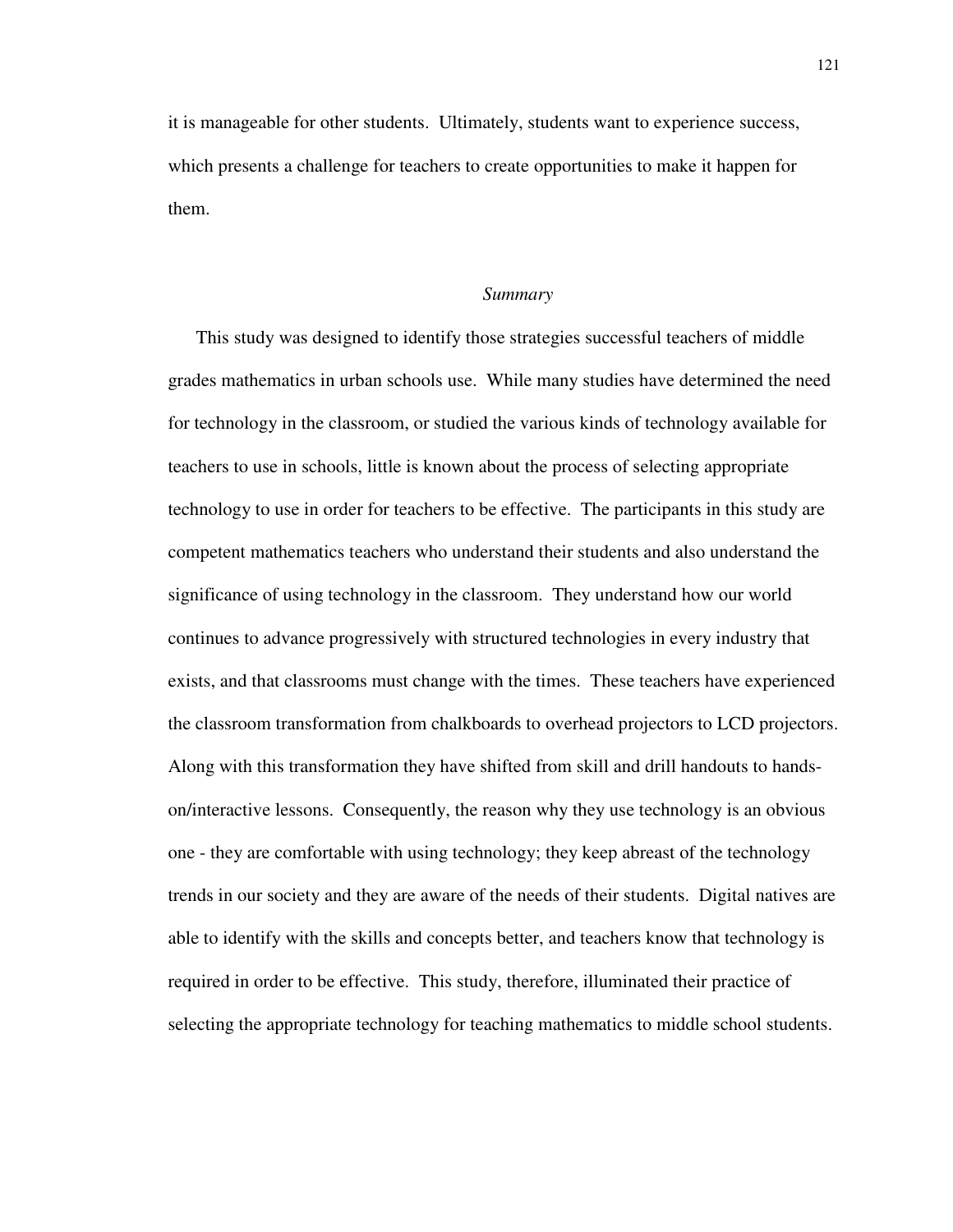it is manageable for other students. Ultimately, students want to experience success, which presents a challenge for teachers to create opportunities to make it happen for them.

### *Summary*

This study was designed to identify those strategies successful teachers of middle grades mathematics in urban schools use. While many studies have determined the need for technology in the classroom, or studied the various kinds of technology available for teachers to use in schools, little is known about the process of selecting appropriate technology to use in order for teachers to be effective. The participants in this study are competent mathematics teachers who understand their students and also understand the significance of using technology in the classroom. They understand how our world continues to advance progressively with structured technologies in every industry that exists, and that classrooms must change with the times. These teachers have experienced the classroom transformation from chalkboards to overhead projectors to LCD projectors. Along with this transformation they have shifted from skill and drill handouts to hands-on/interactive lessons. Consequently, the reason why they use technology is an obvious one - they are comfortable with using technology; they keep abreast of the technology trends in our society and they are aware of the needs of their students. Digital natives are able to identify with the skills and concepts better, and teachers know that technology is required in order to be effective. This study, therefore, illuminated their practice of selecting the appropriate technology for teaching mathematics to middle school students.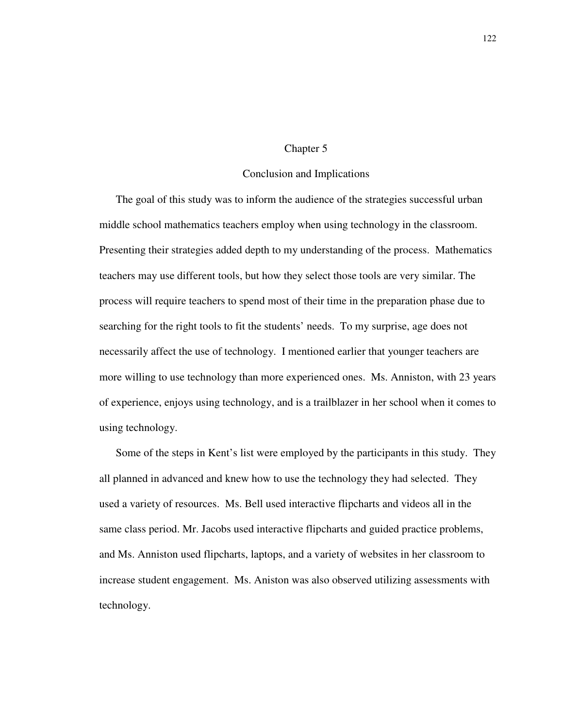# Chapter 5

## Conclusion and Implications

The goal of this study was to inform the audience of the strategies successful urban middle school mathematics teachers employ when using technology in the classroom. Presenting their strategies added depth to my understanding of the process. Mathematics teachers may use different tools, but how they select those tools are very similar. The process will require teachers to spend most of their time in the preparation phase due to searching for the right tools to fit the students' needs. To my surprise, age does not necessarily affect the use of technology. I mentioned earlier that younger teachers are more willing to use technology than more experienced ones. Ms. Anniston, with 23 years of experience, enjoys using technology, and is a trailblazer in her school when it comes to using technology.

Some of the steps in Kent's list were employed by the participants in this study. They all planned in advanced and knew how to use the technology they had selected. They used a variety of resources. Ms. Bell used interactive flipcharts and videos all in the same class period. Mr. Jacobs used interactive flipcharts and guided practice problems, and Ms. Anniston used flipcharts, laptops, and a variety of websites in her classroom to increase student engagement. Ms. Aniston was also observed utilizing assessments with technology.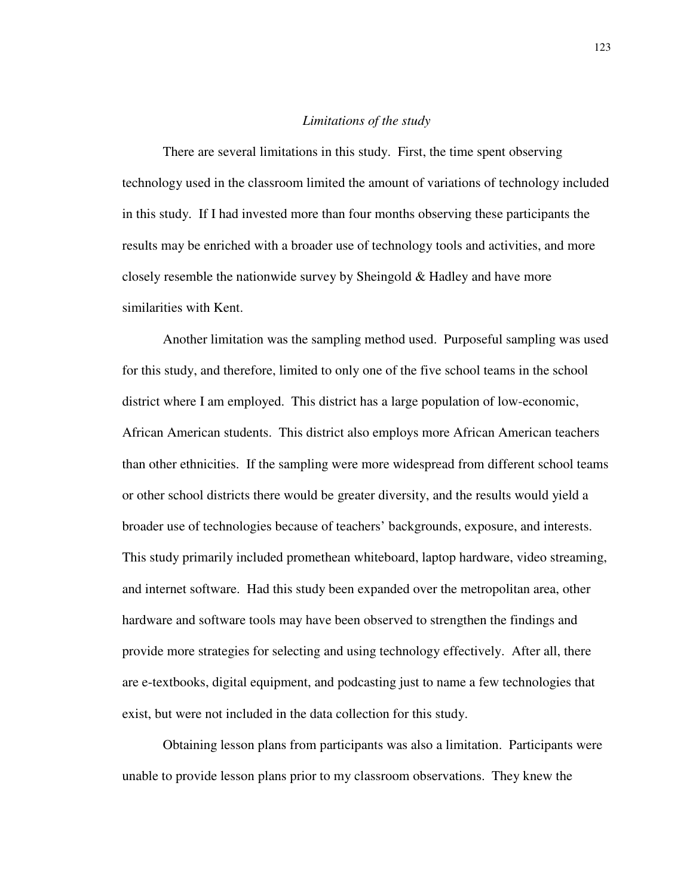*Limitations of the study*

There are several limitations in this study. First, the time spent observing technology used in the classroom limited the amount of variations of technology included in this study. If I had invested more than four months observing these participants the results may be enriched with a broader use of technology tools and activities, and more closely resemble the nationwide survey by Sheingold & Hadley and have more similarities with Kent.

Another limitation was the sampling method used. Purposeful sampling was used for this study, and therefore, limited to only one of the five school teams in the school district where I am employed. This district has a large population of low-economic, African American students. This district also employs more African American teachers than other ethnicities. If the sampling were more widespread from different school teams or other school districts there would be greater diversity, and the results would yield a broader use of technologies because of teachers' backgrounds, exposure, and interests. This study primarily included promethean whiteboard, laptop hardware, video streaming, and internet software. Had this study been expanded over the metropolitan area, other hardware and software tools may have been observed to strengthen the findings and provide more strategies for selecting and using technology effectively. After all, there are e-textbooks, digital equipment, and podcasting just to name a few technologies that exist, but were not included in the data collection for this study.

Obtaining lesson plans from participants was also a limitation. Participants were unable to provide lesson plans prior to my classroom observations. They knew the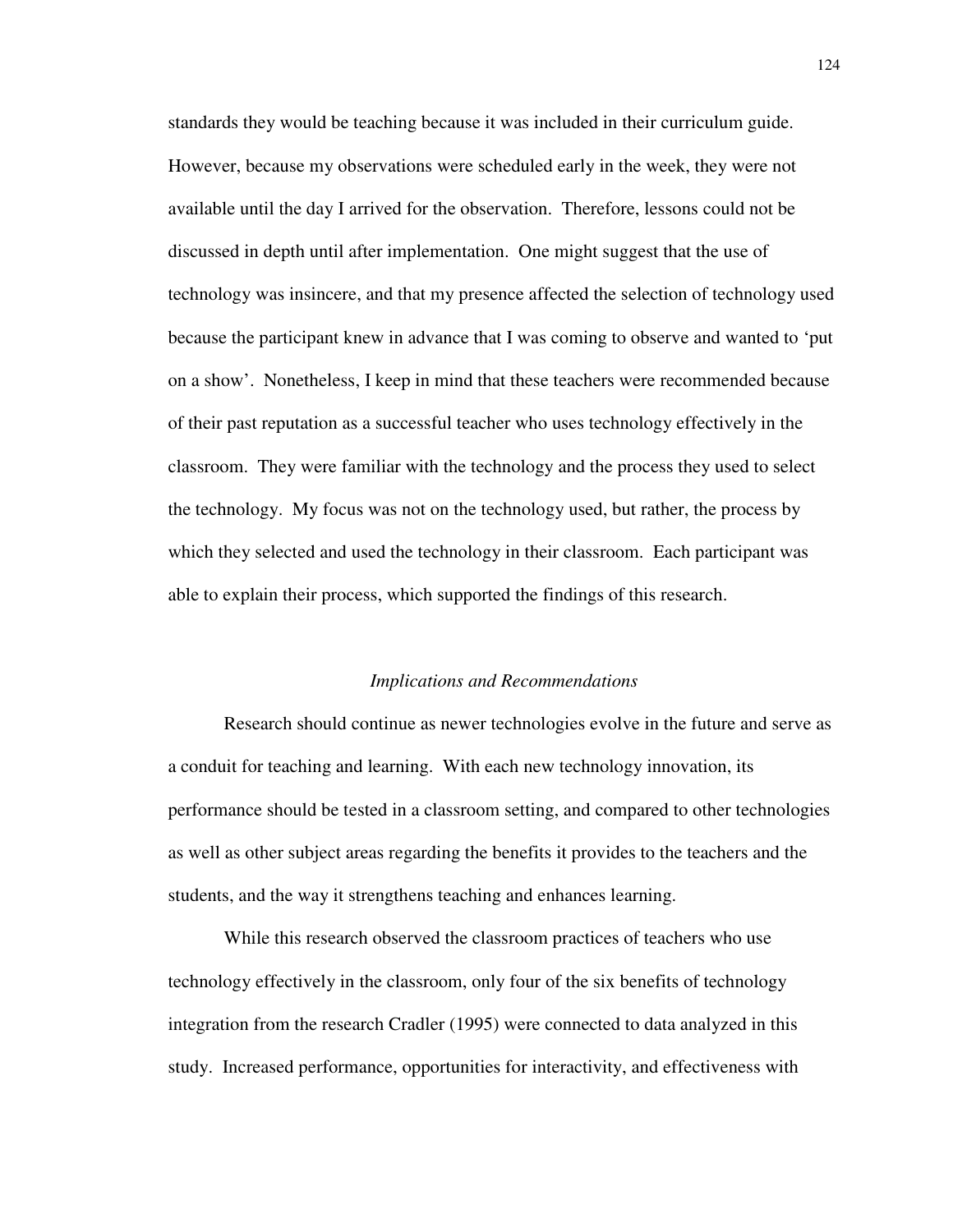standards they would be teaching because it was included in their curriculum guide. However, because my observations were scheduled early in the week, they were not available until the day I arrived for the observation. Therefore, lessons could not be discussed in depth until after implementation. One might suggest that the use of technology was insincere, and that my presence affected the selection of technology used because the participant knew in advance that I was coming to observe and wanted to 'put on a show'. Nonetheless, I keep in mind that these teachers were recommended because of their past reputation as a successful teacher who uses technology effectively in the classroom. They were familiar with the technology and the process they used to select the technology. My focus was not on the technology used, but rather, the process by which they selected and used the technology in their classroom. Each participant was able to explain their process, which supported the findings of this research.

### *Implications and Recommendations*

Research should continue as newer technologies evolve in the future and serve as a conduit for teaching and learning. With each new technology innovation, its performance should be tested in a classroom setting, and compared to other technologies as well as other subject areas regarding the benefits it provides to the teachers and the students, and the way it strengthens teaching and enhances learning.

While this research observed the classroom practices of teachers who use technology effectively in the classroom, only four of the six benefits of technology integration from the research Cradler (1995) were connected to data analyzed in this study. Increased performance, opportunities for interactivity, and effectiveness with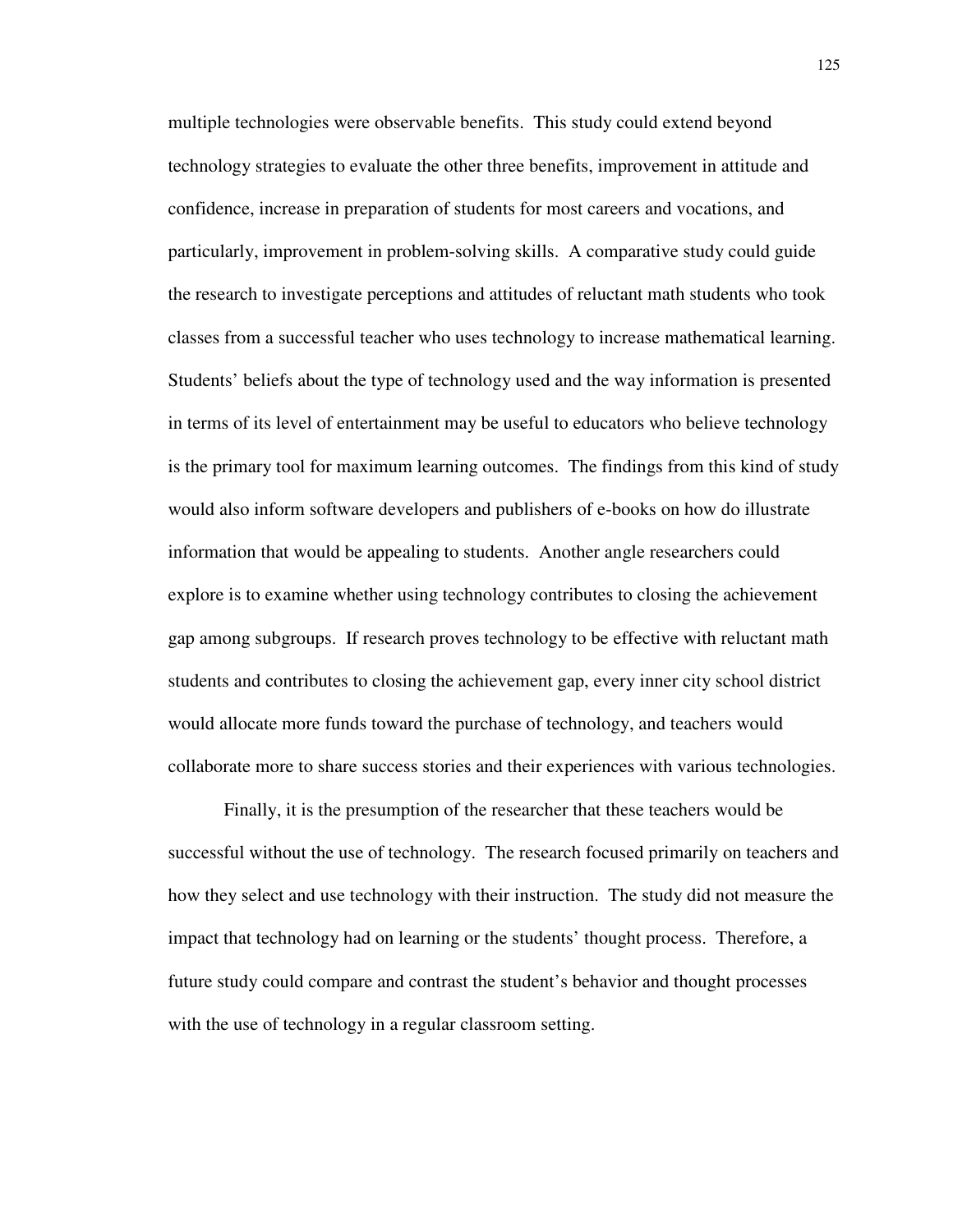multiple technologies were observable benefits. This study could extend beyond technology strategies to evaluate the other three benefits, improvement in attitude and confidence, increase in preparation of students for most careers and vocations, and particularly, improvement in problem-solving skills. A comparative study could guide the research to investigate perceptions and attitudes of reluctant math students who took classes from a successful teacher who uses technology to increase mathematical learning. Students' beliefs about the type of technology used and the way information is presented in terms of its level of entertainment may be useful to educators who believe technology is the primary tool for maximum learning outcomes. The findings from this kind of study would also inform software developers and publishers of e-books on how do illustrate information that would be appealing to students. Another angle researchers could explore is to examine whether using technology contributes to closing the achievement gap among subgroups. If research proves technology to be effective with reluctant math students and contributes to closing the achievement gap, every inner city school district would allocate more funds toward the purchase of technology, and teachers would collaborate more to share success stories and their experiences with various technologies.

Finally, it is the presumption of the researcher that these teachers would be successful without the use of technology. The research focused primarily on teachers and how they select and use technology with their instruction. The study did not measure the impact that technology had on learning or the students' thought process. Therefore, a future study could compare and contrast the student's behavior and thought processes with the use of technology in a regular classroom setting.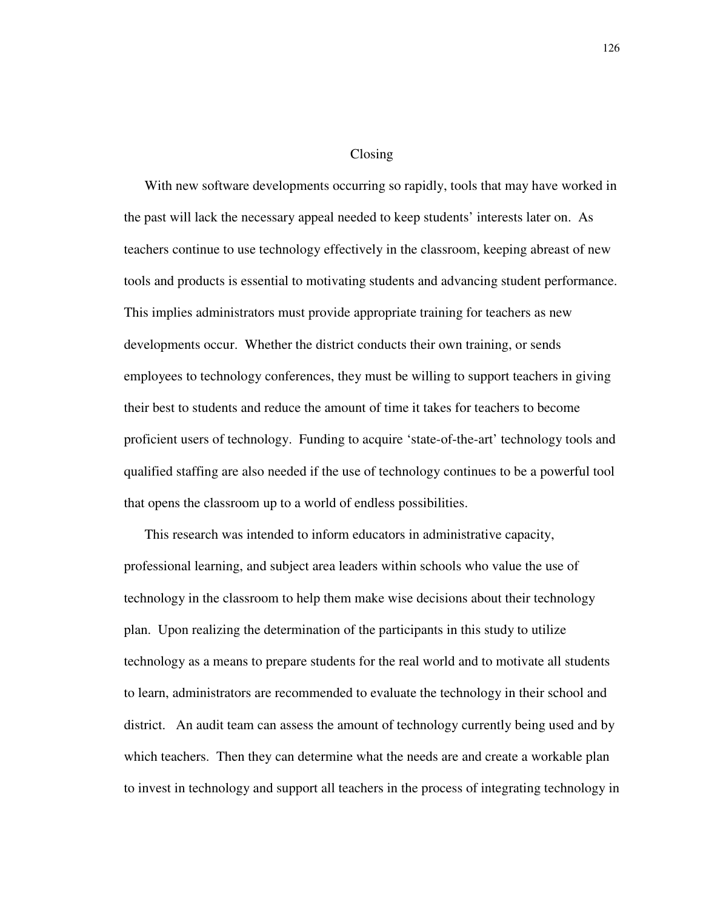## Closing

With new software developments occurring so rapidly, tools that may have worked in the past will lack the necessary appeal needed to keep students' interests later on. As teachers continue to use technology effectively in the classroom, keeping abreast of new tools and products is essential to motivating students and advancing student performance. This implies administrators must provide appropriate training for teachers as new developments occur. Whether the district conducts their own training, or sends employees to technology conferences, they must be willing to support teachers in giving their best to students and reduce the amount of time it takes for teachers to become proficient users of technology. Funding to acquire 'state-of-the-art' technology tools and qualified staffing are also needed if the use of technology continues to be a powerful tool that opens the classroom up to a world of endless possibilities.

This research was intended to inform educators in administrative capacity, professional learning, and subject area leaders within schools who value the use of technology in the classroom to help them make wise decisions about their technology plan. Upon realizing the determination of the participants in this study to utilize technology as a means to prepare students for the real world and to motivate all students to learn, administrators are recommended to evaluate the technology in their school and district. An audit team can assess the amount of technology currently being used and by which teachers. Then they can determine what the needs are and create a workable plan to invest in technology and support all teachers in the process of integrating technology in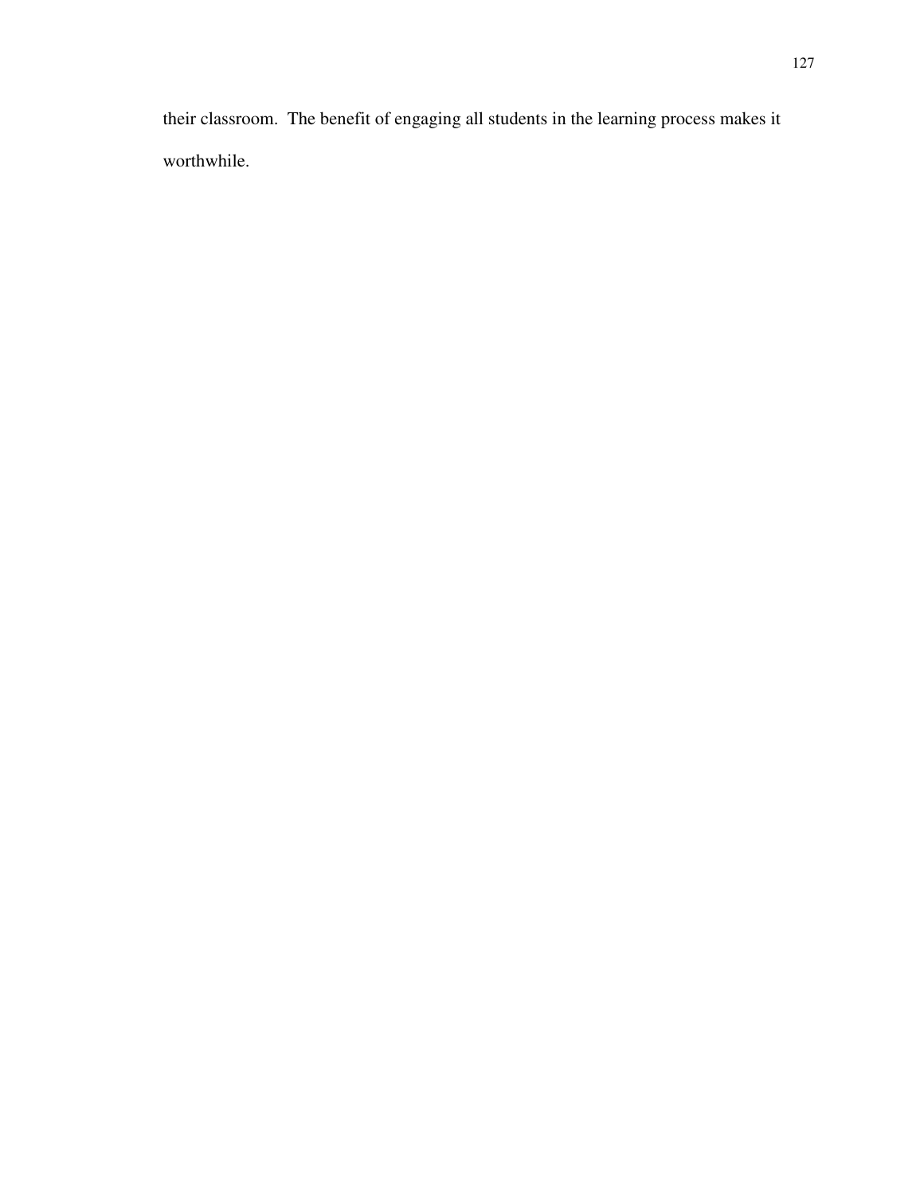their classroom. The benefit of engaging all students in the learning process makes it worthwhile.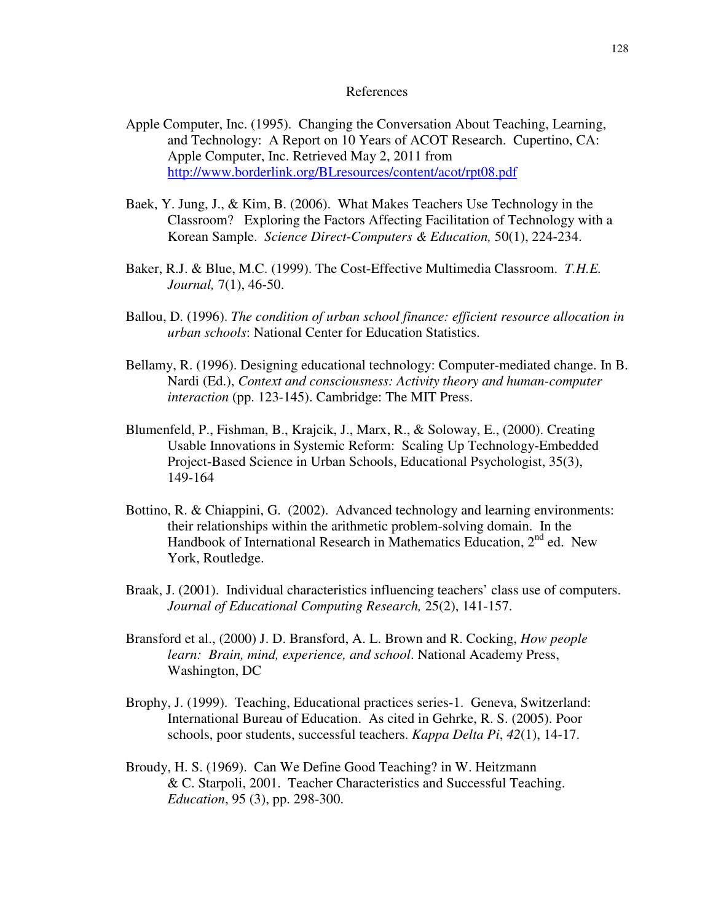# References

Apple Computer, Inc. (1995). Changing the Conversation About Teaching, Learning, and Technology: A Report on 10 Years of ACOT Research. Cupertino, CA: Apple Computer, Inc. Retrieved May 2, 2011 from http://www.borderlink.org/BLresources/content/acot/rpt08.pdf

Baek, Y. Jung, J., & Kim, B. (2006). What Makes Teachers Use Technology in the Classroom? Exploring the Factors Affecting Facilitation of Technology with a Korean Sample. *Science Direct-Computers & Education,* 50(1), 224-234.

Baker, R.J. & Blue, M.C. (1999). The Cost-Effective Multimedia Classroom. *T.H.E. Journal,* 7(1), 46-50.

Ballou, D. (1996). *The condition of urban school finance: efficient resource allocation in urban schools*: National Center for Education Statistics.

Bellamy, R. (1996). Designing educational technology: Computer-mediated change. In B. Nardi (Ed.), *Context and consciousness: Activity theory and human-computer interaction* (pp. 123-145). Cambridge: The MIT Press.

Blumenfeld, P., Fishman, B., Krajcik, J., Marx, R., & Soloway, E., (2000). Creating Usable Innovations in Systemic Reform: Scaling Up Technology-Embedded Project-Based Science in Urban Schools, Educational Psychologist, 35(3), 149-164

Bottino, R. & Chiappini, G. (2002). Advanced technology and learning environments: their relationships within the arithmetic problem-solving domain. In the Handbook of International Research in Mathematics Education, 2nd ed. New York, Routledge.

Braak, J. (2001). Individual characteristics influencing teachers' class use of computers. *Journal of Educational Computing Research,* 25(2), 141-157.

Bransford et al., (2000) J. D. Bransford, A. L. Brown and R. Cocking, *How people learn: Brain, mind, experience, and school*. National Academy Press, Washington, DC

Brophy, J. (1999). Teaching, Educational practices series-1. Geneva, Switzerland: International Bureau of Education. As cited in Gehrke, R. S. (2005). Poor schools, poor students, successful teachers. *Kappa Delta Pi*, *42*(1), 14-17.

Broudy, H. S. (1969). Can We Define Good Teaching? in W. Heitzmann & C. Starpoli, 2001. Teacher Characteristics and Successful Teaching. *Education*, 95 (3), pp. 298-300.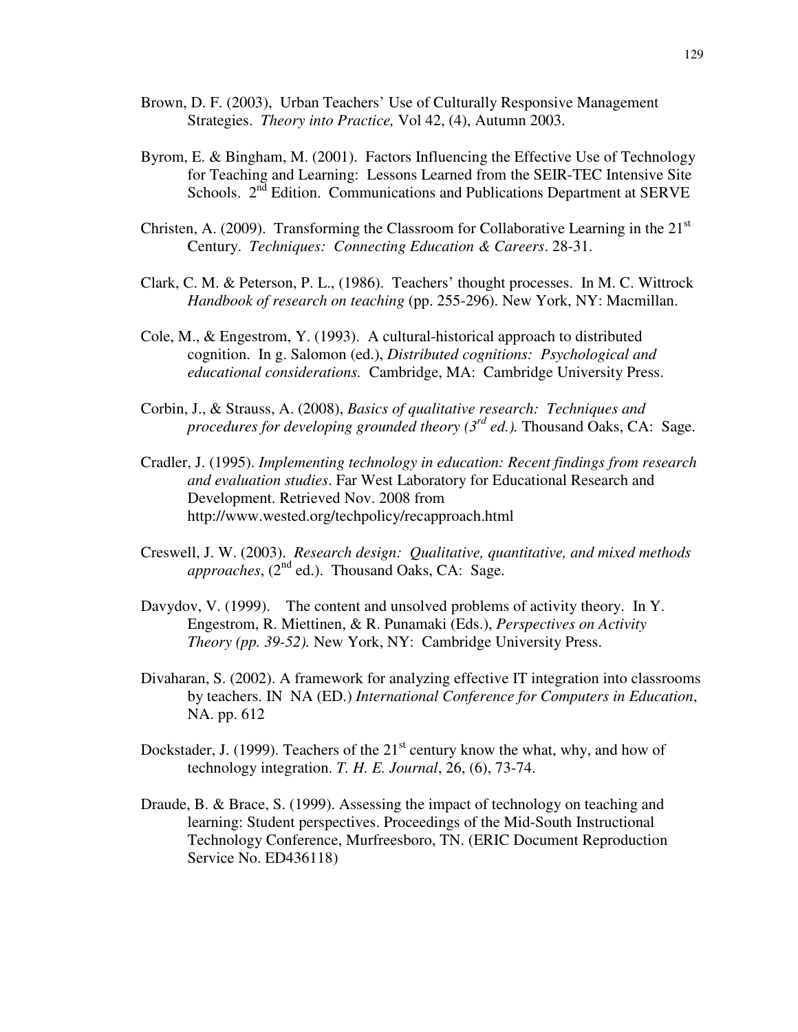Brown, D. F. (2003), Urban Teachers' Use of Culturally Responsive Management Strategies. *Theory into Practice,* Vol 42, (4), Autumn 2003.

Byrom, E. & Bingham, M. (2001). Factors Influencing the Effective Use of Technology for Teaching and Learning: Lessons Learned from the SEIR-TEC Intensive Site Schools. 2nd Edition. Communications and Publications Department at SERVE

Christen, A. (2009). Transforming the Classroom for Collaborative Learning in the 21st Century. *Techniques: Connecting Education & Careers*. 28-31.

Clark, C. M. & Peterson, P. L., (1986). Teachers' thought processes. In M. C. Wittrock *Handbook of research on teaching* (pp. 255-296). New York, NY: Macmillan.

Cole, M., & Engestrom, Y. (1993). A cultural-historical approach to distributed cognition. In g. Salomon (ed.), *Distributed cognitions: Psychological and educational considerations.* Cambridge, MA: Cambridge University Press.

Corbin, J., & Strauss, A. (2008), *Basics of qualitative research: Techniques and procedures for developing grounded theory (3rd ed.).* Thousand Oaks, CA: Sage.

Cradler, J. (1995). *Implementing technology in education: Recent findings from research and evaluation studies*. Far West Laboratory for Educational Research and Development. Retrieved Nov. 2008 from http://www.wested.org/techpolicy/recapproach.html

Creswell, J. W. (2003). *Research design: Qualitative, quantitative, and mixed methods approaches*, (2nd ed.). Thousand Oaks, CA: Sage.

Davydov, V. (1999). The content and unsolved problems of activity theory. In Y. Engestrom, R. Miettinen, & R. Punamaki (Eds.), *Perspectives on Activity Theory (pp. 39-52).* New York, NY: Cambridge University Press.

Divaharan, S. (2002). A framework for analyzing effective IT integration into classrooms by teachers. IN NA (ED.) *International Conference for Computers in Education*, NA. pp. 612

Dockstader, J. (1999). Teachers of the 21st century know the what, why, and how of technology integration. *T. H. E. Journal*, 26, (6), 73-74.

Draude, B. & Brace, S. (1999). Assessing the impact of technology on teaching and learning: Student perspectives. Proceedings of the Mid-South Instructional Technology Conference, Murfreesboro, TN. (ERIC Document Reproduction Service No. ED436118)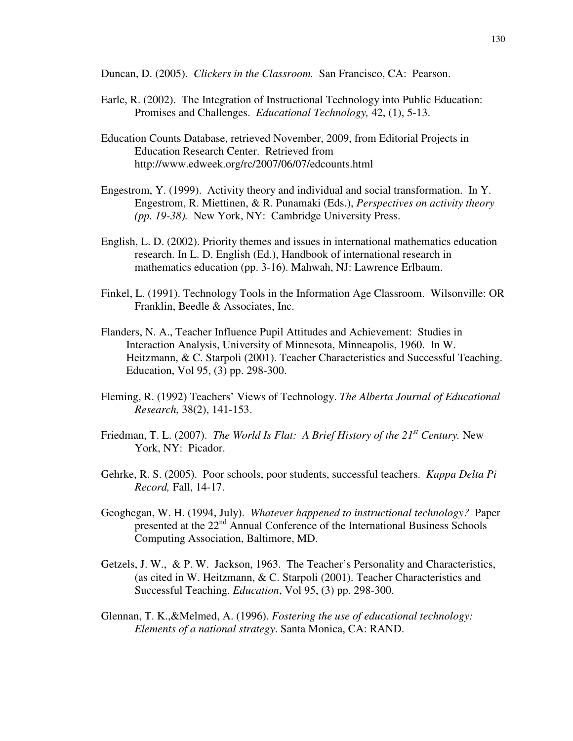Duncan, D. (2005). *Clickers in the Classroom.* San Francisco, CA: Pearson.

Earle, R. (2002). The Integration of Instructional Technology into Public Education: Promises and Challenges. *Educational Technology,* 42, (1), 5-13.

Education Counts Database, retrieved November, 2009, from Editorial Projects in Education Research Center. Retrieved from http://www.edweek.org/rc/2007/06/07/edcounts.html

Engestrom, Y. (1999). Activity theory and individual and social transformation. In Y. Engestrom, R. Miettinen, & R. Punamaki (Eds.), *Perspectives on activity theory (pp. 19-38).* New York, NY: Cambridge University Press.

English, L. D. (2002). Priority themes and issues in international mathematics education research. In L. D. English (Ed.), Handbook of international research in mathematics education (pp. 3-16). Mahwah, NJ: Lawrence Erlbaum.

Finkel, L. (1991). Technology Tools in the Information Age Classroom. Wilsonville: OR Franklin, Beedle & Associates, Inc.

Flanders, N. A., Teacher Influence Pupil Attitudes and Achievement: Studies in Interaction Analysis, University of Minnesota, Minneapolis, 1960. In W. Heitzmann, & C. Starpoli (2001). Teacher Characteristics and Successful Teaching. Education, Vol 95, (3) pp. 298-300.

Fleming, R. (1992) Teachers' Views of Technology. *The Alberta Journal of Educational Research,* 38(2), 141-153.

Friedman, T. L. (2007). *The World Is Flat: A Brief History of the 21st Century.* New York, NY: Picador.

Gehrke, R. S. (2005). Poor schools, poor students, successful teachers. *Kappa Delta Pi Record,* Fall, 14-17.

Geoghegan, W. H. (1994, July). *Whatever happened to instructional technology?* Paper presented at the 22nd Annual Conference of the International Business Schools Computing Association, Baltimore, MD.

Getzels, J. W., & P. W. Jackson, 1963. The Teacher's Personality and Characteristics, (as cited in W. Heitzmann, & C. Starpoli (2001). Teacher Characteristics and Successful Teaching. *Education*, Vol 95, (3) pp. 298-300.

Glennan, T. K.,&Melmed, A. (1996). *Fostering the use of educational technology: Elements of a national strategy*. Santa Monica, CA: RAND.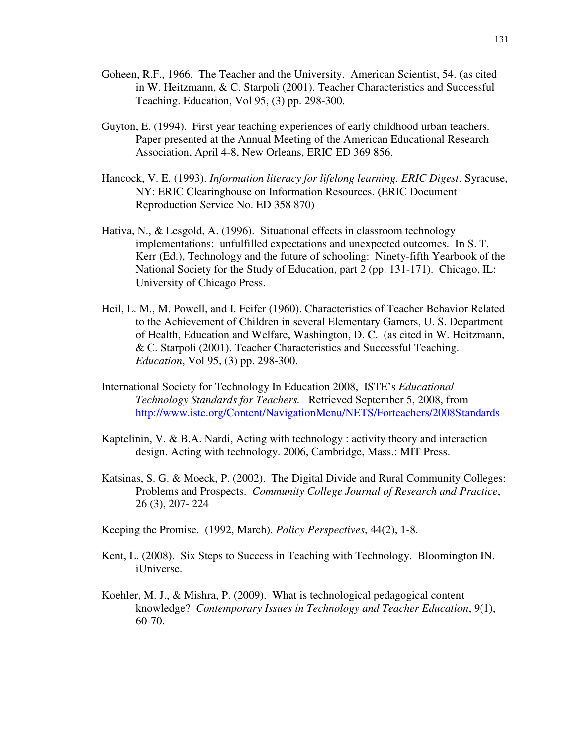Goheen, R.F., 1966. The Teacher and the University. American Scientist, 54. (as cited in W. Heitzmann, & C. Starpoli (2001). Teacher Characteristics and Successful Teaching. Education, Vol 95, (3) pp. 298-300.

Guyton, E. (1994). First year teaching experiences of early childhood urban teachers. Paper presented at the Annual Meeting of the American Educational Research Association, April 4-8, New Orleans, ERIC ED 369 856.

Hancock, V. E. (1993). *Information literacy for lifelong learning. ERIC Digest*. Syracuse, NY: ERIC Clearinghouse on Information Resources. (ERIC Document Reproduction Service No. ED 358 870)

Hativa, N., & Lesgold, A. (1996). Situational effects in classroom technology implementations: unfulfilled expectations and unexpected outcomes. In S. T. Kerr (Ed.), Technology and the future of schooling: Ninety-fifth Yearbook of the National Society for the Study of Education, part 2 (pp. 131-171). Chicago, IL: University of Chicago Press.

Heil, L. M., M. Powell, and I. Feifer (1960). Characteristics of Teacher Behavior Related to the Achievement of Children in several Elementary Gamers, U. S. Department of Health, Education and Welfare, Washington, D. C. (as cited in W. Heitzmann, & C. Starpoli (2001). Teacher Characteristics and Successful Teaching. *Education*, Vol 95, (3) pp. 298-300.

International Society for Technology In Education 2008, ISTE's *Educational Technology Standards for Teachers.* Retrieved September 5, 2008, from http://www.iste.org/Content/NavigationMenu/NETS/Forteachers/2008Standards

Kaptelinin, V. & B.A. Nardi, Acting with technology : activity theory and interaction design. Acting with technology. 2006, Cambridge, Mass.: MIT Press.

Katsinas, S. G. & Moeck, P. (2002). The Digital Divide and Rural Community Colleges: Problems and Prospects. *Community College Journal of Research and Practice*, 26 (3), 207- 224

Keeping the Promise. (1992, March). *Policy Perspectives*, 44(2), 1-8.

Kent, L. (2008). Six Steps to Success in Teaching with Technology. Bloomington IN. iUniverse.

Koehler, M. J., & Mishra, P. (2009). What is technological pedagogical content knowledge? *Contemporary Issues in Technology and Teacher Education*, 9(1), 60-70.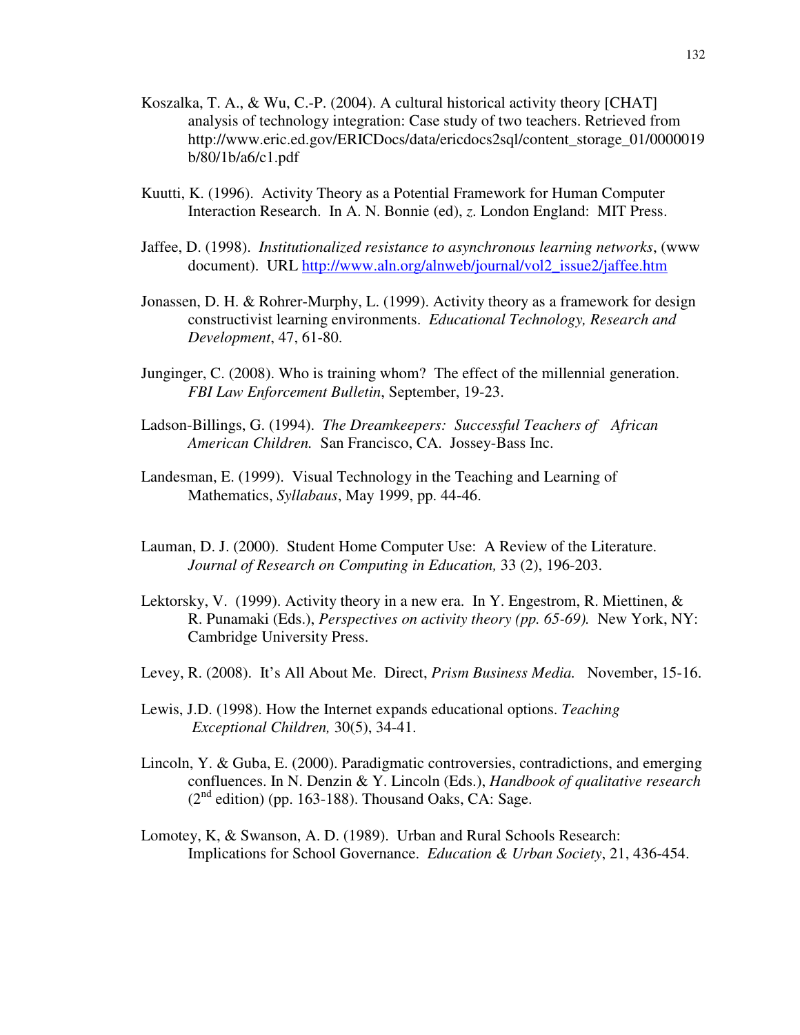Koszalka, T. A., & Wu, C.-P. (2004). A cultural historical activity theory [CHAT] analysis of technology integration: Case study of two teachers. Retrieved from http://www.eric.ed.gov/ERICDocs/data/ericdocs2sql/content_storage_01/0000019b/80/1b/a6/c1.pdf

Kuutti, K. (1996). Activity Theory as a Potential Framework for Human Computer Interaction Research. In A. N. Bonnie (ed), *z*. London England: MIT Press.

Jaffee, D. (1998). *Institutionalized resistance to asynchronous learning networks*, (www document). URL http://www.aln.org/alnweb/journal/vol2_issue2/jaffee.htm

Jonassen, D. H. & Rohrer-Murphy, L. (1999). Activity theory as a framework for design constructivist learning environments. *Educational Technology, Research and Development*, 47, 61-80.

Junginger, C. (2008). Who is training whom? The effect of the millennial generation. *FBI Law Enforcement Bulletin*, September, 19-23.

Ladson-Billings, G. (1994). *The Dreamkeepers: Successful Teachers of African American Children.* San Francisco, CA. Jossey-Bass Inc.

Landesman, E. (1999). Visual Technology in the Teaching and Learning of Mathematics, *Syllabaus*, May 1999, pp. 44-46.

Lauman, D. J. (2000). Student Home Computer Use: A Review of the Literature. *Journal of Research on Computing in Education,* 33 (2), 196-203.

Lektorsky, V. (1999). Activity theory in a new era. In Y. Engestrom, R. Miettinen, & R. Punamaki (Eds.), *Perspectives on activity theory (pp. 65-69).* New York, NY: Cambridge University Press.

Levey, R. (2008). It's All About Me. Direct, *Prism Business Media.* November, 15-16.

Lewis, J.D. (1998). How the Internet expands educational options. *Teaching Exceptional Children,* 30(5), 34-41.

Lincoln, Y. & Guba, E. (2000). Paradigmatic controversies, contradictions, and emerging confluences. In N. Denzin & Y. Lincoln (Eds.), *Handbook of qualitative research* (2nd edition) (pp. 163-188). Thousand Oaks, CA: Sage.

Lomotey, K, & Swanson, A. D. (1989). Urban and Rural Schools Research: Implications for School Governance. *Education & Urban Society*, 21, 436-454.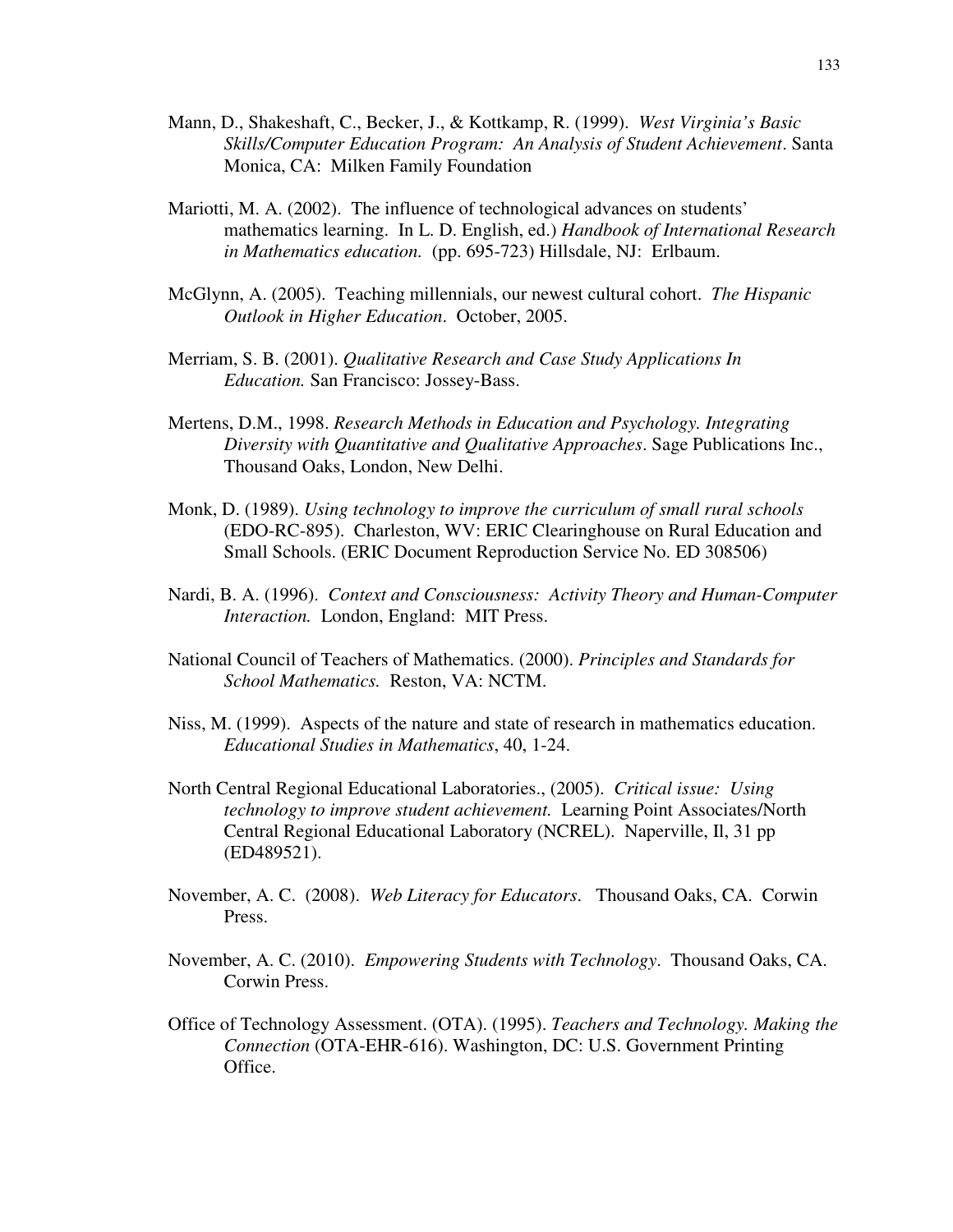Mann, D., Shakeshaft, C., Becker, J., & Kottkamp, R. (1999). *West Virginia's Basic Skills/Computer Education Program: An Analysis of Student Achievement*. Santa Monica, CA: Milken Family Foundation

Mariotti, M. A. (2002). The influence of technological advances on students' mathematics learning. In L. D. English, ed.) *Handbook of International Research in Mathematics education.* (pp. 695-723) Hillsdale, NJ: Erlbaum.

McGlynn, A. (2005). Teaching millennials, our newest cultural cohort. *The Hispanic Outlook in Higher Education*. October, 2005.

Merriam, S. B. (2001). *Qualitative Research and Case Study Applications In Education.* San Francisco: Jossey-Bass.

Mertens, D.M., 1998. *Research Methods in Education and Psychology. Integrating Diversity with Quantitative and Qualitative Approaches*. Sage Publications Inc., Thousand Oaks, London, New Delhi.

Monk, D. (1989). *Using technology to improve the curriculum of small rural schools* (EDO-RC-895). Charleston, WV: ERIC Clearinghouse on Rural Education and Small Schools. (ERIC Document Reproduction Service No. ED 308506)

Nardi, B. A. (1996). *Context and Consciousness: Activity Theory and Human-Computer Interaction.* London, England: MIT Press.

National Council of Teachers of Mathematics. (2000). *Principles and Standards for School Mathematics.* Reston, VA: NCTM.

Niss, M. (1999). Aspects of the nature and state of research in mathematics education. *Educational Studies in Mathematics*, 40, 1-24.

North Central Regional Educational Laboratories., (2005). *Critical issue: Using technology to improve student achievement.* Learning Point Associates/North Central Regional Educational Laboratory (NCREL). Naperville, Il, 31 pp (ED489521).

November, A. C. (2008). *Web Literacy for Educators*. Thousand Oaks, CA. Corwin Press.

November, A. C. (2010). *Empowering Students with Technology*. Thousand Oaks, CA. Corwin Press.

Office of Technology Assessment. (OTA). (1995). *Teachers and Technology. Making the Connection* (OTA-EHR-616). Washington, DC: U.S. Government Printing Office.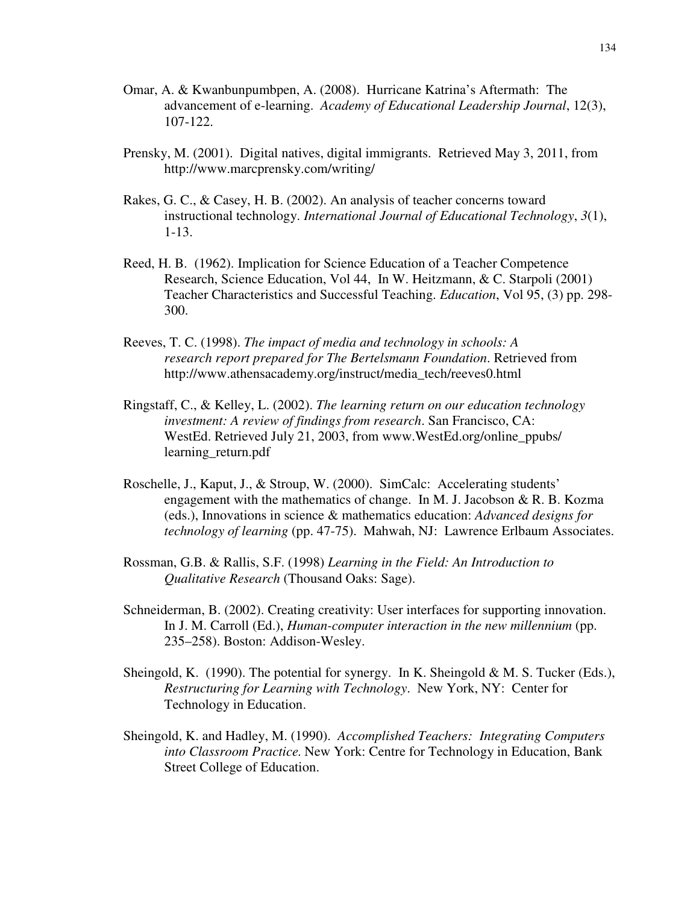Omar, A. & Kwanbunpumbpen, A. (2008). Hurricane Katrina's Aftermath: The advancement of e-learning. *Academy of Educational Leadership Journal*, 12(3), 107-122.

Prensky, M. (2001). Digital natives, digital immigrants. Retrieved May 3, 2011, from http://www.marcprensky.com/writing/

Rakes, G. C., & Casey, H. B. (2002). An analysis of teacher concerns toward instructional technology. *International Journal of Educational Technology*, *3*(1), 1-13.

Reed, H. B. (1962). Implication for Science Education of a Teacher Competence Research, Science Education, Vol 44, In W. Heitzmann, & C. Starpoli (2001) Teacher Characteristics and Successful Teaching. *Education*, Vol 95, (3) pp. 298-300.

Reeves, T. C. (1998). *The impact of media and technology in schools: A research report prepared for The Bertelsmann Foundation*. Retrieved from http://www.athensacademy.org/instruct/media_tech/reeves0.html

Ringstaff, C., & Kelley, L. (2002). *The learning return on our education technology investment: A review of findings from research*. San Francisco, CA: WestEd. Retrieved July 21, 2003, from www.WestEd.org/online_ppubs/ learning_return.pdf

Roschelle, J., Kaput, J., & Stroup, W. (2000). SimCalc: Accelerating students' engagement with the mathematics of change. In M. J. Jacobson & R. B. Kozma (eds.), Innovations in science & mathematics education: *Advanced designs for technology of learning* (pp. 47-75). Mahwah, NJ: Lawrence Erlbaum Associates.

Rossman, G.B. & Rallis, S.F. (1998) *Learning in the Field: An Introduction to Qualitative Research* (Thousand Oaks: Sage).

Schneiderman, B. (2002). Creating creativity: User interfaces for supporting innovation. In J. M. Carroll (Ed.), *Human-computer interaction in the new millennium* (pp. 235–258). Boston: Addison-Wesley.

Sheingold, K. (1990). The potential for synergy. In K. Sheingold & M. S. Tucker (Eds.), *Restructuring for Learning with Technology*. New York, NY: Center for Technology in Education.

Sheingold, K. and Hadley, M. (1990). *Accomplished Teachers: Integrating Computers into Classroom Practice.* New York: Centre for Technology in Education, Bank Street College of Education.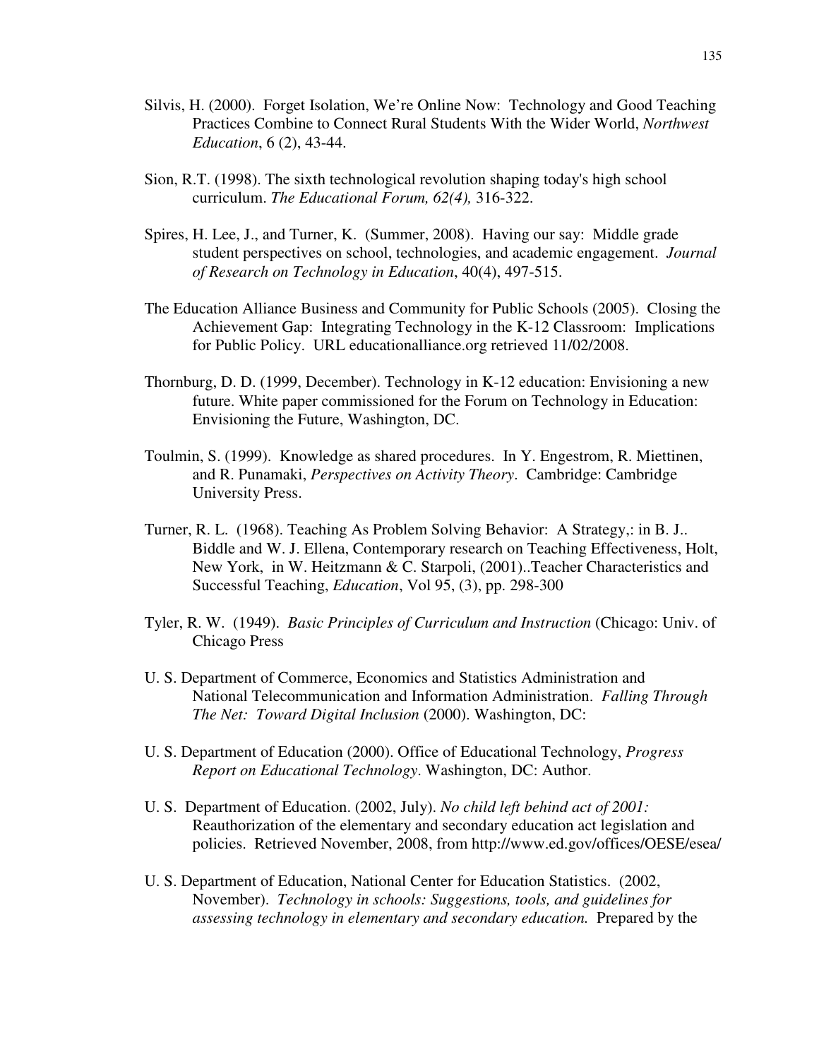Silvis, H. (2000). Forget Isolation, We're Online Now: Technology and Good Teaching Practices Combine to Connect Rural Students With the Wider World, *Northwest Education*, 6 (2), 43-44.

Sion, R.T. (1998). The sixth technological revolution shaping today's high school curriculum. *The Educational Forum, 62(4),* 316-322.

Spires, H. Lee, J., and Turner, K. (Summer, 2008). Having our say: Middle grade student perspectives on school, technologies, and academic engagement. *Journal of Research on Technology in Education*, 40(4), 497-515.

The Education Alliance Business and Community for Public Schools (2005). Closing the Achievement Gap: Integrating Technology in the K-12 Classroom: Implications for Public Policy. URL educationalliance.org retrieved 11/02/2008.

Thornburg, D. D. (1999, December). Technology in K-12 education: Envisioning a new future. White paper commissioned for the Forum on Technology in Education: Envisioning the Future, Washington, DC.

Toulmin, S. (1999). Knowledge as shared procedures. In Y. Engestrom, R. Miettinen, and R. Punamaki, *Perspectives on Activity Theory*. Cambridge: Cambridge University Press.

Turner, R. L. (1968). Teaching As Problem Solving Behavior: A Strategy,: in B. J.. Biddle and W. J. Ellena, Contemporary research on Teaching Effectiveness, Holt, New York, in W. Heitzmann & C. Starpoli, (2001)..Teacher Characteristics and Successful Teaching, *Education*, Vol 95, (3), pp. 298-300

Tyler, R. W. (1949). *Basic Principles of Curriculum and Instruction* (Chicago: Univ. of Chicago Press

U. S. Department of Commerce, Economics and Statistics Administration and National Telecommunication and Information Administration. *Falling Through The Net: Toward Digital Inclusion* (2000). Washington, DC:

U. S. Department of Education (2000). Office of Educational Technology, *Progress Report on Educational Technology*. Washington, DC: Author.

U. S. Department of Education. (2002, July). *No child left behind act of 2001:* Reauthorization of the elementary and secondary education act legislation and policies. Retrieved November, 2008, from http://www.ed.gov/offices/OESE/esea/

U. S. Department of Education, National Center for Education Statistics. (2002, November). *Technology in schools: Suggestions, tools, and guidelines for assessing technology in elementary and secondary education.* Prepared by the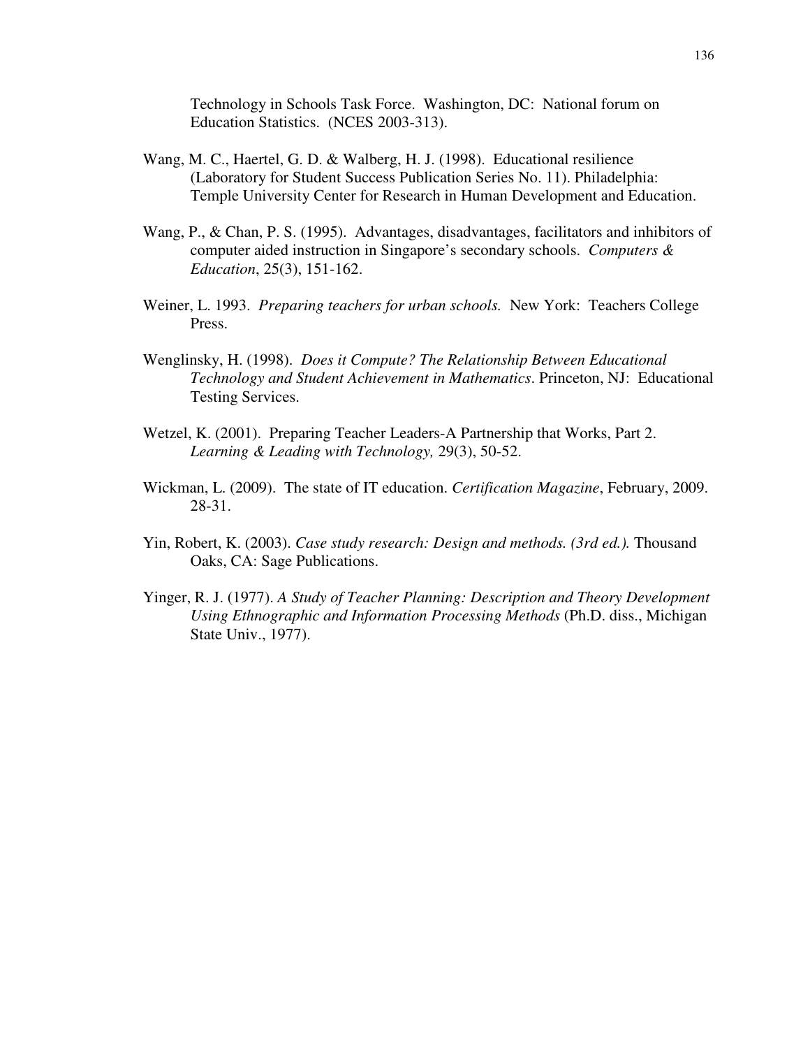Technology in Schools Task Force. Washington, DC: National forum on Education Statistics. (NCES 2003-313).

Wang, M. C., Haertel, G. D. & Walberg, H. J. (1998). Educational resilience (Laboratory for Student Success Publication Series No. 11). Philadelphia: Temple University Center for Research in Human Development and Education.

Wang, P., & Chan, P. S. (1995). Advantages, disadvantages, facilitators and inhibitors of computer aided instruction in Singapore's secondary schools. *Computers & Education*, 25(3), 151-162.

Weiner, L. 1993. *Preparing teachers for urban schools.* New York: Teachers College Press.

Wenglinsky, H. (1998). *Does it Compute? The Relationship Between Educational Technology and Student Achievement in Mathematics*. Princeton, NJ: Educational Testing Services.

Wetzel, K. (2001). Preparing Teacher Leaders-A Partnership that Works, Part 2. *Learning & Leading with Technology,* 29(3), 50-52.

Wickman, L. (2009). The state of IT education. *Certification Magazine*, February, 2009. 28-31.

Yin, Robert, K. (2003). *Case study research: Design and methods. (3rd ed.).* Thousand Oaks, CA: Sage Publications.

Yinger, R. J. (1977). *A Study of Teacher Planning: Description and Theory Development Using Ethnographic and Information Processing Methods* (Ph.D. diss., Michigan State Univ., 1977).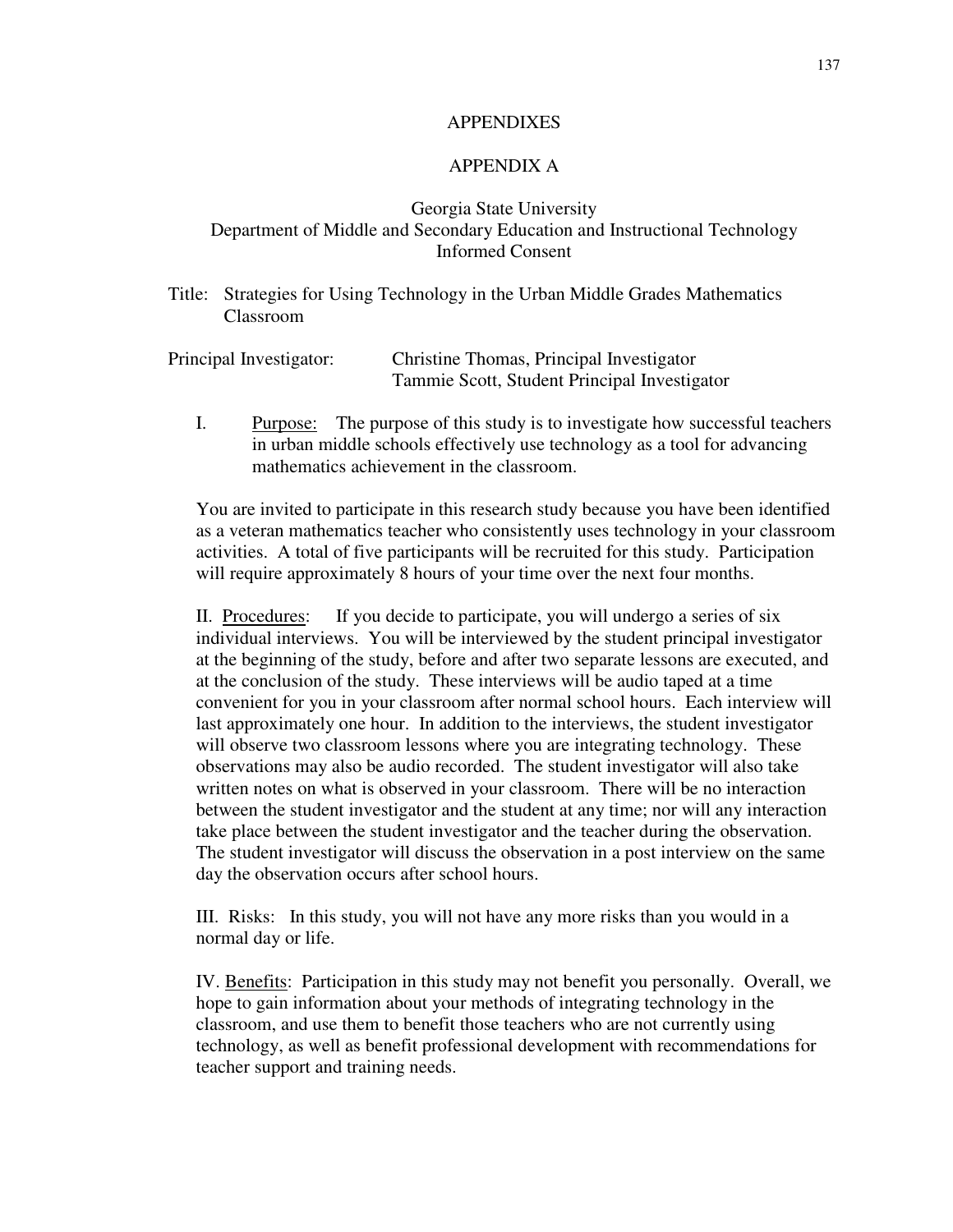# APPENDIXES

## APPENDIX A

Georgia State University
Department of Middle and Secondary Education and Instructional Technology
Informed Consent

Title: Strategies for Using Technology in the Urban Middle Grades Mathematics Classroom

Principal Investigator: Christine Thomas, Principal Investigator
Tammie Scott, Student Principal Investigator

I. Purpose: The purpose of this study is to investigate how successful teachers in urban middle schools effectively use technology as a tool for advancing mathematics achievement in the classroom.

You are invited to participate in this research study because you have been identified as a veteran mathematics teacher who consistently uses technology in your classroom activities. A total of five participants will be recruited for this study. Participation will require approximately 8 hours of your time over the next four months.

II. Procedures: If you decide to participate, you will undergo a series of six individual interviews. You will be interviewed by the student principal investigator at the beginning of the study, before and after two separate lessons are executed, and at the conclusion of the study. These interviews will be audio taped at a time convenient for you in your classroom after normal school hours. Each interview will last approximately one hour. In addition to the interviews, the student investigator will observe two classroom lessons where you are integrating technology. These observations may also be audio recorded. The student investigator will also take written notes on what is observed in your classroom. There will be no interaction between the student investigator and the student at any time; nor will any interaction take place between the student investigator and the teacher during the observation. The student investigator will discuss the observation in a post interview on the same day the observation occurs after school hours.

III. Risks: In this study, you will not have any more risks than you would in a normal day or life.

IV. Benefits: Participation in this study may not benefit you personally. Overall, we hope to gain information about your methods of integrating technology in the classroom, and use them to benefit those teachers who are not currently using technology, as well as benefit professional development with recommendations for teacher support and training needs.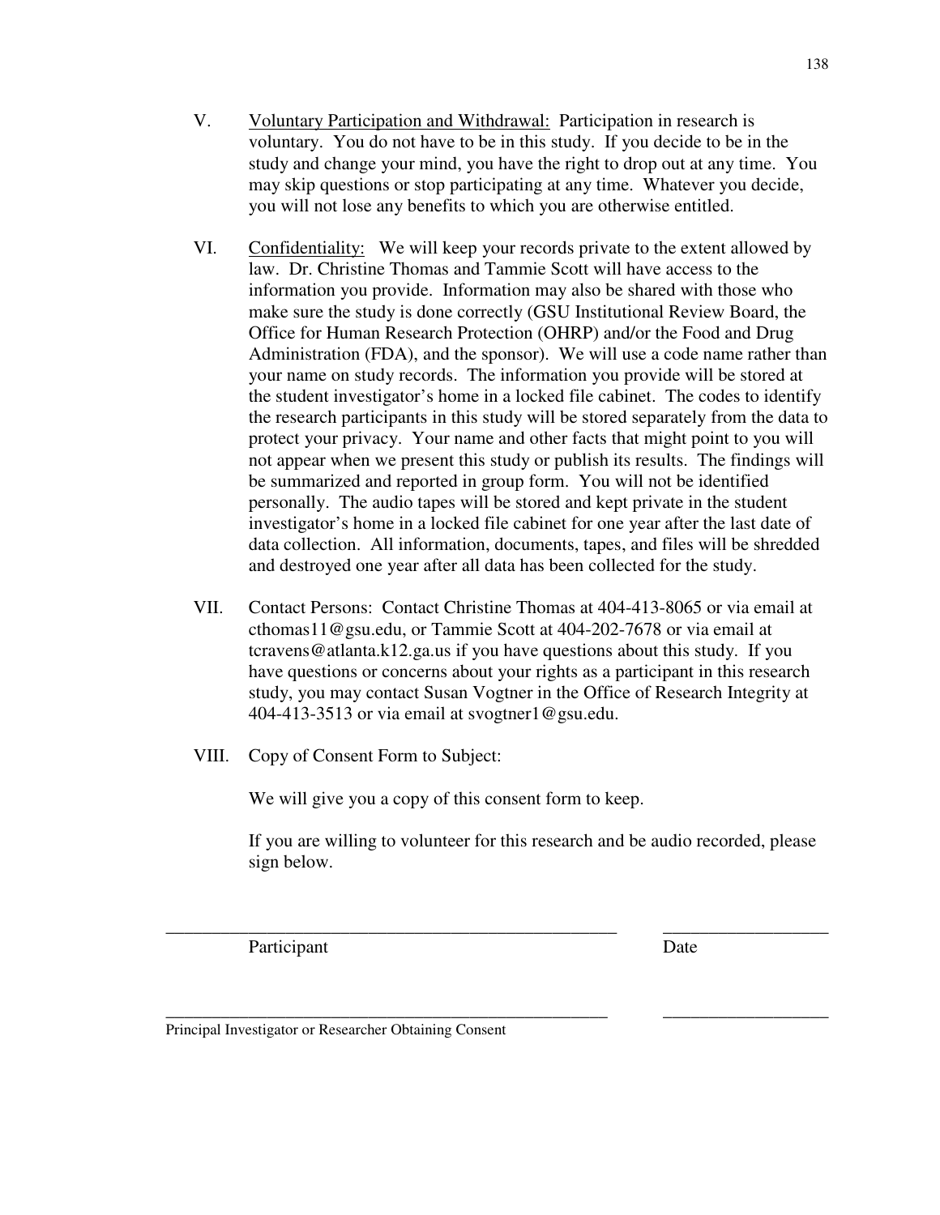V. <u>Voluntary Participation and Withdrawal:</u> Participation in research is voluntary. You do not have to be in this study. If you decide to be in the study and change your mind, you have the right to drop out at any time. You may skip questions or stop participating at any time. Whatever you decide, you will not lose any benefits to which you are otherwise entitled.

VI. <u>Confidentiality:</u> We will keep your records private to the extent allowed by law. Dr. Christine Thomas and Tammie Scott will have access to the information you provide. Information may also be shared with those who make sure the study is done correctly (GSU Institutional Review Board, the Office for Human Research Protection (OHRP) and/or the Food and Drug Administration (FDA), and the sponsor). We will use a code name rather than your name on study records. The information you provide will be stored at the student investigator's home in a locked file cabinet. The codes to identify the research participants in this study will be stored separately from the data to protect your privacy. Your name and other facts that might point to you will not appear when we present this study or publish its results. The findings will be summarized and reported in group form. You will not be identified personally. The audio tapes will be stored and kept private in the student investigator's home in a locked file cabinet for one year after the last date of data collection. All information, documents, tapes, and files will be shredded and destroyed one year after all data has been collected for the study.

VII. Contact Persons: Contact Christine Thomas at 404-413-8065 or via email at cthomas11@gsu.edu, or Tammie Scott at 404-202-7678 or via email at tcravens@atlanta.k12.ga.us if you have questions about this study. If you have questions or concerns about your rights as a participant in this research study, you may contact Susan Vogtner in the Office of Research Integrity at 404-413-3513 or via email at svogtner1@gsu.edu.

VIII. Copy of Consent Form to Subject:

We will give you a copy of this consent form to keep.

If you are willing to volunteer for this research and be audio recorded, please sign below.

_____________________________________________ ________________

Participant Date

_____________________________________________ ________________

Principal Investigator or Researcher Obtaining Consent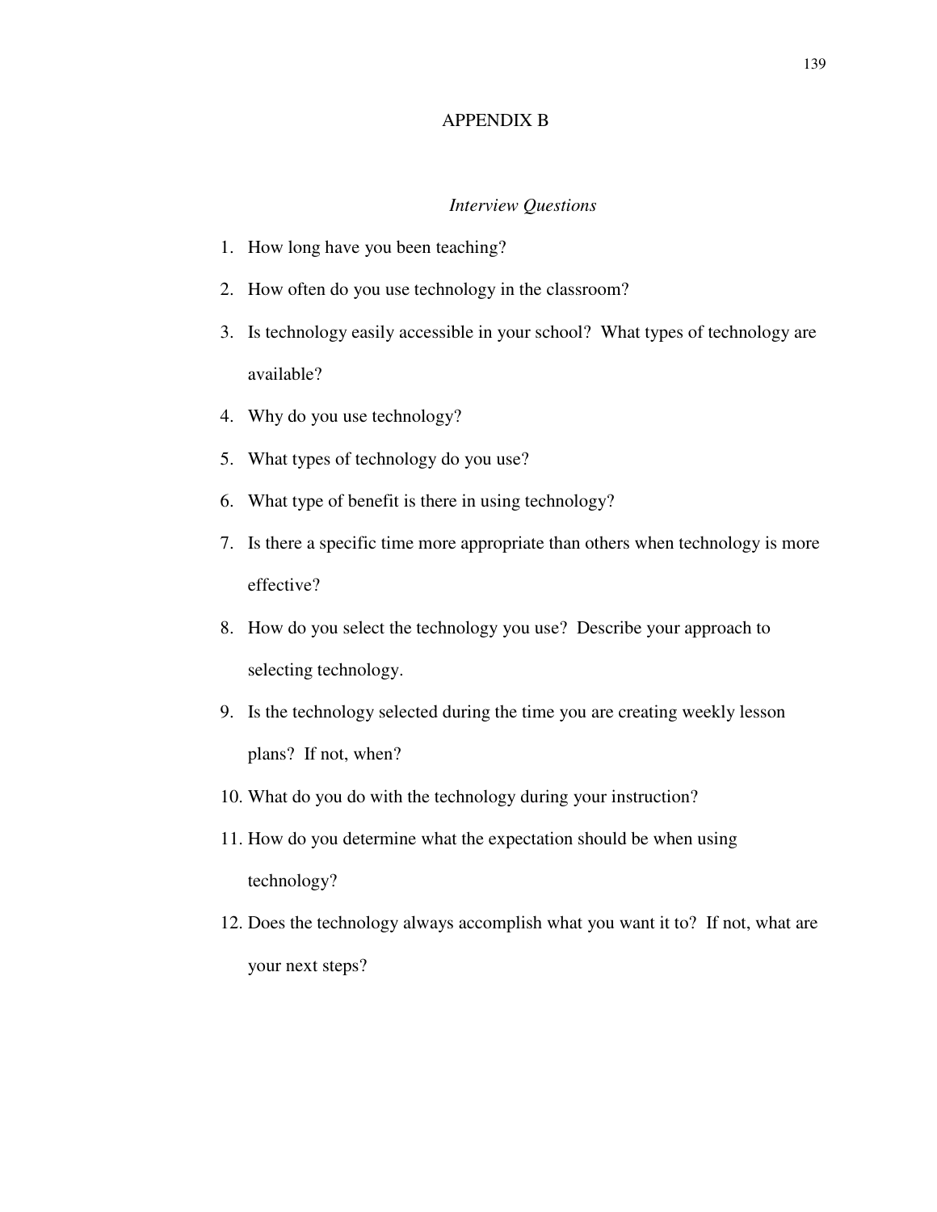# APPENDIX B

## *Interview Questions*

1. How long have you been teaching?
2. How often do you use technology in the classroom?
3. Is technology easily accessible in your school? What types of technology are available?
4. Why do you use technology?
5. What types of technology do you use?
6. What type of benefit is there in using technology?
7. Is there a specific time more appropriate than others when technology is more effective?
8. How do you select the technology you use? Describe your approach to selecting technology.
9. Is the technology selected during the time you are creating weekly lesson plans? If not, when?
10. What do you do with the technology during your instruction?
11. How do you determine what the expectation should be when using technology?
12. Does the technology always accomplish what you want it to? If not, what are your next steps?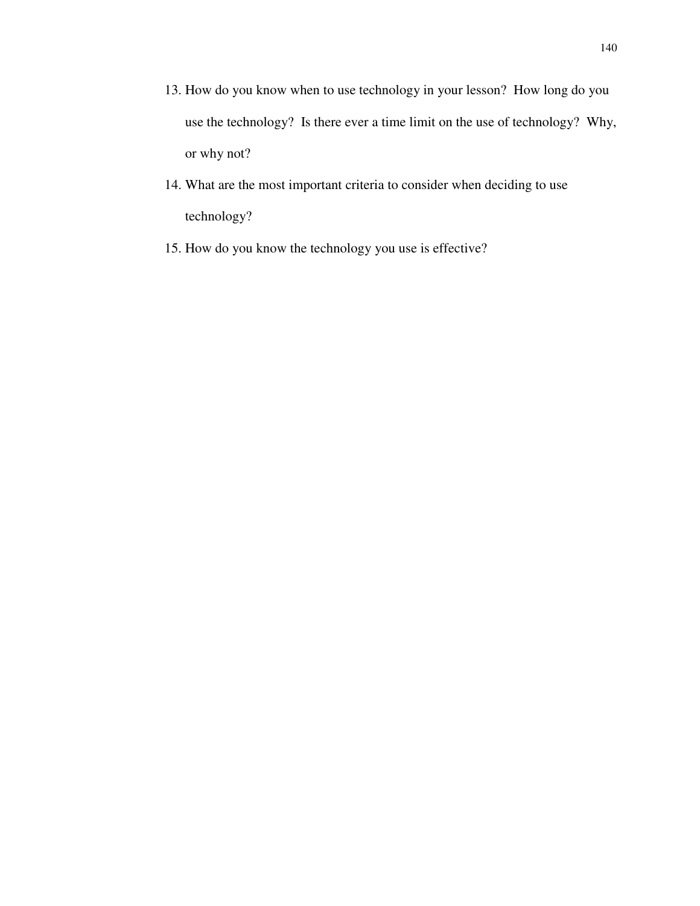13. How do you know when to use technology in your lesson? How long do you use the technology? Is there ever a time limit on the use of technology? Why, or why not?
14. What are the most important criteria to consider when deciding to use technology?
15. How do you know the technology you use is effective?